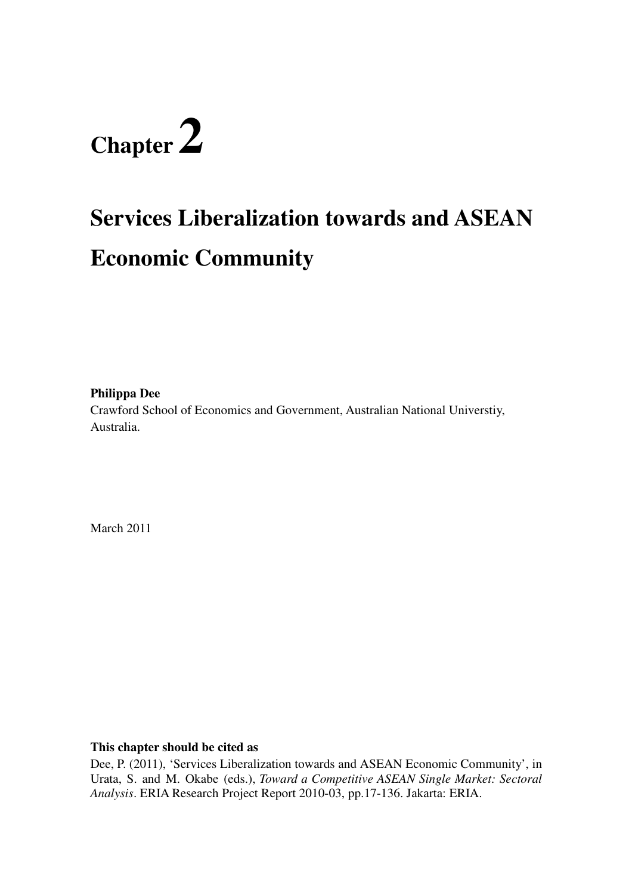# Chapter 2

# Services Liberalization towards and ASEAN Economic Community

**Philippa Dee**

Crawford School of Economics and Government, Australian National Universtiy, Australia.

March 2011

**This chapter should be cited as**

Dee, P. (2011), 'Services Liberalization towards and ASEAN Economic Community', in Urata, S. and M. Okabe (eds.), *Toward a Competitive ASEAN Single Market: Sectoral Analysis*. ERIA Research Project Report 2010-03, pp.17-136. Jakarta: ERIA.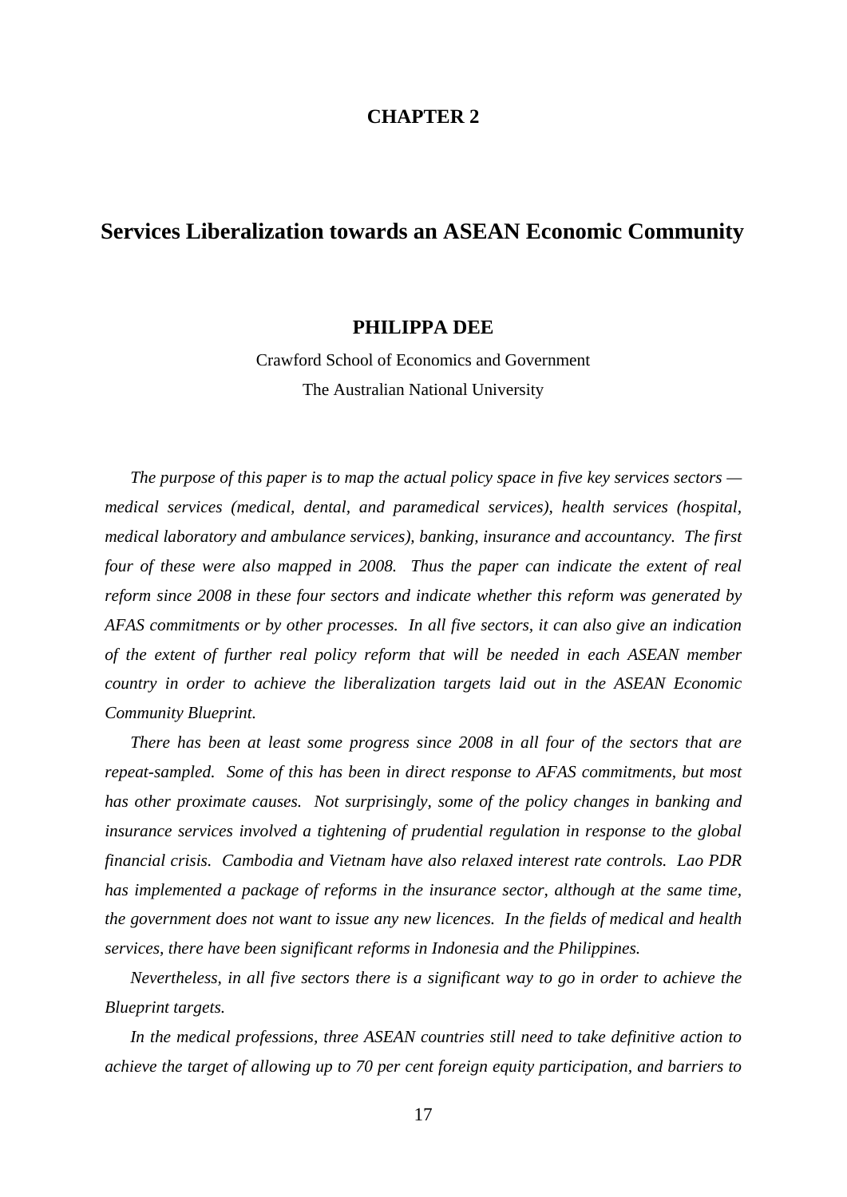# CHAPTER 2

# Services Liberalization towards an ASEAN Economic Community

**PHILIPPA DEE**

Crawford School of Economics and Government

The Australian National University

*The purpose of this paper is to map the actual policy space in five key services sectors — medical services (medical, dental, and paramedical services), health services (hospital, medical laboratory and ambulance services), banking, insurance and accountancy. The first four of these were also mapped in 2008. Thus the paper can indicate the extent of real reform since 2008 in these four sectors and indicate whether this reform was generated by AFAS commitments or by other processes. In all five sectors, it can also give an indication of the extent of further real policy reform that will be needed in each ASEAN member country in order to achieve the liberalization targets laid out in the ASEAN Economic Community Blueprint.*

*There has been at least some progress since 2008 in all four of the sectors that are repeat-sampled. Some of this has been in direct response to AFAS commitments, but most has other proximate causes. Not surprisingly, some of the policy changes in banking and insurance services involved a tightening of prudential regulation in response to the global financial crisis. Cambodia and Vietnam have also relaxed interest rate controls. Lao PDR has implemented a package of reforms in the insurance sector, although at the same time, the government does not want to issue any new licences. In the fields of medical and health services, there have been significant reforms in Indonesia and the Philippines.*

*Nevertheless, in all five sectors there is a significant way to go in order to achieve the Blueprint targets.*

*In the medical professions, three ASEAN countries still need to take definitive action to achieve the target of allowing up to 70 per cent foreign equity participation, and barriers to*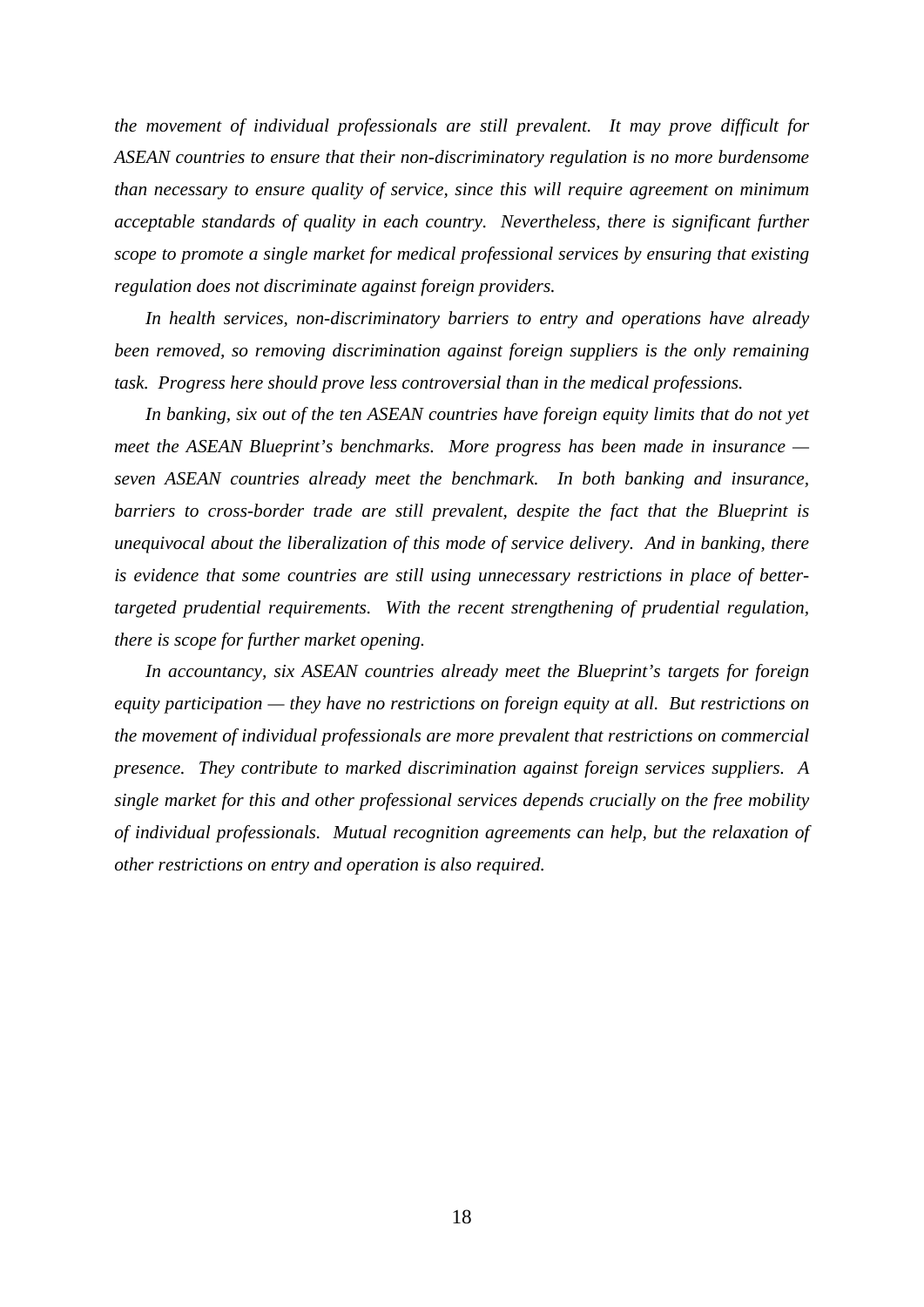*the movement of individual professionals are still prevalent. It may prove difficult for ASEAN countries to ensure that their non-discriminatory regulation is no more burdensome than necessary to ensure quality of service, since this will require agreement on minimum acceptable standards of quality in each country. Nevertheless, there is significant further scope to promote a single market for medical professional services by ensuring that existing regulation does not discriminate against foreign providers.*

*In health services, non-discriminatory barriers to entry and operations have already been removed, so removing discrimination against foreign suppliers is the only remaining task. Progress here should prove less controversial than in the medical professions.*

*In banking, six out of the ten ASEAN countries have foreign equity limits that do not yet meet the ASEAN Blueprint's benchmarks. More progress has been made in insurance — seven ASEAN countries already meet the benchmark. In both banking and insurance, barriers to cross-border trade are still prevalent, despite the fact that the Blueprint is unequivocal about the liberalization of this mode of service delivery. And in banking, there is evidence that some countries are still using unnecessary restrictions in place of better-targeted prudential requirements. With the recent strengthening of prudential regulation, there is scope for further market opening.*

*In accountancy, six ASEAN countries already meet the Blueprint's targets for foreign equity participation — they have no restrictions on foreign equity at all. But restrictions on the movement of individual professionals are more prevalent that restrictions on commercial presence. They contribute to marked discrimination against foreign services suppliers. A single market for this and other professional services depends crucially on the free mobility of individual professionals. Mutual recognition agreements can help, but the relaxation of other restrictions on entry and operation is also required.*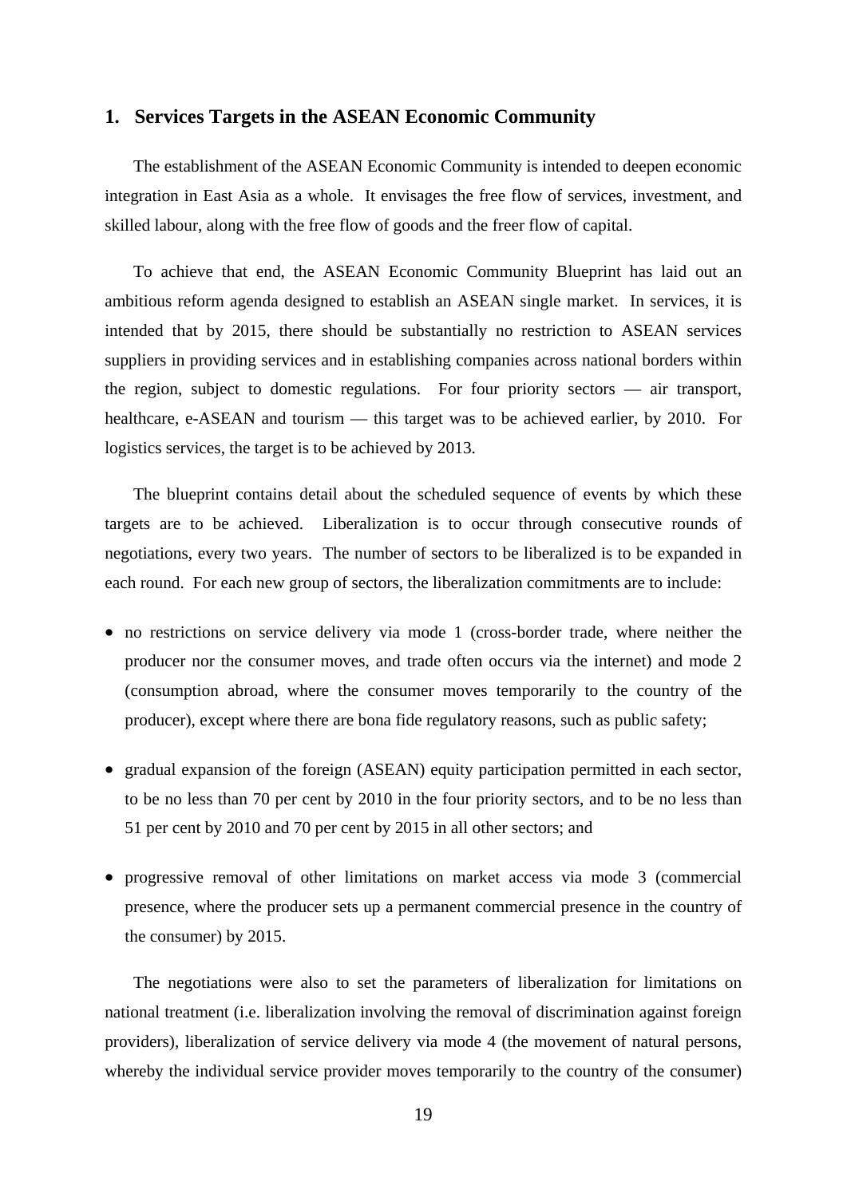## 1. Services Targets in the ASEAN Economic Community

The establishment of the ASEAN Economic Community is intended to deepen economic integration in East Asia as a whole. It envisages the free flow of services, investment, and skilled labour, along with the free flow of goods and the freer flow of capital.

To achieve that end, the ASEAN Economic Community Blueprint has laid out an ambitious reform agenda designed to establish an ASEAN single market. In services, it is intended that by 2015, there should be substantially no restriction to ASEAN services suppliers in providing services and in establishing companies across national borders within the region, subject to domestic regulations. For four priority sectors — air transport, healthcare, e-ASEAN and tourism — this target was to be achieved earlier, by 2010. For logistics services, the target is to be achieved by 2013.

The blueprint contains detail about the scheduled sequence of events by which these targets are to be achieved. Liberalization is to occur through consecutive rounds of negotiations, every two years. The number of sectors to be liberalized is to be expanded in each round. For each new group of sectors, the liberalization commitments are to include:

- no restrictions on service delivery via mode 1 (cross-border trade, where neither the producer nor the consumer moves, and trade often occurs via the internet) and mode 2 (consumption abroad, where the consumer moves temporarily to the country of the producer), except where there are bona fide regulatory reasons, such as public safety;
- gradual expansion of the foreign (ASEAN) equity participation permitted in each sector, to be no less than 70 per cent by 2010 in the four priority sectors, and to be no less than 51 per cent by 2010 and 70 per cent by 2015 in all other sectors; and
- progressive removal of other limitations on market access via mode 3 (commercial presence, where the producer sets up a permanent commercial presence in the country of the consumer) by 2015.

The negotiations were also to set the parameters of liberalization for limitations on national treatment (i.e. liberalization involving the removal of discrimination against foreign providers), liberalization of service delivery via mode 4 (the movement of natural persons, whereby the individual service provider moves temporarily to the country of the consumer)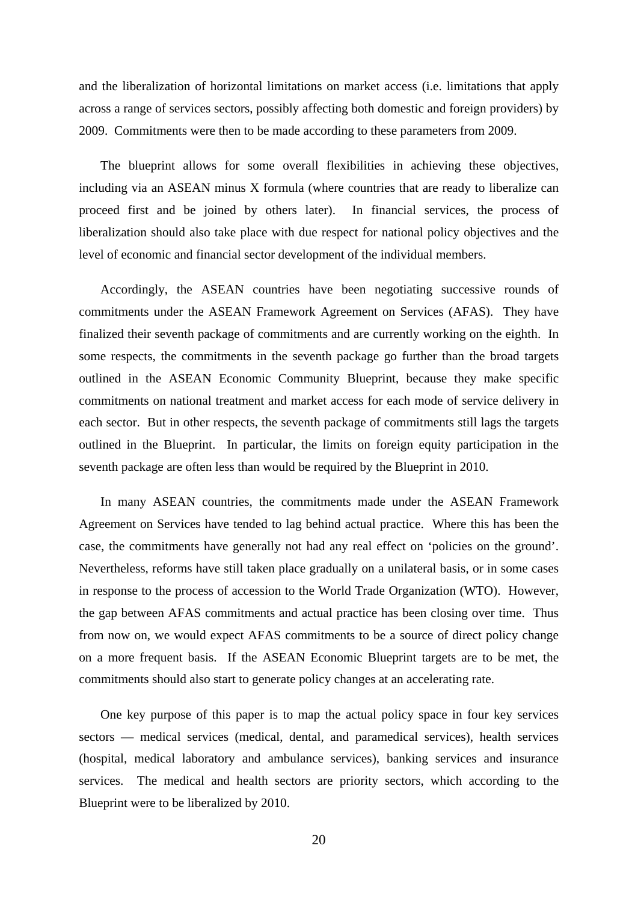and the liberalization of horizontal limitations on market access (i.e. limitations that apply across a range of services sectors, possibly affecting both domestic and foreign providers) by 2009. Commitments were then to be made according to these parameters from 2009.

The blueprint allows for some overall flexibilities in achieving these objectives, including via an ASEAN minus X formula (where countries that are ready to liberalize can proceed first and be joined by others later). In financial services, the process of liberalization should also take place with due respect for national policy objectives and the level of economic and financial sector development of the individual members.

Accordingly, the ASEAN countries have been negotiating successive rounds of commitments under the ASEAN Framework Agreement on Services (AFAS). They have finalized their seventh package of commitments and are currently working on the eighth. In some respects, the commitments in the seventh package go further than the broad targets outlined in the ASEAN Economic Community Blueprint, because they make specific commitments on national treatment and market access for each mode of service delivery in each sector. But in other respects, the seventh package of commitments still lags the targets outlined in the Blueprint. In particular, the limits on foreign equity participation in the seventh package are often less than would be required by the Blueprint in 2010.

In many ASEAN countries, the commitments made under the ASEAN Framework Agreement on Services have tended to lag behind actual practice. Where this has been the case, the commitments have generally not had any real effect on 'policies on the ground'. Nevertheless, reforms have still taken place gradually on a unilateral basis, or in some cases in response to the process of accession to the World Trade Organization (WTO). However, the gap between AFAS commitments and actual practice has been closing over time. Thus from now on, we would expect AFAS commitments to be a source of direct policy change on a more frequent basis. If the ASEAN Economic Blueprint targets are to be met, the commitments should also start to generate policy changes at an accelerating rate.

One key purpose of this paper is to map the actual policy space in four key services sectors — medical services (medical, dental, and paramedical services), health services (hospital, medical laboratory and ambulance services), banking services and insurance services. The medical and health sectors are priority sectors, which according to the Blueprint were to be liberalized by 2010.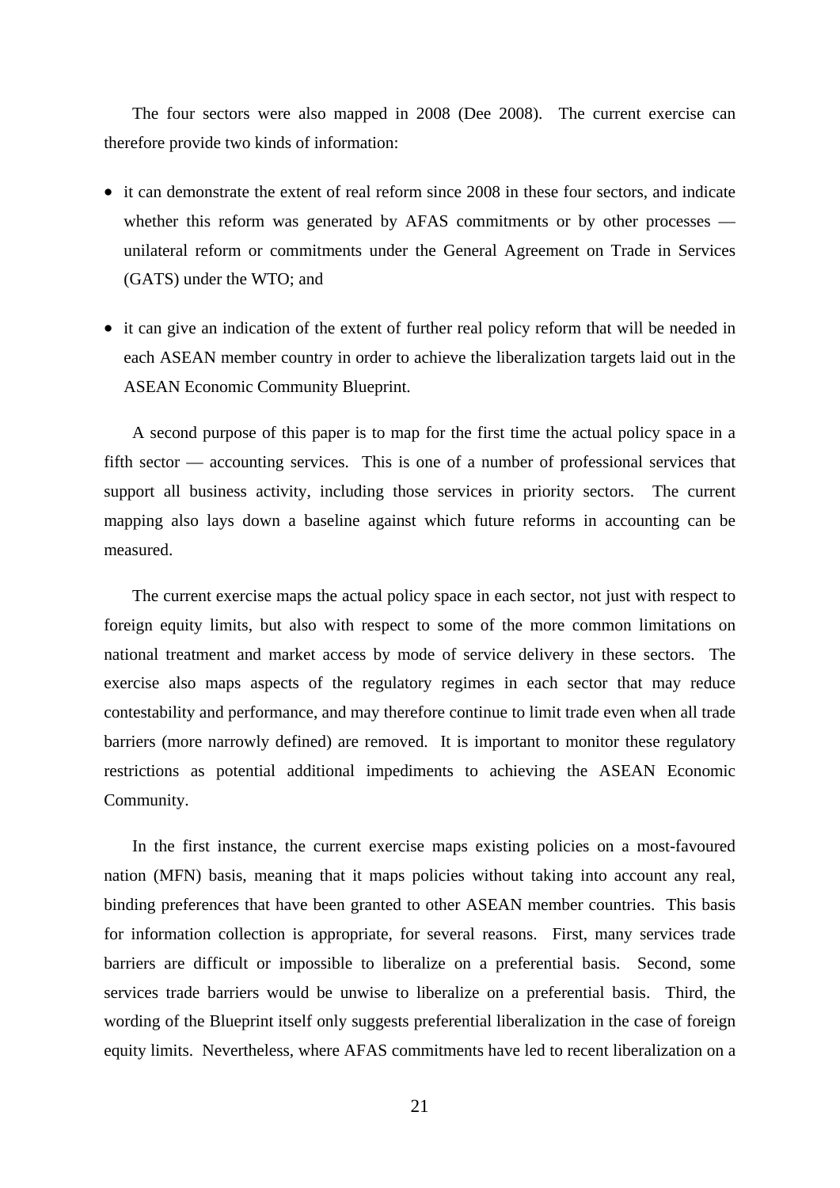The four sectors were also mapped in 2008 (Dee 2008). The current exercise can therefore provide two kinds of information:

- it can demonstrate the extent of real reform since 2008 in these four sectors, and indicate whether this reform was generated by AFAS commitments or by other processes — unilateral reform or commitments under the General Agreement on Trade in Services (GATS) under the WTO; and
- it can give an indication of the extent of further real policy reform that will be needed in each ASEAN member country in order to achieve the liberalization targets laid out in the ASEAN Economic Community Blueprint.

A second purpose of this paper is to map for the first time the actual policy space in a fifth sector — accounting services. This is one of a number of professional services that support all business activity, including those services in priority sectors. The current mapping also lays down a baseline against which future reforms in accounting can be measured.

The current exercise maps the actual policy space in each sector, not just with respect to foreign equity limits, but also with respect to some of the more common limitations on national treatment and market access by mode of service delivery in these sectors. The exercise also maps aspects of the regulatory regimes in each sector that may reduce contestability and performance, and may therefore continue to limit trade even when all trade barriers (more narrowly defined) are removed. It is important to monitor these regulatory restrictions as potential additional impediments to achieving the ASEAN Economic Community.

In the first instance, the current exercise maps existing policies on a most-favoured nation (MFN) basis, meaning that it maps policies without taking into account any real, binding preferences that have been granted to other ASEAN member countries. This basis for information collection is appropriate, for several reasons. First, many services trade barriers are difficult or impossible to liberalize on a preferential basis. Second, some services trade barriers would be unwise to liberalize on a preferential basis. Third, the wording of the Blueprint itself only suggests preferential liberalization in the case of foreign equity limits. Nevertheless, where AFAS commitments have led to recent liberalization on a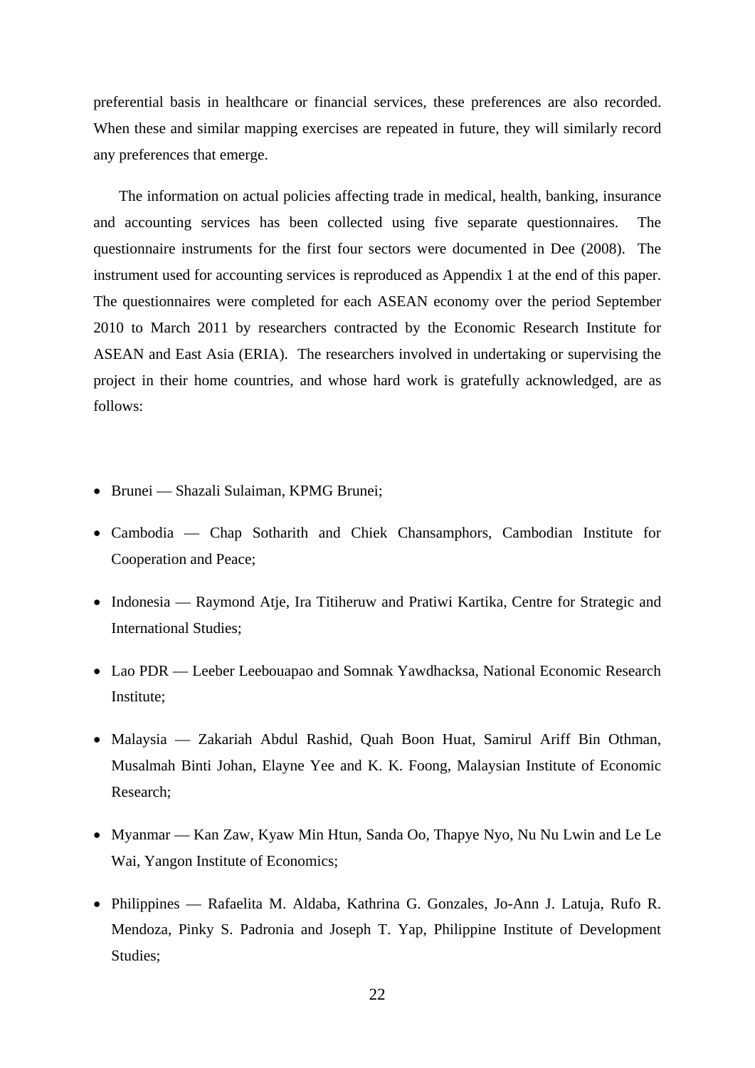preferential basis in healthcare or financial services, these preferences are also recorded. When these and similar mapping exercises are repeated in future, they will similarly record any preferences that emerge.

The information on actual policies affecting trade in medical, health, banking, insurance and accounting services has been collected using five separate questionnaires. The questionnaire instruments for the first four sectors were documented in Dee (2008). The instrument used for accounting services is reproduced as Appendix 1 at the end of this paper. The questionnaires were completed for each ASEAN economy over the period September 2010 to March 2011 by researchers contracted by the Economic Research Institute for ASEAN and East Asia (ERIA). The researchers involved in undertaking or supervising the project in their home countries, and whose hard work is gratefully acknowledged, are as follows:

- Brunei — Shazali Sulaiman, KPMG Brunei;
- Cambodia — Chap Sotharith and Chiek Chansamphors, Cambodian Institute for Cooperation and Peace;
- Indonesia — Raymond Atje, Ira Titiheruw and Pratiwi Kartika, Centre for Strategic and International Studies;
- Lao PDR — Leeber Leebouapao and Somnak Yawdhacksa, National Economic Research Institute;
- Malaysia — Zakariah Abdul Rashid, Quah Boon Huat, Samirul Ariff Bin Othman, Musalmah Binti Johan, Elayne Yee and K. K. Foong, Malaysian Institute of Economic Research;
- Myanmar — Kan Zaw, Kyaw Min Htun, Sanda Oo, Thapye Nyo, Nu Nu Lwin and Le Le Wai, Yangon Institute of Economics;
- Philippines — Rafaelita M. Aldaba, Kathrina G. Gonzales, Jo-Ann J. Latuja, Rufo R. Mendoza, Pinky S. Padronia and Joseph T. Yap, Philippine Institute of Development Studies;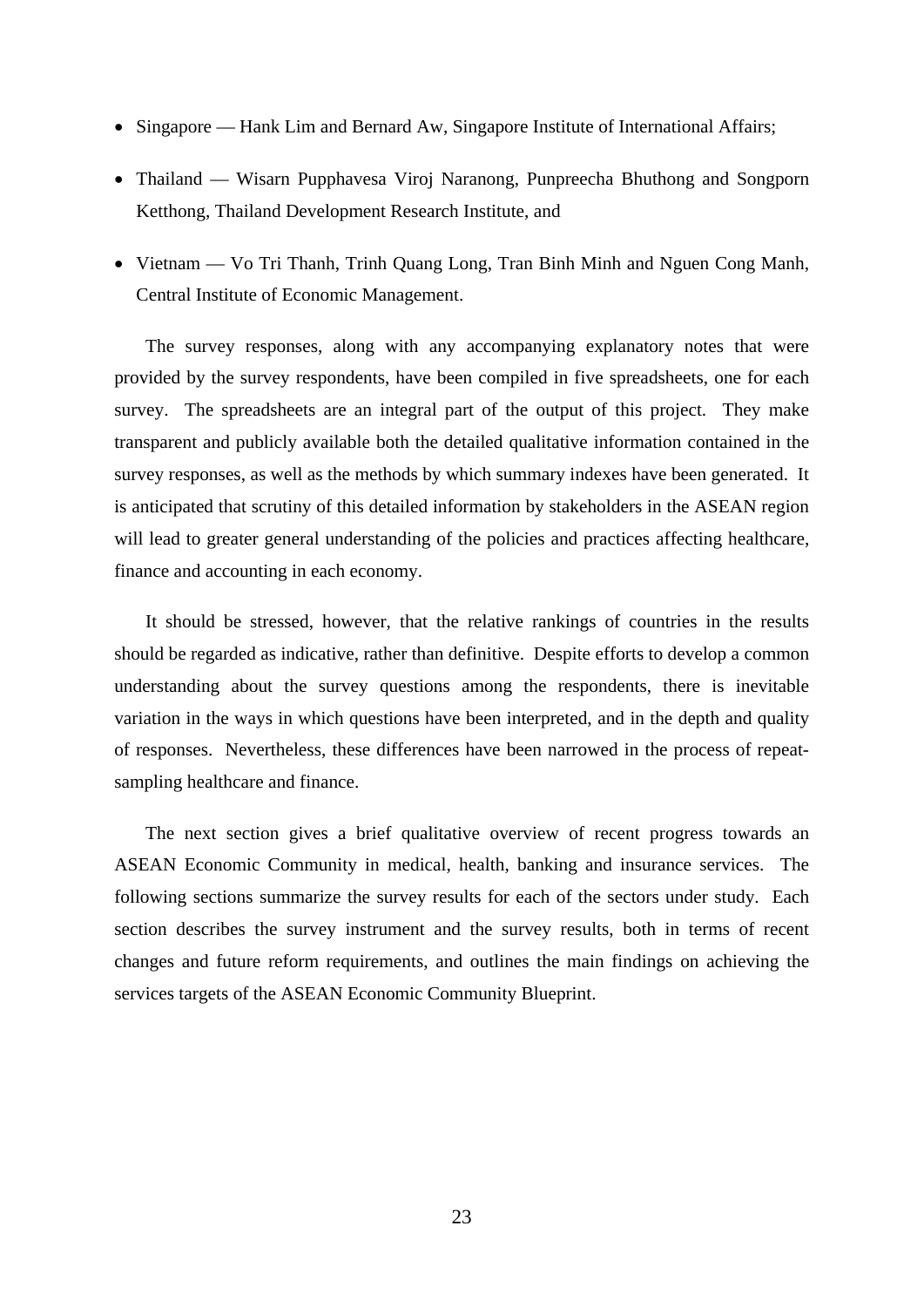- Singapore — Hank Lim and Bernard Aw, Singapore Institute of International Affairs;
- Thailand — Wisarn Pupphavesa Viroj Naranong, Punpreecha Bhuthong and Songporn Ketthong, Thailand Development Research Institute, and
- Vietnam — Vo Tri Thanh, Trinh Quang Long, Tran Binh Minh and Nguen Cong Manh, Central Institute of Economic Management.

The survey responses, along with any accompanying explanatory notes that were provided by the survey respondents, have been compiled in five spreadsheets, one for each survey. The spreadsheets are an integral part of the output of this project. They make transparent and publicly available both the detailed qualitative information contained in the survey responses, as well as the methods by which summary indexes have been generated. It is anticipated that scrutiny of this detailed information by stakeholders in the ASEAN region will lead to greater general understanding of the policies and practices affecting healthcare, finance and accounting in each economy.

It should be stressed, however, that the relative rankings of countries in the results should be regarded as indicative, rather than definitive. Despite efforts to develop a common understanding about the survey questions among the respondents, there is inevitable variation in the ways in which questions have been interpreted, and in the depth and quality of responses. Nevertheless, these differences have been narrowed in the process of repeat-sampling healthcare and finance.

The next section gives a brief qualitative overview of recent progress towards an ASEAN Economic Community in medical, health, banking and insurance services. The following sections summarize the survey results for each of the sectors under study. Each section describes the survey instrument and the survey results, both in terms of recent changes and future reform requirements, and outlines the main findings on achieving the services targets of the ASEAN Economic Community Blueprint.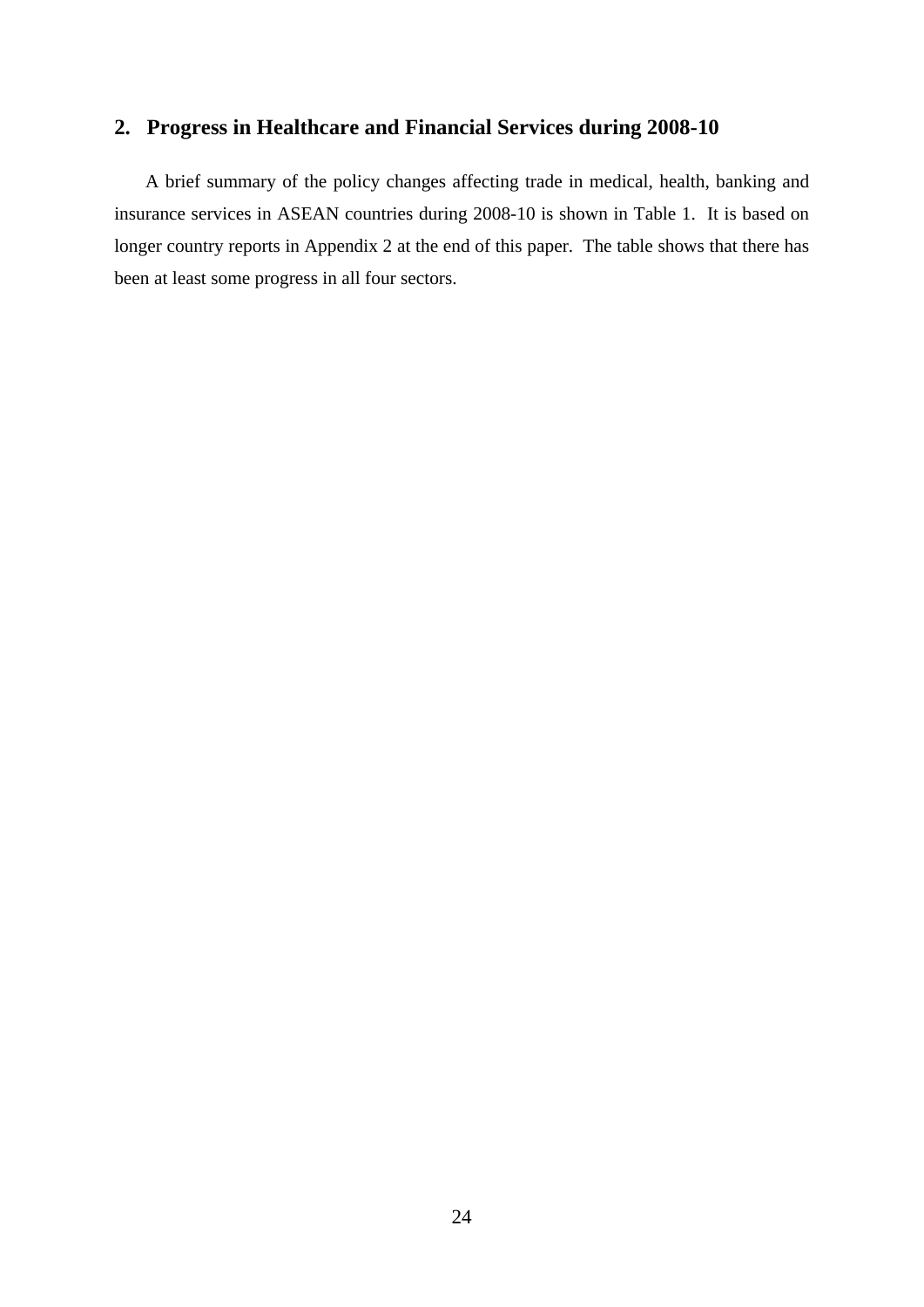## 2. Progress in Healthcare and Financial Services during 2008-10

A brief summary of the policy changes affecting trade in medical, health, banking and insurance services in ASEAN countries during 2008-10 is shown in Table 1. It is based on longer country reports in Appendix 2 at the end of this paper. The table shows that there has been at least some progress in all four sectors.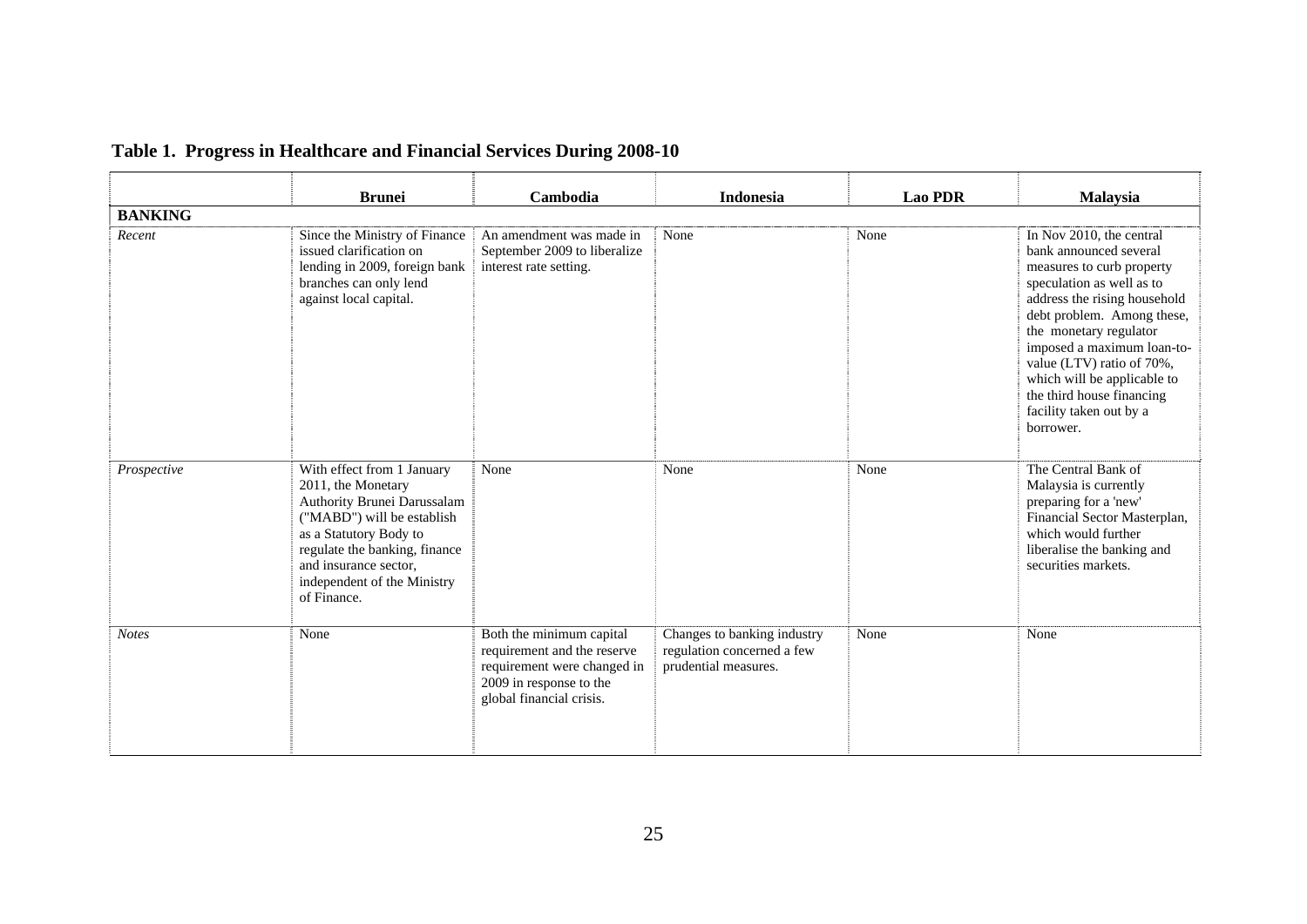**Table 1. Progress in Healthcare and Financial Services During 2008-10**

| | Brunei | Cambodia | Indonesia | Lao PDR | Malaysia |
|---|---|---|---|---|---|
| **BANKING** | | | | | |
| *Recent* | Since the Ministry of Finance issued clarification on lending in 2009, foreign bank branches can only lend against local capital. | An amendment was made in September 2009 to liberalize interest rate setting. | None | None | In Nov 2010, the central bank announced several measures to curb property speculation as well as to address the rising household debt problem. Among these, the monetary regulator imposed a maximum loan-to-value (LTV) ratio of 70%, which will be applicable to the third house financing facility taken out by a borrower. |
| *Prospective* | With effect from 1 January 2011, the Monetary Authority Brunei Darussalam ("MABD") will be establish as a Statutory Body to regulate the banking, finance and insurance sector, independent of the Ministry of Finance. | None | None | None | The Central Bank of Malaysia is currently preparing for a 'new' Financial Sector Masterplan, which would further liberalise the banking and securities markets. |
| *Notes* | None | Both the minimum capital requirement and the reserve requirement were changed in 2009 in response to the global financial crisis. | Changes to banking industry regulation concerned a few prudential measures. | None | None |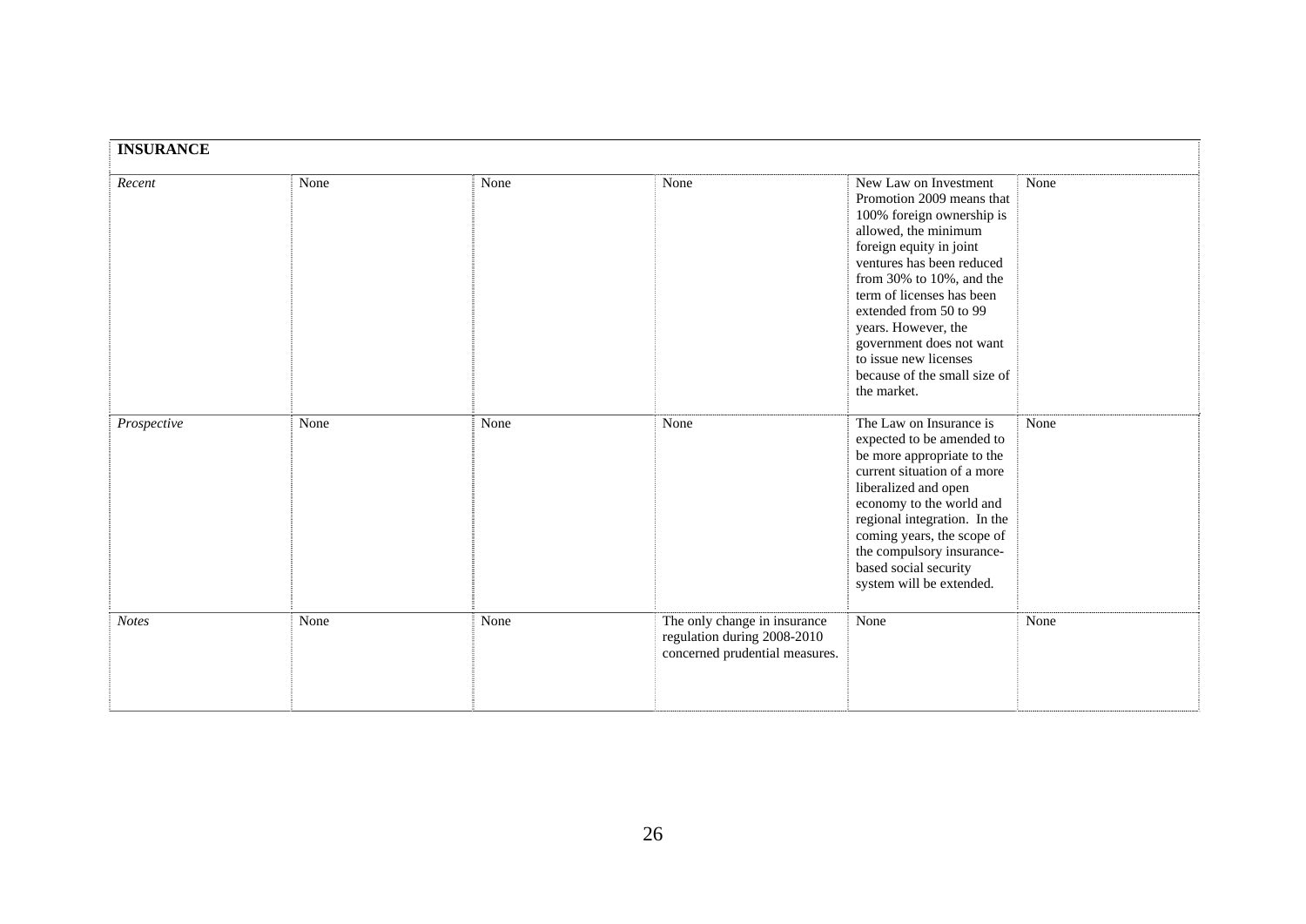| INSURANCE | | | | | |
|---|---|---|---|---|---|
| *Recent* | None | None | None | New Law on Investment Promotion 2009 means that 100% foreign ownership is allowed, the minimum foreign equity in joint ventures has been reduced from 30% to 10%, and the term of licenses has been extended from 50 to 99 years. However, the government does not want to issue new licenses because of the small size of the market. | None |
| *Prospective* | None | None | None | The Law on Insurance is expected to be amended to be more appropriate to the current situation of a more liberalized and open economy to the world and regional integration. In the coming years, the scope of the compulsory insurance-based social security system will be extended. | None |
| *Notes* | None | None | The only change in insurance regulation during 2008-2010 concerned prudential measures. | None | None |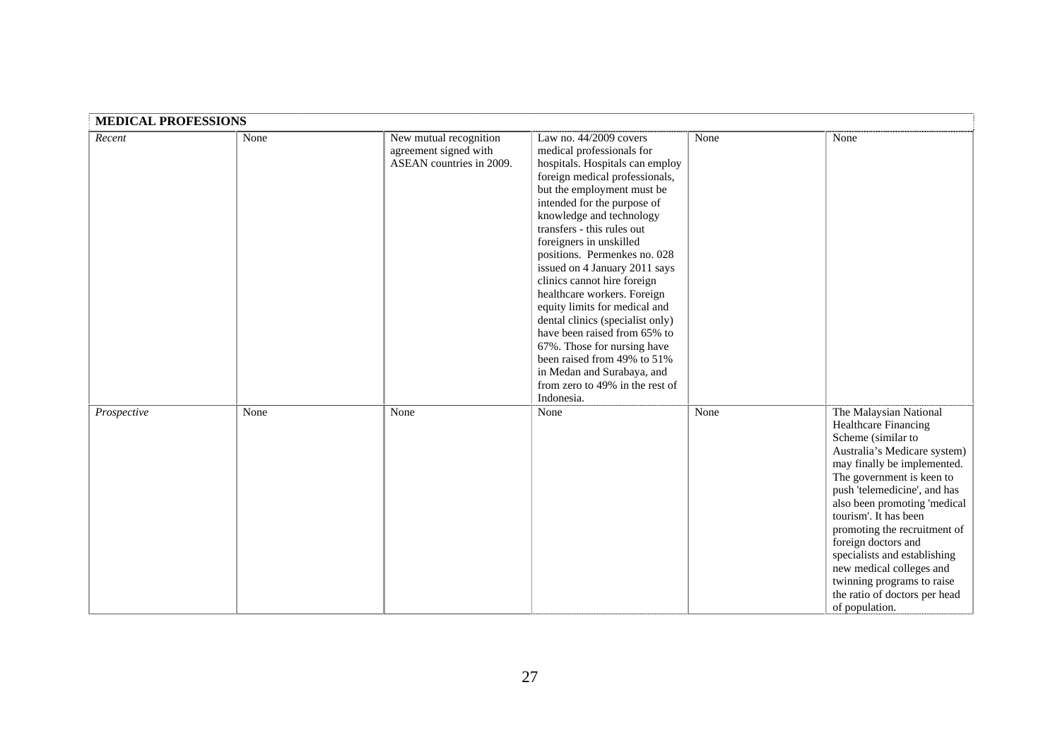| MEDICAL PROFESSIONS | | | | | |
|---|---|---|---|---|---|
| *Recent* | None | New mutual recognition agreement signed with ASEAN countries in 2009. | Law no. 44/2009 covers medical professionals for hospitals. Hospitals can employ foreign medical professionals, but the employment must be intended for the purpose of knowledge and technology transfers - this rules out foreigners in unskilled positions. Permenkes no. 028 issued on 4 January 2011 says clinics cannot hire foreign healthcare workers. Foreign equity limits for medical and dental clinics (specialist only) have been raised from 65% to 67%. Those for nursing have been raised from 49% to 51% in Medan and Surabaya, and from zero to 49% in the rest of Indonesia. | None | None |
| *Prospective* | None | None | None | None | The Malaysian National Healthcare Financing Scheme (similar to Australia's Medicare system) may finally be implemented. The government is keen to push 'telemedicine', and has also been promoting 'medical tourism'. It has been promoting the recruitment of foreign doctors and specialists and establishing new medical colleges and twinning programs to raise the ratio of doctors per head of population. |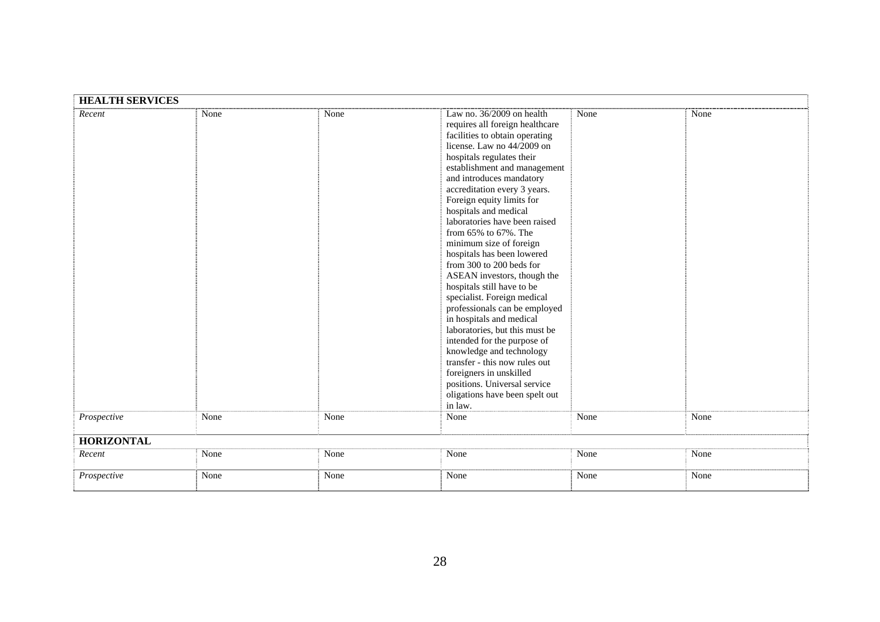| HEALTH SERVICES | | | | | |
|---|---|---|---|---|---|
| *Recent* | None | None | Law no. 36/2009 on health requires all foreign healthcare facilities to obtain operating license. Law no 44/2009 on hospitals regulates their establishment and management and introduces mandatory accreditation every 3 years. Foreign equity limits for hospitals and medical laboratories have been raised from 65% to 67%. The minimum size of foreign hospitals has been lowered from 300 to 200 beds for ASEAN investors, though the hospitals still have to be specialist. Foreign medical professionals can be employed in hospitals and medical laboratories, but this must be intended for the purpose of knowledge and technology transfer - this now rules out foreigners in unskilled positions. Universal service oligations have been spelt out in law. | None | None |
| *Prospective* | None | None | None | None | None |
| **HORIZONTAL** | | | | | |
| *Recent* | None | None | None | None | None |
| *Prospective* | None | None | None | None | None |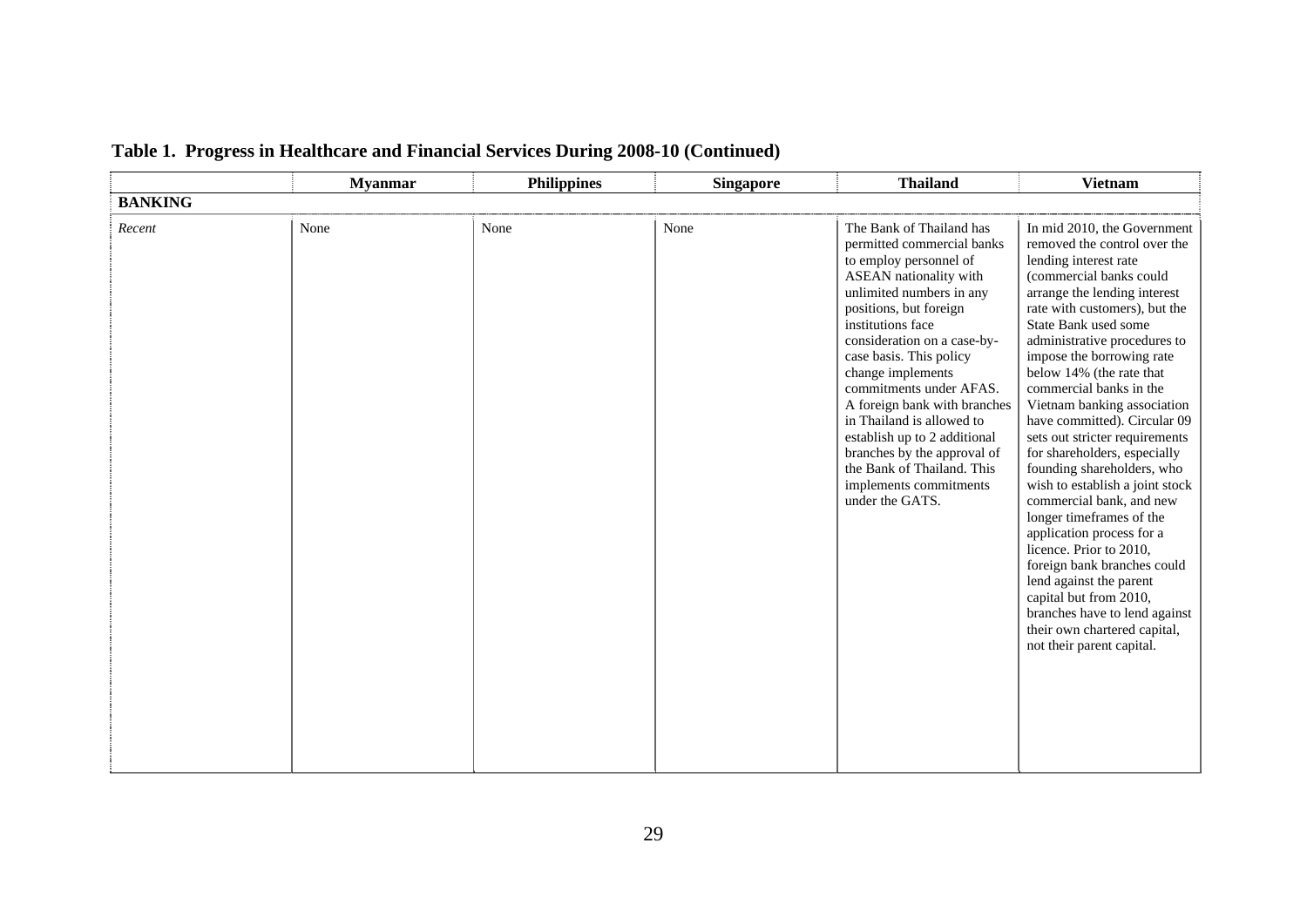**Table 1. Progress in Healthcare and Financial Services During 2008-10 (Continued)**

| | Myanmar | Philippines | Singapore | Thailand | Vietnam |
|---|---|---|---|---|---|
| **BANKING** | | | | | |
| *Recent* | None | None | None | The Bank of Thailand has permitted commercial banks to employ personnel of ASEAN nationality with unlimited numbers in any positions, but foreign institutions face consideration on a case-by-case basis. This policy change implements commitments under AFAS. A foreign bank with branches in Thailand is allowed to establish up to 2 additional branches by the approval of the Bank of Thailand. This implements commitments under the GATS. | In mid 2010, the Government removed the control over the lending interest rate (commercial banks could arrange the lending interest rate with customers), but the State Bank used some administrative procedures to impose the borrowing rate below 14% (the rate that commercial banks in the Vietnam banking association have committed). Circular 09 sets out stricter requirements for shareholders, especially founding shareholders, who wish to establish a joint stock commercial bank, and new longer timeframes of the application process for a licence. Prior to 2010, foreign bank branches could lend against the parent capital but from 2010, branches have to lend against their own chartered capital, not their parent capital. |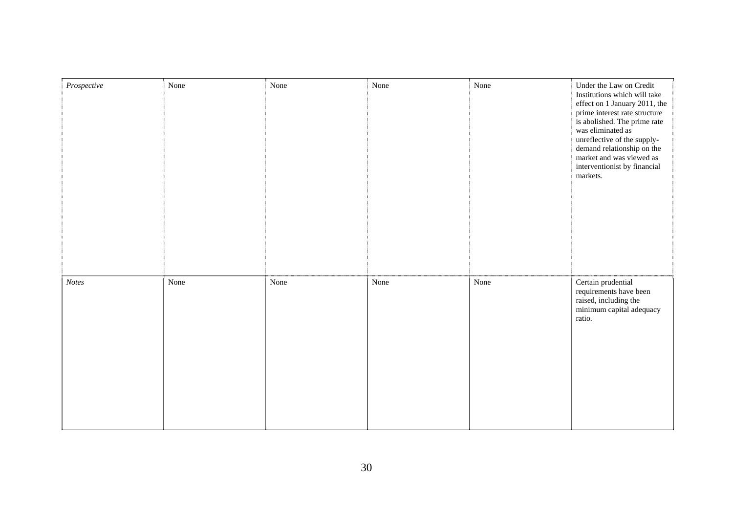| | | | | | |
|---|---|---|---|---|---|
| *Prospective* | None | None | None | None | Under the Law on Credit Institutions which will take effect on 1 January 2011, the prime interest rate structure is abolished. The prime rate was eliminated as unreflective of the supply-demand relationship on the market and was viewed as interventionist by financial markets. |
| *Notes* | None | None | None | None | Certain prudential requirements have been raised, including the minimum capital adequacy ratio. |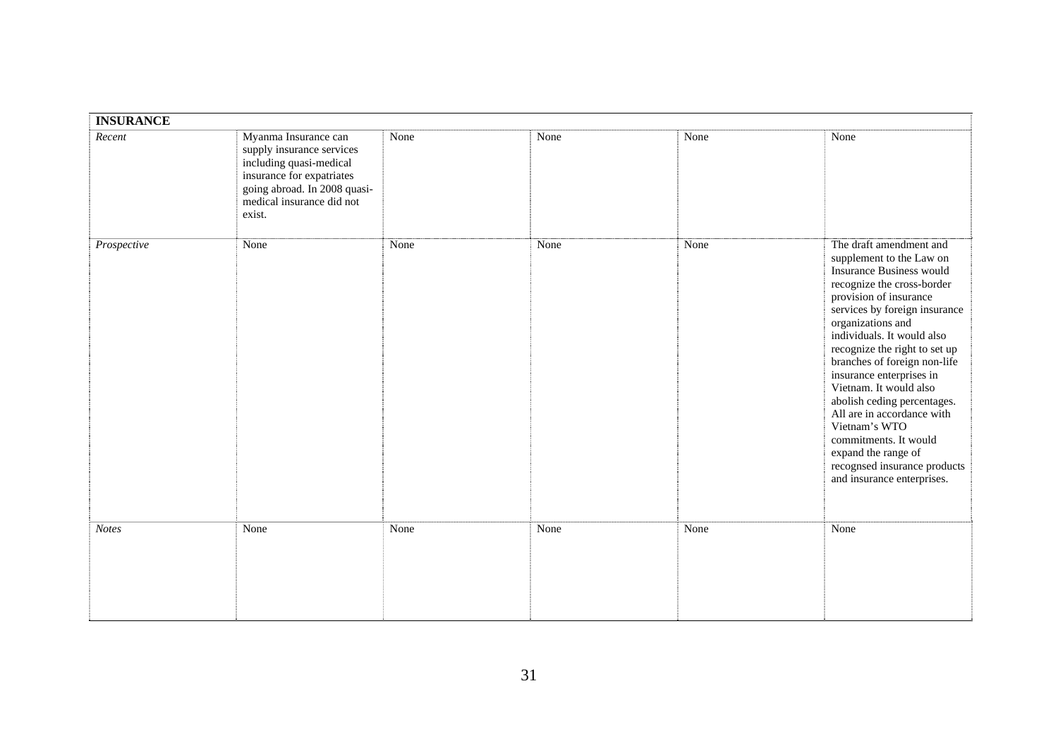| INSURANCE | | | | | |
|---|---|---|---|---|---|
| *Recent* | Myanma Insurance can supply insurance services including quasi-medical insurance for expatriates going abroad. In 2008 quasi-medical insurance did not exist. | None | None | None | None |
| *Prospective* | None | None | None | None | The draft amendment and supplement to the Law on Insurance Business would recognize the cross-border provision of insurance services by foreign insurance organizations and individuals. It would also recognize the right to set up branches of foreign non-life insurance enterprises in Vietnam. It would also abolish ceding percentages. All are in accordance with Vietnam's WTO commitments. It would expand the range of recognsed insurance products and insurance enterprises. |
| *Notes* | None | None | None | None | None |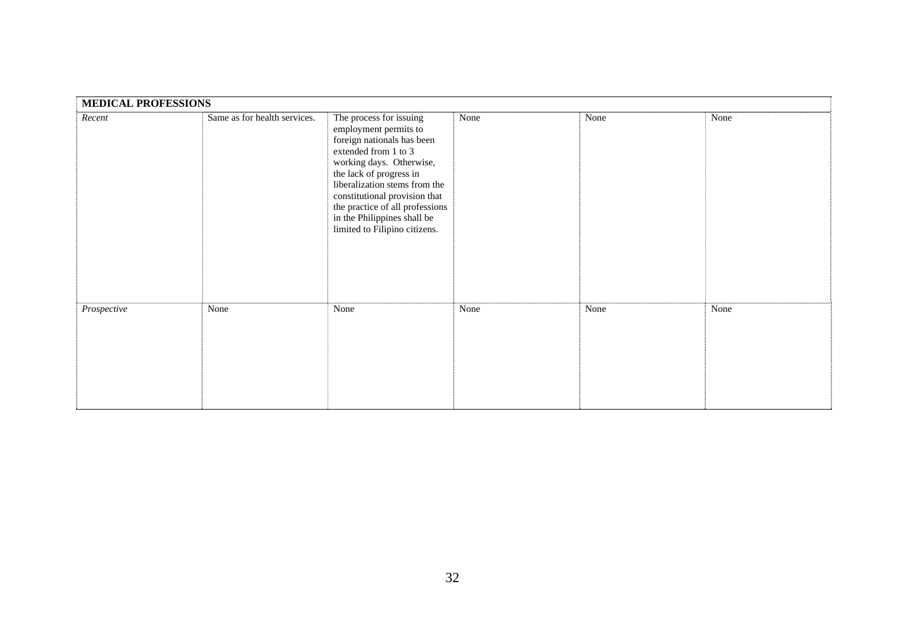| MEDICAL PROFESSIONS | | | | | |
|---|---|---|---|---|---|
| *Recent* | Same as for health services. | The process for issuing employment permits to foreign nationals has been extended from 1 to 3 working days. Otherwise, the lack of progress in liberalization stems from the constitutional provision that the practice of all professions in the Philippines shall be limited to Filipino citizens. | None | None | None |
| *Prospective* | None | None | None | None | None |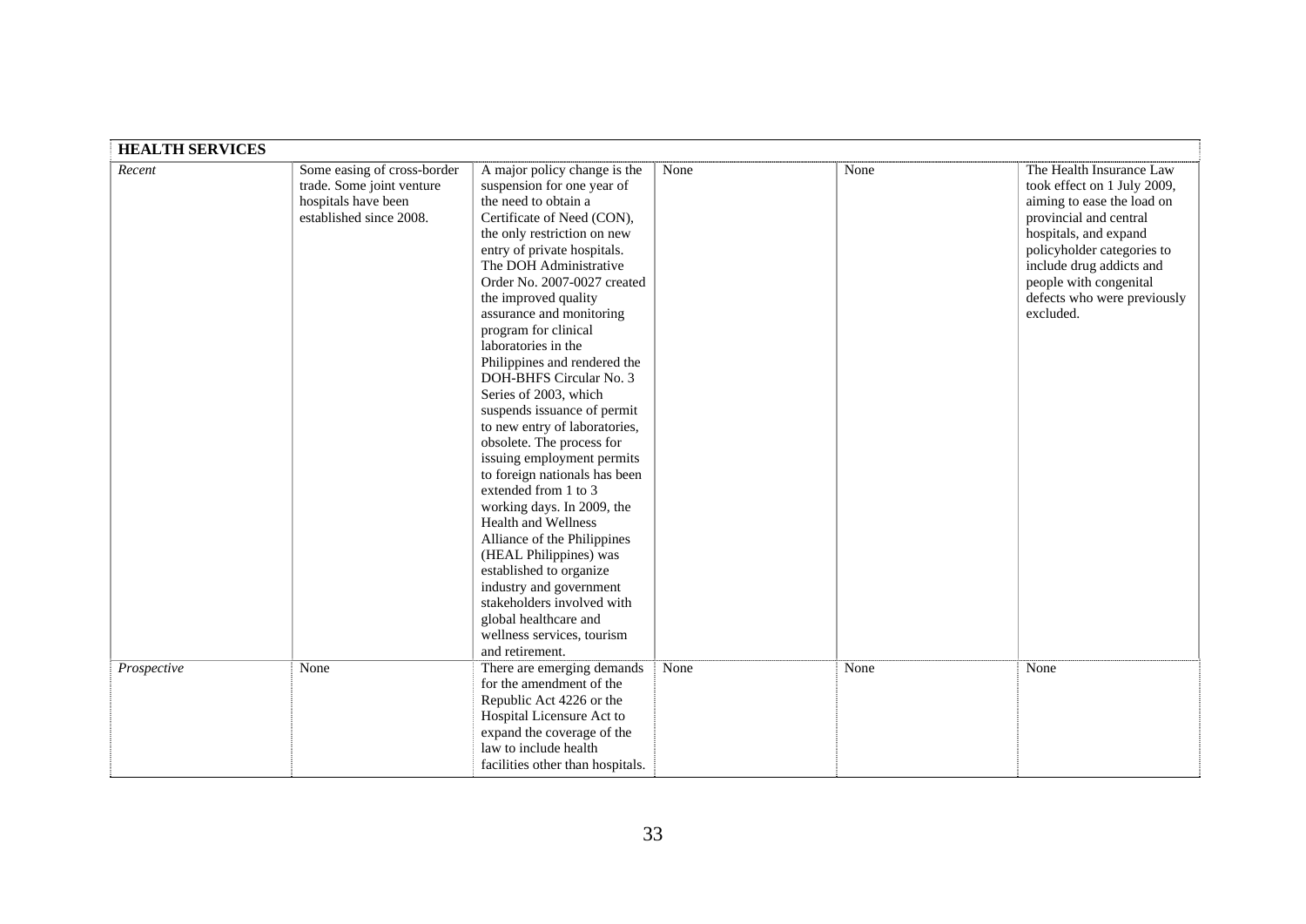| HEALTH SERVICES | | | | | |
|---|---|---|---|---|---|
| *Recent* | Some easing of cross-border trade. Some joint venture hospitals have been established since 2008. | A major policy change is the suspension for one year of the need to obtain a Certificate of Need (CON), the only restriction on new entry of private hospitals. The DOH Administrative Order No. 2007-0027 created the improved quality assurance and monitoring program for clinical laboratories in the Philippines and rendered the DOH-BHFS Circular No. 3 Series of 2003, which suspends issuance of permit to new entry of laboratories, obsolete. The process for issuing employment permits to foreign nationals has been extended from 1 to 3 working days. In 2009, the Health and Wellness Alliance of the Philippines (HEAL Philippines) was established to organize industry and government stakeholders involved with global healthcare and wellness services, tourism and retirement. | None | None | The Health Insurance Law took effect on 1 July 2009, aiming to ease the load on provincial and central hospitals, and expand policyholder categories to include drug addicts and people with congenital defects who were previously excluded. |
| *Prospective* | None | There are emerging demands for the amendment of the Republic Act 4226 or the Hospital Licensure Act to expand the coverage of the law to include health facilities other than hospitals. | None | None | None |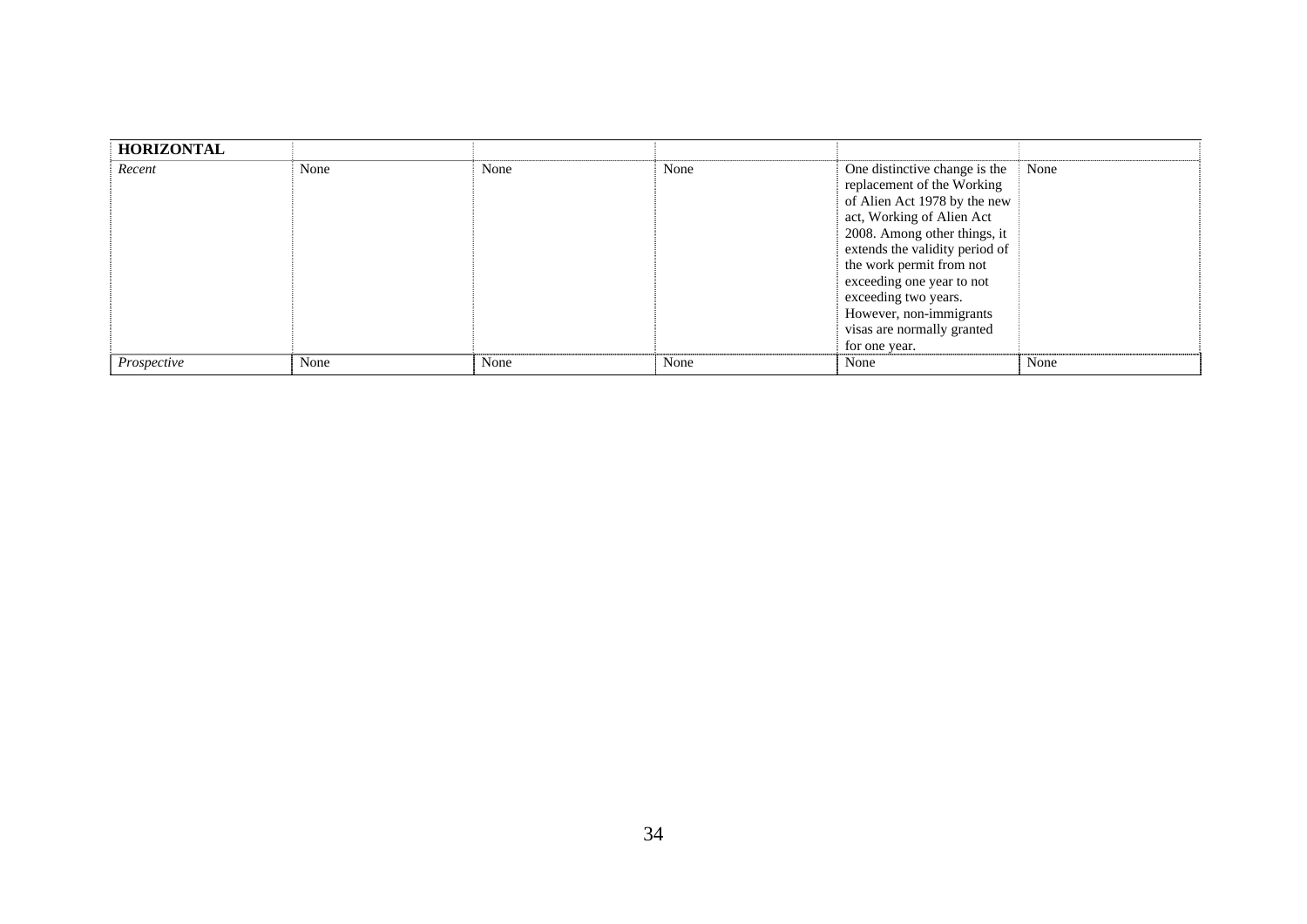| **HORIZONTAL** | | | | | |
|---|---|---|---|---|---|
| *Recent* | None | None | None | One distinctive change is the replacement of the Working of Alien Act 1978 by the new act, Working of Alien Act 2008. Among other things, it extends the validity period of the work permit from not exceeding one year to not exceeding two years. However, non-immigrants visas are normally granted for one year. | None |
| *Prospective* | None | None | None | None | None |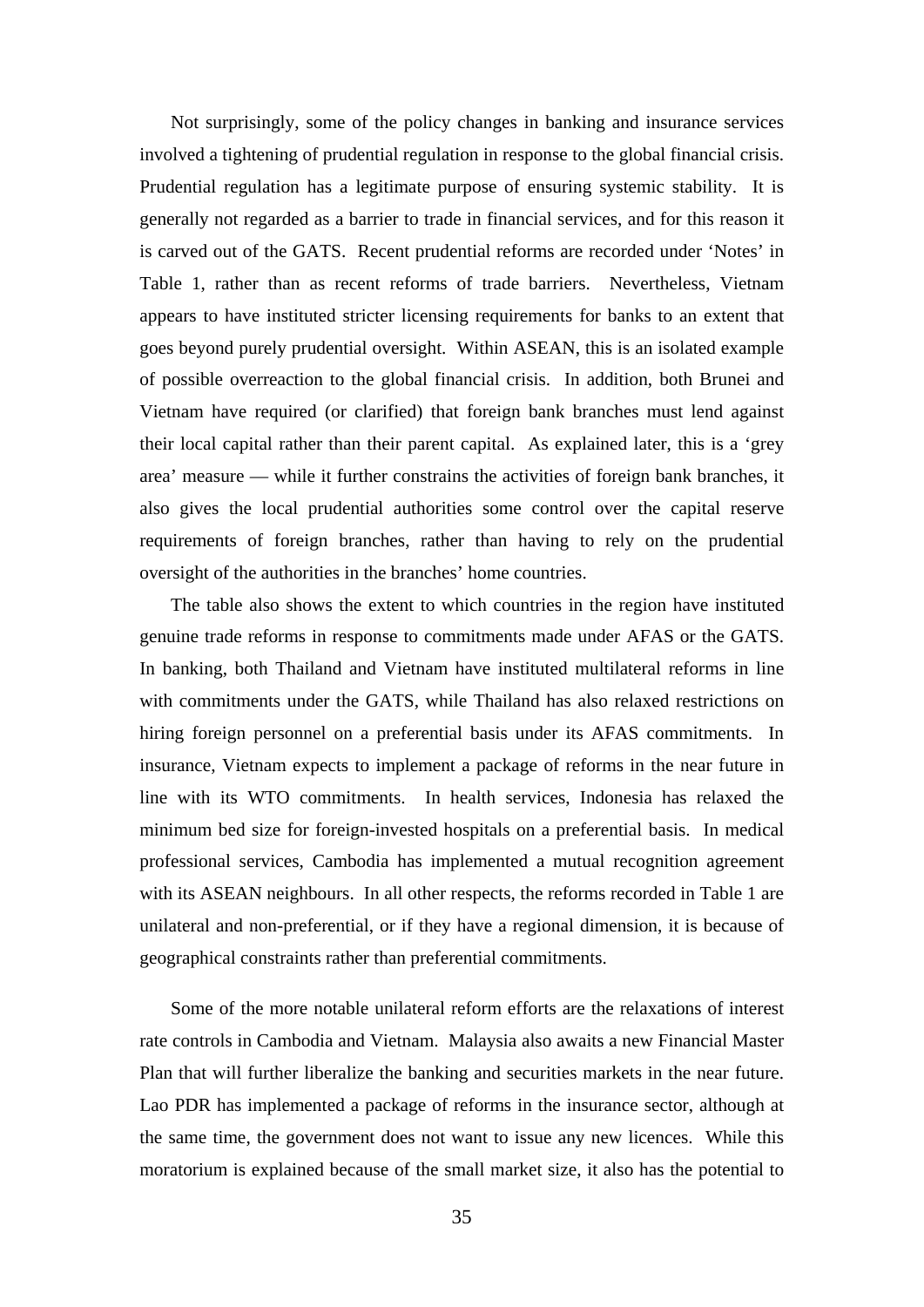Not surprisingly, some of the policy changes in banking and insurance services involved a tightening of prudential regulation in response to the global financial crisis. Prudential regulation has a legitimate purpose of ensuring systemic stability. It is generally not regarded as a barrier to trade in financial services, and for this reason it is carved out of the GATS. Recent prudential reforms are recorded under 'Notes' in Table 1, rather than as recent reforms of trade barriers. Nevertheless, Vietnam appears to have instituted stricter licensing requirements for banks to an extent that goes beyond purely prudential oversight. Within ASEAN, this is an isolated example of possible overreaction to the global financial crisis. In addition, both Brunei and Vietnam have required (or clarified) that foreign bank branches must lend against their local capital rather than their parent capital. As explained later, this is a 'grey area' measure — while it further constrains the activities of foreign bank branches, it also gives the local prudential authorities some control over the capital reserve requirements of foreign branches, rather than having to rely on the prudential oversight of the authorities in the branches' home countries.

The table also shows the extent to which countries in the region have instituted genuine trade reforms in response to commitments made under AFAS or the GATS. In banking, both Thailand and Vietnam have instituted multilateral reforms in line with commitments under the GATS, while Thailand has also relaxed restrictions on hiring foreign personnel on a preferential basis under its AFAS commitments. In insurance, Vietnam expects to implement a package of reforms in the near future in line with its WTO commitments. In health services, Indonesia has relaxed the minimum bed size for foreign-invested hospitals on a preferential basis. In medical professional services, Cambodia has implemented a mutual recognition agreement with its ASEAN neighbours. In all other respects, the reforms recorded in Table 1 are unilateral and non-preferential, or if they have a regional dimension, it is because of geographical constraints rather than preferential commitments.

Some of the more notable unilateral reform efforts are the relaxations of interest rate controls in Cambodia and Vietnam. Malaysia also awaits a new Financial Master Plan that will further liberalize the banking and securities markets in the near future. Lao PDR has implemented a package of reforms in the insurance sector, although at the same time, the government does not want to issue any new licences. While this moratorium is explained because of the small market size, it also has the potential to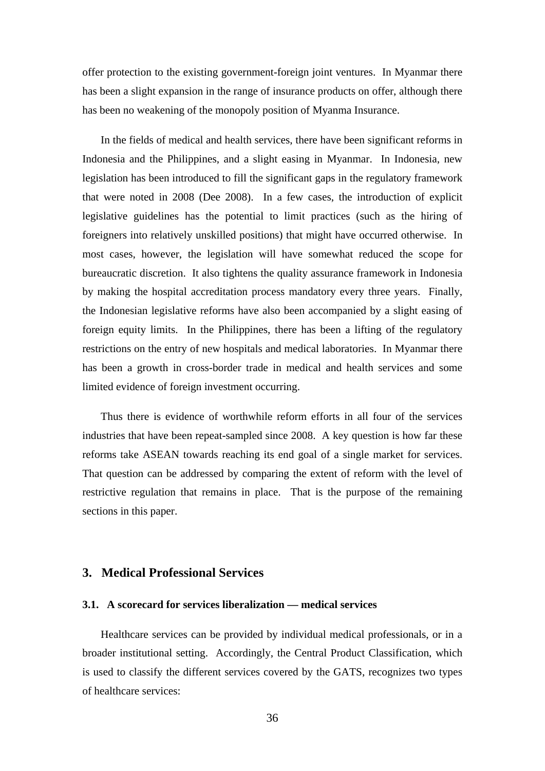offer protection to the existing government-foreign joint ventures. In Myanmar there has been a slight expansion in the range of insurance products on offer, although there has been no weakening of the monopoly position of Myanma Insurance.

In the fields of medical and health services, there have been significant reforms in Indonesia and the Philippines, and a slight easing in Myanmar. In Indonesia, new legislation has been introduced to fill the significant gaps in the regulatory framework that were noted in 2008 (Dee 2008). In a few cases, the introduction of explicit legislative guidelines has the potential to limit practices (such as the hiring of foreigners into relatively unskilled positions) that might have occurred otherwise. In most cases, however, the legislation will have somewhat reduced the scope for bureaucratic discretion. It also tightens the quality assurance framework in Indonesia by making the hospital accreditation process mandatory every three years. Finally, the Indonesian legislative reforms have also been accompanied by a slight easing of foreign equity limits. In the Philippines, there has been a lifting of the regulatory restrictions on the entry of new hospitals and medical laboratories. In Myanmar there has been a growth in cross-border trade in medical and health services and some limited evidence of foreign investment occurring.

Thus there is evidence of worthwhile reform efforts in all four of the services industries that have been repeat-sampled since 2008. A key question is how far these reforms take ASEAN towards reaching its end goal of a single market for services. That question can be addressed by comparing the extent of reform with the level of restrictive regulation that remains in place. That is the purpose of the remaining sections in this paper.

## 3. Medical Professional Services

### 3.1. A scorecard for services liberalization — medical services

Healthcare services can be provided by individual medical professionals, or in a broader institutional setting. Accordingly, the Central Product Classification, which is used to classify the different services covered by the GATS, recognizes two types of healthcare services: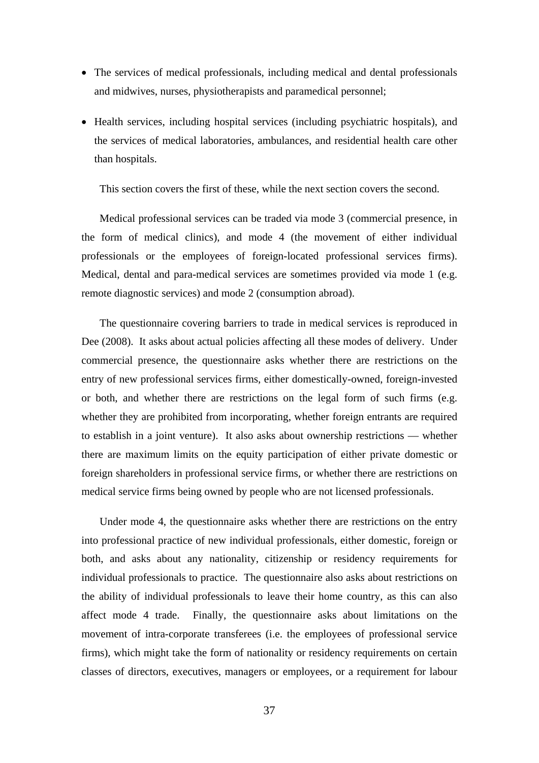- The services of medical professionals, including medical and dental professionals and midwives, nurses, physiotherapists and paramedical personnel;
- Health services, including hospital services (including psychiatric hospitals), and the services of medical laboratories, ambulances, and residential health care other than hospitals.

This section covers the first of these, while the next section covers the second.

Medical professional services can be traded via mode 3 (commercial presence, in the form of medical clinics), and mode 4 (the movement of either individual professionals or the employees of foreign-located professional services firms). Medical, dental and para-medical services are sometimes provided via mode 1 (e.g. remote diagnostic services) and mode 2 (consumption abroad).

The questionnaire covering barriers to trade in medical services is reproduced in Dee (2008). It asks about actual policies affecting all these modes of delivery. Under commercial presence, the questionnaire asks whether there are restrictions on the entry of new professional services firms, either domestically-owned, foreign-invested or both, and whether there are restrictions on the legal form of such firms (e.g. whether they are prohibited from incorporating, whether foreign entrants are required to establish in a joint venture). It also asks about ownership restrictions — whether there are maximum limits on the equity participation of either private domestic or foreign shareholders in professional service firms, or whether there are restrictions on medical service firms being owned by people who are not licensed professionals.

Under mode 4, the questionnaire asks whether there are restrictions on the entry into professional practice of new individual professionals, either domestic, foreign or both, and asks about any nationality, citizenship or residency requirements for individual professionals to practice. The questionnaire also asks about restrictions on the ability of individual professionals to leave their home country, as this can also affect mode 4 trade. Finally, the questionnaire asks about limitations on the movement of intra-corporate transferees (i.e. the employees of professional service firms), which might take the form of nationality or residency requirements on certain classes of directors, executives, managers or employees, or a requirement for labour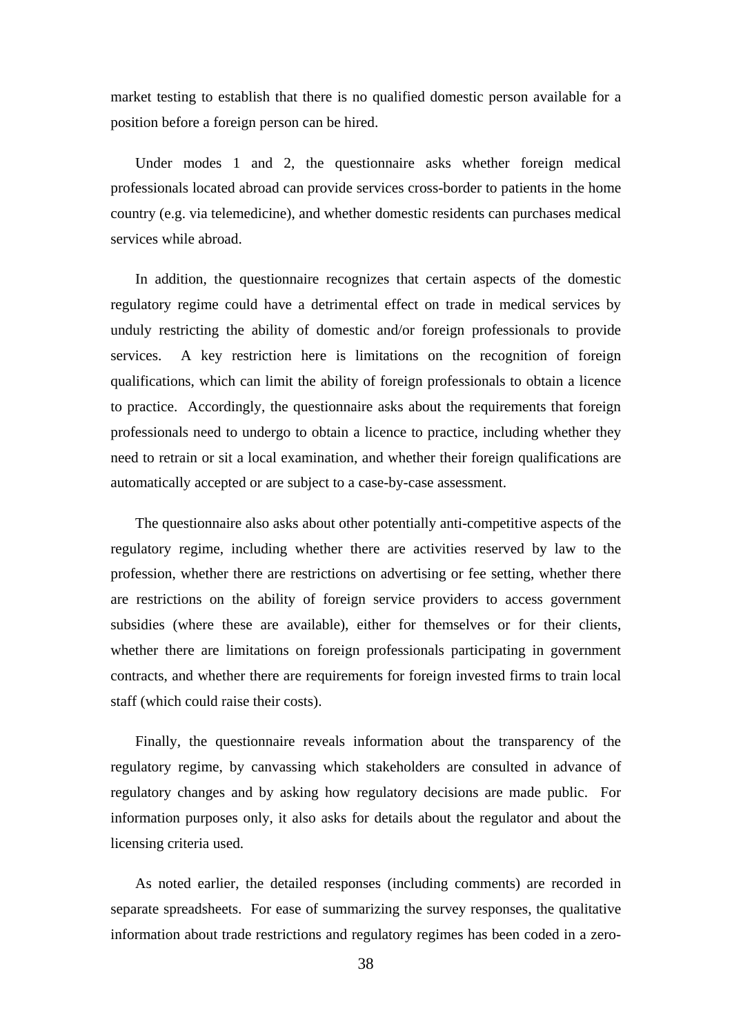market testing to establish that there is no qualified domestic person available for a position before a foreign person can be hired.

Under modes 1 and 2, the questionnaire asks whether foreign medical professionals located abroad can provide services cross-border to patients in the home country (e.g. via telemedicine), and whether domestic residents can purchases medical services while abroad.

In addition, the questionnaire recognizes that certain aspects of the domestic regulatory regime could have a detrimental effect on trade in medical services by unduly restricting the ability of domestic and/or foreign professionals to provide services. A key restriction here is limitations on the recognition of foreign qualifications, which can limit the ability of foreign professionals to obtain a licence to practice. Accordingly, the questionnaire asks about the requirements that foreign professionals need to undergo to obtain a licence to practice, including whether they need to retrain or sit a local examination, and whether their foreign qualifications are automatically accepted or are subject to a case-by-case assessment.

The questionnaire also asks about other potentially anti-competitive aspects of the regulatory regime, including whether there are activities reserved by law to the profession, whether there are restrictions on advertising or fee setting, whether there are restrictions on the ability of foreign service providers to access government subsidies (where these are available), either for themselves or for their clients, whether there are limitations on foreign professionals participating in government contracts, and whether there are requirements for foreign invested firms to train local staff (which could raise their costs).

Finally, the questionnaire reveals information about the transparency of the regulatory regime, by canvassing which stakeholders are consulted in advance of regulatory changes and by asking how regulatory decisions are made public. For information purposes only, it also asks for details about the regulator and about the licensing criteria used.

As noted earlier, the detailed responses (including comments) are recorded in separate spreadsheets. For ease of summarizing the survey responses, the qualitative information about trade restrictions and regulatory regimes has been coded in a zero-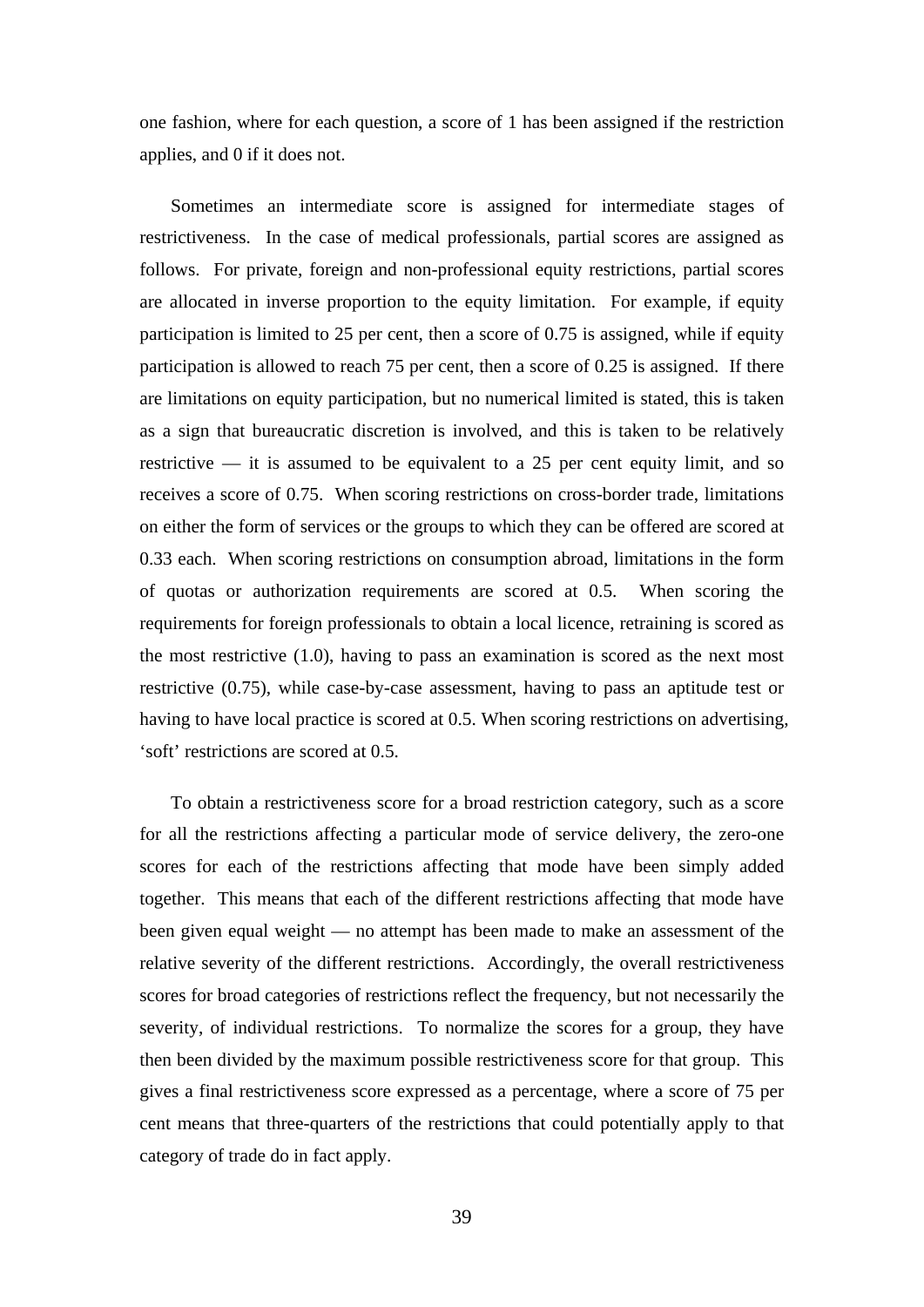one fashion, where for each question, a score of 1 has been assigned if the restriction applies, and 0 if it does not.

Sometimes an intermediate score is assigned for intermediate stages of restrictiveness. In the case of medical professionals, partial scores are assigned as follows. For private, foreign and non-professional equity restrictions, partial scores are allocated in inverse proportion to the equity limitation. For example, if equity participation is limited to 25 per cent, then a score of 0.75 is assigned, while if equity participation is allowed to reach 75 per cent, then a score of 0.25 is assigned. If there are limitations on equity participation, but no numerical limited is stated, this is taken as a sign that bureaucratic discretion is involved, and this is taken to be relatively restrictive — it is assumed to be equivalent to a 25 per cent equity limit, and so receives a score of 0.75. When scoring restrictions on cross-border trade, limitations on either the form of services or the groups to which they can be offered are scored at 0.33 each. When scoring restrictions on consumption abroad, limitations in the form of quotas or authorization requirements are scored at 0.5. When scoring the requirements for foreign professionals to obtain a local licence, retraining is scored as the most restrictive (1.0), having to pass an examination is scored as the next most restrictive (0.75), while case-by-case assessment, having to pass an aptitude test or having to have local practice is scored at 0.5. When scoring restrictions on advertising, 'soft' restrictions are scored at 0.5.

To obtain a restrictiveness score for a broad restriction category, such as a score for all the restrictions affecting a particular mode of service delivery, the zero-one scores for each of the restrictions affecting that mode have been simply added together. This means that each of the different restrictions affecting that mode have been given equal weight — no attempt has been made to make an assessment of the relative severity of the different restrictions. Accordingly, the overall restrictiveness scores for broad categories of restrictions reflect the frequency, but not necessarily the severity, of individual restrictions. To normalize the scores for a group, they have then been divided by the maximum possible restrictiveness score for that group. This gives a final restrictiveness score expressed as a percentage, where a score of 75 per cent means that three-quarters of the restrictions that could potentially apply to that category of trade do in fact apply.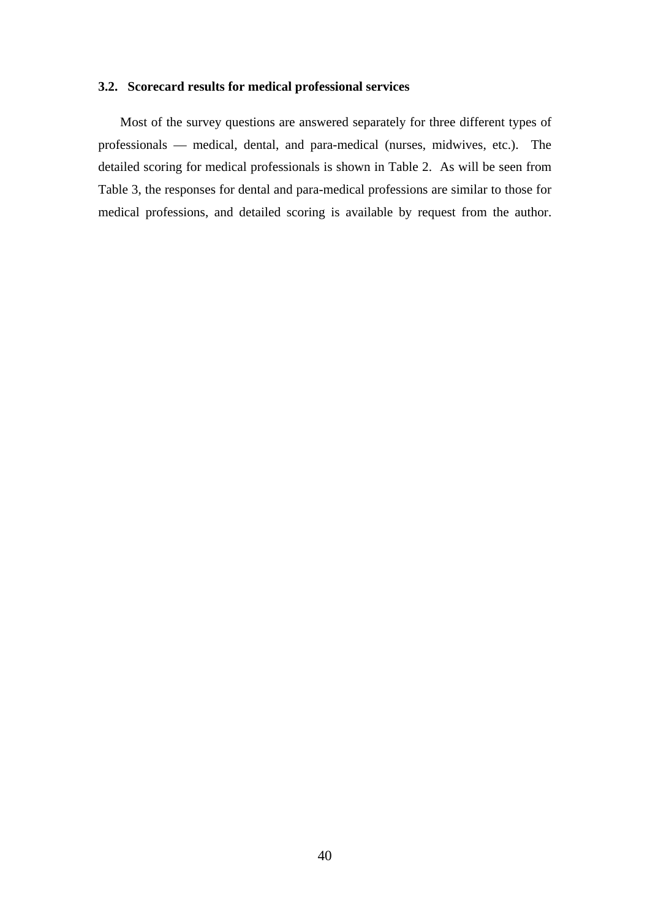### 3.2. Scorecard results for medical professional services

Most of the survey questions are answered separately for three different types of professionals — medical, dental, and para-medical (nurses, midwives, etc.). The detailed scoring for medical professionals is shown in Table 2. As will be seen from Table 3, the responses for dental and para-medical professions are similar to those for medical professions, and detailed scoring is available by request from the author.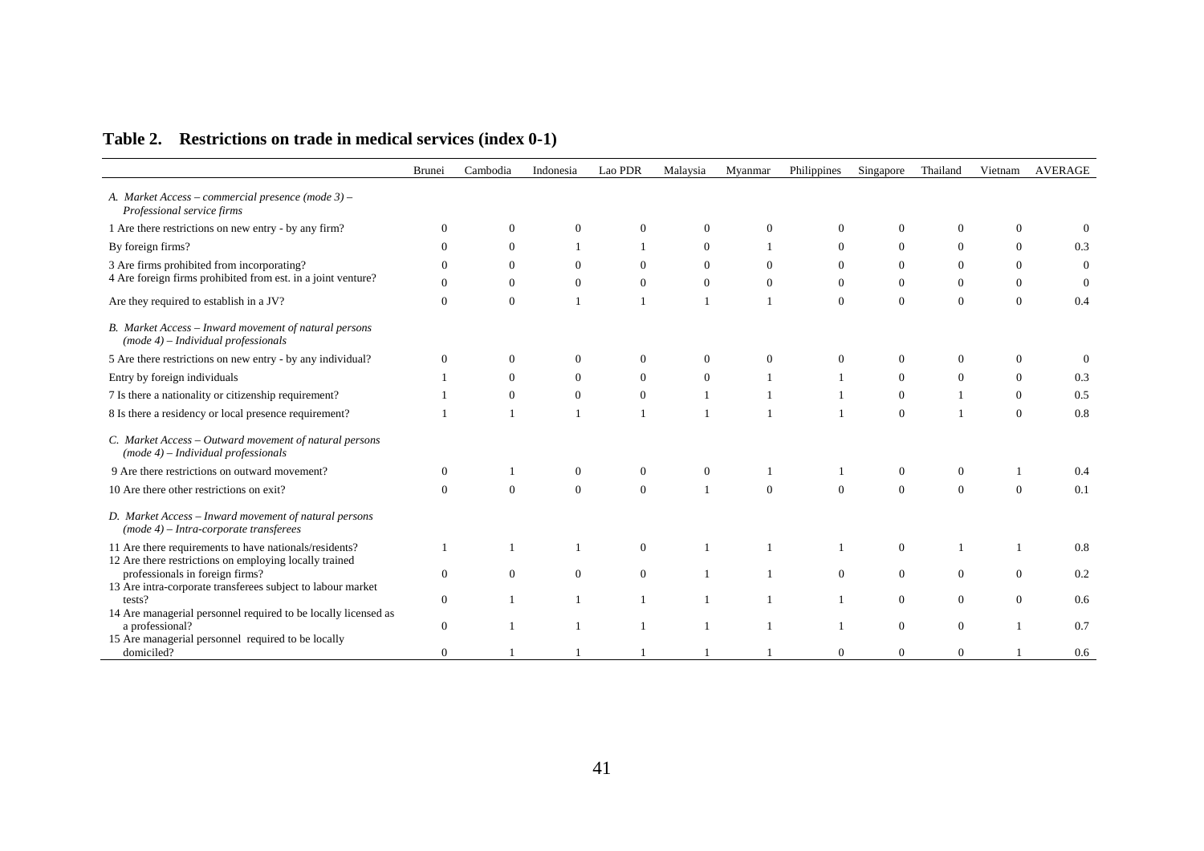## Table 2. Restrictions on trade in medical services (index 0-1)

| | Brunei | Cambodia | Indonesia | Lao PDR | Malaysia | Myanmar | Philippines | Singapore | Thailand | Vietnam | AVERAGE |
|---|---|---|---|---|---|---|---|---|---|---|---|
| *A. Market Access – commercial presence (mode 3) – Professional service firms* | | | | | | | | | | | |
| 1 Are there restrictions on new entry - by any firm? | 0 | 0 | 0 | 0 | 0 | 0 | 0 | 0 | 0 | 0 | 0 |
| By foreign firms? | 0 | 0 | 1 | 1 | 0 | 1 | 0 | 0 | 0 | 0 | 0.3 |
| 3 Are firms prohibited from incorporating? | 0 | 0 | 0 | 0 | 0 | 0 | 0 | 0 | 0 | 0 | 0 |
| 4 Are foreign firms prohibited from est. in a joint venture? | 0 | 0 | 0 | 0 | 0 | 0 | 0 | 0 | 0 | 0 | 0 |
| Are they required to establish in a JV? | 0 | 0 | 1 | 1 | 1 | 1 | 0 | 0 | 0 | 0 | 0.4 |
| *B. Market Access – Inward movement of natural persons (mode 4) – Individual professionals* | | | | | | | | | | | |
| 5 Are there restrictions on new entry - by any individual? | 0 | 0 | 0 | 0 | 0 | 0 | 0 | 0 | 0 | 0 | 0 |
| Entry by foreign individuals | 1 | 0 | 0 | 0 | 0 | 1 | 1 | 0 | 0 | 0 | 0.3 |
| 7 Is there a nationality or citizenship requirement? | 1 | 0 | 0 | 0 | 1 | 1 | 1 | 0 | 1 | 0 | 0.5 |
| 8 Is there a residency or local presence requirement? | 1 | 1 | 1 | 1 | 1 | 1 | 1 | 0 | 1 | 0 | 0.8 |
| *C. Market Access – Outward movement of natural persons (mode 4) – Individual professionals* | | | | | | | | | | | |
| 9 Are there restrictions on outward movement? | 0 | 1 | 0 | 0 | 0 | 1 | 1 | 0 | 0 | 1 | 0.4 |
| 10 Are there other restrictions on exit? | 0 | 0 | 0 | 0 | 1 | 0 | 0 | 0 | 0 | 0 | 0.1 |
| *D. Market Access – Inward movement of natural persons (mode 4) – Intra-corporate transferees* | | | | | | | | | | | |
| 11 Are there requirements to have nationals/residents? | 1 | 1 | 1 | 0 | 1 | 1 | 1 | 0 | 1 | 1 | 0.8 |
| 12 Are there restrictions on employing locally trained professionals in foreign firms? | 0 | 0 | 0 | 0 | 1 | 1 | 0 | 0 | 0 | 0 | 0.2 |
| 13 Are intra-corporate transferees subject to labour market tests? | 0 | 1 | 1 | 1 | 1 | 1 | 1 | 0 | 0 | 0 | 0.6 |
| 14 Are managerial personnel required to be locally licensed as a professional? | 0 | 1 | 1 | 1 | 1 | 1 | 1 | 0 | 0 | 1 | 0.7 |
| 15 Are managerial personnel required to be locally domiciled? | 0 | 1 | 1 | 1 | 1 | 1 | 0 | 0 | 0 | 1 | 0.6 |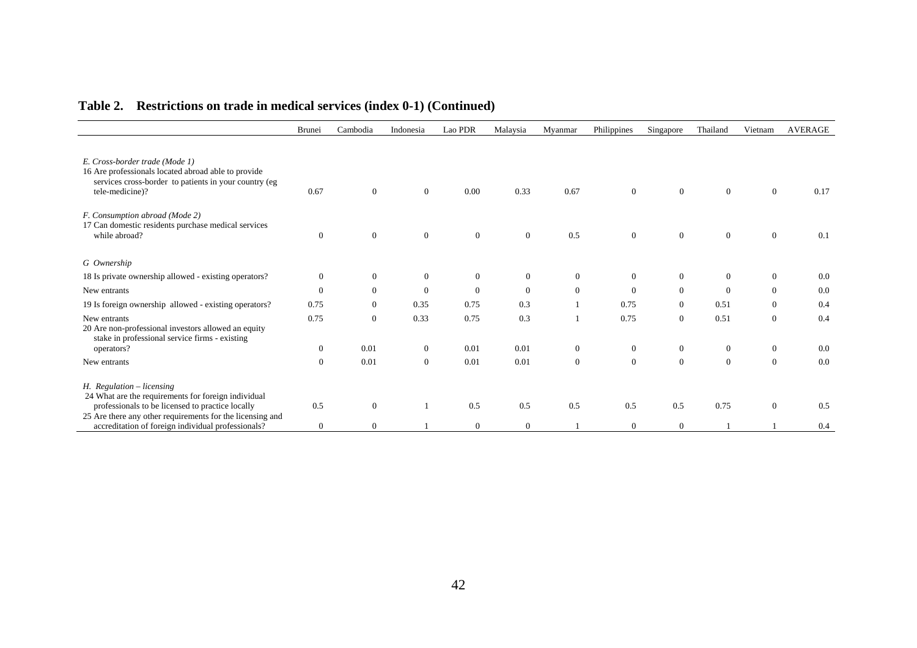**Table 2. Restrictions on trade in medical services (index 0-1) (Continued)**

| | Brunei | Cambodia | Indonesia | Lao PDR | Malaysia | Myanmar | Philippines | Singapore | Thailand | Vietnam | AVERAGE |
|---|---|---|---|---|---|---|---|---|---|---|---|
| *E. Cross-border trade (Mode 1)* | | | | | | | | | | | |
| 16 Are professionals located abroad able to provide services cross-border to patients in your country (eg tele-medicine)? | 0.67 | 0 | 0 | 0.00 | 0.33 | 0.67 | 0 | 0 | 0 | 0 | 0.17 |
| *F. Consumption abroad (Mode 2)* | | | | | | | | | | | |
| 17 Can domestic residents purchase medical services while abroad? | 0 | 0 | 0 | 0 | 0 | 0.5 | 0 | 0 | 0 | 0 | 0.1 |
| *G Ownership* | | | | | | | | | | | |
| 18 Is private ownership allowed - existing operators? | 0 | 0 | 0 | 0 | 0 | 0 | 0 | 0 | 0 | 0 | 0.0 |
| New entrants | 0 | 0 | 0 | 0 | 0 | 0 | 0 | 0 | 0 | 0 | 0.0 |
| 19 Is foreign ownership allowed - existing operators? | 0.75 | 0 | 0.35 | 0.75 | 0.3 | 1 | 0.75 | 0 | 0.51 | 0 | 0.4 |
| New entrants | 0.75 | 0 | 0.33 | 0.75 | 0.3 | 1 | 0.75 | 0 | 0.51 | 0 | 0.4 |
| 20 Are non-professional investors allowed an equity stake in professional service firms - existing operators? | 0 | 0.01 | 0 | 0.01 | 0.01 | 0 | 0 | 0 | 0 | 0 | 0.0 |
| New entrants | 0 | 0.01 | 0 | 0.01 | 0.01 | 0 | 0 | 0 | 0 | 0 | 0.0 |
| *H. Regulation – licensing* | | | | | | | | | | | |
| 24 What are the requirements for foreign individual professionals to be licensed to practice locally | 0.5 | 0 | 1 | 0.5 | 0.5 | 0.5 | 0.5 | 0.5 | 0.75 | 0 | 0.5 |
| 25 Are there any other requirements for the licensing and accreditation of foreign individual professionals? | 0 | 0 | 1 | 0 | 0 | 1 | 0 | 0 | 1 | 1 | 0.4 |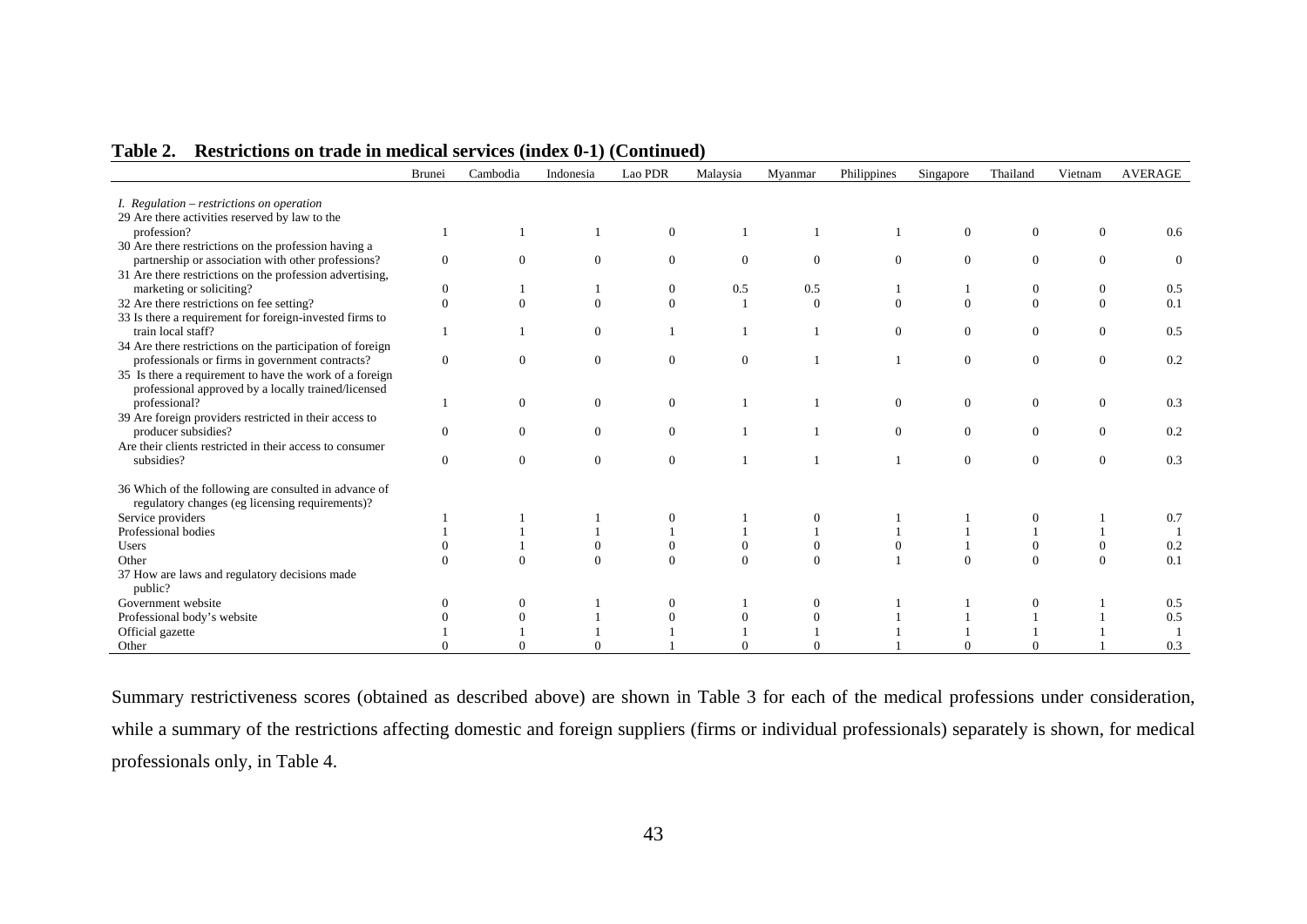**Table 2. Restrictions on trade in medical services (index 0-1) (Continued)**

| | Brunei | Cambodia | Indonesia | Lao PDR | Malaysia | Myanmar | Philippines | Singapore | Thailand | Vietnam | AVERAGE |
|---|---|---|---|---|---|---|---|---|---|---|---|
| *I. Regulation – restrictions on operation* | | | | | | | | | | | |
| 29 Are there activities reserved by law to the profession? | 1 | 1 | 1 | 0 | 1 | 1 | 1 | 0 | 0 | 0 | 0.6 |
| 30 Are there restrictions on the profession having a partnership or association with other professions? | 0 | 0 | 0 | 0 | 0 | 0 | 0 | 0 | 0 | 0 | 0 |
| 31 Are there restrictions on the profession advertising, marketing or soliciting? | 0 | 1 | 1 | 0 | 0.5 | 0.5 | 1 | 1 | 0 | 0 | 0.5 |
| 32 Are there restrictions on fee setting? | 0 | 0 | 0 | 0 | 1 | 0 | 0 | 0 | 0 | 0 | 0.1 |
| 33 Is there a requirement for foreign-invested firms to train local staff? | 1 | 1 | 0 | 1 | 1 | 1 | 0 | 0 | 0 | 0 | 0.5 |
| 34 Are there restrictions on the participation of foreign professionals or firms in government contracts? | 0 | 0 | 0 | 0 | 0 | 1 | 1 | 0 | 0 | 0 | 0.2 |
| 35 Is there a requirement to have the work of a foreign professional approved by a locally trained/licensed professional? | 1 | 0 | 0 | 0 | 1 | 1 | 0 | 0 | 0 | 0 | 0.3 |
| 39 Are foreign providers restricted in their access to producer subsidies? | 0 | 0 | 0 | 0 | 1 | 1 | 0 | 0 | 0 | 0 | 0.2 |
| Are their clients restricted in their access to consumer subsidies? | 0 | 0 | 0 | 0 | 1 | 1 | 1 | 0 | 0 | 0 | 0.3 |
| 36 Which of the following are consulted in advance of regulatory changes (eg licensing requirements)? | | | | | | | | | | | |
| Service providers | 1 | 1 | 1 | 0 | 1 | 0 | 1 | 1 | 0 | 1 | 0.7 |
| Professional bodies | 1 | 1 | 1 | 1 | 1 | 1 | 1 | 1 | 1 | 1 | 1 |
| Users | 0 | 1 | 0 | 0 | 0 | 0 | 0 | 1 | 0 | 0 | 0.2 |
| Other | 0 | 0 | 0 | 0 | 0 | 0 | 1 | 0 | 0 | 0 | 0.1 |
| 37 How are laws and regulatory decisions made public? | | | | | | | | | | | |
| Government website | 0 | 0 | 1 | 0 | 1 | 0 | 1 | 1 | 0 | 1 | 0.5 |
| Professional body's website | 0 | 0 | 1 | 0 | 0 | 0 | 1 | 1 | 1 | 1 | 0.5 |
| Official gazette | 1 | 1 | 1 | 1 | 1 | 1 | 1 | 1 | 1 | 1 | 1 |
| Other | 0 | 0 | 0 | 1 | 0 | 0 | 1 | 0 | 0 | 1 | 0.3 |

Summary restrictiveness scores (obtained as described above) are shown in Table 3 for each of the medical professions under consideration, while a summary of the restrictions affecting domestic and foreign suppliers (firms or individual professionals) separately is shown, for medical professionals only, in Table 4.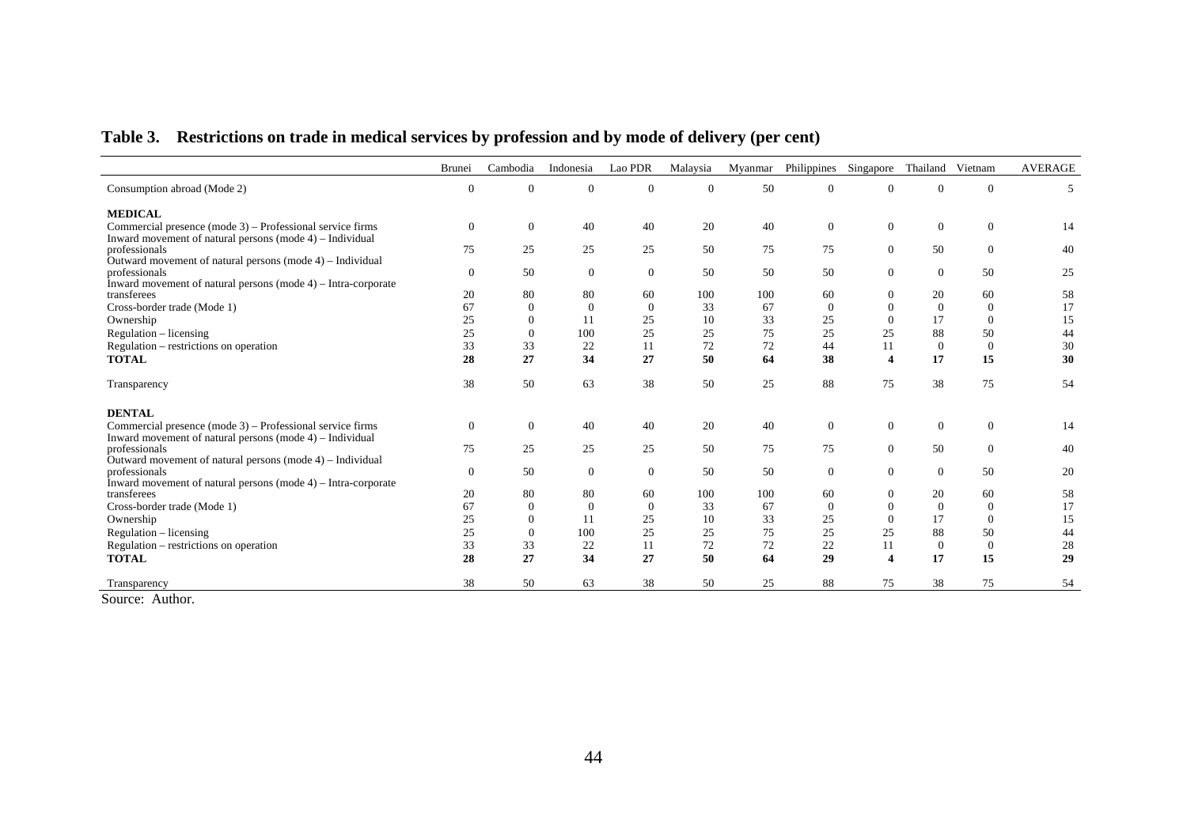## Table 3. Restrictions on trade in medical services by profession and by mode of delivery (per cent)

| | Brunei | Cambodia | Indonesia | Lao PDR | Malaysia | Myanmar | Philippines | Singapore | Thailand | Vietnam | AVERAGE |
|---|---|---|---|---|---|---|---|---|---|---|---|
| Consumption abroad (Mode 2) | 0 | 0 | 0 | 0 | 0 | 50 | 0 | 0 | 0 | 0 | 5 |
| **MEDICAL** | | | | | | | | | | | |
| Commercial presence (mode 3) – Professional service firms | 0 | 0 | 40 | 40 | 20 | 40 | 0 | 0 | 0 | 0 | 14 |
| Inward movement of natural persons (mode 4) – Individual professionals | 75 | 25 | 25 | 25 | 50 | 75 | 75 | 0 | 50 | 0 | 40 |
| Outward movement of natural persons (mode 4) – Individual professionals | 0 | 50 | 0 | 0 | 50 | 50 | 50 | 0 | 0 | 50 | 25 |
| Inward movement of natural persons (mode 4) – Intra-corporate transferees | 20 | 80 | 80 | 60 | 100 | 100 | 60 | 0 | 20 | 60 | 58 |
| Cross-border trade (Mode 1) | 67 | 0 | 0 | 0 | 33 | 67 | 0 | 0 | 0 | 0 | 17 |
| Ownership | 25 | 0 | 11 | 25 | 10 | 33 | 25 | 0 | 17 | 0 | 15 |
| Regulation – licensing | 25 | 0 | 100 | 25 | 25 | 75 | 25 | 25 | 88 | 50 | 44 |
| Regulation – restrictions on operation | 33 | 33 | 22 | 11 | 72 | 72 | 44 | 11 | 0 | 0 | 30 |
| **TOTAL** | **28** | **27** | **34** | **27** | **50** | **64** | **38** | **4** | **17** | **15** | **30** |
| Transparency | 38 | 50 | 63 | 38 | 50 | 25 | 88 | 75 | 38 | 75 | 54 |
| **DENTAL** | | | | | | | | | | | |
| Commercial presence (mode 3) – Professional service firms | 0 | 0 | 40 | 40 | 20 | 40 | 0 | 0 | 0 | 0 | 14 |
| Inward movement of natural persons (mode 4) – Individual professionals | 75 | 25 | 25 | 25 | 50 | 75 | 75 | 0 | 50 | 0 | 40 |
| Outward movement of natural persons (mode 4) – Individual professionals | 0 | 50 | 0 | 0 | 50 | 50 | 0 | 0 | 0 | 50 | 20 |
| Inward movement of natural persons (mode 4) – Intra-corporate transferees | 20 | 80 | 80 | 60 | 100 | 100 | 60 | 0 | 20 | 60 | 58 |
| Cross-border trade (Mode 1) | 67 | 0 | 0 | 0 | 33 | 67 | 0 | 0 | 0 | 0 | 17 |
| Ownership | 25 | 0 | 11 | 25 | 10 | 33 | 25 | 0 | 17 | 0 | 15 |
| Regulation – licensing | 25 | 0 | 100 | 25 | 25 | 75 | 25 | 25 | 88 | 50 | 44 |
| Regulation – restrictions on operation | 33 | 33 | 22 | 11 | 72 | 72 | 22 | 11 | 0 | 0 | 28 |
| **TOTAL** | **28** | **27** | **34** | **27** | **50** | **64** | **29** | **4** | **17** | **15** | **29** |
| Transparency | 38 | 50 | 63 | 38 | 50 | 25 | 88 | 75 | 38 | 75 | 54 |

Source: Author.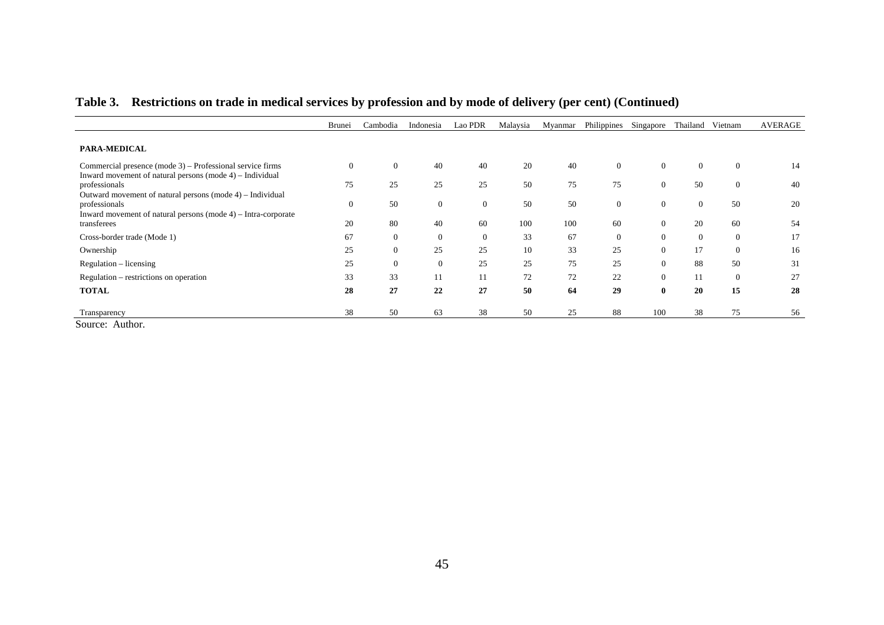**Table 3. Restrictions on trade in medical services by profession and by mode of delivery (per cent) (Continued)**

| | Brunei | Cambodia | Indonesia | Lao PDR | Malaysia | Myanmar | Philippines | Singapore | Thailand | Vietnam | AVERAGE |
|---|---|---|---|---|---|---|---|---|---|---|---|
| **PARA-MEDICAL** | | | | | | | | | | | |
| Commercial presence (mode 3) – Professional service firms | 0 | 0 | 40 | 40 | 20 | 40 | 0 | 0 | 0 | 0 | 14 |
| Inward movement of natural persons (mode 4) – Individual professionals | 75 | 25 | 25 | 25 | 50 | 75 | 75 | 0 | 50 | 0 | 40 |
| Outward movement of natural persons (mode 4) – Individual professionals | 0 | 50 | 0 | 0 | 50 | 50 | 0 | 0 | 0 | 50 | 20 |
| Inward movement of natural persons (mode 4) – Intra-corporate transferees | 20 | 80 | 40 | 60 | 100 | 100 | 60 | 0 | 20 | 60 | 54 |
| Cross-border trade (Mode 1) | 67 | 0 | 0 | 0 | 33 | 67 | 0 | 0 | 0 | 0 | 17 |
| Ownership | 25 | 0 | 25 | 25 | 10 | 33 | 25 | 0 | 17 | 0 | 16 |
| Regulation – licensing | 25 | 0 | 0 | 25 | 25 | 75 | 25 | 0 | 88 | 50 | 31 |
| Regulation – restrictions on operation | 33 | 33 | 11 | 11 | 72 | 72 | 22 | 0 | 11 | 0 | 27 |
| **TOTAL** | **28** | **27** | **22** | **27** | **50** | **64** | **29** | **0** | **20** | **15** | **28** |
| Transparency | 38 | 50 | 63 | 38 | 50 | 25 | 88 | 100 | 38 | 75 | 56 |

Source: Author.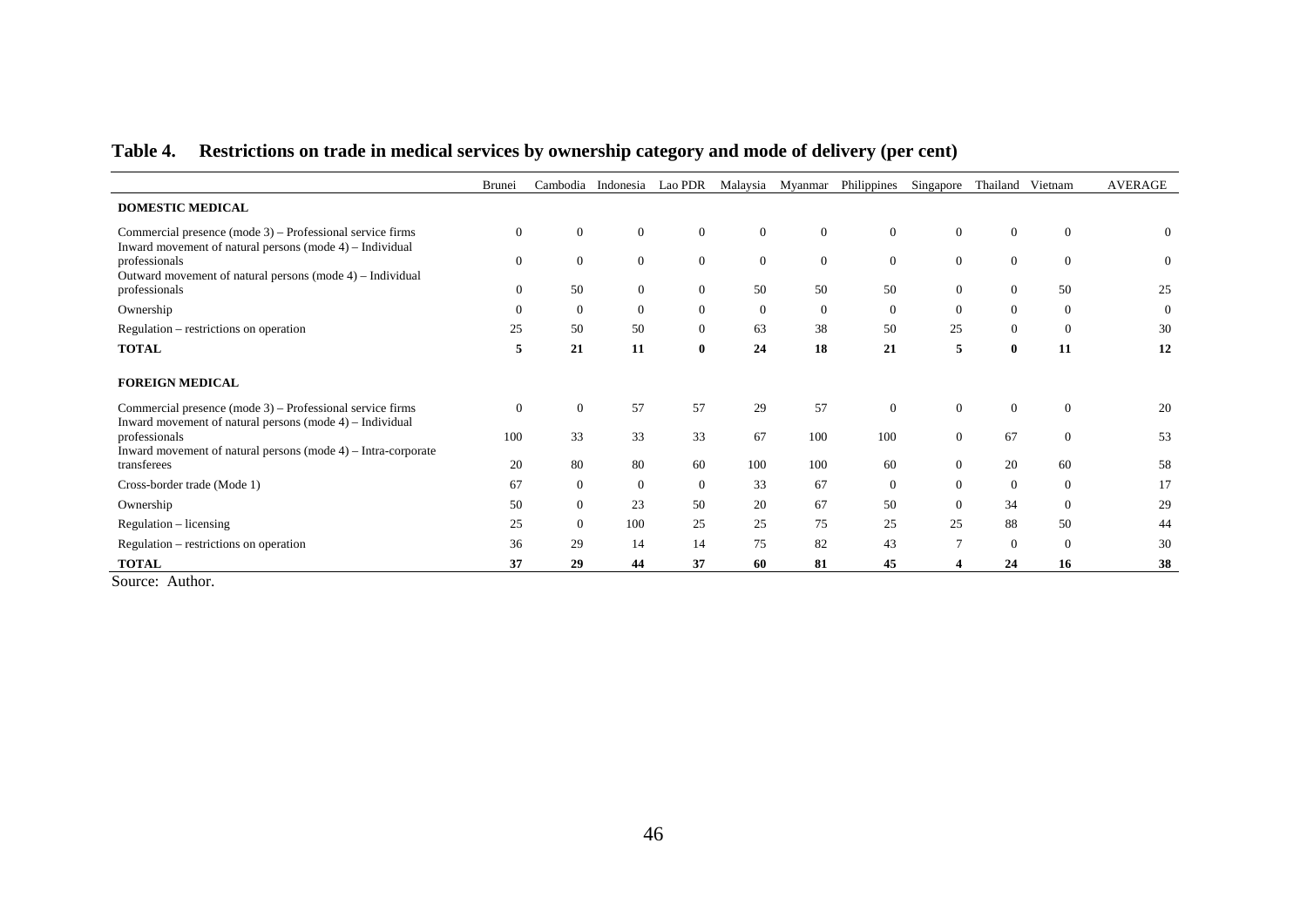**Table 4. Restrictions on trade in medical services by ownership category and mode of delivery (per cent)**

| | Brunei | Cambodia | Indonesia | Lao PDR | Malaysia | Myanmar | Philippines | Singapore | Thailand | Vietnam | AVERAGE |
|---|---|---|---|---|---|---|---|---|---|---|---|
| **DOMESTIC MEDICAL** | | | | | | | | | | | |
| Commercial presence (mode 3) – Professional service firms | 0 | 0 | 0 | 0 | 0 | 0 | 0 | 0 | 0 | 0 | 0 |
| Inward movement of natural persons (mode 4) – Individual professionals | 0 | 0 | 0 | 0 | 0 | 0 | 0 | 0 | 0 | 0 | 0 |
| Outward movement of natural persons (mode 4) – Individual professionals | 0 | 50 | 0 | 0 | 50 | 50 | 50 | 0 | 0 | 50 | 25 |
| Ownership | 0 | 0 | 0 | 0 | 0 | 0 | 0 | 0 | 0 | 0 | 0 |
| Regulation – restrictions on operation | 25 | 50 | 50 | 0 | 63 | 38 | 50 | 25 | 0 | 0 | 30 |
| **TOTAL** | **5** | **21** | **11** | **0** | **24** | **18** | **21** | **5** | **0** | **11** | **12** |
| **FOREIGN MEDICAL** | | | | | | | | | | | |
| Commercial presence (mode 3) – Professional service firms | 0 | 0 | 57 | 57 | 29 | 57 | 0 | 0 | 0 | 0 | 20 |
| Inward movement of natural persons (mode 4) – Individual professionals | 100 | 33 | 33 | 33 | 67 | 100 | 100 | 0 | 67 | 0 | 53 |
| Inward movement of natural persons (mode 4) – Intra-corporate transferees | 20 | 80 | 80 | 60 | 100 | 100 | 60 | 0 | 20 | 60 | 58 |
| Cross-border trade (Mode 1) | 67 | 0 | 0 | 0 | 33 | 67 | 0 | 0 | 0 | 0 | 17 |
| Ownership | 50 | 0 | 23 | 50 | 20 | 67 | 50 | 0 | 34 | 0 | 29 |
| Regulation – licensing | 25 | 0 | 100 | 25 | 25 | 75 | 25 | 25 | 88 | 50 | 44 |
| Regulation – restrictions on operation | 36 | 29 | 14 | 14 | 75 | 82 | 43 | 7 | 0 | 0 | 30 |
| **TOTAL** | **37** | **29** | **44** | **37** | **60** | **81** | **45** | **4** | **24** | **16** | **38** |

Source: Author.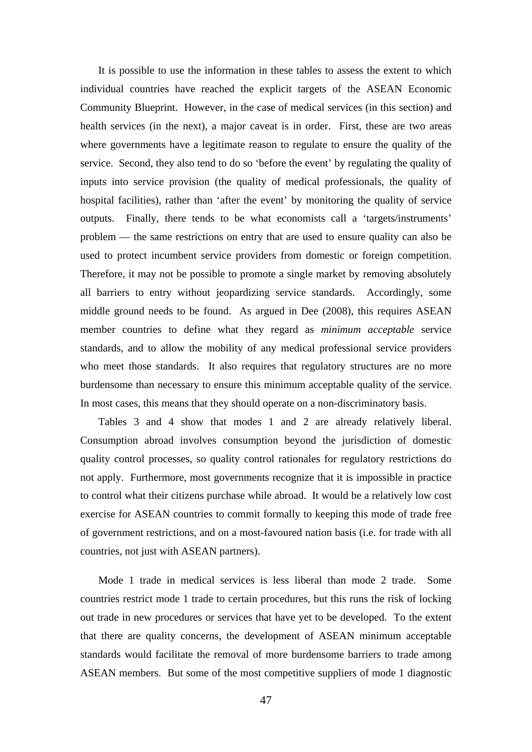It is possible to use the information in these tables to assess the extent to which individual countries have reached the explicit targets of the ASEAN Economic Community Blueprint. However, in the case of medical services (in this section) and health services (in the next), a major caveat is in order. First, these are two areas where governments have a legitimate reason to regulate to ensure the quality of the service. Second, they also tend to do so 'before the event' by regulating the quality of inputs into service provision (the quality of medical professionals, the quality of hospital facilities), rather than 'after the event' by monitoring the quality of service outputs. Finally, there tends to be what economists call a 'targets/instruments' problem — the same restrictions on entry that are used to ensure quality can also be used to protect incumbent service providers from domestic or foreign competition. Therefore, it may not be possible to promote a single market by removing absolutely all barriers to entry without jeopardizing service standards. Accordingly, some middle ground needs to be found. As argued in Dee (2008), this requires ASEAN member countries to define what they regard as *minimum acceptable* service standards, and to allow the mobility of any medical professional service providers who meet those standards. It also requires that regulatory structures are no more burdensome than necessary to ensure this minimum acceptable quality of the service. In most cases, this means that they should operate on a non-discriminatory basis.

Tables 3 and 4 show that modes 1 and 2 are already relatively liberal. Consumption abroad involves consumption beyond the jurisdiction of domestic quality control processes, so quality control rationales for regulatory restrictions do not apply. Furthermore, most governments recognize that it is impossible in practice to control what their citizens purchase while abroad. It would be a relatively low cost exercise for ASEAN countries to commit formally to keeping this mode of trade free of government restrictions, and on a most-favoured nation basis (i.e. for trade with all countries, not just with ASEAN partners).

Mode 1 trade in medical services is less liberal than mode 2 trade. Some countries restrict mode 1 trade to certain procedures, but this runs the risk of locking out trade in new procedures or services that have yet to be developed. To the extent that there are quality concerns, the development of ASEAN minimum acceptable standards would facilitate the removal of more burdensome barriers to trade among ASEAN members. But some of the most competitive suppliers of mode 1 diagnostic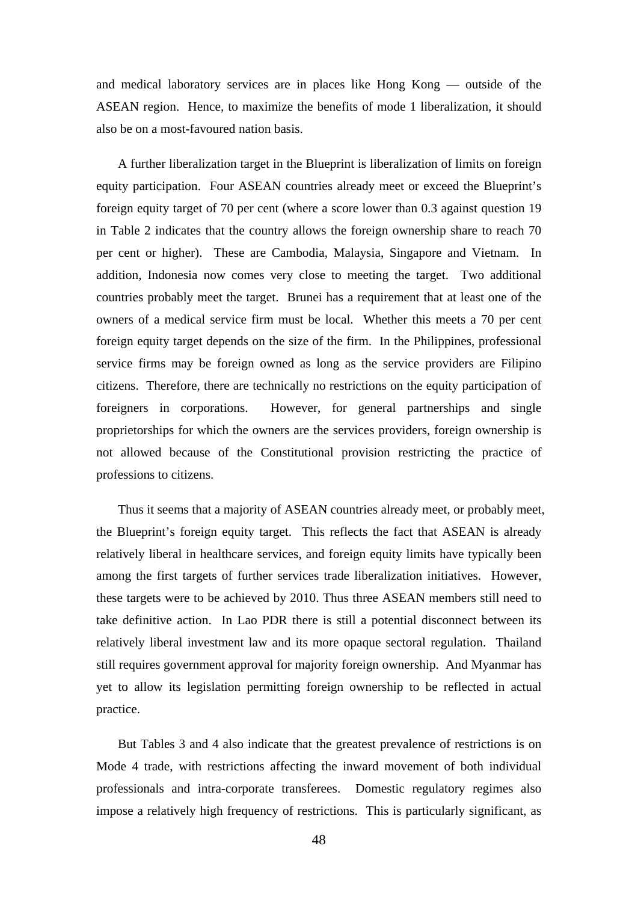and medical laboratory services are in places like Hong Kong — outside of the ASEAN region. Hence, to maximize the benefits of mode 1 liberalization, it should also be on a most-favoured nation basis.

A further liberalization target in the Blueprint is liberalization of limits on foreign equity participation. Four ASEAN countries already meet or exceed the Blueprint's foreign equity target of 70 per cent (where a score lower than 0.3 against question 19 in Table 2 indicates that the country allows the foreign ownership share to reach 70 per cent or higher). These are Cambodia, Malaysia, Singapore and Vietnam. In addition, Indonesia now comes very close to meeting the target. Two additional countries probably meet the target. Brunei has a requirement that at least one of the owners of a medical service firm must be local. Whether this meets a 70 per cent foreign equity target depends on the size of the firm. In the Philippines, professional service firms may be foreign owned as long as the service providers are Filipino citizens. Therefore, there are technically no restrictions on the equity participation of foreigners in corporations. However, for general partnerships and single proprietorships for which the owners are the services providers, foreign ownership is not allowed because of the Constitutional provision restricting the practice of professions to citizens.

Thus it seems that a majority of ASEAN countries already meet, or probably meet, the Blueprint's foreign equity target. This reflects the fact that ASEAN is already relatively liberal in healthcare services, and foreign equity limits have typically been among the first targets of further services trade liberalization initiatives. However, these targets were to be achieved by 2010. Thus three ASEAN members still need to take definitive action. In Lao PDR there is still a potential disconnect between its relatively liberal investment law and its more opaque sectoral regulation. Thailand still requires government approval for majority foreign ownership. And Myanmar has yet to allow its legislation permitting foreign ownership to be reflected in actual practice.

But Tables 3 and 4 also indicate that the greatest prevalence of restrictions is on Mode 4 trade, with restrictions affecting the inward movement of both individual professionals and intra-corporate transferees. Domestic regulatory regimes also impose a relatively high frequency of restrictions. This is particularly significant, as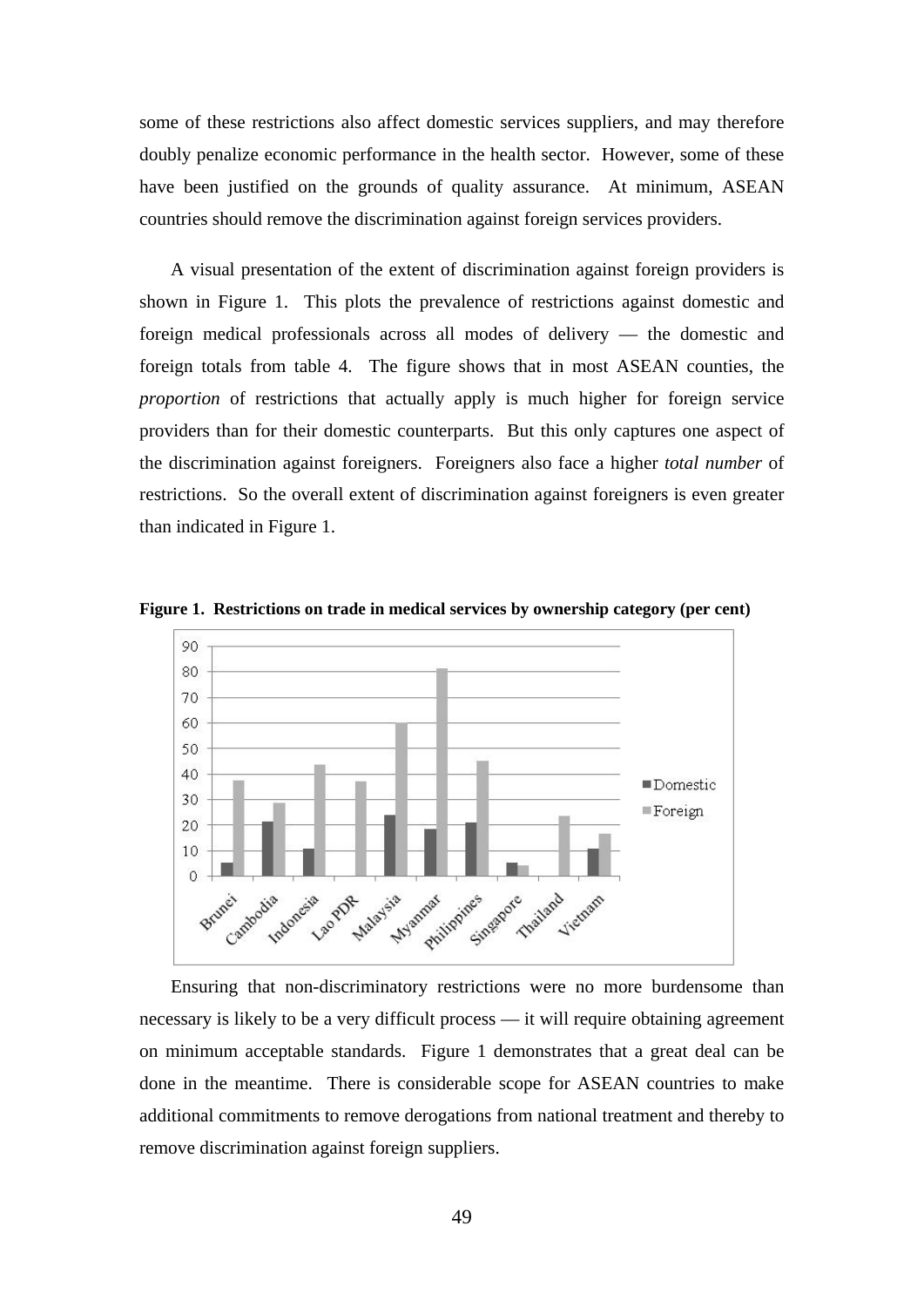some of these restrictions also affect domestic services suppliers, and may therefore doubly penalize economic performance in the health sector. However, some of these have been justified on the grounds of quality assurance. At minimum, ASEAN countries should remove the discrimination against foreign services providers.

A visual presentation of the extent of discrimination against foreign providers is shown in Figure 1. This plots the prevalence of restrictions against domestic and foreign medical professionals across all modes of delivery — the domestic and foreign totals from table 4. The figure shows that in most ASEAN counties, the *proportion* of restrictions that actually apply is much higher for foreign service providers than for their domestic counterparts. But this only captures one aspect of the discrimination against foreigners. Foreigners also face a higher *total number* of restrictions. So the overall extent of discrimination against foreigners is even greater than indicated in Figure 1.

**Figure 1. Restrictions on trade in medical services by ownership category (per cent)**

Ensuring that non-discriminatory restrictions were no more burdensome than necessary is likely to be a very difficult process — it will require obtaining agreement on minimum acceptable standards. Figure 1 demonstrates that a great deal can be done in the meantime. There is considerable scope for ASEAN countries to make additional commitments to remove derogations from national treatment and thereby to remove discrimination against foreign suppliers.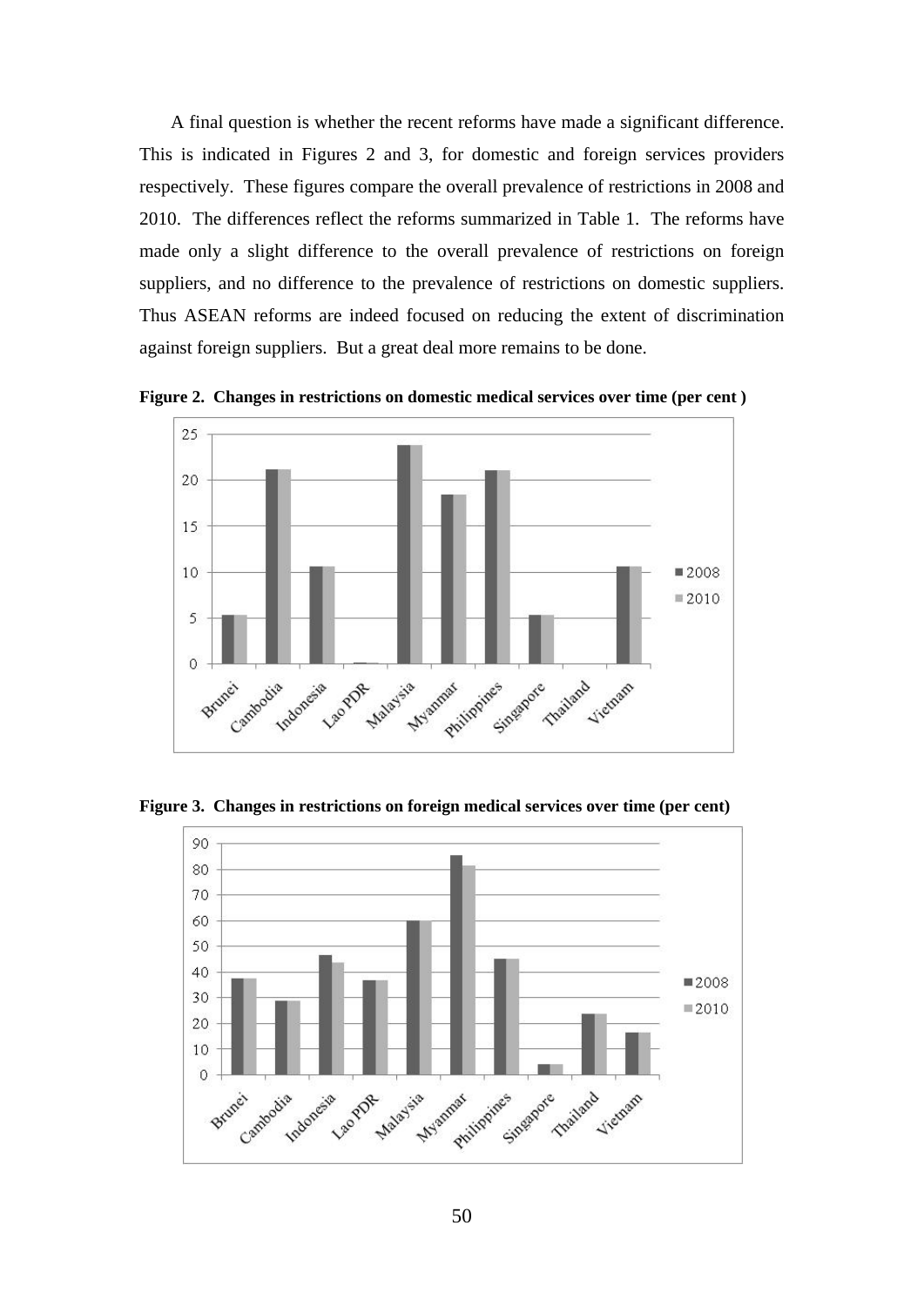A final question is whether the recent reforms have made a significant difference. This is indicated in Figures 2 and 3, for domestic and foreign services providers respectively. These figures compare the overall prevalence of restrictions in 2008 and 2010. The differences reflect the reforms summarized in Table 1. The reforms have made only a slight difference to the overall prevalence of restrictions on foreign suppliers, and no difference to the prevalence of restrictions on domestic suppliers. Thus ASEAN reforms are indeed focused on reducing the extent of discrimination against foreign suppliers. But a great deal more remains to be done.

**Figure 2. Changes in restrictions on domestic medical services over time (per cent )**

**Figure 3. Changes in restrictions on foreign medical services over time (per cent)**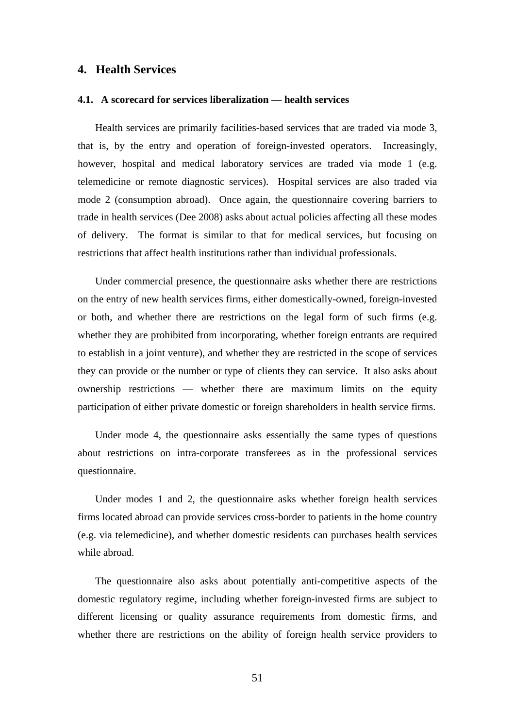# 4. Health Services

## 4.1. A scorecard for services liberalization — health services

Health services are primarily facilities-based services that are traded via mode 3, that is, by the entry and operation of foreign-invested operators. Increasingly, however, hospital and medical laboratory services are traded via mode 1 (e.g. telemedicine or remote diagnostic services). Hospital services are also traded via mode 2 (consumption abroad). Once again, the questionnaire covering barriers to trade in health services (Dee 2008) asks about actual policies affecting all these modes of delivery. The format is similar to that for medical services, but focusing on restrictions that affect health institutions rather than individual professionals.

Under commercial presence, the questionnaire asks whether there are restrictions on the entry of new health services firms, either domestically-owned, foreign-invested or both, and whether there are restrictions on the legal form of such firms (e.g. whether they are prohibited from incorporating, whether foreign entrants are required to establish in a joint venture), and whether they are restricted in the scope of services they can provide or the number or type of clients they can service. It also asks about ownership restrictions — whether there are maximum limits on the equity participation of either private domestic or foreign shareholders in health service firms.

Under mode 4, the questionnaire asks essentially the same types of questions about restrictions on intra-corporate transferees as in the professional services questionnaire.

Under modes 1 and 2, the questionnaire asks whether foreign health services firms located abroad can provide services cross-border to patients in the home country (e.g. via telemedicine), and whether domestic residents can purchases health services while abroad.

The questionnaire also asks about potentially anti-competitive aspects of the domestic regulatory regime, including whether foreign-invested firms are subject to different licensing or quality assurance requirements from domestic firms, and whether there are restrictions on the ability of foreign health service providers to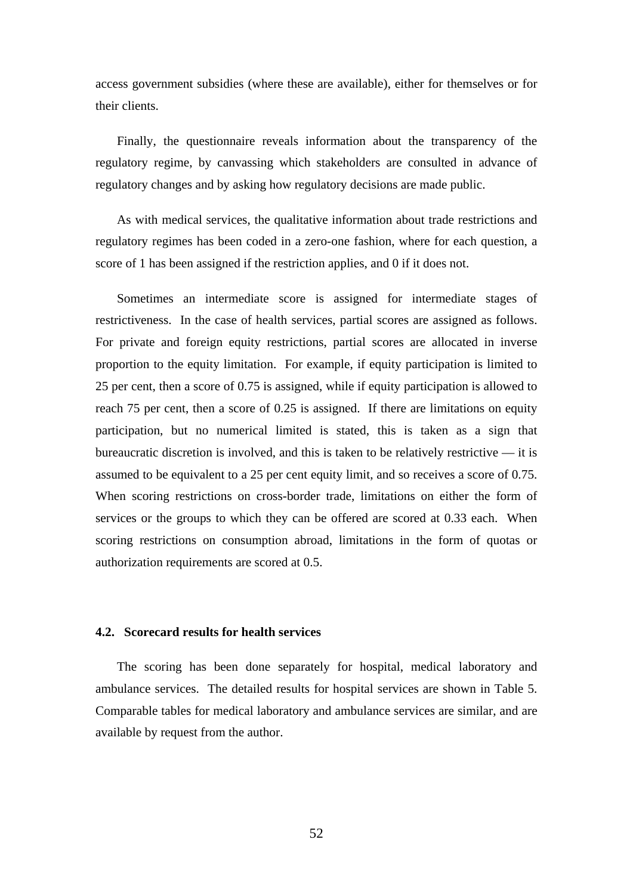access government subsidies (where these are available), either for themselves or for their clients.

Finally, the questionnaire reveals information about the transparency of the regulatory regime, by canvassing which stakeholders are consulted in advance of regulatory changes and by asking how regulatory decisions are made public.

As with medical services, the qualitative information about trade restrictions and regulatory regimes has been coded in a zero-one fashion, where for each question, a score of 1 has been assigned if the restriction applies, and 0 if it does not.

Sometimes an intermediate score is assigned for intermediate stages of restrictiveness. In the case of health services, partial scores are assigned as follows. For private and foreign equity restrictions, partial scores are allocated in inverse proportion to the equity limitation. For example, if equity participation is limited to 25 per cent, then a score of 0.75 is assigned, while if equity participation is allowed to reach 75 per cent, then a score of 0.25 is assigned. If there are limitations on equity participation, but no numerical limited is stated, this is taken as a sign that bureaucratic discretion is involved, and this is taken to be relatively restrictive — it is assumed to be equivalent to a 25 per cent equity limit, and so receives a score of 0.75. When scoring restrictions on cross-border trade, limitations on either the form of services or the groups to which they can be offered are scored at 0.33 each. When scoring restrictions on consumption abroad, limitations in the form of quotas or authorization requirements are scored at 0.5.

### 4.2. Scorecard results for health services

The scoring has been done separately for hospital, medical laboratory and ambulance services. The detailed results for hospital services are shown in Table 5. Comparable tables for medical laboratory and ambulance services are similar, and are available by request from the author.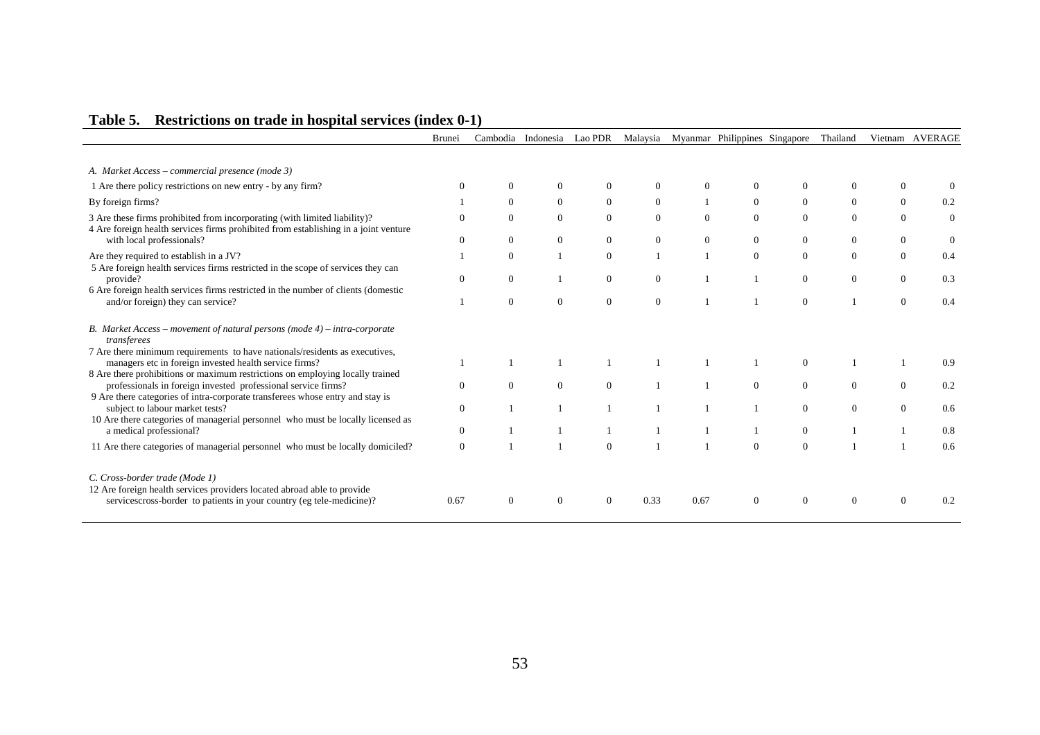## Table 5. Restrictions on trade in hospital services (index 0-1)

| | Brunei | Cambodia | Indonesia | Lao PDR | Malaysia | Myanmar | Philippines | Singapore | Thailand | Vietnam | AVERAGE |
|---|---|---|---|---|---|---|---|---|---|---|---|
| *A. Market Access – commercial presence (mode 3)* | | | | | | | | | | | |
| 1 Are there policy restrictions on new entry - by any firm? | 0 | 0 | 0 | 0 | 0 | 0 | 0 | 0 | 0 | 0 | 0 |
| By foreign firms? | 1 | 0 | 0 | 0 | 0 | 1 | 0 | 0 | 0 | 0 | 0.2 |
| 3 Are these firms prohibited from incorporating (with limited liability)? | 0 | 0 | 0 | 0 | 0 | 0 | 0 | 0 | 0 | 0 | 0 |
| 4 Are foreign health services firms prohibited from establishing in a joint venture with local professionals? | 0 | 0 | 0 | 0 | 0 | 0 | 0 | 0 | 0 | 0 | 0 |
| Are they required to establish in a JV? | 1 | 0 | 1 | 0 | 1 | 1 | 0 | 0 | 0 | 0 | 0.4 |
| 5 Are foreign health services firms restricted in the scope of services they can provide? | 0 | 0 | 1 | 0 | 0 | 1 | 1 | 0 | 0 | 0 | 0.3 |
| 6 Are foreign health services firms restricted in the number of clients (domestic and/or foreign) they can service? | 1 | 0 | 0 | 0 | 0 | 1 | 1 | 0 | 1 | 0 | 0.4 |
| *B. Market Access – movement of natural persons (mode 4) – intra-corporate transferees* | | | | | | | | | | | |
| 7 Are there minimum requirements to have nationals/residents as executives, managers etc in foreign invested health service firms? | 1 | 1 | 1 | 1 | 1 | 1 | 1 | 0 | 1 | 1 | 0.9 |
| 8 Are there prohibitions or maximum restrictions on employing locally trained professionals in foreign invested professional service firms? | 0 | 0 | 0 | 0 | 1 | 1 | 0 | 0 | 0 | 0 | 0.2 |
| 9 Are there categories of intra-corporate transferees whose entry and stay is subject to labour market tests? | 0 | 1 | 1 | 1 | 1 | 1 | 1 | 0 | 0 | 0 | 0.6 |
| 10 Are there categories of managerial personnel who must be locally licensed as a medical professional? | 0 | 1 | 1 | 1 | 1 | 1 | 1 | 0 | 1 | 1 | 0.8 |
| 11 Are there categories of managerial personnel who must be locally domiciled? | 0 | 1 | 1 | 0 | 1 | 1 | 0 | 0 | 1 | 1 | 0.6 |
| *C. Cross-border trade (Mode 1)* | | | | | | | | | | | |
| 12 Are foreign health services providers located abroad able to provide servicescross-border to patients in your country (eg tele-medicine)? | 0.67 | 0 | 0 | 0 | 0.33 | 0.67 | 0 | 0 | 0 | 0 | 0.2 |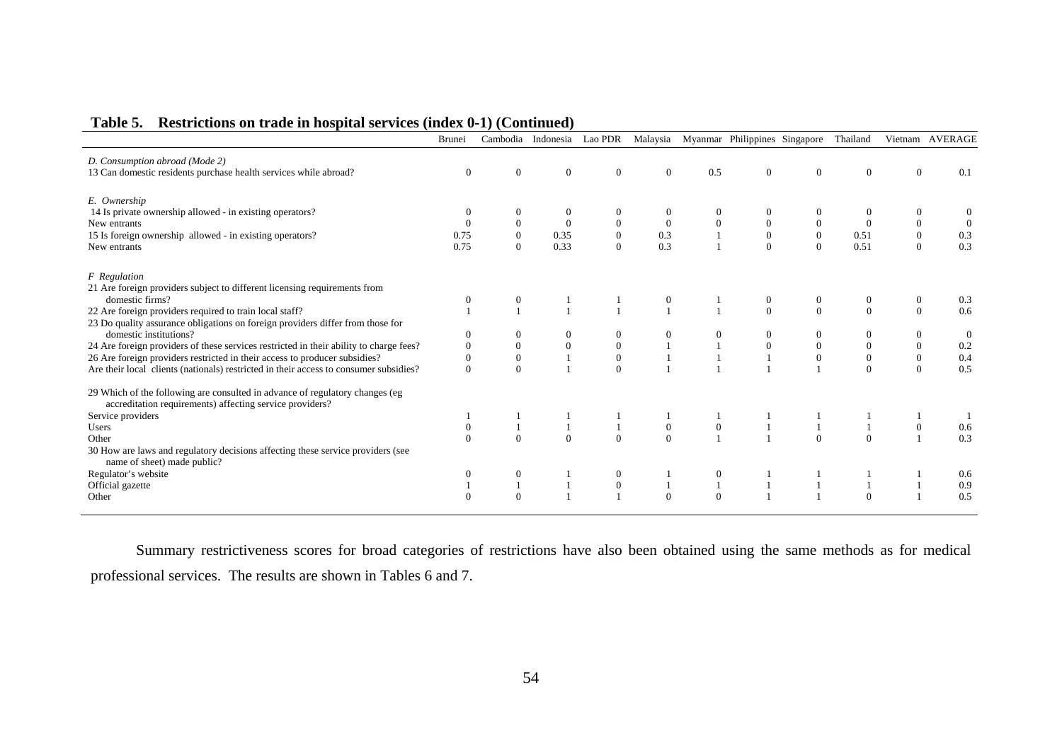**Table 5. Restrictions on trade in hospital services (index 0-1) (Continued)**

| | Brunei | Cambodia | Indonesia | Lao PDR | Malaysia | Myanmar | Philippines | Singapore | Thailand | Vietnam | AVERAGE |
|---|---|---|---|---|---|---|---|---|---|---|---|
| *D. Consumption abroad (Mode 2)* | | | | | | | | | | | |
| 13 Can domestic residents purchase health services while abroad? | 0 | 0 | 0 | 0 | 0 | 0.5 | 0 | 0 | 0 | 0 | 0.1 |
| *E. Ownership* | | | | | | | | | | | |
| 14 Is private ownership allowed - in existing operators? | 0 | 0 | 0 | 0 | 0 | 0 | 0 | 0 | 0 | 0 | 0 |
| New entrants | 0 | 0 | 0 | 0 | 0 | 0 | 0 | 0 | 0 | 0 | 0 |
| 15 Is foreign ownership allowed - in existing operators? | 0.75 | 0 | 0.35 | 0 | 0.3 | 1 | 0 | 0 | 0.51 | 0 | 0.3 |
| New entrants | 0.75 | 0 | 0.33 | 0 | 0.3 | 1 | 0 | 0 | 0.51 | 0 | 0.3 |
| *F Regulation* | | | | | | | | | | | |
| 21 Are foreign providers subject to different licensing requirements from domestic firms? | 0 | 0 | 1 | 1 | 0 | 1 | 0 | 0 | 0 | 0 | 0.3 |
| 22 Are foreign providers required to train local staff? | 1 | 1 | 1 | 1 | 1 | 1 | 0 | 0 | 0 | 0 | 0.6 |
| 23 Do quality assurance obligations on foreign providers differ from those for domestic institutions? | 0 | 0 | 0 | 0 | 0 | 0 | 0 | 0 | 0 | 0 | 0 |
| 24 Are foreign providers of these services restricted in their ability to charge fees? | 0 | 0 | 0 | 0 | 1 | 1 | 0 | 0 | 0 | 0 | 0.2 |
| 26 Are foreign providers restricted in their access to producer subsidies? | 0 | 0 | 1 | 0 | 1 | 1 | 1 | 0 | 0 | 0 | 0.4 |
| Are their local clients (nationals) restricted in their access to consumer subsidies? | 0 | 0 | 1 | 0 | 1 | 1 | 1 | 1 | 0 | 0 | 0.5 |
| 29 Which of the following are consulted in advance of regulatory changes (eg accreditation requirements) affecting service providers? | | | | | | | | | | | |
| Service providers | 1 | 1 | 1 | 1 | 1 | 1 | 1 | 1 | 1 | 1 | 1 |
| Users | 0 | 1 | 1 | 1 | 0 | 0 | 1 | 1 | 1 | 0 | 0.6 |
| Other | 0 | 0 | 0 | 0 | 0 | 1 | 1 | 0 | 0 | 1 | 0.3 |
| 30 How are laws and regulatory decisions affecting these service providers (see name of sheet) made public? | | | | | | | | | | | |
| Regulator's website | 0 | 0 | 1 | 0 | 1 | 0 | 1 | 1 | 1 | 1 | 0.6 |
| Official gazette | 1 | 1 | 1 | 0 | 1 | 1 | 1 | 1 | 1 | 1 | 0.9 |
| Other | 0 | 0 | 1 | 1 | 0 | 0 | 1 | 1 | 0 | 1 | 0.5 |

Summary restrictiveness scores for broad categories of restrictions have also been obtained using the same methods as for medical professional services. The results are shown in Tables 6 and 7.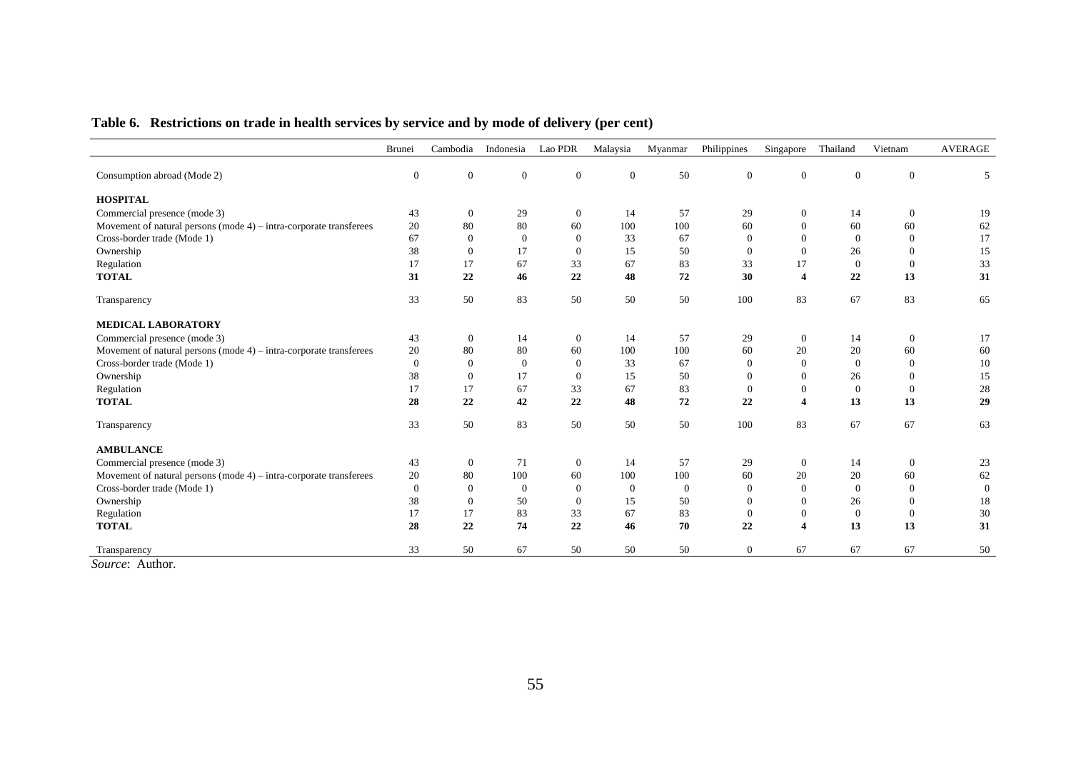**Table 6. Restrictions on trade in health services by service and by mode of delivery (per cent)**

| | Brunei | Cambodia | Indonesia | Lao PDR | Malaysia | Myanmar | Philippines | Singapore | Thailand | Vietnam | AVERAGE |
|---|---|---|---|---|---|---|---|---|---|---|---|
| Consumption abroad (Mode 2) | 0 | 0 | 0 | 0 | 0 | 50 | 0 | 0 | 0 | 0 | 5 |
| **HOSPITAL** | | | | | | | | | | | |
| Commercial presence (mode 3) | 43 | 0 | 29 | 0 | 14 | 57 | 29 | 0 | 14 | 0 | 19 |
| Movement of natural persons (mode 4) – intra-corporate transferees | 20 | 80 | 80 | 60 | 100 | 100 | 60 | 0 | 60 | 60 | 62 |
| Cross-border trade (Mode 1) | 67 | 0 | 0 | 0 | 33 | 67 | 0 | 0 | 0 | 0 | 17 |
| Ownership | 38 | 0 | 17 | 0 | 15 | 50 | 0 | 0 | 26 | 0 | 15 |
| Regulation | 17 | 17 | 67 | 33 | 67 | 83 | 33 | 17 | 0 | 0 | 33 |
| **TOTAL** | **31** | **22** | **46** | **22** | **48** | **72** | **30** | **4** | **22** | **13** | **31** |
| Transparency | 33 | 50 | 83 | 50 | 50 | 50 | 100 | 83 | 67 | 83 | 65 |
| **MEDICAL LABORATORY** | | | | | | | | | | | |
| Commercial presence (mode 3) | 43 | 0 | 14 | 0 | 14 | 57 | 29 | 0 | 14 | 0 | 17 |
| Movement of natural persons (mode 4) – intra-corporate transferees | 20 | 80 | 80 | 60 | 100 | 100 | 60 | 20 | 20 | 60 | 60 |
| Cross-border trade (Mode 1) | 0 | 0 | 0 | 0 | 33 | 67 | 0 | 0 | 0 | 0 | 10 |
| Ownership | 38 | 0 | 17 | 0 | 15 | 50 | 0 | 0 | 26 | 0 | 15 |
| Regulation | 17 | 17 | 67 | 33 | 67 | 83 | 0 | 0 | 0 | 0 | 28 |
| **TOTAL** | **28** | **22** | **42** | **22** | **48** | **72** | **22** | **4** | **13** | **13** | **29** |
| Transparency | 33 | 50 | 83 | 50 | 50 | 50 | 100 | 83 | 67 | 67 | 63 |
| **AMBULANCE** | | | | | | | | | | | |
| Commercial presence (mode 3) | 43 | 0 | 71 | 0 | 14 | 57 | 29 | 0 | 14 | 0 | 23 |
| Movement of natural persons (mode 4) – intra-corporate transferees | 20 | 80 | 100 | 60 | 100 | 100 | 60 | 20 | 20 | 60 | 62 |
| Cross-border trade (Mode 1) | 0 | 0 | 0 | 0 | 0 | 0 | 0 | 0 | 0 | 0 | 0 |
| Ownership | 38 | 0 | 50 | 0 | 15 | 50 | 0 | 0 | 26 | 0 | 18 |
| Regulation | 17 | 17 | 83 | 33 | 67 | 83 | 0 | 0 | 0 | 0 | 30 |
| **TOTAL** | **28** | **22** | **74** | **22** | **46** | **70** | **22** | **4** | **13** | **13** | **31** |
| Transparency | 33 | 50 | 67 | 50 | 50 | 50 | 0 | 67 | 67 | 67 | 50 |

*Source*: Author.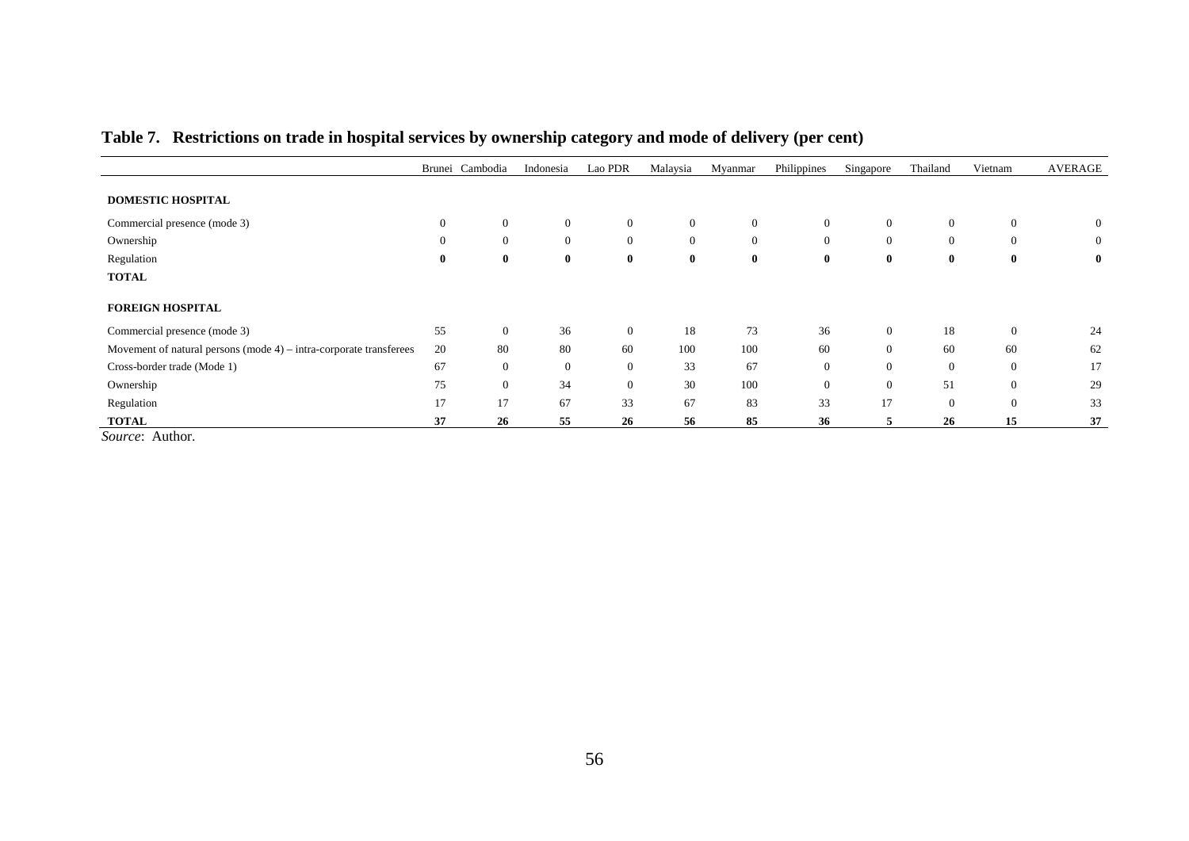**Table 7. Restrictions on trade in hospital services by ownership category and mode of delivery (per cent)**

| | Brunei | Cambodia | Indonesia | Lao PDR | Malaysia | Myanmar | Philippines | Singapore | Thailand | Vietnam | AVERAGE |
|---|---|---|---|---|---|---|---|---|---|---|---|
| **DOMESTIC HOSPITAL** | | | | | | | | | | | |
| Commercial presence (mode 3) | 0 | 0 | 0 | 0 | 0 | 0 | 0 | 0 | 0 | 0 | 0 |
| Ownership | 0 | 0 | 0 | 0 | 0 | 0 | 0 | 0 | 0 | 0 | 0 |
| Regulation | **0** | **0** | **0** | **0** | **0** | **0** | **0** | **0** | **0** | **0** | **0** |
| **TOTAL** | | | | | | | | | | | |
| **FOREIGN HOSPITAL** | | | | | | | | | | | |
| Commercial presence (mode 3) | 55 | 0 | 36 | 0 | 18 | 73 | 36 | 0 | 18 | 0 | 24 |
| Movement of natural persons (mode 4) – intra-corporate transferees | 20 | 80 | 80 | 60 | 100 | 100 | 60 | 0 | 60 | 60 | 62 |
| Cross-border trade (Mode 1) | 67 | 0 | 0 | 0 | 33 | 67 | 0 | 0 | 0 | 0 | 17 |
| Ownership | 75 | 0 | 34 | 0 | 30 | 100 | 0 | 0 | 51 | 0 | 29 |
| Regulation | 17 | 17 | 67 | 33 | 67 | 83 | 33 | 17 | 0 | 0 | 33 |
| **TOTAL** | **37** | **26** | **55** | **26** | **56** | **85** | **36** | **5** | **26** | **15** | **37** |

*Source*: Author.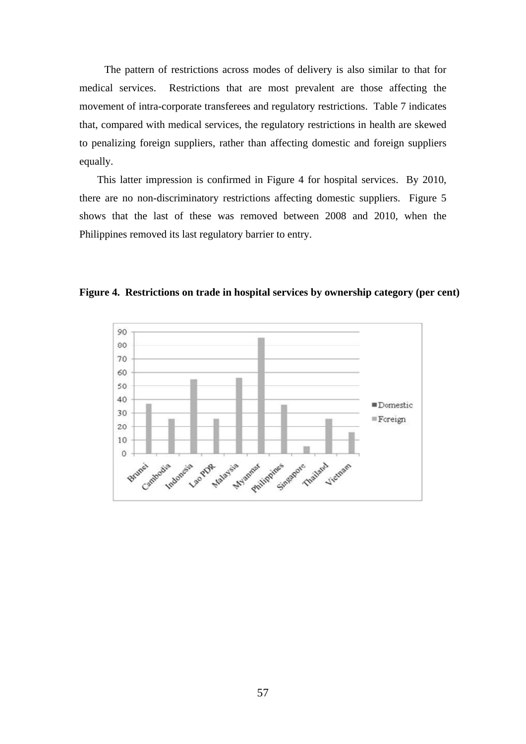The pattern of restrictions across modes of delivery is also similar to that for medical services. Restrictions that are most prevalent are those affecting the movement of intra-corporate transferees and regulatory restrictions. Table 7 indicates that, compared with medical services, the regulatory restrictions in health are skewed to penalizing foreign suppliers, rather than affecting domestic and foreign suppliers equally.

This latter impression is confirmed in Figure 4 for hospital services. By 2010, there are no non-discriminatory restrictions affecting domestic suppliers. Figure 5 shows that the last of these was removed between 2008 and 2010, when the Philippines removed its last regulatory barrier to entry.

**Figure 4. Restrictions on trade in hospital services by ownership category (per cent)**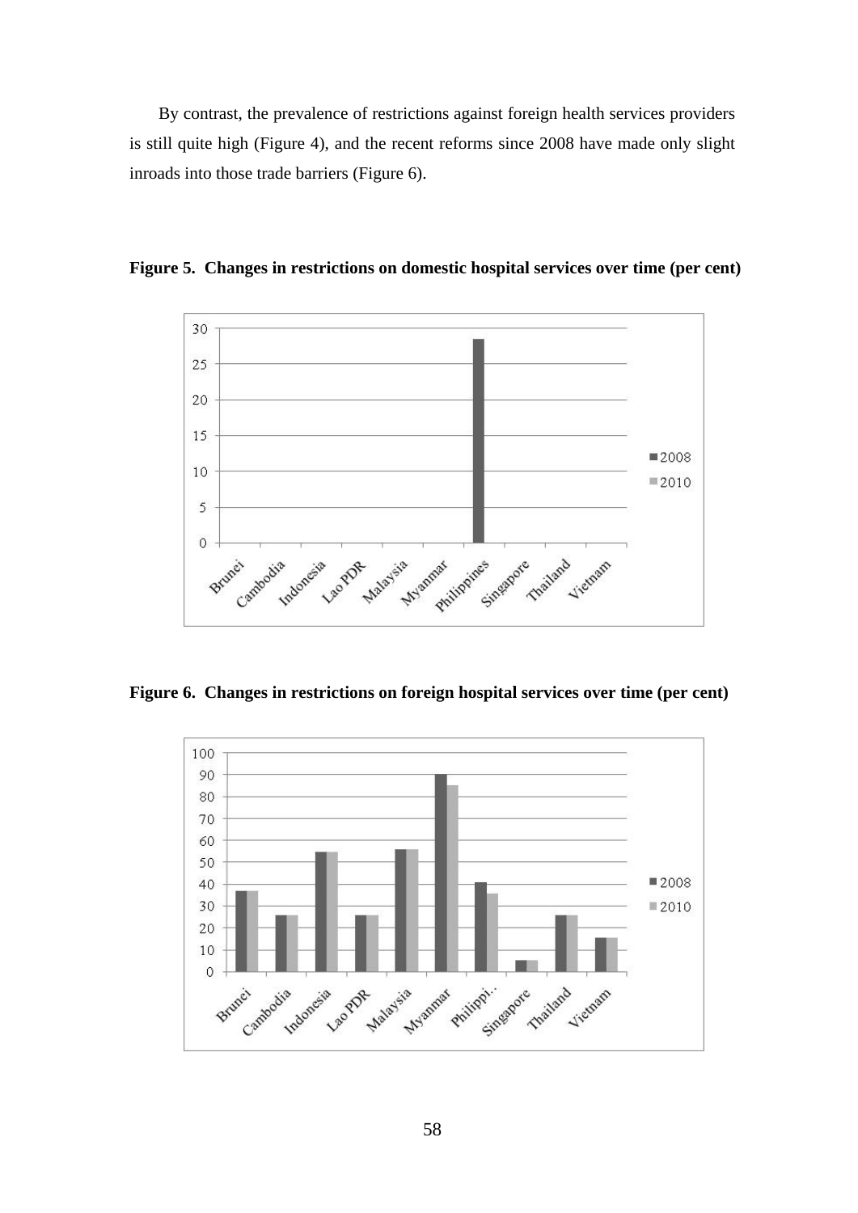By contrast, the prevalence of restrictions against foreign health services providers is still quite high (Figure 4), and the recent reforms since 2008 have made only slight inroads into those trade barriers (Figure 6).

**Figure 5. Changes in restrictions on domestic hospital services over time (per cent)**

**Figure 6. Changes in restrictions on foreign hospital services over time (per cent)**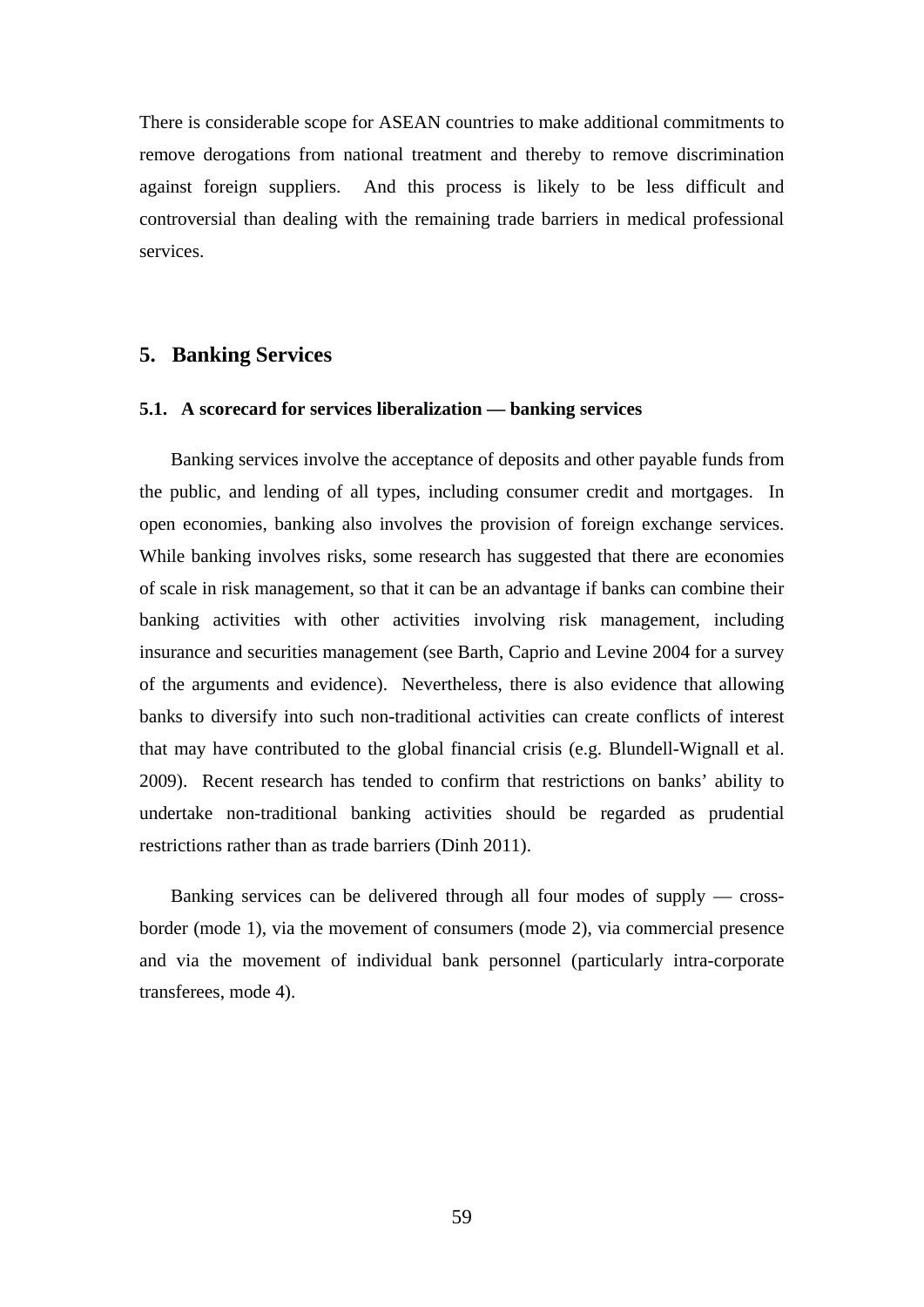There is considerable scope for ASEAN countries to make additional commitments to remove derogations from national treatment and thereby to remove discrimination against foreign suppliers. And this process is likely to be less difficult and controversial than dealing with the remaining trade barriers in medical professional services.

## 5. Banking Services

### 5.1. A scorecard for services liberalization — banking services

Banking services involve the acceptance of deposits and other payable funds from the public, and lending of all types, including consumer credit and mortgages. In open economies, banking also involves the provision of foreign exchange services. While banking involves risks, some research has suggested that there are economies of scale in risk management, so that it can be an advantage if banks can combine their banking activities with other activities involving risk management, including insurance and securities management (see Barth, Caprio and Levine 2004 for a survey of the arguments and evidence). Nevertheless, there is also evidence that allowing banks to diversify into such non-traditional activities can create conflicts of interest that may have contributed to the global financial crisis (e.g. Blundell-Wignall et al. 2009). Recent research has tended to confirm that restrictions on banks' ability to undertake non-traditional banking activities should be regarded as prudential restrictions rather than as trade barriers (Dinh 2011).

Banking services can be delivered through all four modes of supply — cross-border (mode 1), via the movement of consumers (mode 2), via commercial presence and via the movement of individual bank personnel (particularly intra-corporate transferees, mode 4).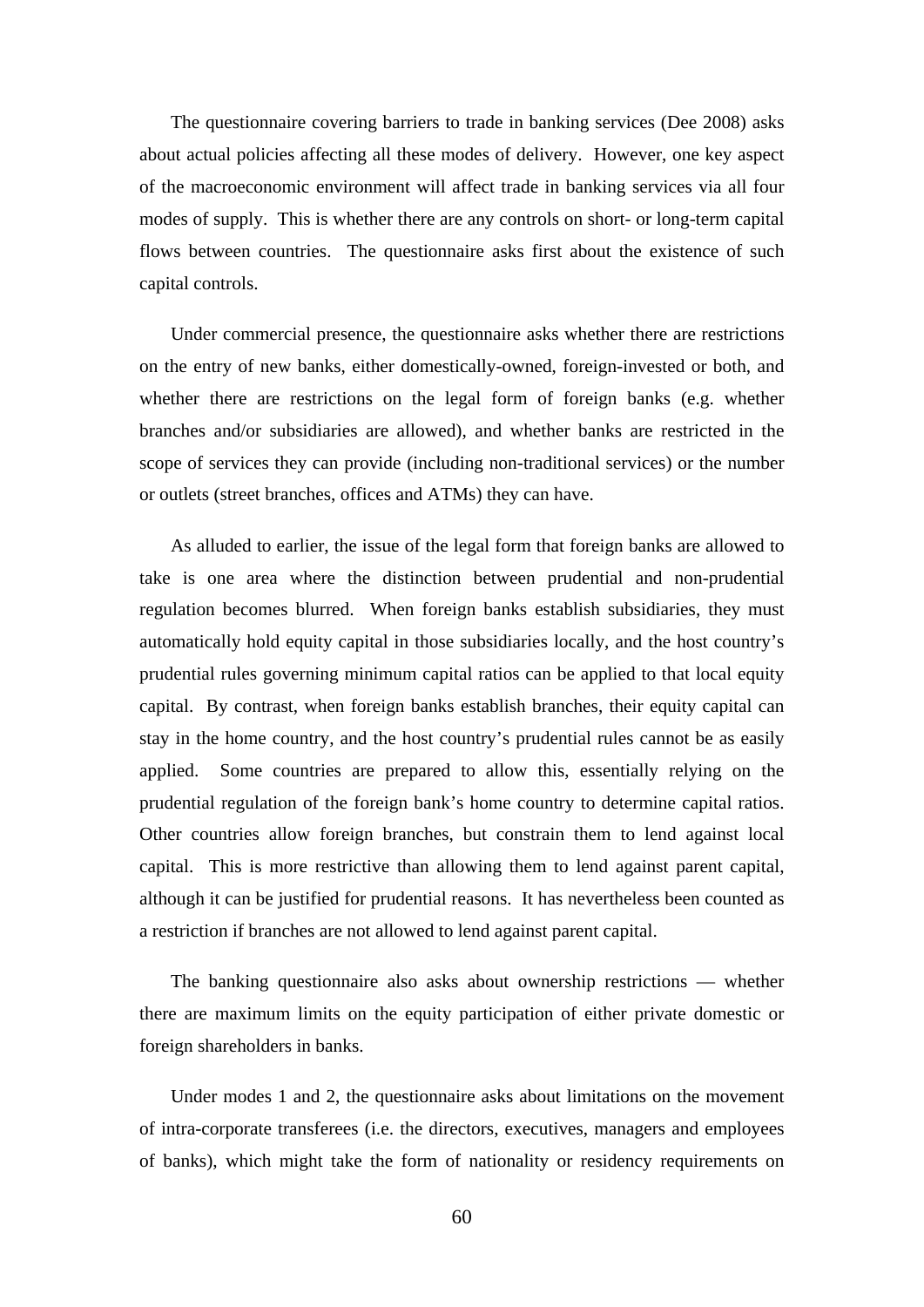The questionnaire covering barriers to trade in banking services (Dee 2008) asks about actual policies affecting all these modes of delivery. However, one key aspect of the macroeconomic environment will affect trade in banking services via all four modes of supply. This is whether there are any controls on short- or long-term capital flows between countries. The questionnaire asks first about the existence of such capital controls.

Under commercial presence, the questionnaire asks whether there are restrictions on the entry of new banks, either domestically-owned, foreign-invested or both, and whether there are restrictions on the legal form of foreign banks (e.g. whether branches and/or subsidiaries are allowed), and whether banks are restricted in the scope of services they can provide (including non-traditional services) or the number or outlets (street branches, offices and ATMs) they can have.

As alluded to earlier, the issue of the legal form that foreign banks are allowed to take is one area where the distinction between prudential and non-prudential regulation becomes blurred. When foreign banks establish subsidiaries, they must automatically hold equity capital in those subsidiaries locally, and the host country's prudential rules governing minimum capital ratios can be applied to that local equity capital. By contrast, when foreign banks establish branches, their equity capital can stay in the home country, and the host country's prudential rules cannot be as easily applied. Some countries are prepared to allow this, essentially relying on the prudential regulation of the foreign bank's home country to determine capital ratios. Other countries allow foreign branches, but constrain them to lend against local capital. This is more restrictive than allowing them to lend against parent capital, although it can be justified for prudential reasons. It has nevertheless been counted as a restriction if branches are not allowed to lend against parent capital.

The banking questionnaire also asks about ownership restrictions — whether there are maximum limits on the equity participation of either private domestic or foreign shareholders in banks.

Under modes 1 and 2, the questionnaire asks about limitations on the movement of intra-corporate transferees (i.e. the directors, executives, managers and employees of banks), which might take the form of nationality or residency requirements on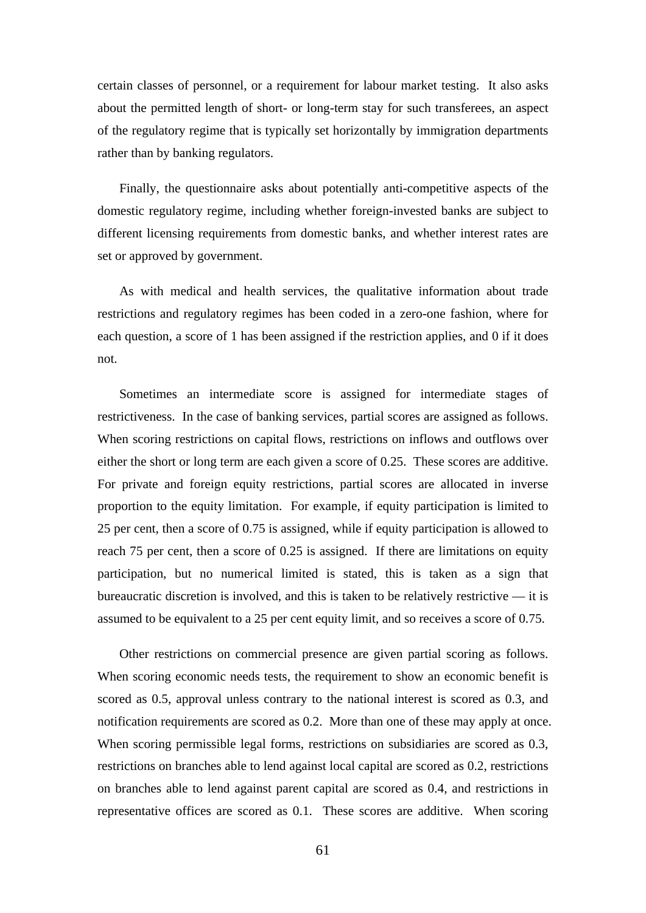certain classes of personnel, or a requirement for labour market testing. It also asks about the permitted length of short- or long-term stay for such transferees, an aspect of the regulatory regime that is typically set horizontally by immigration departments rather than by banking regulators.

Finally, the questionnaire asks about potentially anti-competitive aspects of the domestic regulatory regime, including whether foreign-invested banks are subject to different licensing requirements from domestic banks, and whether interest rates are set or approved by government.

As with medical and health services, the qualitative information about trade restrictions and regulatory regimes has been coded in a zero-one fashion, where for each question, a score of 1 has been assigned if the restriction applies, and 0 if it does not.

Sometimes an intermediate score is assigned for intermediate stages of restrictiveness. In the case of banking services, partial scores are assigned as follows. When scoring restrictions on capital flows, restrictions on inflows and outflows over either the short or long term are each given a score of 0.25. These scores are additive. For private and foreign equity restrictions, partial scores are allocated in inverse proportion to the equity limitation. For example, if equity participation is limited to 25 per cent, then a score of 0.75 is assigned, while if equity participation is allowed to reach 75 per cent, then a score of 0.25 is assigned. If there are limitations on equity participation, but no numerical limited is stated, this is taken as a sign that bureaucratic discretion is involved, and this is taken to be relatively restrictive — it is assumed to be equivalent to a 25 per cent equity limit, and so receives a score of 0.75.

Other restrictions on commercial presence are given partial scoring as follows. When scoring economic needs tests, the requirement to show an economic benefit is scored as 0.5, approval unless contrary to the national interest is scored as 0.3, and notification requirements are scored as 0.2. More than one of these may apply at once. When scoring permissible legal forms, restrictions on subsidiaries are scored as 0.3, restrictions on branches able to lend against local capital are scored as 0.2, restrictions on branches able to lend against parent capital are scored as 0.4, and restrictions in representative offices are scored as 0.1. These scores are additive. When scoring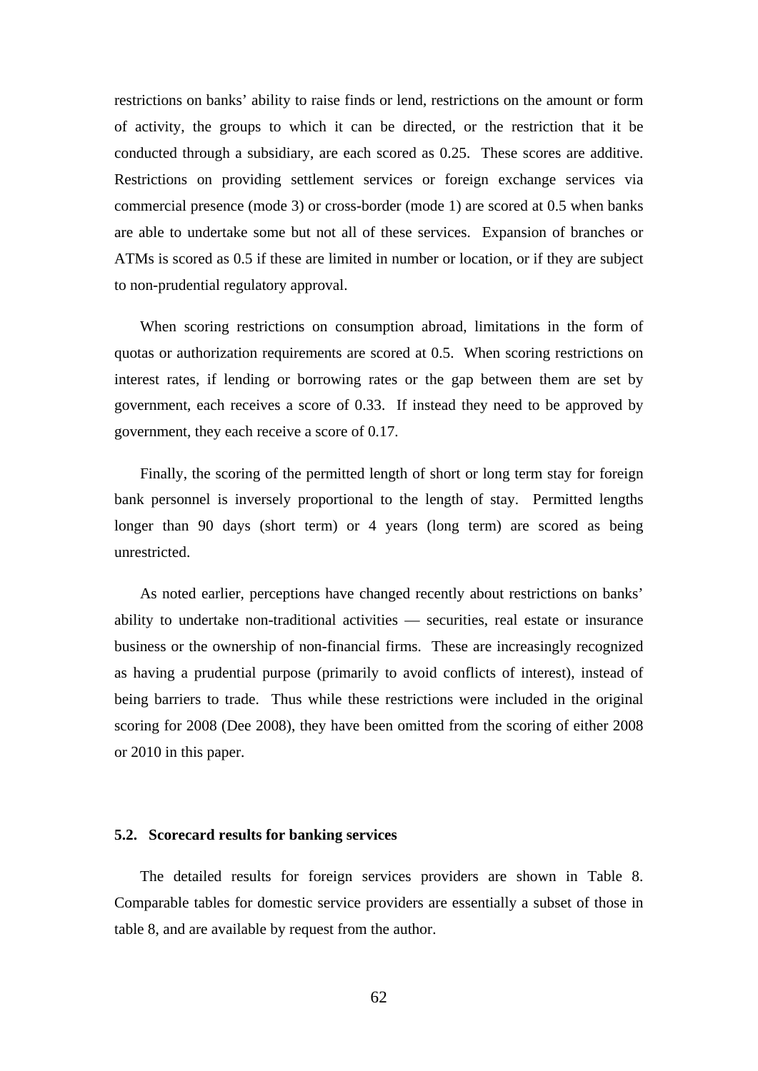restrictions on banks' ability to raise finds or lend, restrictions on the amount or form of activity, the groups to which it can be directed, or the restriction that it be conducted through a subsidiary, are each scored as 0.25. These scores are additive. Restrictions on providing settlement services or foreign exchange services via commercial presence (mode 3) or cross-border (mode 1) are scored at 0.5 when banks are able to undertake some but not all of these services. Expansion of branches or ATMs is scored as 0.5 if these are limited in number or location, or if they are subject to non-prudential regulatory approval.

When scoring restrictions on consumption abroad, limitations in the form of quotas or authorization requirements are scored at 0.5. When scoring restrictions on interest rates, if lending or borrowing rates or the gap between them are set by government, each receives a score of 0.33. If instead they need to be approved by government, they each receive a score of 0.17.

Finally, the scoring of the permitted length of short or long term stay for foreign bank personnel is inversely proportional to the length of stay. Permitted lengths longer than 90 days (short term) or 4 years (long term) are scored as being unrestricted.

As noted earlier, perceptions have changed recently about restrictions on banks' ability to undertake non-traditional activities — securities, real estate or insurance business or the ownership of non-financial firms. These are increasingly recognized as having a prudential purpose (primarily to avoid conflicts of interest), instead of being barriers to trade. Thus while these restrictions were included in the original scoring for 2008 (Dee 2008), they have been omitted from the scoring of either 2008 or 2010 in this paper.

### 5.2. Scorecard results for banking services

The detailed results for foreign services providers are shown in Table 8. Comparable tables for domestic service providers are essentially a subset of those in table 8, and are available by request from the author.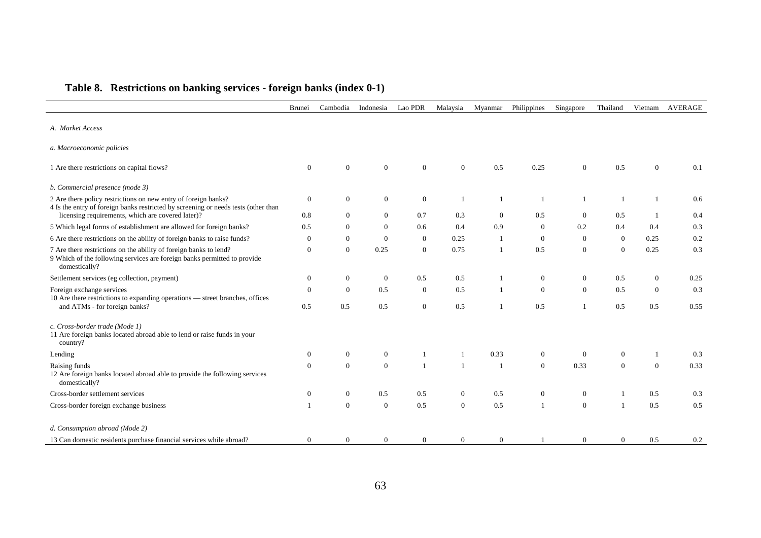## Table 8. Restrictions on banking services - foreign banks (index 0-1)

| | Brunei | Cambodia | Indonesia | Lao PDR | Malaysia | Myanmar | Philippines | Singapore | Thailand | Vietnam | AVERAGE |
|---|---|---|---|---|---|---|---|---|---|---|---|
| *A. Market Access* | | | | | | | | | | | |
| *a. Macroeconomic policies* | | | | | | | | | | | |
| 1 Are there restrictions on capital flows? | 0 | 0 | 0 | 0 | 0 | 0.5 | 0.25 | 0 | 0.5 | 0 | 0.1 |
| *b. Commercial presence (mode 3)* | | | | | | | | | | | |
| 2 Are there policy restrictions on new entry of foreign banks? | 0 | 0 | 0 | 0 | 1 | 1 | 1 | 1 | 1 | 1 | 0.6 |
| 4 Is the entry of foreign banks restricted by screening or needs tests (other than licensing requirements, which are covered later)? | 0.8 | 0 | 0 | 0.7 | 0.3 | 0 | 0.5 | 0 | 0.5 | 1 | 0.4 |
| 5 Which legal forms of establishment are allowed for foreign banks? | 0.5 | 0 | 0 | 0.6 | 0.4 | 0.9 | 0 | 0.2 | 0.4 | 0.4 | 0.3 |
| 6 Are there restrictions on the ability of foreign banks to raise funds? | 0 | 0 | 0 | 0 | 0.25 | 1 | 0 | 0 | 0 | 0.25 | 0.2 |
| 7 Are there restrictions on the ability of foreign banks to lend? | 0 | 0 | 0.25 | 0 | 0.75 | 1 | 0.5 | 0 | 0 | 0.25 | 0.3 |
| 9 Which of the following services are foreign banks permitted to provide domestically? | | | | | | | | | | | |
| Settlement services (eg collection, payment) | 0 | 0 | 0 | 0.5 | 0.5 | 1 | 0 | 0 | 0.5 | 0 | 0.25 |
| Foreign exchange services | 0 | 0 | 0.5 | 0 | 0.5 | 1 | 0 | 0 | 0.5 | 0 | 0.3 |
| 10 Are there restrictions to expanding operations — street branches, offices and ATMs - for foreign banks? | 0.5 | 0.5 | 0.5 | 0 | 0.5 | 1 | 0.5 | 1 | 0.5 | 0.5 | 0.55 |
| *c. Cross-border trade (Mode 1)* | | | | | | | | | | | |
| 11 Are foreign banks located abroad able to lend or raise funds in your country? | | | | | | | | | | | |
| Lending | 0 | 0 | 0 | 1 | 1 | 0.33 | 0 | 0 | 0 | 1 | 0.3 |
| Raising funds | 0 | 0 | 0 | 1 | 1 | 1 | 0 | 0.33 | 0 | 0 | 0.33 |
| 12 Are foreign banks located abroad able to provide the following services domestically? | | | | | | | | | | | |
| Cross-border settlement services | 0 | 0 | 0.5 | 0.5 | 0 | 0.5 | 0 | 0 | 1 | 0.5 | 0.3 |
| Cross-border foreign exchange business | 1 | 0 | 0 | 0.5 | 0 | 0.5 | 1 | 0 | 1 | 0.5 | 0.5 |
| *d. Consumption abroad (Mode 2)* | | | | | | | | | | | |
| 13 Can domestic residents purchase financial services while abroad? | 0 | 0 | 0 | 0 | 0 | 0 | 1 | 0 | 0 | 0.5 | 0.2 |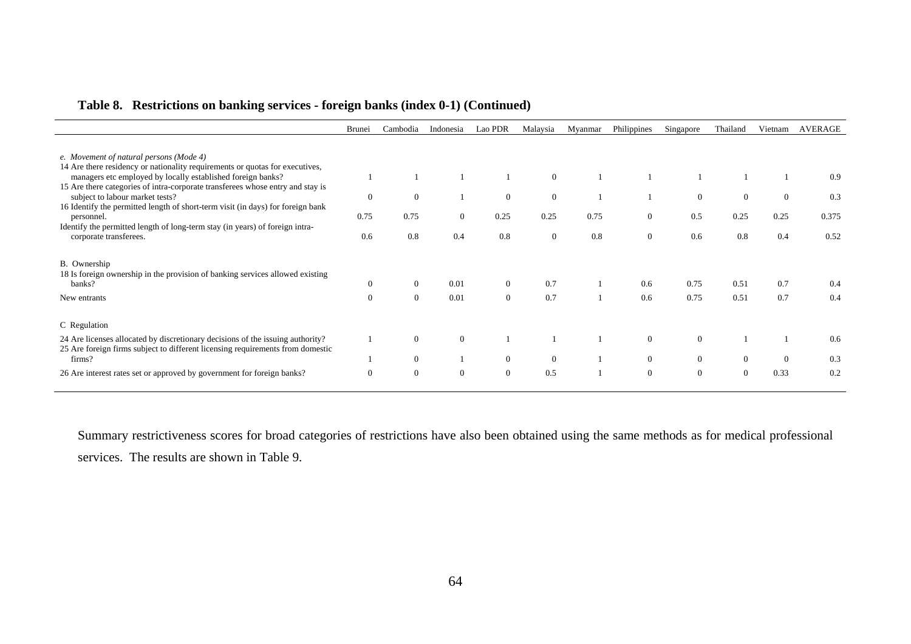## Table 8. Restrictions on banking services - foreign banks (index 0-1) (Continued)

| | Brunei | Cambodia | Indonesia | Lao PDR | Malaysia | Myanmar | Philippines | Singapore | Thailand | Vietnam | AVERAGE |
|---|---|---|---|---|---|---|---|---|---|---|---|
| *e. Movement of natural persons (Mode 4)* | | | | | | | | | | | |
| 14 Are there residency or nationality requirements or quotas for executives, managers etc employed by locally established foreign banks? | 1 | 1 | 1 | 1 | 0 | 1 | 1 | 1 | 1 | 1 | 0.9 |
| 15 Are there categories of intra-corporate transferees whose entry and stay is subject to labour market tests? | 0 | 0 | 1 | 0 | 0 | 1 | 1 | 0 | 0 | 0 | 0.3 |
| 16 Identify the permitted length of short-term visit (in days) for foreign bank personnel. | 0.75 | 0.75 | 0 | 0.25 | 0.25 | 0.75 | 0 | 0.5 | 0.25 | 0.25 | 0.375 |
| Identify the permitted length of long-term stay (in years) of foreign intra-corporate transferees. | 0.6 | 0.8 | 0.4 | 0.8 | 0 | 0.8 | 0 | 0.6 | 0.8 | 0.4 | 0.52 |
| B. Ownership | | | | | | | | | | | |
| 18 Is foreign ownership in the provision of banking services allowed existing banks? | 0 | 0 | 0.01 | 0 | 0.7 | 1 | 0.6 | 0.75 | 0.51 | 0.7 | 0.4 |
| New entrants | 0 | 0 | 0.01 | 0 | 0.7 | 1 | 0.6 | 0.75 | 0.51 | 0.7 | 0.4 |
| C Regulation | | | | | | | | | | | |
| 24 Are licenses allocated by discretionary decisions of the issuing authority? | 1 | 0 | 0 | 1 | 1 | 1 | 0 | 0 | 1 | 1 | 0.6 |
| 25 Are foreign firms subject to different licensing requirements from domestic firms? | 1 | 0 | 1 | 0 | 0 | 1 | 0 | 0 | 0 | 0 | 0.3 |
| 26 Are interest rates set or approved by government for foreign banks? | 0 | 0 | 0 | 0 | 0.5 | 1 | 0 | 0 | 0 | 0.33 | 0.2 |

Summary restrictiveness scores for broad categories of restrictions have also been obtained using the same methods as for medical professional services. The results are shown in Table 9.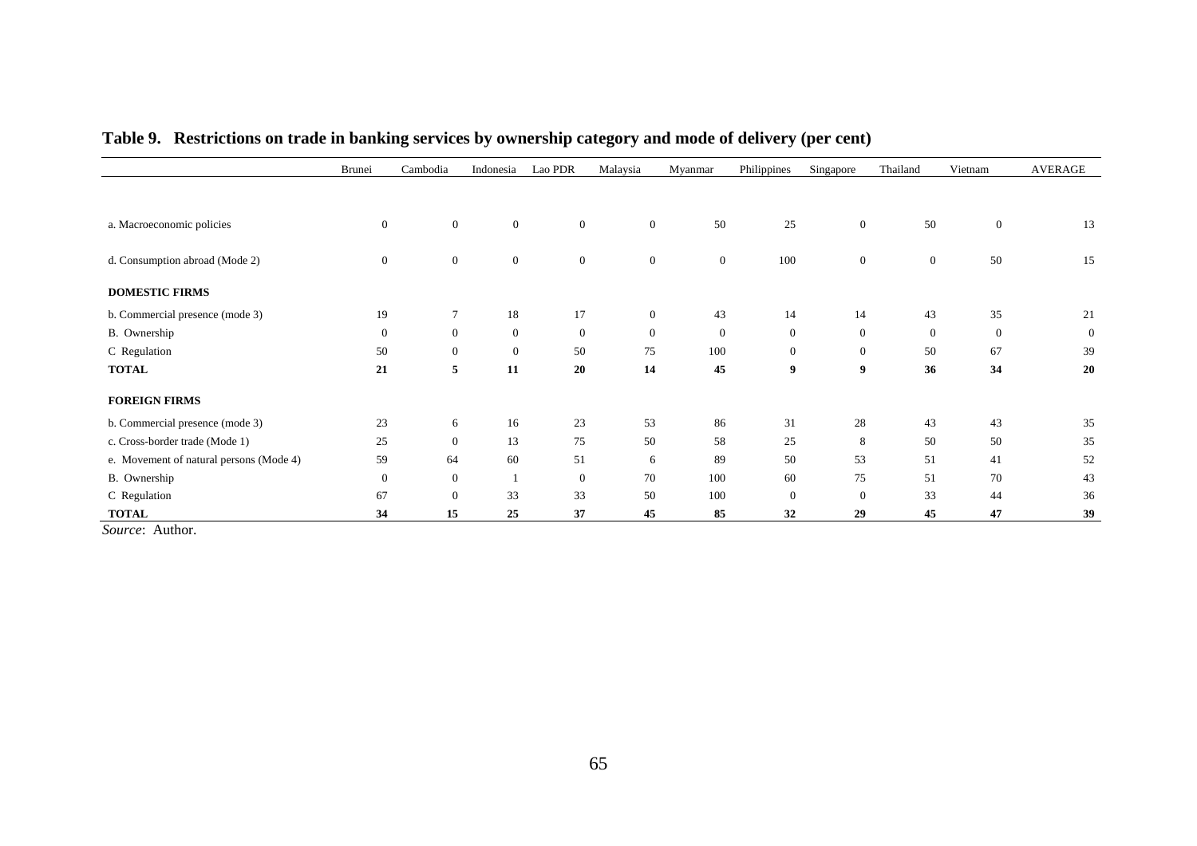**Table 9. Restrictions on trade in banking services by ownership category and mode of delivery (per cent)**

| | Brunei | Cambodia | Indonesia | Lao PDR | Malaysia | Myanmar | Philippines | Singapore | Thailand | Vietnam | AVERAGE |
|---|---|---|---|---|---|---|---|---|---|---|---|
| a. Macroeconomic policies | 0 | 0 | 0 | 0 | 0 | 50 | 25 | 0 | 50 | 0 | 13 |
| d. Consumption abroad (Mode 2) | 0 | 0 | 0 | 0 | 0 | 0 | 100 | 0 | 0 | 50 | 15 |
| **DOMESTIC FIRMS** | | | | | | | | | | | |
| b. Commercial presence (mode 3) | 19 | 7 | 18 | 17 | 0 | 43 | 14 | 14 | 43 | 35 | 21 |
| B. Ownership | 0 | 0 | 0 | 0 | 0 | 0 | 0 | 0 | 0 | 0 | 0 |
| C Regulation | 50 | 0 | 0 | 50 | 75 | 100 | 0 | 0 | 50 | 67 | 39 |
| **TOTAL** | **21** | **5** | **11** | **20** | **14** | **45** | **9** | **9** | **36** | **34** | **20** |
| **FOREIGN FIRMS** | | | | | | | | | | | |
| b. Commercial presence (mode 3) | 23 | 6 | 16 | 23 | 53 | 86 | 31 | 28 | 43 | 43 | 35 |
| c. Cross-border trade (Mode 1) | 25 | 0 | 13 | 75 | 50 | 58 | 25 | 8 | 50 | 50 | 35 |
| e. Movement of natural persons (Mode 4) | 59 | 64 | 60 | 51 | 6 | 89 | 50 | 53 | 51 | 41 | 52 |
| B. Ownership | 0 | 0 | 1 | 0 | 70 | 100 | 60 | 75 | 51 | 70 | 43 |
| C Regulation | 67 | 0 | 33 | 33 | 50 | 100 | 0 | 0 | 33 | 44 | 36 |
| **TOTAL** | **34** | **15** | **25** | **37** | **45** | **85** | **32** | **29** | **45** | **47** | **39** |

*Source*: Author.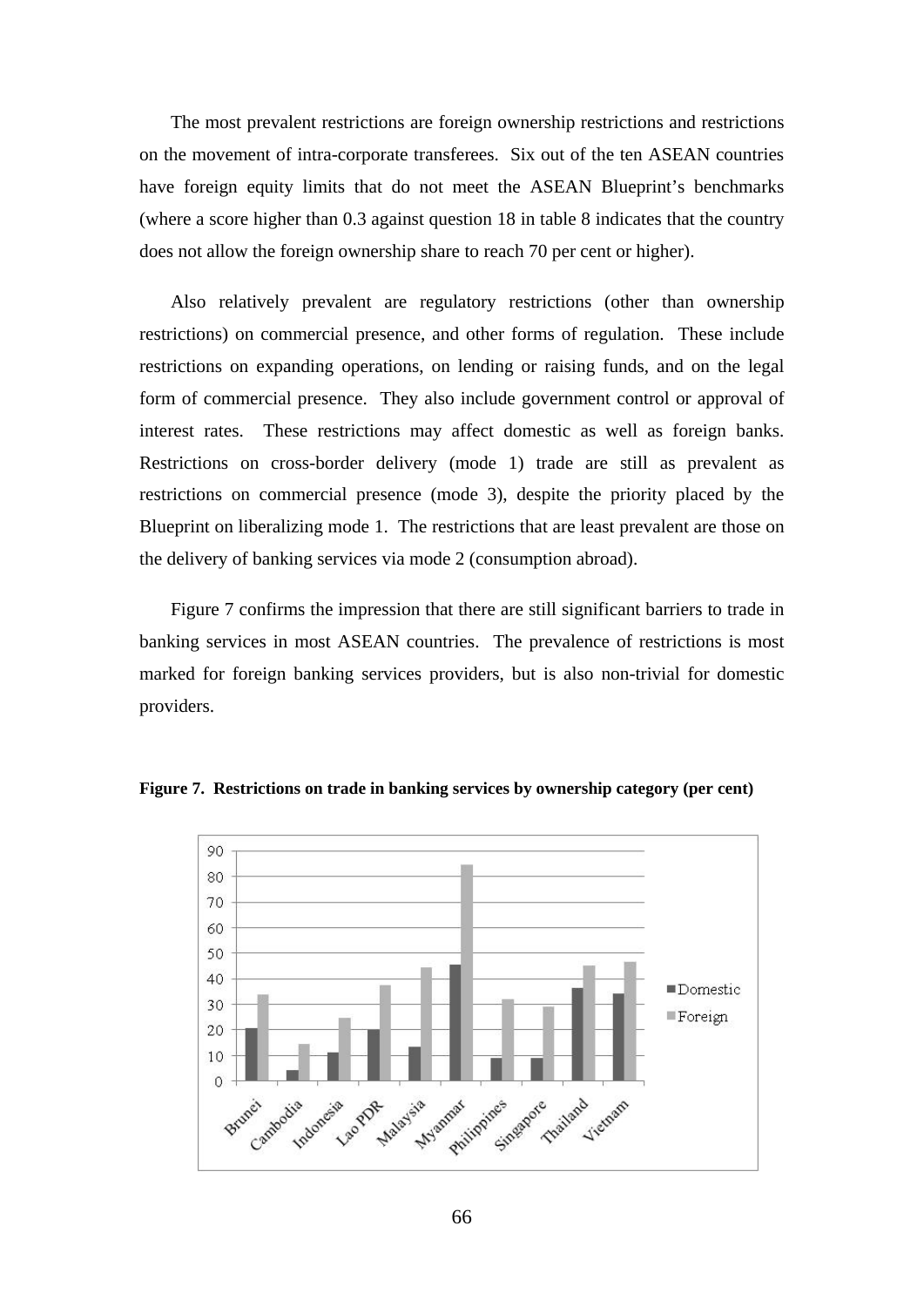The most prevalent restrictions are foreign ownership restrictions and restrictions on the movement of intra-corporate transferees. Six out of the ten ASEAN countries have foreign equity limits that do not meet the ASEAN Blueprint's benchmarks (where a score higher than 0.3 against question 18 in table 8 indicates that the country does not allow the foreign ownership share to reach 70 per cent or higher).

Also relatively prevalent are regulatory restrictions (other than ownership restrictions) on commercial presence, and other forms of regulation. These include restrictions on expanding operations, on lending or raising funds, and on the legal form of commercial presence. They also include government control or approval of interest rates. These restrictions may affect domestic as well as foreign banks. Restrictions on cross-border delivery (mode 1) trade are still as prevalent as restrictions on commercial presence (mode 3), despite the priority placed by the Blueprint on liberalizing mode 1. The restrictions that are least prevalent are those on the delivery of banking services via mode 2 (consumption abroad).

Figure 7 confirms the impression that there are still significant barriers to trade in banking services in most ASEAN countries. The prevalence of restrictions is most marked for foreign banking services providers, but is also non-trivial for domestic providers.

**Figure 7. Restrictions on trade in banking services by ownership category (per cent)**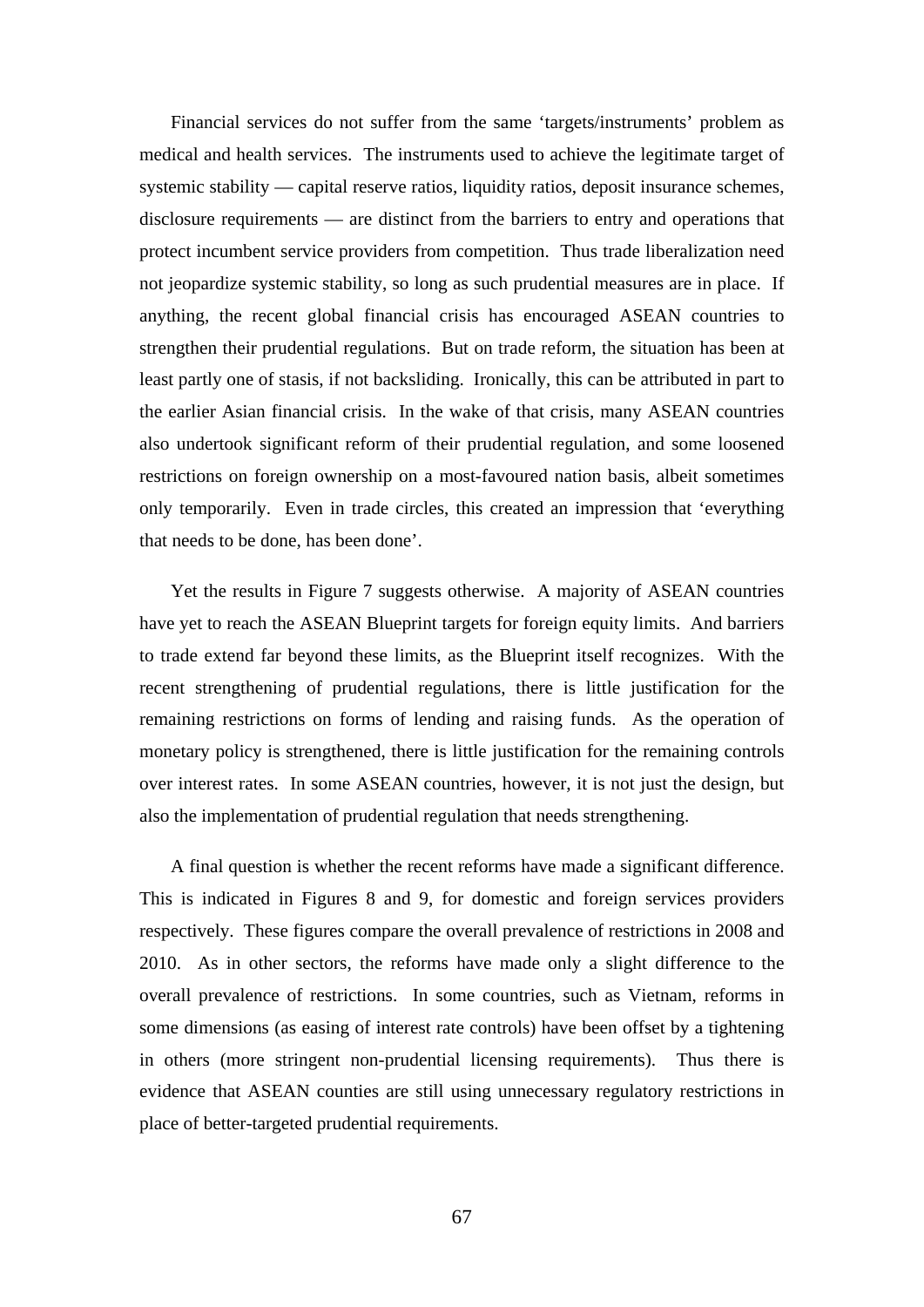Financial services do not suffer from the same 'targets/instruments' problem as medical and health services. The instruments used to achieve the legitimate target of systemic stability — capital reserve ratios, liquidity ratios, deposit insurance schemes, disclosure requirements — are distinct from the barriers to entry and operations that protect incumbent service providers from competition. Thus trade liberalization need not jeopardize systemic stability, so long as such prudential measures are in place. If anything, the recent global financial crisis has encouraged ASEAN countries to strengthen their prudential regulations. But on trade reform, the situation has been at least partly one of stasis, if not backsliding. Ironically, this can be attributed in part to the earlier Asian financial crisis. In the wake of that crisis, many ASEAN countries also undertook significant reform of their prudential regulation, and some loosened restrictions on foreign ownership on a most-favoured nation basis, albeit sometimes only temporarily. Even in trade circles, this created an impression that 'everything that needs to be done, has been done'.

Yet the results in Figure 7 suggests otherwise. A majority of ASEAN countries have yet to reach the ASEAN Blueprint targets for foreign equity limits. And barriers to trade extend far beyond these limits, as the Blueprint itself recognizes. With the recent strengthening of prudential regulations, there is little justification for the remaining restrictions on forms of lending and raising funds. As the operation of monetary policy is strengthened, there is little justification for the remaining controls over interest rates. In some ASEAN countries, however, it is not just the design, but also the implementation of prudential regulation that needs strengthening.

A final question is whether the recent reforms have made a significant difference. This is indicated in Figures 8 and 9, for domestic and foreign services providers respectively. These figures compare the overall prevalence of restrictions in 2008 and 2010. As in other sectors, the reforms have made only a slight difference to the overall prevalence of restrictions. In some countries, such as Vietnam, reforms in some dimensions (as easing of interest rate controls) have been offset by a tightening in others (more stringent non-prudential licensing requirements). Thus there is evidence that ASEAN counties are still using unnecessary regulatory restrictions in place of better-targeted prudential requirements.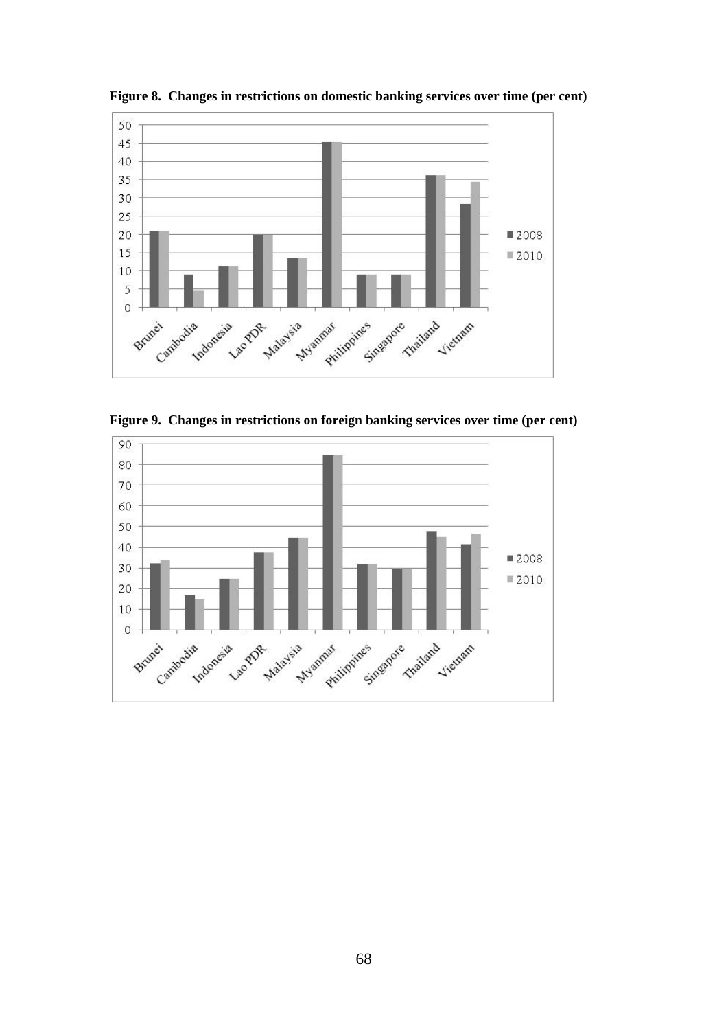**Figure 8. Changes in restrictions on domestic banking services over time (per cent)**

**Figure 9. Changes in restrictions on foreign banking services over time (per cent)**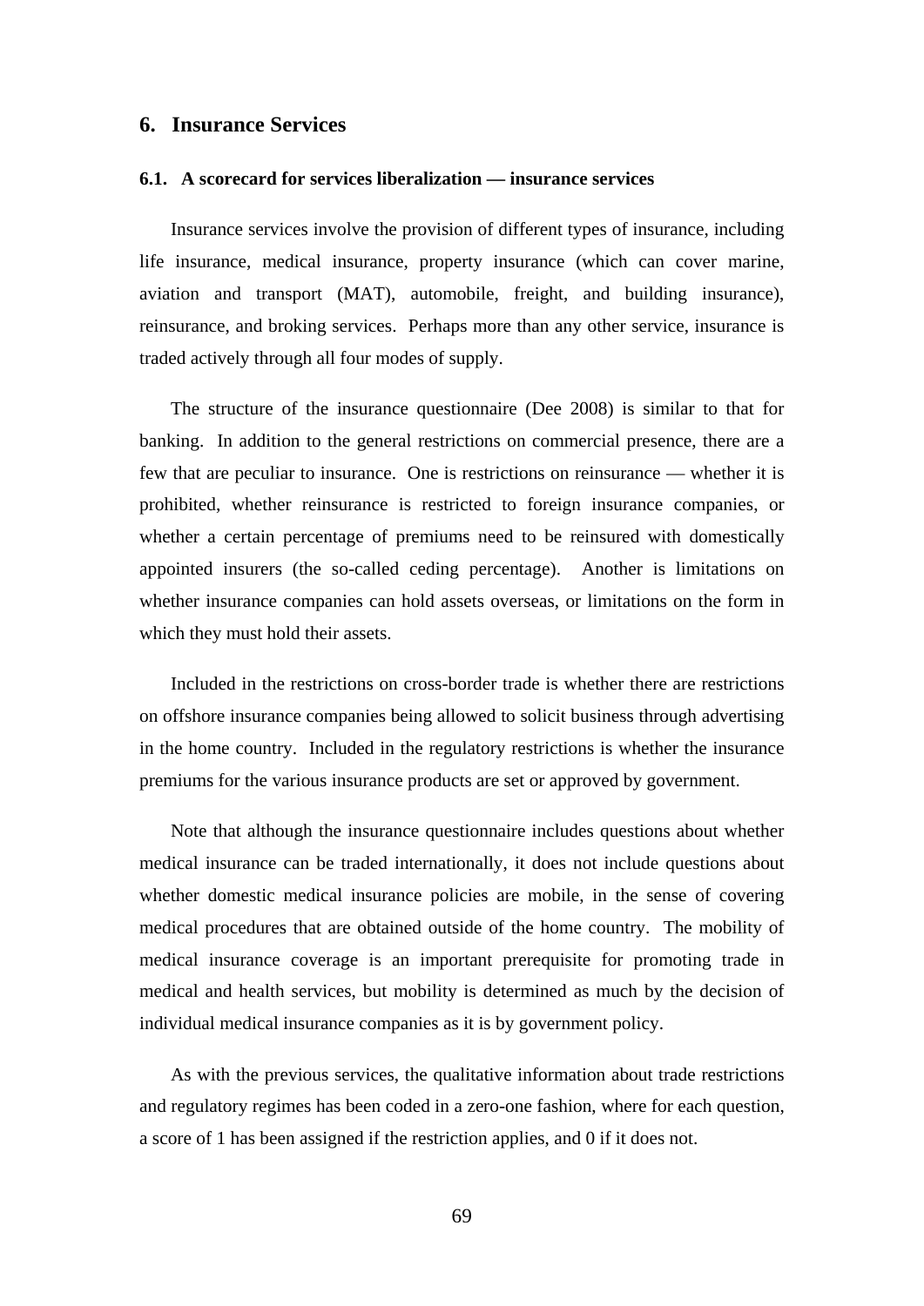# 6. Insurance Services

## 6.1. A scorecard for services liberalization — insurance services

Insurance services involve the provision of different types of insurance, including life insurance, medical insurance, property insurance (which can cover marine, aviation and transport (MAT), automobile, freight, and building insurance), reinsurance, and broking services. Perhaps more than any other service, insurance is traded actively through all four modes of supply.

The structure of the insurance questionnaire (Dee 2008) is similar to that for banking. In addition to the general restrictions on commercial presence, there are a few that are peculiar to insurance. One is restrictions on reinsurance — whether it is prohibited, whether reinsurance is restricted to foreign insurance companies, or whether a certain percentage of premiums need to be reinsured with domestically appointed insurers (the so-called ceding percentage). Another is limitations on whether insurance companies can hold assets overseas, or limitations on the form in which they must hold their assets.

Included in the restrictions on cross-border trade is whether there are restrictions on offshore insurance companies being allowed to solicit business through advertising in the home country. Included in the regulatory restrictions is whether the insurance premiums for the various insurance products are set or approved by government.

Note that although the insurance questionnaire includes questions about whether medical insurance can be traded internationally, it does not include questions about whether domestic medical insurance policies are mobile, in the sense of covering medical procedures that are obtained outside of the home country. The mobility of medical insurance coverage is an important prerequisite for promoting trade in medical and health services, but mobility is determined as much by the decision of individual medical insurance companies as it is by government policy.

As with the previous services, the qualitative information about trade restrictions and regulatory regimes has been coded in a zero-one fashion, where for each question, a score of 1 has been assigned if the restriction applies, and 0 if it does not.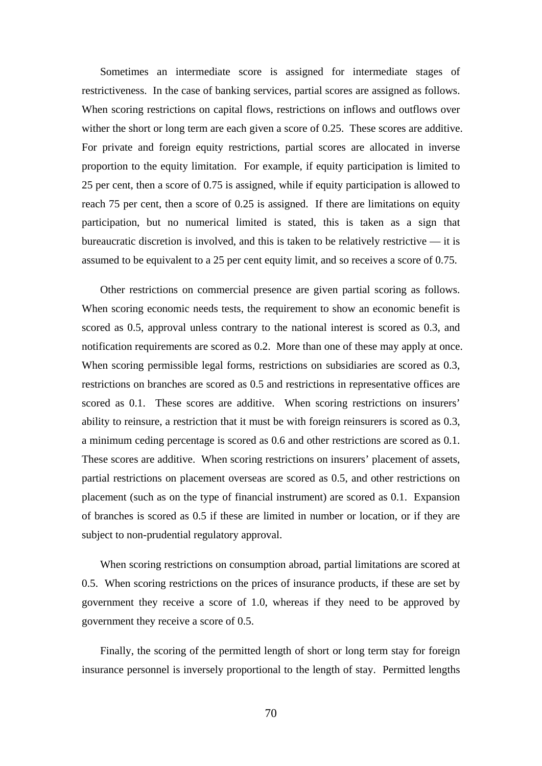Sometimes an intermediate score is assigned for intermediate stages of restrictiveness. In the case of banking services, partial scores are assigned as follows. When scoring restrictions on capital flows, restrictions on inflows and outflows over wither the short or long term are each given a score of 0.25. These scores are additive. For private and foreign equity restrictions, partial scores are allocated in inverse proportion to the equity limitation. For example, if equity participation is limited to 25 per cent, then a score of 0.75 is assigned, while if equity participation is allowed to reach 75 per cent, then a score of 0.25 is assigned. If there are limitations on equity participation, but no numerical limited is stated, this is taken as a sign that bureaucratic discretion is involved, and this is taken to be relatively restrictive — it is assumed to be equivalent to a 25 per cent equity limit, and so receives a score of 0.75.

Other restrictions on commercial presence are given partial scoring as follows. When scoring economic needs tests, the requirement to show an economic benefit is scored as 0.5, approval unless contrary to the national interest is scored as 0.3, and notification requirements are scored as 0.2. More than one of these may apply at once. When scoring permissible legal forms, restrictions on subsidiaries are scored as 0.3, restrictions on branches are scored as 0.5 and restrictions in representative offices are scored as 0.1. These scores are additive. When scoring restrictions on insurers' ability to reinsure, a restriction that it must be with foreign reinsurers is scored as 0.3, a minimum ceding percentage is scored as 0.6 and other restrictions are scored as 0.1. These scores are additive. When scoring restrictions on insurers' placement of assets, partial restrictions on placement overseas are scored as 0.5, and other restrictions on placement (such as on the type of financial instrument) are scored as 0.1. Expansion of branches is scored as 0.5 if these are limited in number or location, or if they are subject to non-prudential regulatory approval.

When scoring restrictions on consumption abroad, partial limitations are scored at 0.5. When scoring restrictions on the prices of insurance products, if these are set by government they receive a score of 1.0, whereas if they need to be approved by government they receive a score of 0.5.

Finally, the scoring of the permitted length of short or long term stay for foreign insurance personnel is inversely proportional to the length of stay. Permitted lengths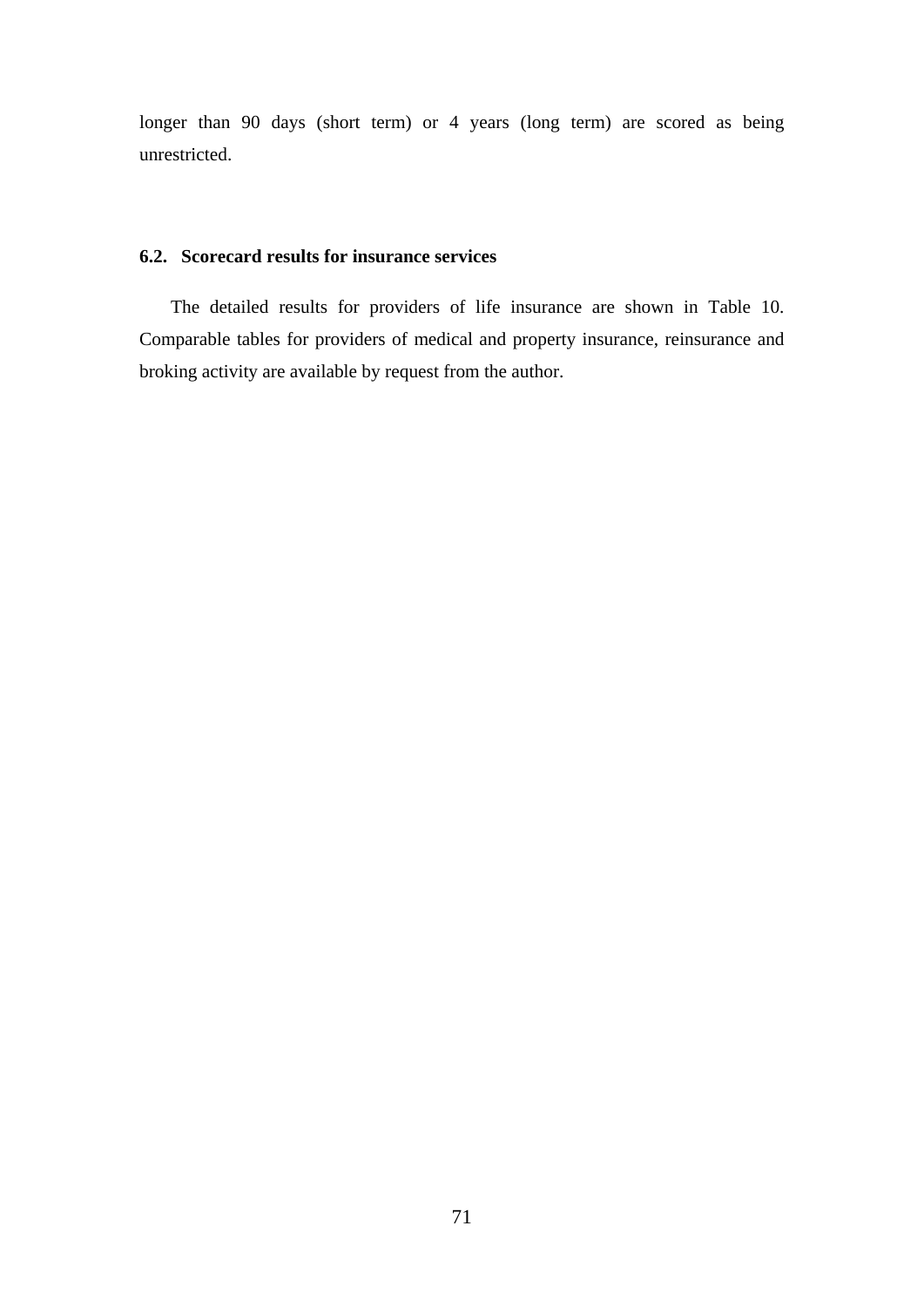longer than 90 days (short term) or 4 years (long term) are scored as being unrestricted.

### 6.2. Scorecard results for insurance services

The detailed results for providers of life insurance are shown in Table 10. Comparable tables for providers of medical and property insurance, reinsurance and broking activity are available by request from the author.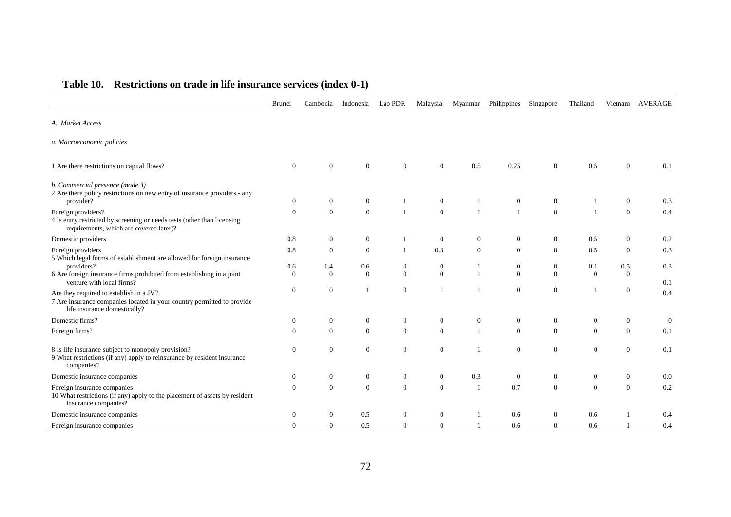## Table 10. Restrictions on trade in life insurance services (index 0-1)

| | Brunei | Cambodia | Indonesia | Lao PDR | Malaysia | Myanmar | Philippines | Singapore | Thailand | Vietnam | AVERAGE |
|---|---|---|---|---|---|---|---|---|---|---|---|
| *A. Market Access* | | | | | | | | | | | |
| *a. Macroeconomic policies* | | | | | | | | | | | |
| 1 Are there restrictions on capital flows? | 0 | 0 | 0 | 0 | 0 | 0.5 | 0.25 | 0 | 0.5 | 0 | 0.1 |
| *b. Commercial presence (mode 3)* | | | | | | | | | | | |
| 2 Are there policy restrictions on new entry of insurance providers - any provider? | 0 | 0 | 0 | 1 | 0 | 1 | 0 | 0 | 1 | 0 | 0.3 |
| Foreign providers? | 0 | 0 | 0 | 1 | 0 | 1 | 1 | 0 | 1 | 0 | 0.4 |
| 4 Is entry restricted by screening or needs tests (other than licensing requirements, which are covered later)? | | | | | | | | | | | |
| Domestic providers | 0.8 | 0 | 0 | 1 | 0 | 0 | 0 | 0 | 0.5 | 0 | 0.2 |
| Foreign providers | 0.8 | 0 | 0 | 1 | 0.3 | 0 | 0 | 0 | 0.5 | 0 | 0.3 |
| 5 Which legal forms of establishment are allowed for foreign insurance providers? | 0.6 | 0.4 | 0.6 | 0 | 0 | 1 | 0 | 0 | 0.1 | 0.5 | 0.3 |
| 6 Are foreign insurance firms prohibited from establishing in a joint venture with local firms? | 0 | 0 | 0 | 0 | 0 | 1 | 0 | 0 | 0 | 0 | 0.1 |
| Are they required to establish in a JV? | 0 | 0 | 1 | 0 | 1 | 1 | 0 | 0 | 1 | 0 | 0.4 |
| 7 Are insurance companies located in your country permitted to provide life insurance domestically? | | | | | | | | | | | |
| Domestic firms? | 0 | 0 | 0 | 0 | 0 | 0 | 0 | 0 | 0 | 0 | 0 |
| Foreign firms? | 0 | 0 | 0 | 0 | 0 | 1 | 0 | 0 | 0 | 0 | 0.1 |
| 8 Is life insurance subject to monopoly provision? | 0 | 0 | 0 | 0 | 0 | 1 | 0 | 0 | 0 | 0 | 0.1 |
| 9 What restrictions (if any) apply to reinsurance by resident insurance companies? | | | | | | | | | | | |
| Domestic insurance companies | 0 | 0 | 0 | 0 | 0 | 0.3 | 0 | 0 | 0 | 0 | 0.0 |
| Foreign insurance companies | 0 | 0 | 0 | 0 | 0 | 1 | 0.7 | 0 | 0 | 0 | 0.2 |
| 10 What restrictions (if any) apply to the placement of assets by resident insurance companies? | | | | | | | | | | | |
| Domestic insurance companies | 0 | 0 | 0.5 | 0 | 0 | 1 | 0.6 | 0 | 0.6 | 1 | 0.4 |
| Foreign insurance companies | 0 | 0 | 0.5 | 0 | 0 | 1 | 0.6 | 0 | 0.6 | 1 | 0.4 |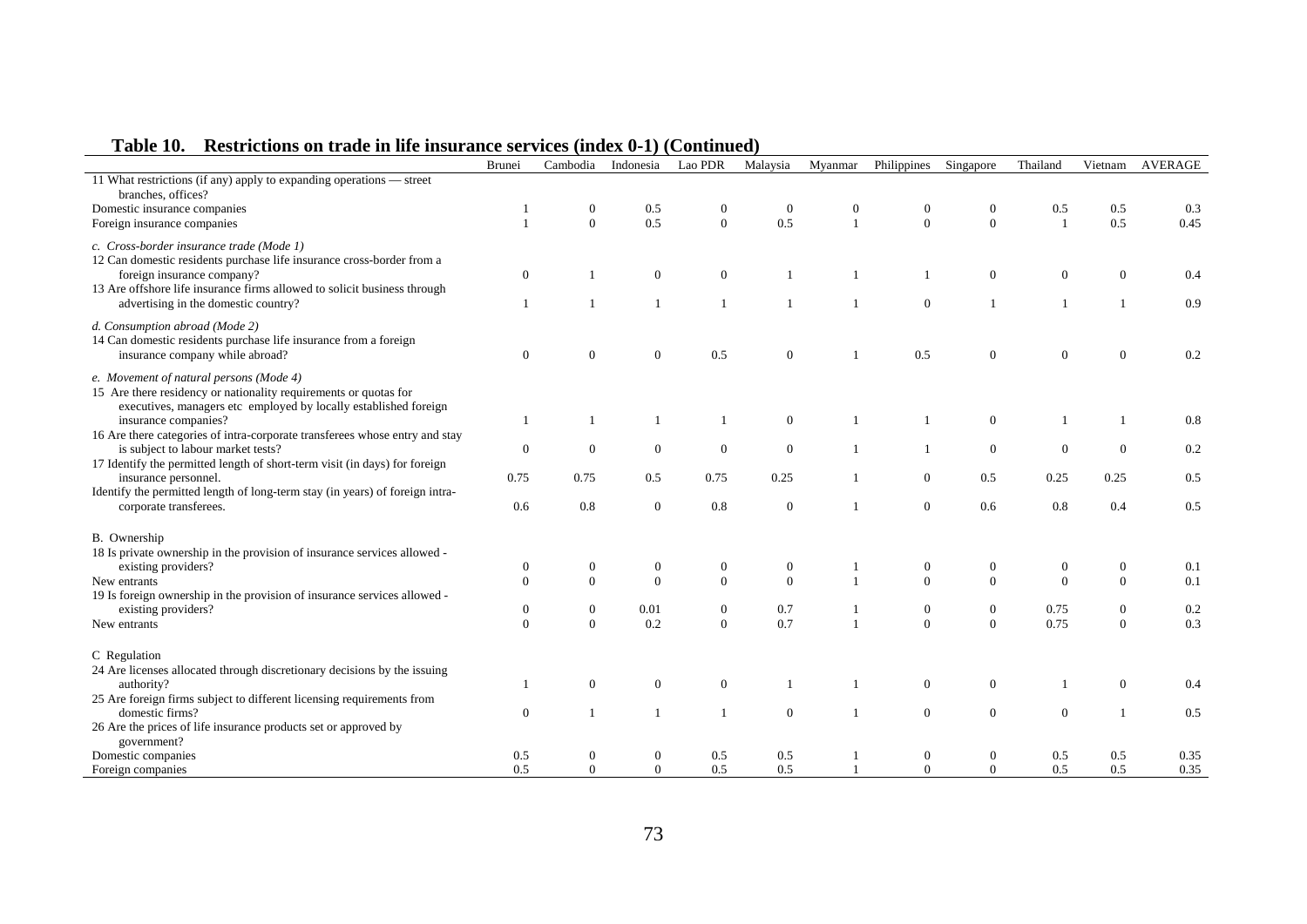**Table 10. Restrictions on trade in life insurance services (index 0-1) (Continued)**

| | Brunei | Cambodia | Indonesia | Lao PDR | Malaysia | Myanmar | Philippines | Singapore | Thailand | Vietnam | AVERAGE |
|---|---|---|---|---|---|---|---|---|---|---|---|
| 11 What restrictions (if any) apply to expanding operations — street branches, offices? | | | | | | | | | | | |
| Domestic insurance companies | 1 | 0 | 0.5 | 0 | 0 | 0 | 0 | 0 | 0.5 | 0.5 | 0.3 |
| Foreign insurance companies | 1 | 0 | 0.5 | 0 | 0.5 | 1 | 0 | 0 | 1 | 0.5 | 0.45 |
| *c. Cross-border insurance trade (Mode 1)* | | | | | | | | | | | |
| 12 Can domestic residents purchase life insurance cross-border from a foreign insurance company? | 0 | 1 | 0 | 0 | 1 | 1 | 1 | 0 | 0 | 0 | 0.4 |
| 13 Are offshore life insurance firms allowed to solicit business through advertising in the domestic country? | 1 | 1 | 1 | 1 | 1 | 1 | 0 | 1 | 1 | 1 | 0.9 |
| *d. Consumption abroad (Mode 2)* | | | | | | | | | | | |
| 14 Can domestic residents purchase life insurance from a foreign insurance company while abroad? | 0 | 0 | 0 | 0.5 | 0 | 1 | 0.5 | 0 | 0 | 0 | 0.2 |
| *e. Movement of natural persons (Mode 4)* | | | | | | | | | | | |
| 15 Are there residency or nationality requirements or quotas for executives, managers etc employed by locally established foreign insurance companies? | 1 | 1 | 1 | 1 | 0 | 1 | 1 | 0 | 1 | 1 | 0.8 |
| 16 Are there categories of intra-corporate transferees whose entry and stay is subject to labour market tests? | 0 | 0 | 0 | 0 | 0 | 1 | 1 | 0 | 0 | 0 | 0.2 |
| 17 Identify the permitted length of short-term visit (in days) for foreign insurance personnel. | 0.75 | 0.75 | 0.5 | 0.75 | 0.25 | 1 | 0 | 0.5 | 0.25 | 0.25 | 0.5 |
| Identify the permitted length of long-term stay (in years) of foreign intra-corporate transferees. | 0.6 | 0.8 | 0 | 0.8 | 0 | 1 | 0 | 0.6 | 0.8 | 0.4 | 0.5 |
| B. Ownership | | | | | | | | | | | |
| 18 Is private ownership in the provision of insurance services allowed - existing providers? | 0 | 0 | 0 | 0 | 0 | 1 | 0 | 0 | 0 | 0 | 0.1 |
| New entrants | 0 | 0 | 0 | 0 | 0 | 1 | 0 | 0 | 0 | 0 | 0.1 |
| 19 Is foreign ownership in the provision of insurance services allowed - existing providers? | 0 | 0 | 0.01 | 0 | 0.7 | 1 | 0 | 0 | 0.75 | 0 | 0.2 |
| New entrants | 0 | 0 | 0.2 | 0 | 0.7 | 1 | 0 | 0 | 0.75 | 0 | 0.3 |
| C Regulation | | | | | | | | | | | |
| 24 Are licenses allocated through discretionary decisions by the issuing authority? | 1 | 0 | 0 | 0 | 1 | 1 | 0 | 0 | 1 | 0 | 0.4 |
| 25 Are foreign firms subject to different licensing requirements from domestic firms? | 0 | 1 | 1 | 1 | 0 | 1 | 0 | 0 | 0 | 1 | 0.5 |
| 26 Are the prices of life insurance products set or approved by government? | | | | | | | | | | | |
| Domestic companies | 0.5 | 0 | 0 | 0.5 | 0.5 | 1 | 0 | 0 | 0.5 | 0.5 | 0.35 |
| Foreign companies | 0.5 | 0 | 0 | 0.5 | 0.5 | 1 | 0 | 0 | 0.5 | 0.5 | 0.35 |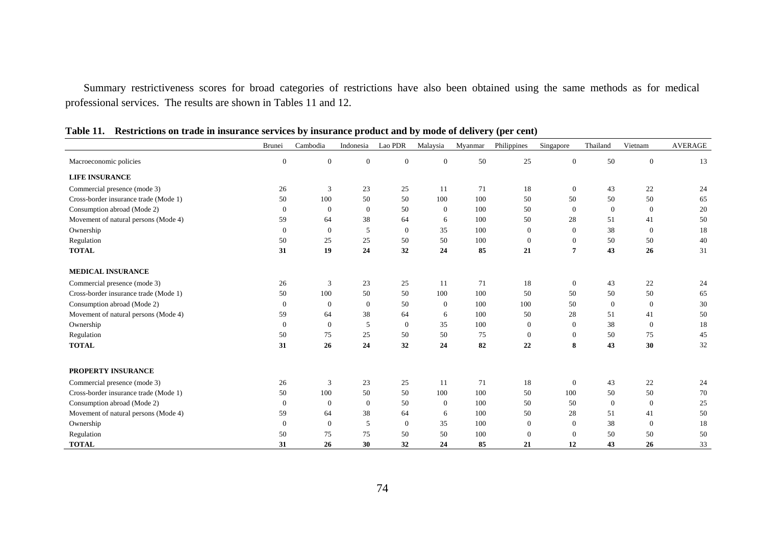Summary restrictiveness scores for broad categories of restrictions have also been obtained using the same methods as for medical professional services. The results are shown in Tables 11 and 12.

**Table 11. Restrictions on trade in insurance services by insurance product and by mode of delivery (per cent)**

| | Brunei | Cambodia | Indonesia | Lao PDR | Malaysia | Myanmar | Philippines | Singapore | Thailand | Vietnam | AVERAGE |
|---|---|---|---|---|---|---|---|---|---|---|---|
| Macroeconomic policies | 0 | 0 | 0 | 0 | 0 | 50 | 25 | 0 | 50 | 0 | 13 |
| **LIFE INSURANCE** | | | | | | | | | | | |
| Commercial presence (mode 3) | 26 | 3 | 23 | 25 | 11 | 71 | 18 | 0 | 43 | 22 | 24 |
| Cross-border insurance trade (Mode 1) | 50 | 100 | 50 | 50 | 100 | 100 | 50 | 50 | 50 | 50 | 65 |
| Consumption abroad (Mode 2) | 0 | 0 | 0 | 50 | 0 | 100 | 50 | 0 | 0 | 0 | 20 |
| Movement of natural persons (Mode 4) | 59 | 64 | 38 | 64 | 6 | 100 | 50 | 28 | 51 | 41 | 50 |
| Ownership | 0 | 0 | 5 | 0 | 35 | 100 | 0 | 0 | 38 | 0 | 18 |
| Regulation | 50 | 25 | 25 | 50 | 50 | 100 | 0 | 0 | 50 | 50 | 40 |
| **TOTAL** | **31** | **19** | **24** | **32** | **24** | **85** | **21** | **7** | **43** | **26** | 31 |
| **MEDICAL INSURANCE** | | | | | | | | | | | |
| Commercial presence (mode 3) | 26 | 3 | 23 | 25 | 11 | 71 | 18 | 0 | 43 | 22 | 24 |
| Cross-border insurance trade (Mode 1) | 50 | 100 | 50 | 50 | 100 | 100 | 50 | 50 | 50 | 50 | 65 |
| Consumption abroad (Mode 2) | 0 | 0 | 0 | 50 | 0 | 100 | 100 | 50 | 0 | 0 | 30 |
| Movement of natural persons (Mode 4) | 59 | 64 | 38 | 64 | 6 | 100 | 50 | 28 | 51 | 41 | 50 |
| Ownership | 0 | 0 | 5 | 0 | 35 | 100 | 0 | 0 | 38 | 0 | 18 |
| Regulation | 50 | 75 | 25 | 50 | 50 | 75 | 0 | 0 | 50 | 75 | 45 |
| **TOTAL** | **31** | **26** | **24** | **32** | **24** | **82** | **22** | **8** | **43** | **30** | 32 |
| **PROPERTY INSURANCE** | | | | | | | | | | | |
| Commercial presence (mode 3) | 26 | 3 | 23 | 25 | 11 | 71 | 18 | 0 | 43 | 22 | 24 |
| Cross-border insurance trade (Mode 1) | 50 | 100 | 50 | 50 | 100 | 100 | 50 | 100 | 50 | 50 | 70 |
| Consumption abroad (Mode 2) | 0 | 0 | 0 | 50 | 0 | 100 | 50 | 50 | 0 | 0 | 25 |
| Movement of natural persons (Mode 4) | 59 | 64 | 38 | 64 | 6 | 100 | 50 | 28 | 51 | 41 | 50 |
| Ownership | 0 | 0 | 5 | 0 | 35 | 100 | 0 | 0 | 38 | 0 | 18 |
| Regulation | 50 | 75 | 75 | 50 | 50 | 100 | 0 | 0 | 50 | 50 | 50 |
| **TOTAL** | **31** | **26** | **30** | **32** | **24** | **85** | **21** | **12** | **43** | **26** | 33 |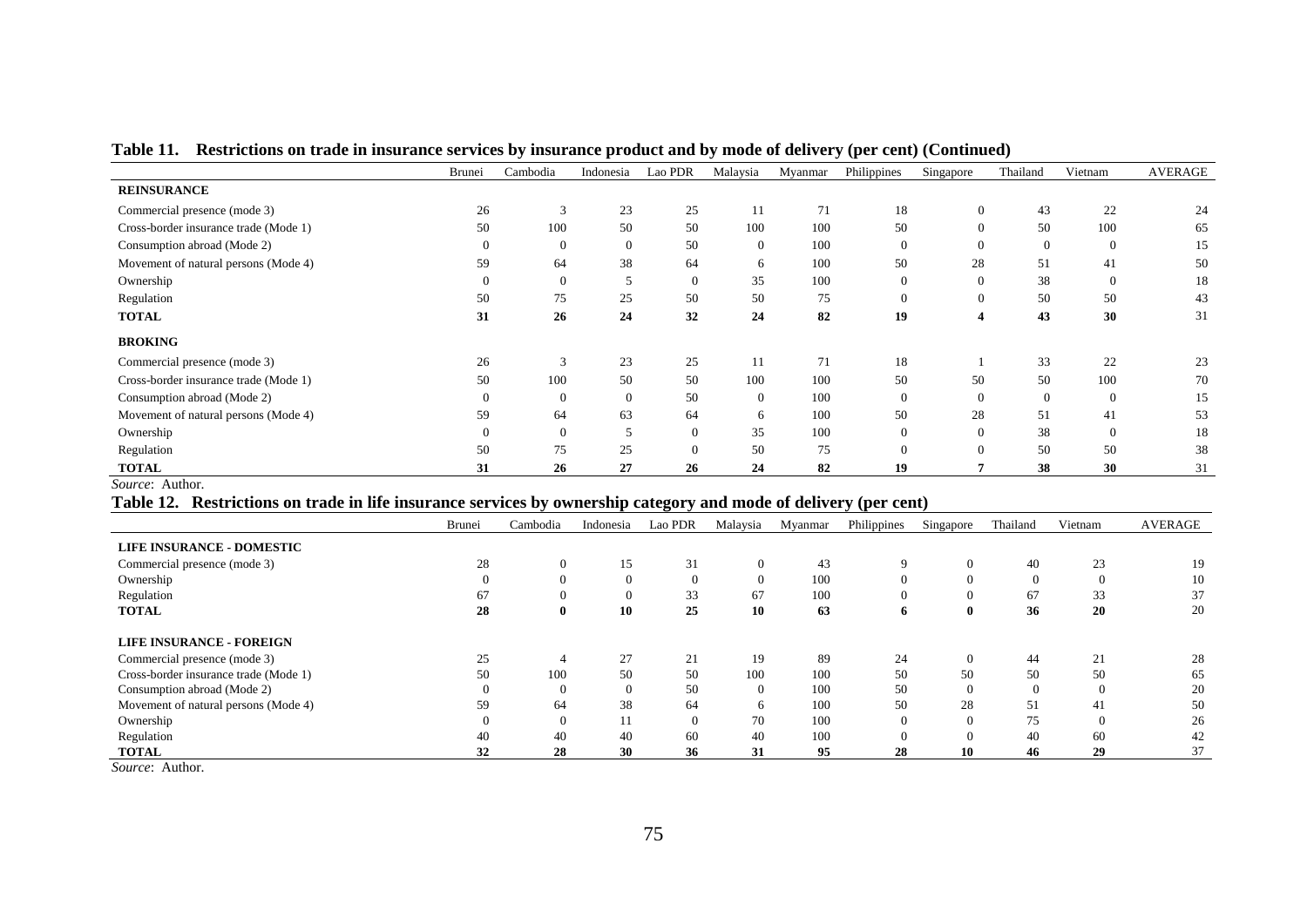**Table 11. Restrictions on trade in insurance services by insurance product and by mode of delivery (per cent) (Continued)**

| | Brunei | Cambodia | Indonesia | Lao PDR | Malaysia | Myanmar | Philippines | Singapore | Thailand | Vietnam | AVERAGE |
|---|---|---|---|---|---|---|---|---|---|---|---|
| **REINSURANCE** | | | | | | | | | | | |
| Commercial presence (mode 3) | 26 | 3 | 23 | 25 | 11 | 71 | 18 | 0 | 43 | 22 | 24 |
| Cross-border insurance trade (Mode 1) | 50 | 100 | 50 | 50 | 100 | 100 | 50 | 0 | 50 | 100 | 65 |
| Consumption abroad (Mode 2) | 0 | 0 | 0 | 50 | 0 | 100 | 0 | 0 | 0 | 0 | 15 |
| Movement of natural persons (Mode 4) | 59 | 64 | 38 | 64 | 6 | 100 | 50 | 28 | 51 | 41 | 50 |
| Ownership | 0 | 0 | 5 | 0 | 35 | 100 | 0 | 0 | 38 | 0 | 18 |
| Regulation | 50 | 75 | 25 | 50 | 50 | 75 | 0 | 0 | 50 | 50 | 43 |
| **TOTAL** | **31** | **26** | **24** | **32** | **24** | **82** | **19** | **4** | **43** | **30** | 31 |
| **BROKING** | | | | | | | | | | | |
| Commercial presence (mode 3) | 26 | 3 | 23 | 25 | 11 | 71 | 18 | 1 | 33 | 22 | 23 |
| Cross-border insurance trade (Mode 1) | 50 | 100 | 50 | 50 | 100 | 100 | 50 | 50 | 50 | 100 | 70 |
| Consumption abroad (Mode 2) | 0 | 0 | 0 | 50 | 0 | 100 | 0 | 0 | 0 | 0 | 15 |
| Movement of natural persons (Mode 4) | 59 | 64 | 63 | 64 | 6 | 100 | 50 | 28 | 51 | 41 | 53 |
| Ownership | 0 | 0 | 5 | 0 | 35 | 100 | 0 | 0 | 38 | 0 | 18 |
| Regulation | 50 | 75 | 25 | 0 | 50 | 75 | 0 | 0 | 50 | 50 | 38 |
| **TOTAL** | **31** | **26** | **27** | **26** | **24** | **82** | **19** | **7** | **38** | **30** | 31 |

*Source*: Author.

**Table 12. Restrictions on trade in life insurance services by ownership category and mode of delivery (per cent)**

| | Brunei | Cambodia | Indonesia | Lao PDR | Malaysia | Myanmar | Philippines | Singapore | Thailand | Vietnam | AVERAGE |
|---|---|---|---|---|---|---|---|---|---|---|---|
| **LIFE INSURANCE - DOMESTIC** | | | | | | | | | | | |
| Commercial presence (mode 3) | 28 | 0 | 15 | 31 | 0 | 43 | 9 | 0 | 40 | 23 | 19 |
| Ownership | 0 | 0 | 0 | 0 | 0 | 100 | 0 | 0 | 0 | 0 | 10 |
| Regulation | 67 | 0 | 0 | 33 | 67 | 100 | 0 | 0 | 67 | 33 | 37 |
| **TOTAL** | **28** | **0** | **10** | **25** | **10** | **63** | **6** | **0** | **36** | **20** | 20 |
| **LIFE INSURANCE - FOREIGN** | | | | | | | | | | | |
| Commercial presence (mode 3) | 25 | 4 | 27 | 21 | 19 | 89 | 24 | 0 | 44 | 21 | 28 |
| Cross-border insurance trade (Mode 1) | 50 | 100 | 50 | 50 | 100 | 100 | 50 | 50 | 50 | 50 | 65 |
| Consumption abroad (Mode 2) | 0 | 0 | 0 | 50 | 0 | 100 | 50 | 0 | 0 | 0 | 20 |
| Movement of natural persons (Mode 4) | 59 | 64 | 38 | 64 | 6 | 100 | 50 | 28 | 51 | 41 | 50 |
| Ownership | 0 | 0 | 11 | 0 | 70 | 100 | 0 | 0 | 75 | 0 | 26 |
| Regulation | 40 | 40 | 40 | 60 | 40 | 100 | 0 | 0 | 40 | 60 | 42 |
| **TOTAL** | **32** | **28** | **30** | **36** | **31** | **95** | **28** | **10** | **46** | **29** | 37 |

*Source*: Author.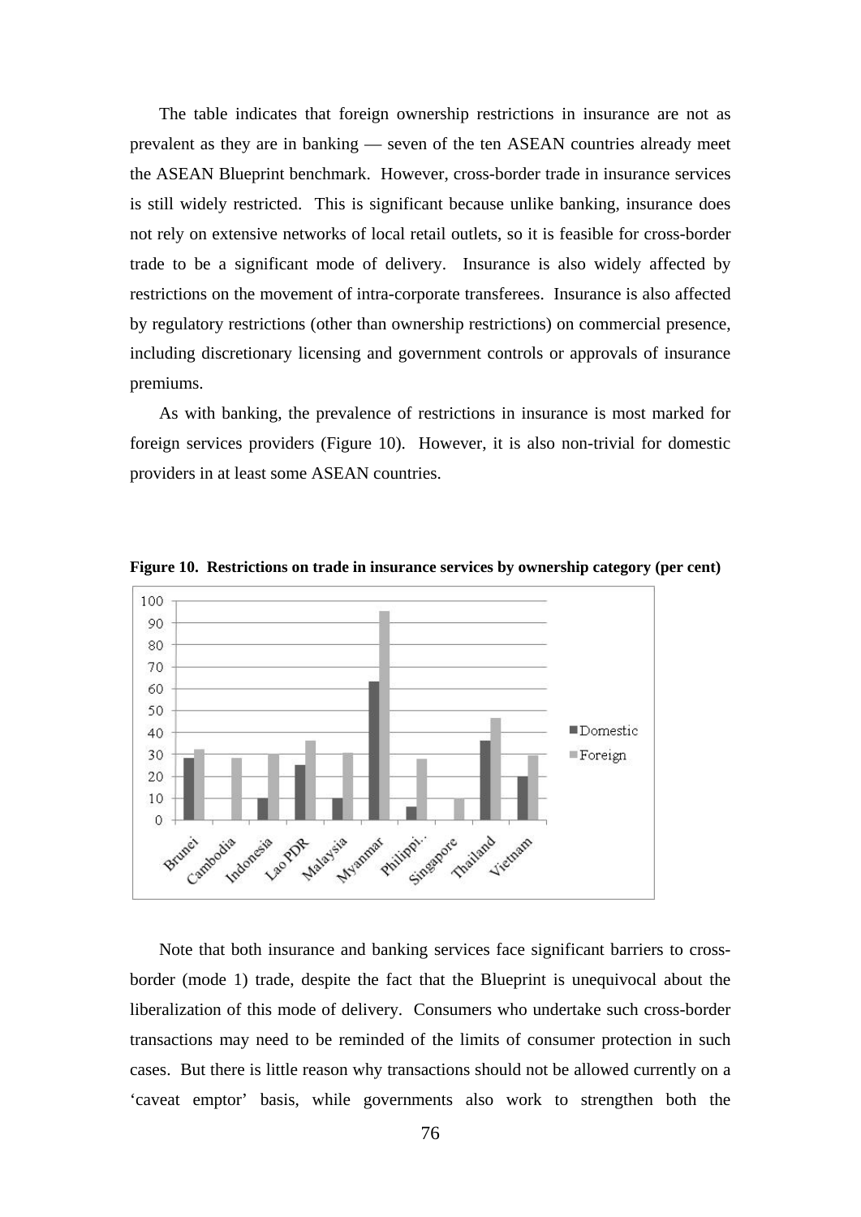The table indicates that foreign ownership restrictions in insurance are not as prevalent as they are in banking — seven of the ten ASEAN countries already meet the ASEAN Blueprint benchmark. However, cross-border trade in insurance services is still widely restricted. This is significant because unlike banking, insurance does not rely on extensive networks of local retail outlets, so it is feasible for cross-border trade to be a significant mode of delivery. Insurance is also widely affected by restrictions on the movement of intra-corporate transferees. Insurance is also affected by regulatory restrictions (other than ownership restrictions) on commercial presence, including discretionary licensing and government controls or approvals of insurance premiums.

As with banking, the prevalence of restrictions in insurance is most marked for foreign services providers (Figure 10). However, it is also non-trivial for domestic providers in at least some ASEAN countries.

**Figure 10. Restrictions on trade in insurance services by ownership category (per cent)**

Note that both insurance and banking services face significant barriers to cross-border (mode 1) trade, despite the fact that the Blueprint is unequivocal about the liberalization of this mode of delivery. Consumers who undertake such cross-border transactions may need to be reminded of the limits of consumer protection in such cases. But there is little reason why transactions should not be allowed currently on a 'caveat emptor' basis, while governments also work to strengthen both the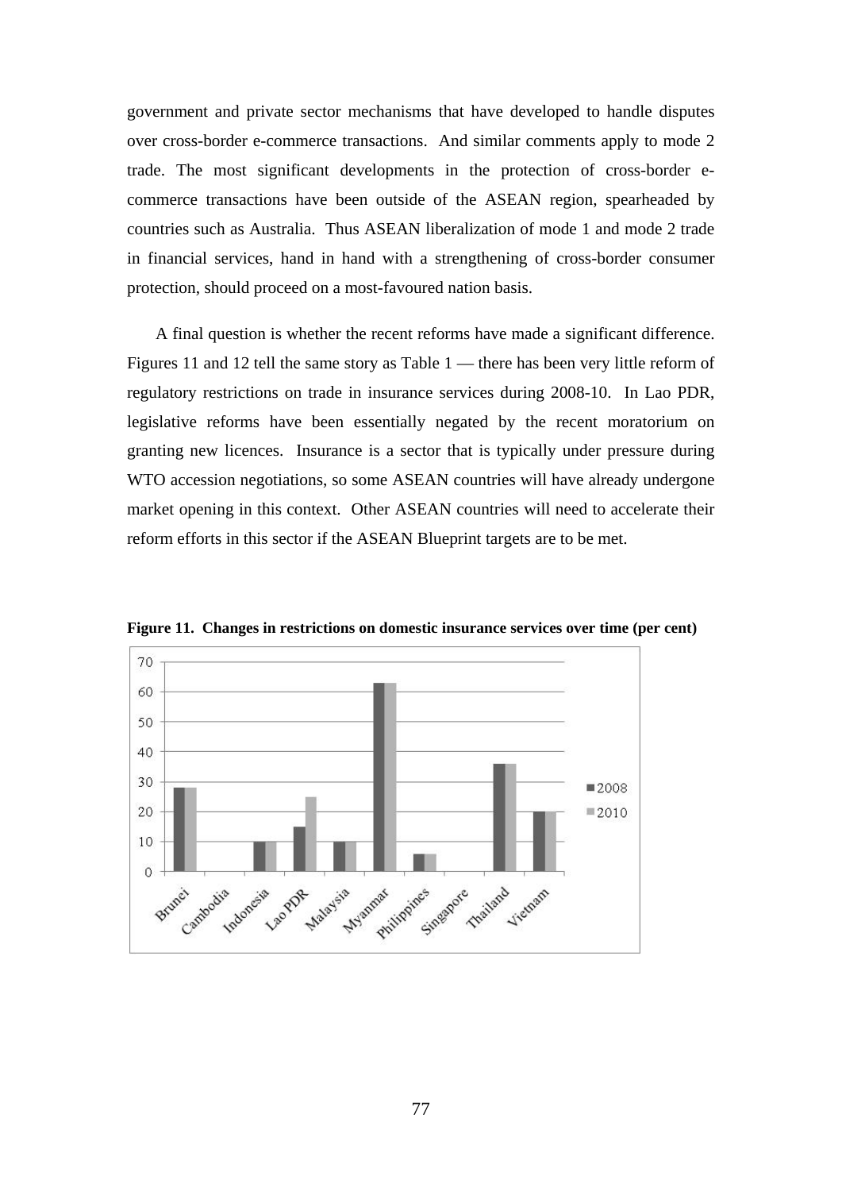government and private sector mechanisms that have developed to handle disputes over cross-border e-commerce transactions. And similar comments apply to mode 2 trade. The most significant developments in the protection of cross-border e-commerce transactions have been outside of the ASEAN region, spearheaded by countries such as Australia. Thus ASEAN liberalization of mode 1 and mode 2 trade in financial services, hand in hand with a strengthening of cross-border consumer protection, should proceed on a most-favoured nation basis.

A final question is whether the recent reforms have made a significant difference. Figures 11 and 12 tell the same story as Table 1 — there has been very little reform of regulatory restrictions on trade in insurance services during 2008-10. In Lao PDR, legislative reforms have been essentially negated by the recent moratorium on granting new licences. Insurance is a sector that is typically under pressure during WTO accession negotiations, so some ASEAN countries will have already undergone market opening in this context. Other ASEAN countries will need to accelerate their reform efforts in this sector if the ASEAN Blueprint targets are to be met.

**Figure 11. Changes in restrictions on domestic insurance services over time (per cent)**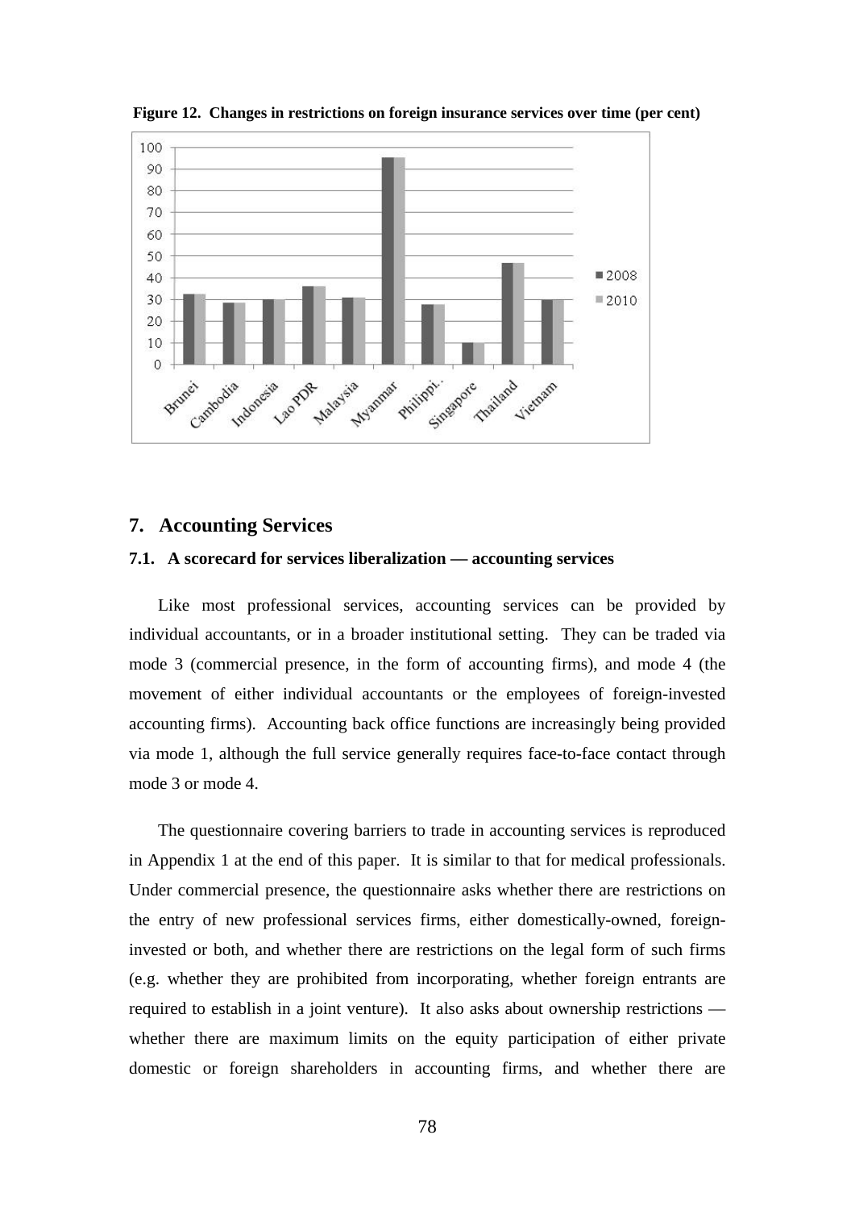**Figure 12. Changes in restrictions on foreign insurance services over time (per cent)**

## 7. Accounting Services

### 7.1. A scorecard for services liberalization — accounting services

Like most professional services, accounting services can be provided by individual accountants, or in a broader institutional setting. They can be traded via mode 3 (commercial presence, in the form of accounting firms), and mode 4 (the movement of either individual accountants or the employees of foreign-invested accounting firms). Accounting back office functions are increasingly being provided via mode 1, although the full service generally requires face-to-face contact through mode 3 or mode 4.

The questionnaire covering barriers to trade in accounting services is reproduced in Appendix 1 at the end of this paper. It is similar to that for medical professionals. Under commercial presence, the questionnaire asks whether there are restrictions on the entry of new professional services firms, either domestically-owned, foreign-invested or both, and whether there are restrictions on the legal form of such firms (e.g. whether they are prohibited from incorporating, whether foreign entrants are required to establish in a joint venture). It also asks about ownership restrictions — whether there are maximum limits on the equity participation of either private domestic or foreign shareholders in accounting firms, and whether there are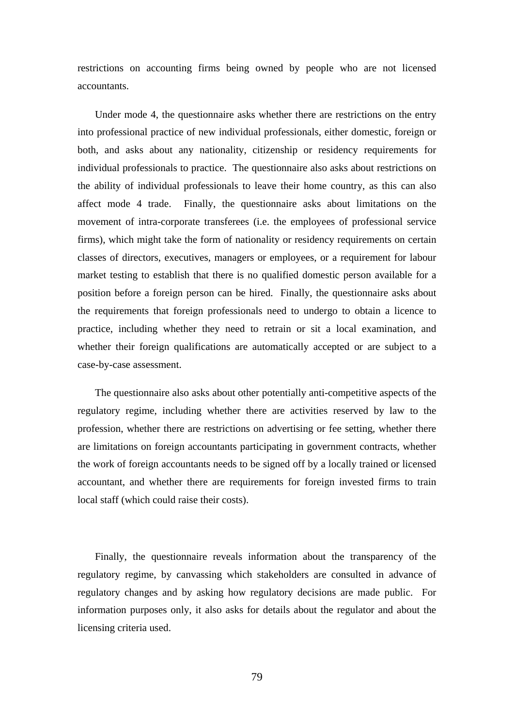restrictions on accounting firms being owned by people who are not licensed accountants.

Under mode 4, the questionnaire asks whether there are restrictions on the entry into professional practice of new individual professionals, either domestic, foreign or both, and asks about any nationality, citizenship or residency requirements for individual professionals to practice. The questionnaire also asks about restrictions on the ability of individual professionals to leave their home country, as this can also affect mode 4 trade. Finally, the questionnaire asks about limitations on the movement of intra-corporate transferees (i.e. the employees of professional service firms), which might take the form of nationality or residency requirements on certain classes of directors, executives, managers or employees, or a requirement for labour market testing to establish that there is no qualified domestic person available for a position before a foreign person can be hired. Finally, the questionnaire asks about the requirements that foreign professionals need to undergo to obtain a licence to practice, including whether they need to retrain or sit a local examination, and whether their foreign qualifications are automatically accepted or are subject to a case-by-case assessment.

The questionnaire also asks about other potentially anti-competitive aspects of the regulatory regime, including whether there are activities reserved by law to the profession, whether there are restrictions on advertising or fee setting, whether there are limitations on foreign accountants participating in government contracts, whether the work of foreign accountants needs to be signed off by a locally trained or licensed accountant, and whether there are requirements for foreign invested firms to train local staff (which could raise their costs).

Finally, the questionnaire reveals information about the transparency of the regulatory regime, by canvassing which stakeholders are consulted in advance of regulatory changes and by asking how regulatory decisions are made public. For information purposes only, it also asks for details about the regulator and about the licensing criteria used.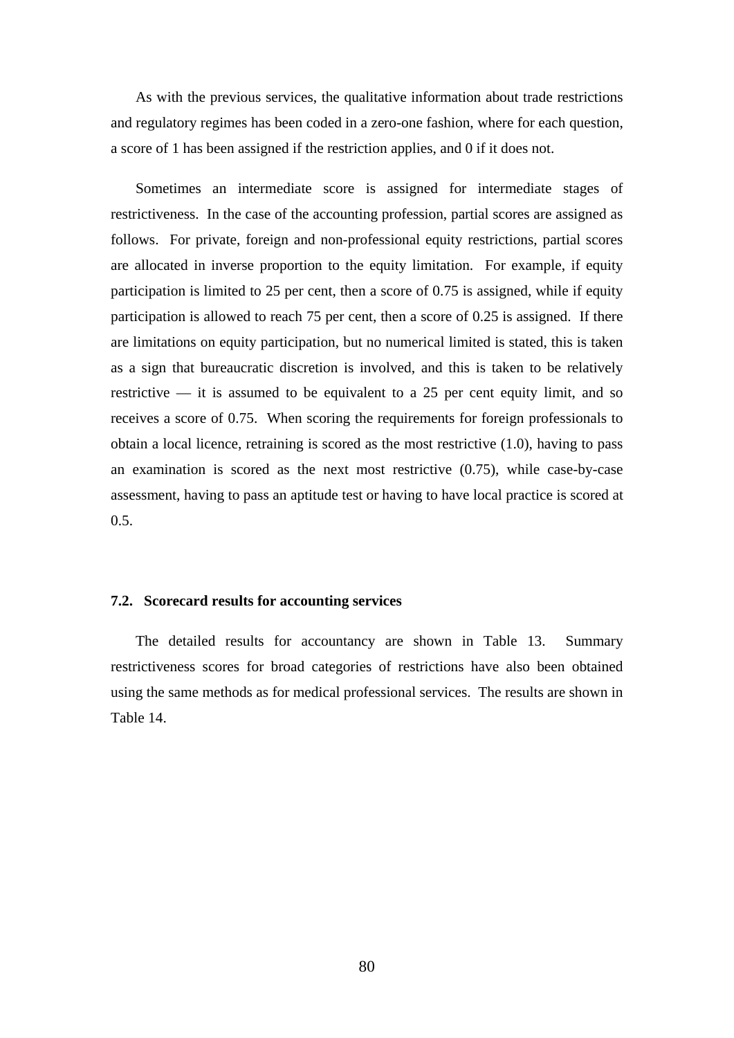As with the previous services, the qualitative information about trade restrictions and regulatory regimes has been coded in a zero-one fashion, where for each question, a score of 1 has been assigned if the restriction applies, and 0 if it does not.

Sometimes an intermediate score is assigned for intermediate stages of restrictiveness. In the case of the accounting profession, partial scores are assigned as follows. For private, foreign and non-professional equity restrictions, partial scores are allocated in inverse proportion to the equity limitation. For example, if equity participation is limited to 25 per cent, then a score of 0.75 is assigned, while if equity participation is allowed to reach 75 per cent, then a score of 0.25 is assigned. If there are limitations on equity participation, but no numerical limited is stated, this is taken as a sign that bureaucratic discretion is involved, and this is taken to be relatively restrictive — it is assumed to be equivalent to a 25 per cent equity limit, and so receives a score of 0.75. When scoring the requirements for foreign professionals to obtain a local licence, retraining is scored as the most restrictive (1.0), having to pass an examination is scored as the next most restrictive (0.75), while case-by-case assessment, having to pass an aptitude test or having to have local practice is scored at 0.5.

### 7.2. Scorecard results for accounting services

The detailed results for accountancy are shown in Table 13. Summary restrictiveness scores for broad categories of restrictions have also been obtained using the same methods as for medical professional services. The results are shown in Table 14.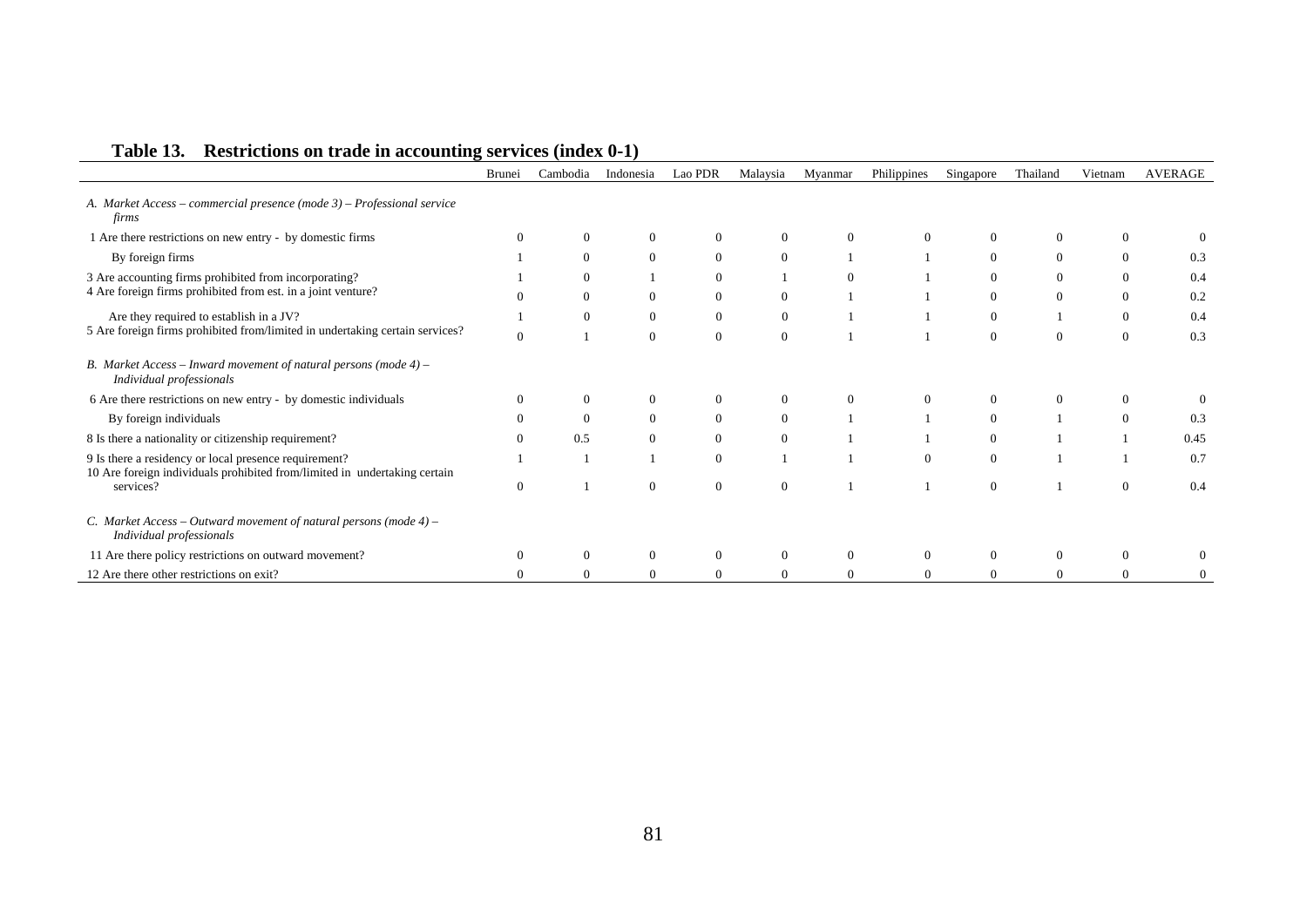**Table 13. Restrictions on trade in accounting services (index 0-1)**

| | Brunei | Cambodia | Indonesia | Lao PDR | Malaysia | Myanmar | Philippines | Singapore | Thailand | Vietnam | AVERAGE |
|---|---|---|---|---|---|---|---|---|---|---|---|
| *A. Market Access – commercial presence (mode 3) – Professional service firms* | | | | | | | | | | | |
| 1 Are there restrictions on new entry - by domestic firms | 0 | 0 | 0 | 0 | 0 | 0 | 0 | 0 | 0 | 0 | 0 |
| By foreign firms | 1 | 0 | 0 | 0 | 0 | 1 | 1 | 0 | 0 | 0 | 0.3 |
| 3 Are accounting firms prohibited from incorporating? | 1 | 0 | 1 | 0 | 1 | 0 | 1 | 0 | 0 | 0 | 0.4 |
| 4 Are foreign firms prohibited from est. in a joint venture? | 0 | 0 | 0 | 0 | 0 | 1 | 1 | 0 | 0 | 0 | 0.2 |
| Are they required to establish in a JV? | 1 | 0 | 0 | 0 | 0 | 1 | 1 | 0 | 1 | 0 | 0.4 |
| 5 Are foreign firms prohibited from/limited in undertaking certain services? | 0 | 1 | 0 | 0 | 0 | 1 | 1 | 0 | 0 | 0 | 0.3 |
| *B. Market Access – Inward movement of natural persons (mode 4) – Individual professionals* | | | | | | | | | | | |
| 6 Are there restrictions on new entry - by domestic individuals | 0 | 0 | 0 | 0 | 0 | 0 | 0 | 0 | 0 | 0 | 0 |
| By foreign individuals | 0 | 0 | 0 | 0 | 0 | 1 | 1 | 0 | 1 | 0 | 0.3 |
| 8 Is there a nationality or citizenship requirement? | 0 | 0.5 | 0 | 0 | 0 | 1 | 1 | 0 | 1 | 1 | 0.45 |
| 9 Is there a residency or local presence requirement? | 1 | 1 | 1 | 0 | 1 | 1 | 0 | 0 | 1 | 1 | 0.7 |
| 10 Are foreign individuals prohibited from/limited in undertaking certain services? | 0 | 1 | 0 | 0 | 0 | 1 | 1 | 0 | 1 | 0 | 0.4 |
| *C. Market Access – Outward movement of natural persons (mode 4) – Individual professionals* | | | | | | | | | | | |
| 11 Are there policy restrictions on outward movement? | 0 | 0 | 0 | 0 | 0 | 0 | 0 | 0 | 0 | 0 | 0 |
| 12 Are there other restrictions on exit? | 0 | 0 | 0 | 0 | 0 | 0 | 0 | 0 | 0 | 0 | 0 |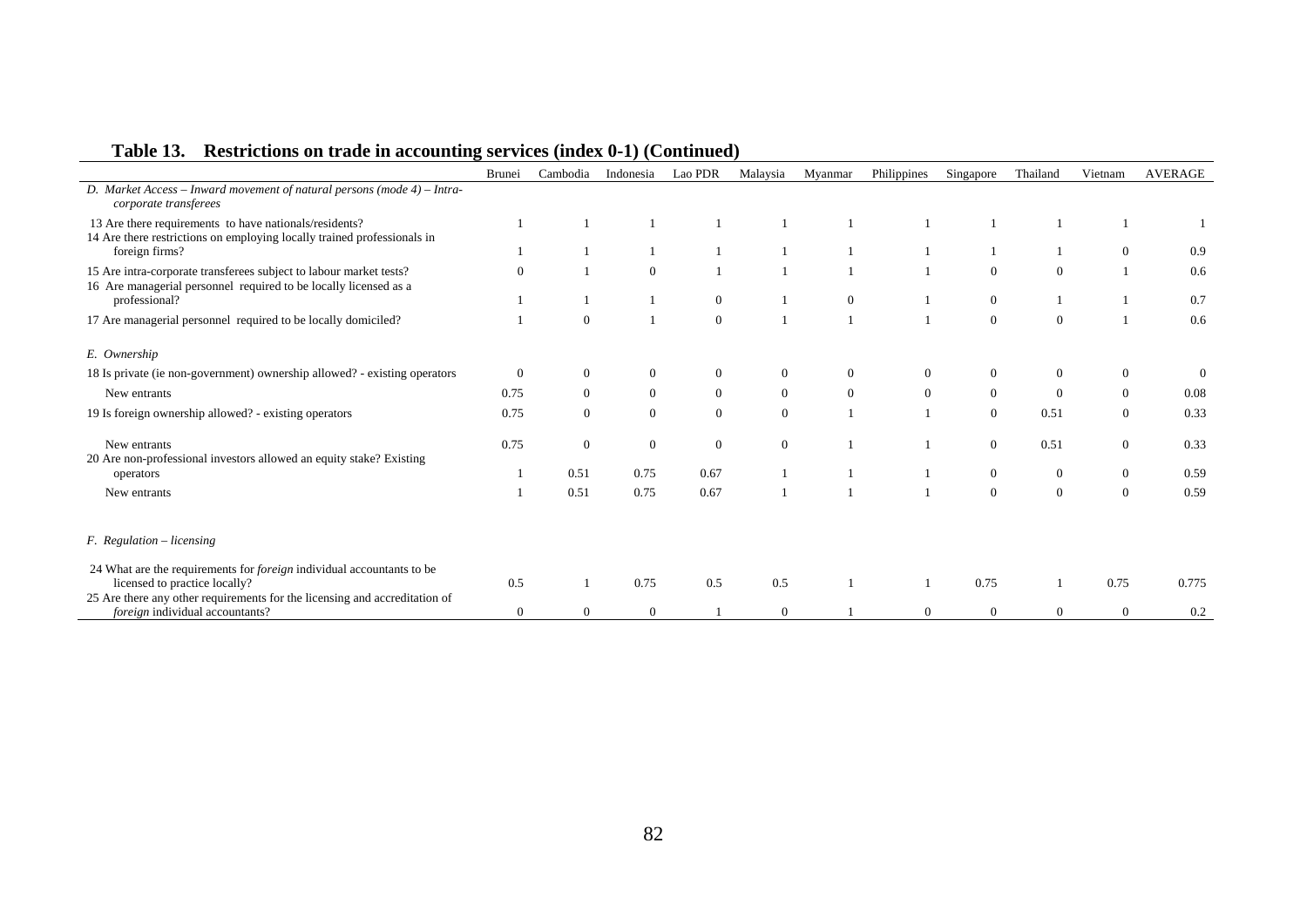## Table 13. Restrictions on trade in accounting services (index 0-1) (Continued)

| | Brunei | Cambodia | Indonesia | Lao PDR | Malaysia | Myanmar | Philippines | Singapore | Thailand | Vietnam | AVERAGE |
|---|---|---|---|---|---|---|---|---|---|---|---|
| *D. Market Access – Inward movement of natural persons (mode 4) – Intra-corporate transferees* | | | | | | | | | | | |
| 13 Are there requirements to have nationals/residents? | 1 | 1 | 1 | 1 | 1 | 1 | 1 | 1 | 1 | 1 | 1 |
| 14 Are there restrictions on employing locally trained professionals in foreign firms? | 1 | 1 | 1 | 1 | 1 | 1 | 1 | 1 | 1 | 0 | 0.9 |
| 15 Are intra-corporate transferees subject to labour market tests? | 0 | 1 | 0 | 1 | 1 | 1 | 1 | 0 | 0 | 1 | 0.6 |
| 16 Are managerial personnel required to be locally licensed as a professional? | 1 | 1 | 1 | 0 | 1 | 0 | 1 | 0 | 1 | 1 | 0.7 |
| 17 Are managerial personnel required to be locally domiciled? | 1 | 0 | 1 | 0 | 1 | 1 | 1 | 0 | 0 | 1 | 0.6 |
| *E. Ownership* | | | | | | | | | | | |
| 18 Is private (ie non-government) ownership allowed? - existing operators | 0 | 0 | 0 | 0 | 0 | 0 | 0 | 0 | 0 | 0 | 0 |
| New entrants | 0.75 | 0 | 0 | 0 | 0 | 0 | 0 | 0 | 0 | 0 | 0.08 |
| 19 Is foreign ownership allowed? - existing operators | 0.75 | 0 | 0 | 0 | 0 | 1 | 1 | 0 | 0.51 | 0 | 0.33 |
| New entrants | 0.75 | 0 | 0 | 0 | 0 | 1 | 1 | 0 | 0.51 | 0 | 0.33 |
| 20 Are non-professional investors allowed an equity stake? Existing operators | 1 | 0.51 | 0.75 | 0.67 | 1 | 1 | 1 | 0 | 0 | 0 | 0.59 |
| New entrants | 1 | 0.51 | 0.75 | 0.67 | 1 | 1 | 1 | 0 | 0 | 0 | 0.59 |
| *F. Regulation – licensing* | | | | | | | | | | | |
| 24 What are the requirements for *foreign* individual accountants to be licensed to practice locally? | 0.5 | 1 | 0.75 | 0.5 | 0.5 | 1 | 1 | 0.75 | 1 | 0.75 | 0.775 |
| 25 Are there any other requirements for the licensing and accreditation of *foreign* individual accountants? | 0 | 0 | 0 | 1 | 0 | 1 | 0 | 0 | 0 | 0 | 0.2 |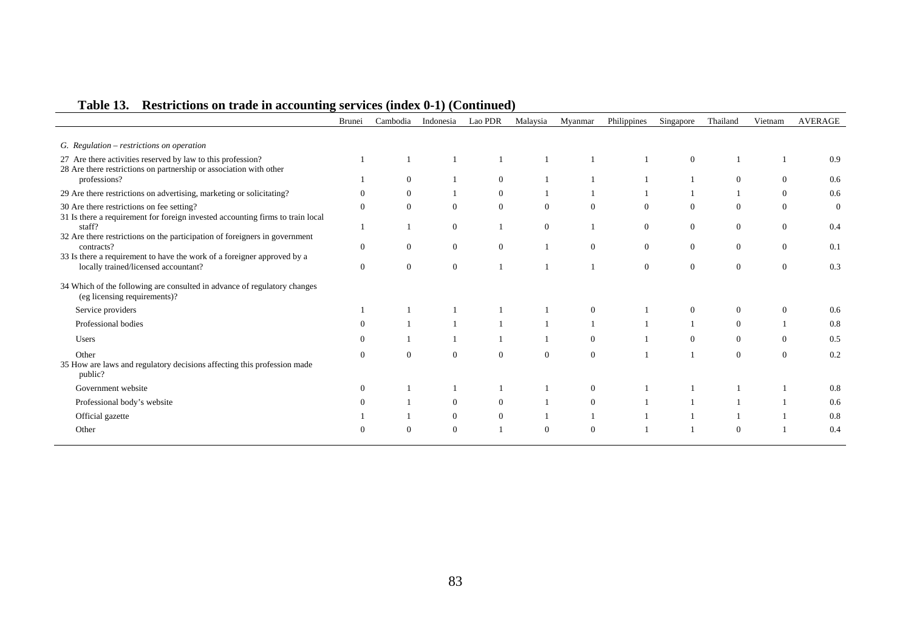**Table 13. Restrictions on trade in accounting services (index 0-1) (Continued)**

| | Brunei | Cambodia | Indonesia | Lao PDR | Malaysia | Myanmar | Philippines | Singapore | Thailand | Vietnam | AVERAGE |
|---|---|---|---|---|---|---|---|---|---|---|---|
| *G. Regulation – restrictions on operation* | | | | | | | | | | | |
| 27 Are there activities reserved by law to this profession? | 1 | 1 | 1 | 1 | 1 | 1 | 1 | 0 | 1 | 1 | 0.9 |
| 28 Are there restrictions on partnership or association with other professions? | 1 | 0 | 1 | 0 | 1 | 1 | 1 | 1 | 0 | 0 | 0.6 |
| 29 Are there restrictions on advertising, marketing or solicitating? | 0 | 0 | 1 | 0 | 1 | 1 | 1 | 1 | 1 | 0 | 0.6 |
| 30 Are there restrictions on fee setting? | 0 | 0 | 0 | 0 | 0 | 0 | 0 | 0 | 0 | 0 | 0 |
| 31 Is there a requirement for foreign invested accounting firms to train local staff? | 1 | 1 | 0 | 1 | 0 | 1 | 0 | 0 | 0 | 0 | 0.4 |
| 32 Are there restrictions on the participation of foreigners in government contracts? | 0 | 0 | 0 | 0 | 1 | 0 | 0 | 0 | 0 | 0 | 0.1 |
| 33 Is there a requirement to have the work of a foreigner approved by a locally trained/licensed accountant? | 0 | 0 | 0 | 1 | 1 | 1 | 0 | 0 | 0 | 0 | 0.3 |
| 34 Which of the following are consulted in advance of regulatory changes (eg licensing requirements)? | | | | | | | | | | | |
| Service providers | 1 | 1 | 1 | 1 | 1 | 0 | 1 | 0 | 0 | 0 | 0.6 |
| Professional bodies | 0 | 1 | 1 | 1 | 1 | 1 | 1 | 1 | 0 | 1 | 0.8 |
| Users | 0 | 1 | 1 | 1 | 1 | 0 | 1 | 0 | 0 | 0 | 0.5 |
| Other | 0 | 0 | 0 | 0 | 0 | 0 | 1 | 1 | 0 | 0 | 0.2 |
| 35 How are laws and regulatory decisions affecting this profession made public? | | | | | | | | | | | |
| Government website | 0 | 1 | 1 | 1 | 1 | 0 | 1 | 1 | 1 | 1 | 0.8 |
| Professional body's website | 0 | 1 | 0 | 0 | 1 | 0 | 1 | 1 | 1 | 1 | 0.6 |
| Official gazette | 1 | 1 | 0 | 0 | 1 | 1 | 1 | 1 | 1 | 1 | 0.8 |
| Other | 0 | 0 | 0 | 1 | 0 | 0 | 1 | 1 | 0 | 1 | 0.4 |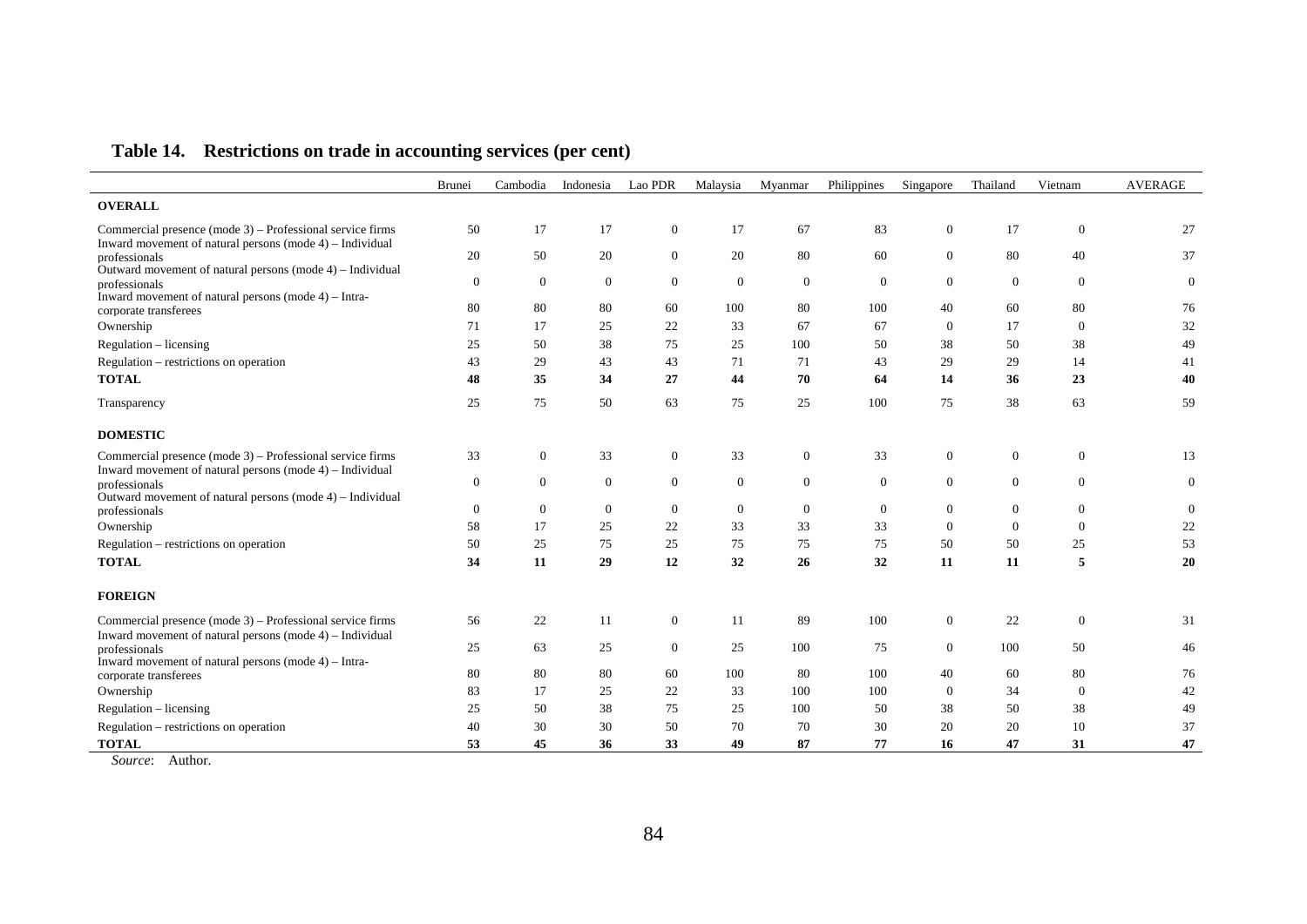**Table 14. Restrictions on trade in accounting services (per cent)**

| | Brunei | Cambodia | Indonesia | Lao PDR | Malaysia | Myanmar | Philippines | Singapore | Thailand | Vietnam | AVERAGE |
|---|---|---|---|---|---|---|---|---|---|---|---|
| **OVERALL** | | | | | | | | | | | |
| Commercial presence (mode 3) – Professional service firms | 50 | 17 | 17 | 0 | 17 | 67 | 83 | 0 | 17 | 0 | 27 |
| Inward movement of natural persons (mode 4) – Individual professionals | 20 | 50 | 20 | 0 | 20 | 80 | 60 | 0 | 80 | 40 | 37 |
| Outward movement of natural persons (mode 4) – Individual professionals | 0 | 0 | 0 | 0 | 0 | 0 | 0 | 0 | 0 | 0 | 0 |
| Inward movement of natural persons (mode 4) – Intra-corporate transferees | 80 | 80 | 80 | 60 | 100 | 80 | 100 | 40 | 60 | 80 | 76 |
| Ownership | 71 | 17 | 25 | 22 | 33 | 67 | 67 | 0 | 17 | 0 | 32 |
| Regulation – licensing | 25 | 50 | 38 | 75 | 25 | 100 | 50 | 38 | 50 | 38 | 49 |
| Regulation – restrictions on operation | 43 | 29 | 43 | 43 | 71 | 71 | 43 | 29 | 29 | 14 | 41 |
| **TOTAL** | **48** | **35** | **34** | **27** | **44** | **70** | **64** | **14** | **36** | **23** | **40** |
| Transparency | 25 | 75 | 50 | 63 | 75 | 25 | 100 | 75 | 38 | 63 | 59 |
| **DOMESTIC** | | | | | | | | | | | |
| Commercial presence (mode 3) – Professional service firms | 33 | 0 | 33 | 0 | 33 | 0 | 33 | 0 | 0 | 0 | 13 |
| Inward movement of natural persons (mode 4) – Individual professionals | 0 | 0 | 0 | 0 | 0 | 0 | 0 | 0 | 0 | 0 | 0 |
| Outward movement of natural persons (mode 4) – Individual professionals | 0 | 0 | 0 | 0 | 0 | 0 | 0 | 0 | 0 | 0 | 0 |
| Ownership | 58 | 17 | 25 | 22 | 33 | 33 | 33 | 0 | 0 | 0 | 22 |
| Regulation – restrictions on operation | 50 | 25 | 75 | 25 | 75 | 75 | 75 | 50 | 50 | 25 | 53 |
| **TOTAL** | **34** | **11** | **29** | **12** | **32** | **26** | **32** | **11** | **11** | **5** | **20** |
| **FOREIGN** | | | | | | | | | | | |
| Commercial presence (mode 3) – Professional service firms | 56 | 22 | 11 | 0 | 11 | 89 | 100 | 0 | 22 | 0 | 31 |
| Inward movement of natural persons (mode 4) – Individual professionals | 25 | 63 | 25 | 0 | 25 | 100 | 75 | 0 | 100 | 50 | 46 |
| Inward movement of natural persons (mode 4) – Intra-corporate transferees | 80 | 80 | 80 | 60 | 100 | 80 | 100 | 40 | 60 | 80 | 76 |
| Ownership | 83 | 17 | 25 | 22 | 33 | 100 | 100 | 0 | 34 | 0 | 42 |
| Regulation – licensing | 25 | 50 | 38 | 75 | 25 | 100 | 50 | 38 | 50 | 38 | 49 |
| Regulation – restrictions on operation | 40 | 30 | 30 | 50 | 70 | 70 | 30 | 20 | 20 | 10 | 37 |
| **TOTAL** | **53** | **45** | **36** | **33** | **49** | **87** | **77** | **16** | **47** | **31** | **47** |

*Source*: Author.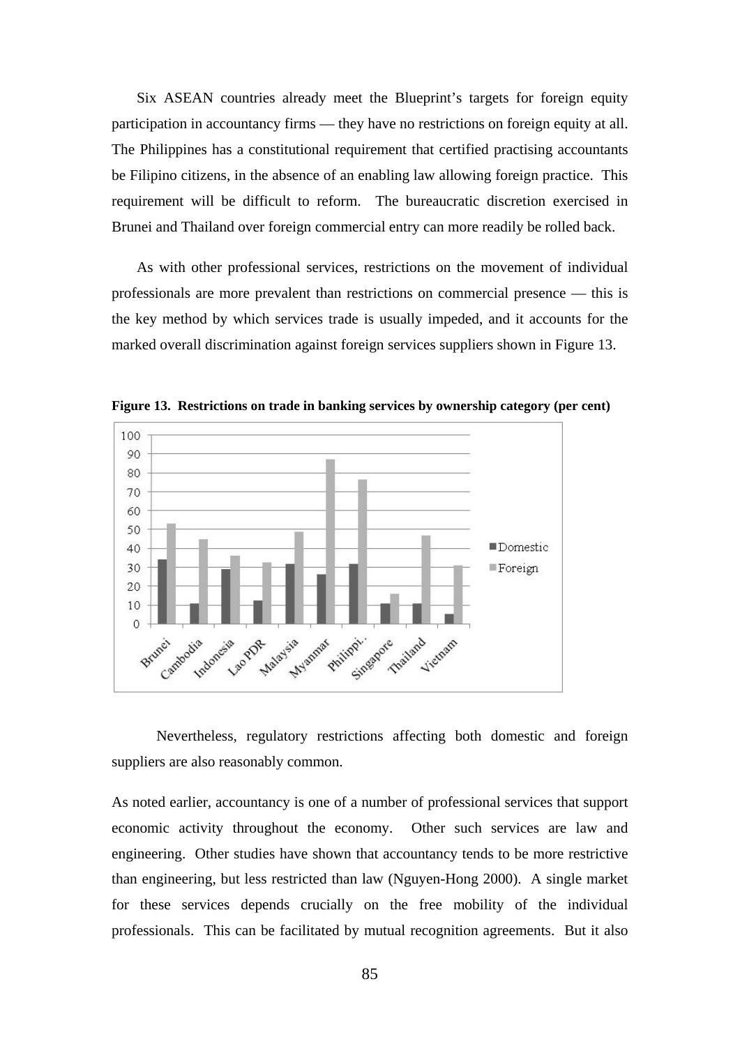Six ASEAN countries already meet the Blueprint's targets for foreign equity participation in accountancy firms — they have no restrictions on foreign equity at all. The Philippines has a constitutional requirement that certified practising accountants be Filipino citizens, in the absence of an enabling law allowing foreign practice. This requirement will be difficult to reform. The bureaucratic discretion exercised in Brunei and Thailand over foreign commercial entry can more readily be rolled back.

As with other professional services, restrictions on the movement of individual professionals are more prevalent than restrictions on commercial presence — this is the key method by which services trade is usually impeded, and it accounts for the marked overall discrimination against foreign services suppliers shown in Figure 13.

**Figure 13. Restrictions on trade in banking services by ownership category (per cent)**

Nevertheless, regulatory restrictions affecting both domestic and foreign suppliers are also reasonably common.

As noted earlier, accountancy is one of a number of professional services that support economic activity throughout the economy. Other such services are law and engineering. Other studies have shown that accountancy tends to be more restrictive than engineering, but less restricted than law (Nguyen-Hong 2000). A single market for these services depends crucially on the free mobility of the individual professionals. This can be facilitated by mutual recognition agreements. But it also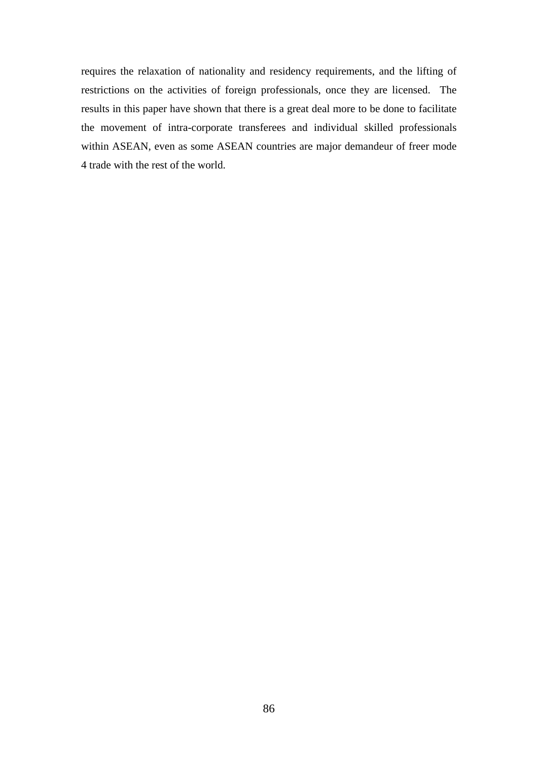requires the relaxation of nationality and residency requirements, and the lifting of restrictions on the activities of foreign professionals, once they are licensed. The results in this paper have shown that there is a great deal more to be done to facilitate the movement of intra-corporate transferees and individual skilled professionals within ASEAN, even as some ASEAN countries are major demandeur of freer mode 4 trade with the rest of the world.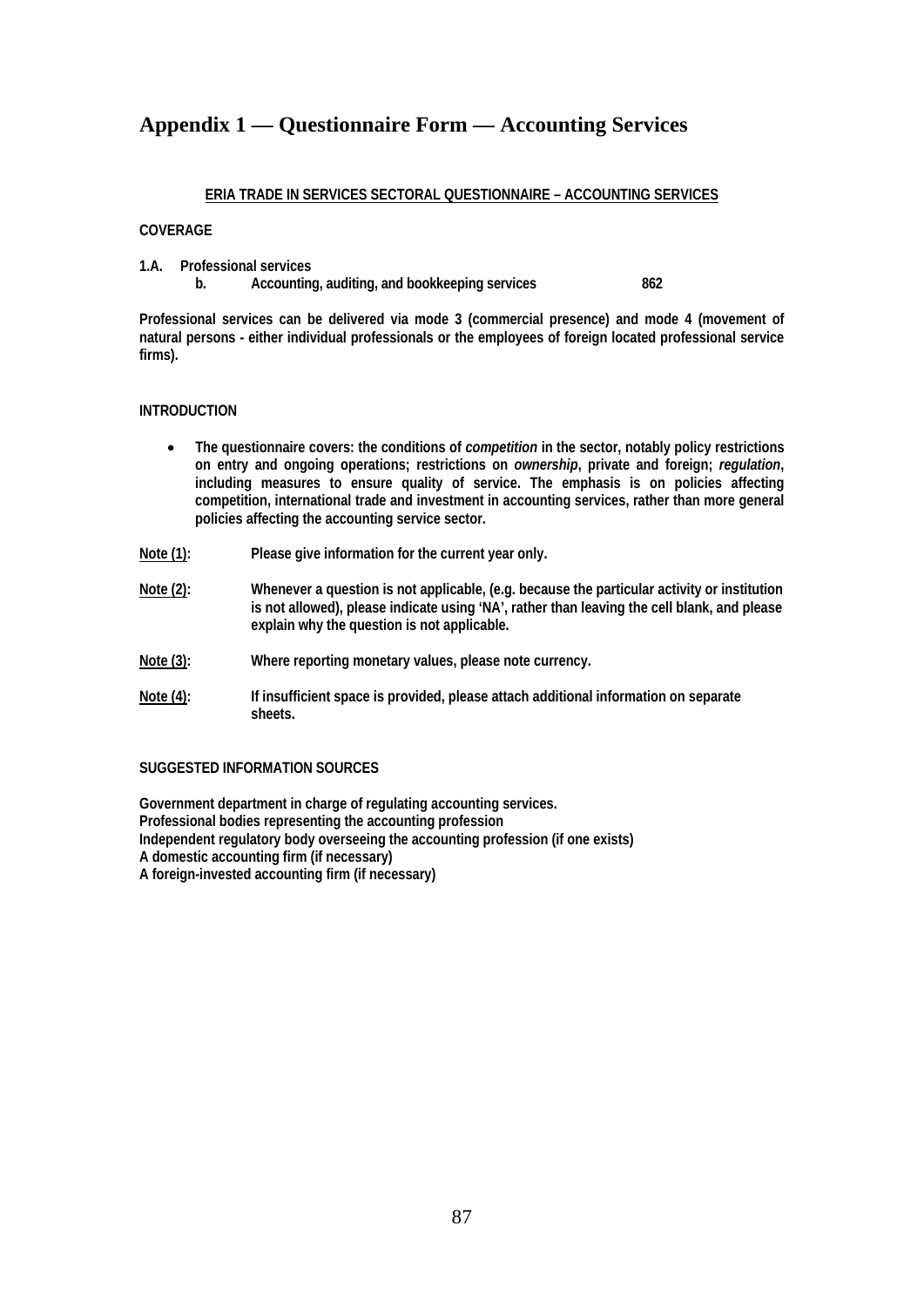# Appendix 1 — Questionnaire Form — Accounting Services

**ERIA TRADE IN SERVICES SECTORAL QUESTIONNAIRE – ACCOUNTING SERVICES**

**COVERAGE**

**1.A. Professional services**
**b. Accounting, auditing, and bookkeeping services 862**

**Professional services can be delivered via mode 3 (commercial presence) and mode 4 (movement of natural persons - either individual professionals or the employees of foreign located professional service firms).**

**INTRODUCTION**

- **The questionnaire covers: the conditions of *competition* in the sector, notably policy restrictions on entry and ongoing operations; restrictions on *ownership*, private and foreign; *regulation*, including measures to ensure quality of service. The emphasis is on policies affecting competition, international trade and investment in accounting services, rather than more general policies affecting the accounting service sector.**

**Note (1): Please give information for the current year only.**

**Note (2): Whenever a question is not applicable, (e.g. because the particular activity or institution is not allowed), please indicate using 'NA', rather than leaving the cell blank, and please explain why the question is not applicable.**

**Note (3): Where reporting monetary values, please note currency.**

**Note (4): If insufficient space is provided, please attach additional information on separate sheets.**

**SUGGESTED INFORMATION SOURCES**

**Government department in charge of regulating accounting services.**
**Professional bodies representing the accounting profession**
**Independent regulatory body overseeing the accounting profession (if one exists)**
**A domestic accounting firm (if necessary)**
**A foreign-invested accounting firm (if necessary)**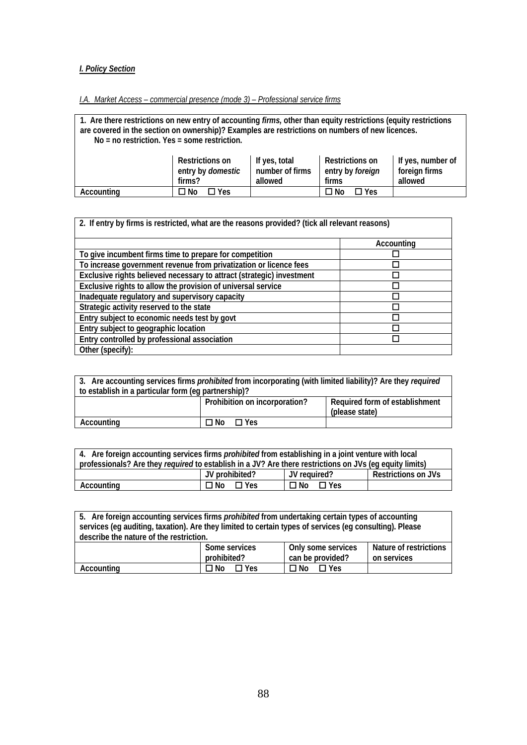***I. Policy Section***

*I.A. Market Access – commercial presence (mode 3) – Professional service firms*

| 1. Are there restrictions on new entry of accounting *firms,* other than equity restrictions (equity restrictions are covered in the section on ownership)? Examples are restrictions on numbers of new licences. No = no restriction. Yes = some restriction. | | | | |
|---|---|---|---|---|
| | Restrictions on entry by *domestic* firms? | If yes, total number of firms allowed | Restrictions on entry by *foreign* firms | If yes, number of foreign firms allowed |
| Accounting | ☐ No ☐ Yes | | ☐ No ☐ Yes | |

| 2. If entry by firms is restricted, what are the reasons provided? (tick all relevant reasons) | |
|---|---|
| | Accounting |
| To give incumbent firms time to prepare for competition | ☐ |
| To increase government revenue from privatization or licence fees | ☐ |
| Exclusive rights believed necessary to attract (strategic) investment | ☐ |
| Exclusive rights to allow the provision of universal service | ☐ |
| Inadequate regulatory and supervisory capacity | ☐ |
| Strategic activity reserved to the state | ☐ |
| Entry subject to economic needs test by govt | ☐ |
| Entry subject to geographic location | ☐ |
| Entry controlled by professional association | ☐ |
| Other (specify): | |

| 3. Are accounting services firms *prohibited* from incorporating (with limited liability)? Are they *required* to establish in a particular form (eg partnership)? | | |
|---|---|---|
| | Prohibition on incorporation? | Required form of establishment (please state) |
| Accounting | ☐ No ☐ Yes | |

| 4. Are foreign accounting services firms *prohibited* from establishing in a joint venture with local professionals? Are they *required* to establish in a JV? Are there restrictions on JVs (eg equity limits) | | | |
|---|---|---|---|
| | JV prohibited? | JV required? | Restrictions on JVs |
| Accounting | ☐ No ☐ Yes | ☐ No ☐ Yes | |

| 5. Are foreign accounting services firms *prohibited* from undertaking certain types of accounting services (eg auditing, taxation). Are they limited to certain types of services (eg consulting). Please describe the nature of the restriction. | | | |
|---|---|---|---|
| | Some services prohibited? | Only some services can be provided? | Nature of restrictions on services |
| Accounting | ☐ No ☐ Yes | ☐ No ☐ Yes | |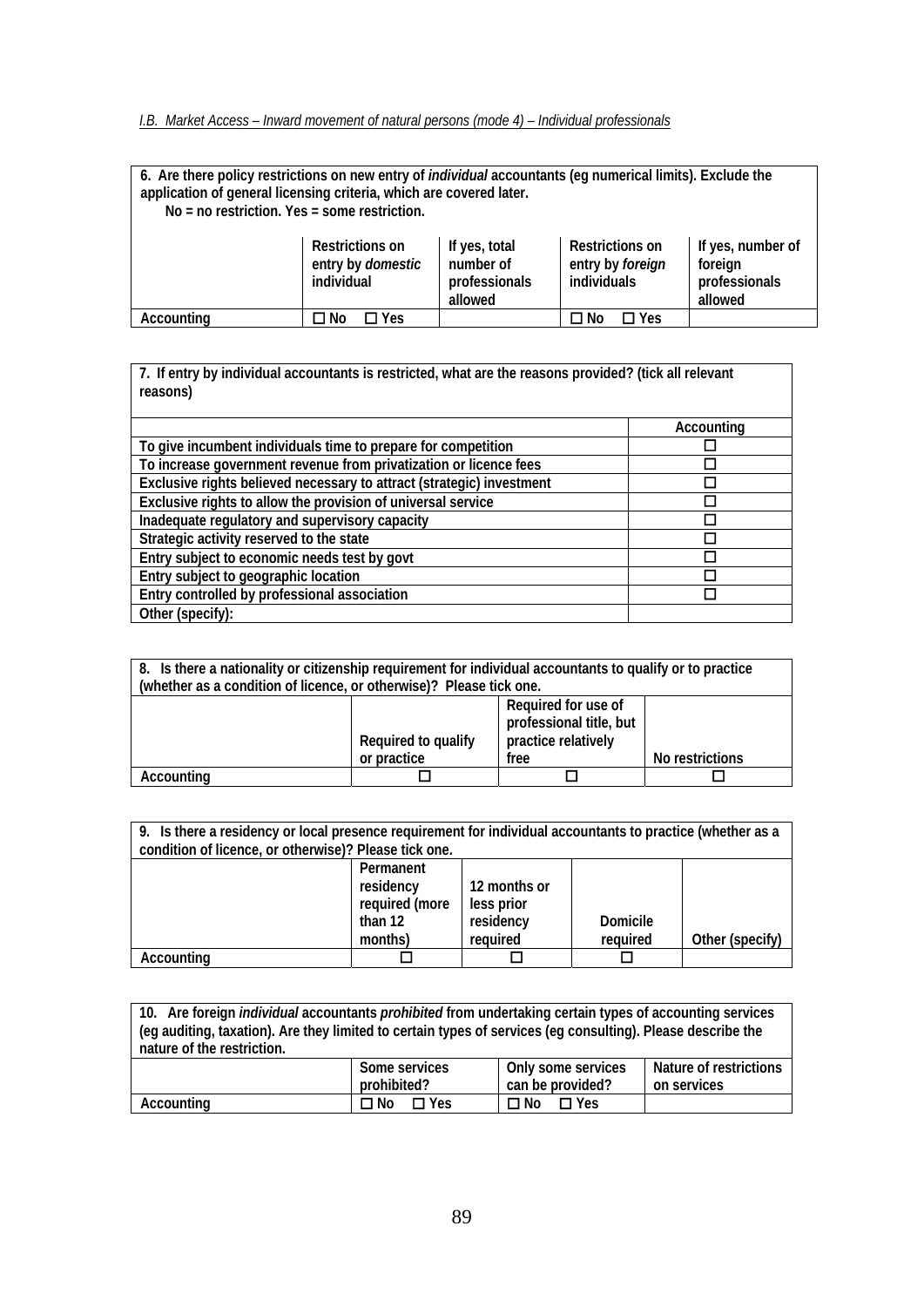*I.B. Market Access – Inward movement of natural persons (mode 4) – Individual professionals*

| **6. Are there policy restrictions on new entry of *individual* accountants (eg numerical limits). Exclude the application of general licensing criteria, which are covered later.**<br>**No = no restriction. Yes = some restriction.** | | | | |
|---|---|---|---|---|
| | **Restrictions on entry by *domestic* individual** | **If yes, total number of professionals allowed** | **Restrictions on entry by *foreign* individuals** | **If yes, number of foreign professionals allowed** |
| **Accounting** | ☐ No ☐ Yes | | ☐ No ☐ Yes | |

| **7. If entry by individual accountants is restricted, what are the reasons provided? (tick all relevant reasons)** | |
|---|---|
| | **Accounting** |
| **To give incumbent individuals time to prepare for competition** | ☐ |
| **To increase government revenue from privatization or licence fees** | ☐ |
| **Exclusive rights believed necessary to attract (strategic) investment** | ☐ |
| **Exclusive rights to allow the provision of universal service** | ☐ |
| **Inadequate regulatory and supervisory capacity** | ☐ |
| **Strategic activity reserved to the state** | ☐ |
| **Entry subject to economic needs test by govt** | ☐ |
| **Entry subject to geographic location** | ☐ |
| **Entry controlled by professional association** | ☐ |
| **Other (specify):** | |

| **8. Is there a nationality or citizenship requirement for individual accountants to qualify or to practice (whether as a condition of licence, or otherwise)? Please tick one.** | | | |
|---|---|---|---|
| | **Required to qualify or practice** | **Required for use of professional title, but practice relatively free** | **No restrictions** |
| **Accounting** | ☐ | ☐ | ☐ |

| **9. Is there a residency or local presence requirement for individual accountants to practice (whether as a condition of licence, or otherwise)? Please tick one.** | | | | |
|---|---|---|---|---|
| | **Permanent residency required (more than 12 months)** | **12 months or less prior residency required** | **Domicile required** | **Other (specify)** |
| **Accounting** | ☐ | ☐ | ☐ | |

| **10. Are foreign *individual* accountants *prohibited* from undertaking certain types of accounting services (eg auditing, taxation). Are they limited to certain types of services (eg consulting). Please describe the nature of the restriction.** | | | |
|---|---|---|---|
| | **Some services prohibited?** | **Only some services can be provided?** | **Nature of restrictions on services** |
| **Accounting** | ☐ No ☐ Yes | ☐ No ☐ Yes | |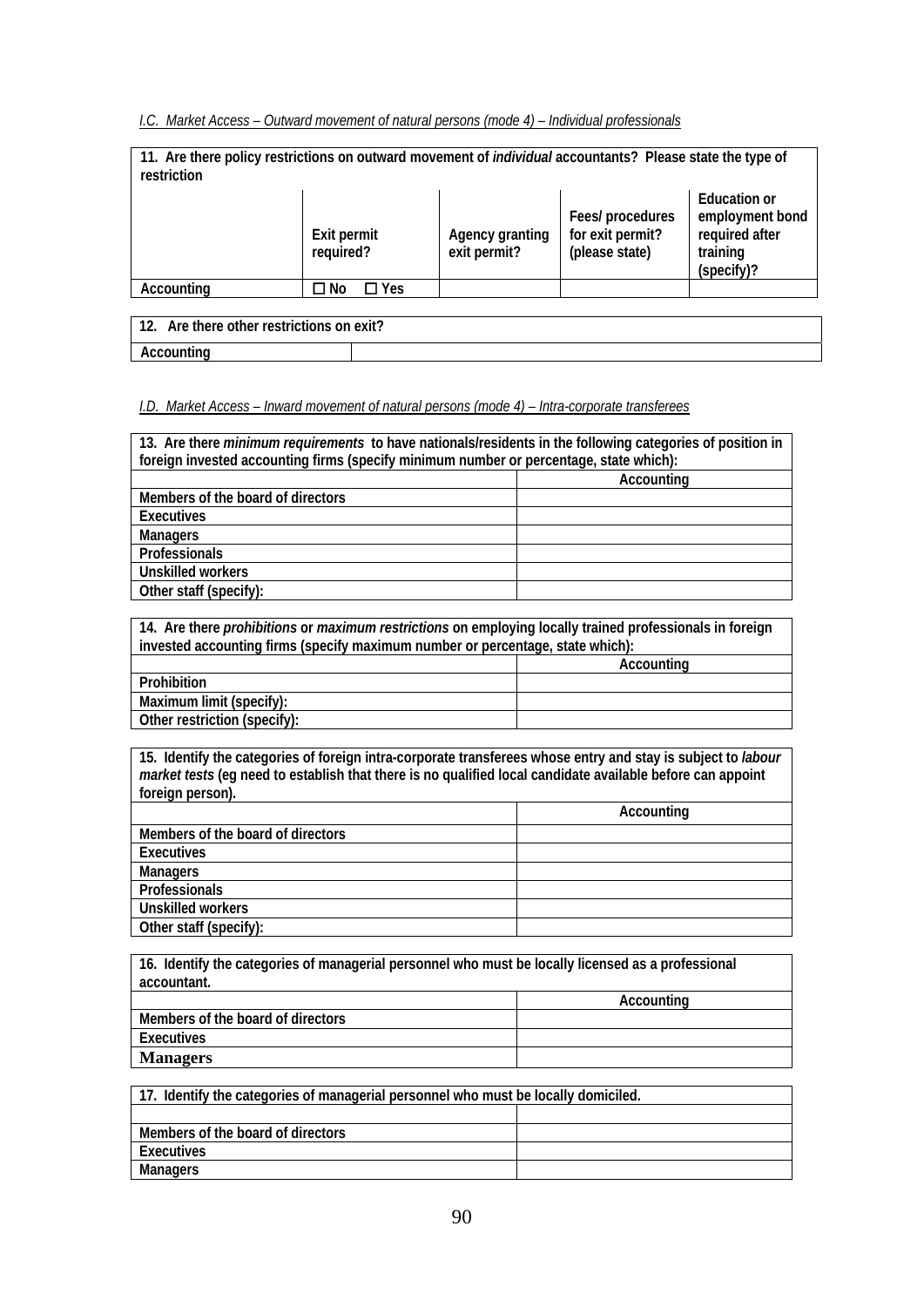*I.C. Market Access – Outward movement of natural persons (mode 4) – Individual professionals*

| 11. Are there policy restrictions on outward movement of *individual* accountants? Please state the type of restriction | | | | |
|---|---|---|---|---|
| | Exit permit required? | Agency granting exit permit? | Fees/ procedures for exit permit? (please state) | Education or employment bond required after training (specify)? |
| Accounting | ☐ No ☐ Yes | | | |

| 12. Are there other restrictions on exit? | |
|---|---|
| Accounting | |

*I.D. Market Access – Inward movement of natural persons (mode 4) – Intra-corporate transferees*

| 13. Are there *minimum requirements* to have nationals/residents in the following categories of position in foreign invested accounting firms (specify minimum number or percentage, state which): | |
|---|---|
| | Accounting |
| Members of the board of directors | |
| Executives | |
| Managers | |
| Professionals | |
| Unskilled workers | |
| Other staff (specify): | |

| 14. Are there *prohibitions* or *maximum restrictions* on employing locally trained professionals in foreign invested accounting firms (specify maximum number or percentage, state which): | |
|---|---|
| | Accounting |
| Prohibition | |
| Maximum limit (specify): | |
| Other restriction (specify): | |

| 15. Identify the categories of foreign intra-corporate transferees whose entry and stay is subject to *labour market tests* (eg need to establish that there is no qualified local candidate available before can appoint foreign person). | |
|---|---|
| | Accounting |
| Members of the board of directors | |
| Executives | |
| Managers | |
| Professionals | |
| Unskilled workers | |
| Other staff (specify): | |

| 16. Identify the categories of managerial personnel who must be locally licensed as a professional accountant. | |
|---|---|
| | Accounting |
| Members of the board of directors | |
| Executives | |
| Managers | |

| 17. Identify the categories of managerial personnel who must be locally domiciled. | |
|---|---|
| | |
| Members of the board of directors | |
| Executives | |
| Managers | |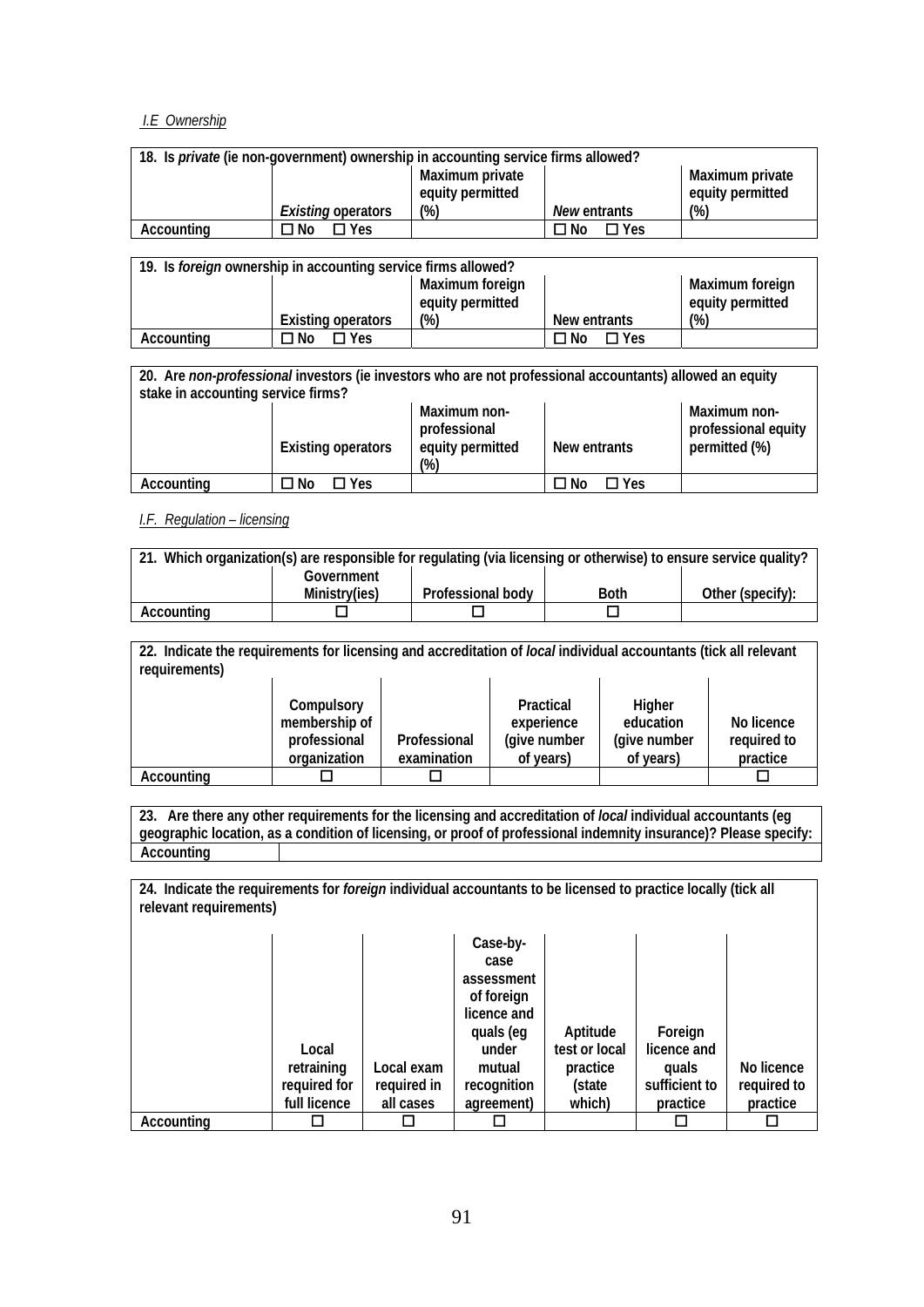*I.E Ownership*

| 18. Is *private* (ie non-government) ownership in accounting service firms allowed? | | | | |
|---|---|---|---|---|
| | *Existing* operators | Maximum private equity permitted (%) | *New* entrants | Maximum private equity permitted (%) |
| Accounting | ☐ No ☐ Yes | | ☐ No ☐ Yes | |

| 19. Is *foreign* ownership in accounting service firms allowed? | | | | |
|---|---|---|---|---|
| | Existing operators | Maximum foreign equity permitted (%) | New entrants | Maximum foreign equity permitted (%) |
| Accounting | ☐ No ☐ Yes | | ☐ No ☐ Yes | |

| 20. Are *non-professional* investors (ie investors who are not professional accountants) allowed an equity stake in accounting service firms? | | | | |
|---|---|---|---|---|
| | Existing operators | Maximum non-professional equity permitted (%) | New entrants | Maximum non-professional equity permitted (%) |
| Accounting | ☐ No ☐ Yes | | ☐ No ☐ Yes | |

*I.F. Regulation – licensing*

| 21. Which organization(s) are responsible for regulating (via licensing or otherwise) to ensure service quality? | | | | |
|---|---|---|---|---|
| | Government Ministry(ies) | Professional body | Both | Other (specify): |
| Accounting | ☐ | ☐ | ☐ | |

| 22. Indicate the requirements for licensing and accreditation of *local* individual accountants (tick all relevant requirements) | | | | | |
|---|---|---|---|---|---|
| | Compulsory membership of professional organization | Professional examination | Practical experience (give number of years) | Higher education (give number of years) | No licence required to practice |
| Accounting | ☐ | ☐ | | | ☐ |

| 23. Are there any other requirements for the licensing and accreditation of *local* individual accountants (eg geographic location, as a condition of licensing, or proof of professional indemnity insurance)? Please specify: | |
|---|---|
| Accounting | |

| 24. Indicate the requirements for *foreign* individual accountants to be licensed to practice locally (tick all relevant requirements) | | | | | | |
|---|---|---|---|---|---|---|
| | Local retraining required for full licence | Local exam required in all cases | Case-by-case assessment of foreign licence and quals (eg under mutual recognition agreement) | Aptitude test or local practice (state which) | Foreign licence and quals sufficient to practice | No licence required to practice |
| Accounting | ☐ | ☐ | ☐ | | ☐ | ☐ |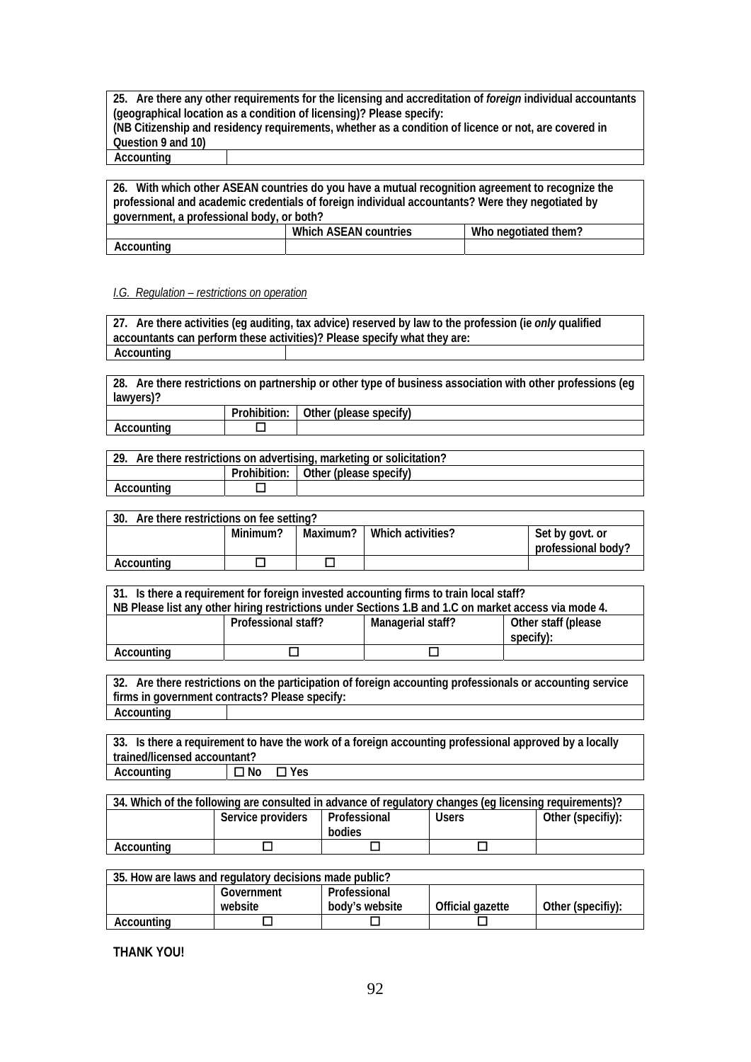| 25. Are there any other requirements for the licensing and accreditation of *foreign* individual accountants (geographical location as a condition of licensing)? Please specify: (NB Citizenship and residency requirements, whether as a condition of licence or not, are covered in Question 9 and 10) | |
|---|---|
| Accounting | |

| 26. With which other ASEAN countries do you have a mutual recognition agreement to recognize the professional and academic credentials of foreign individual accountants? Were they negotiated by government, a professional body, or both? | | |
|---|---|---|
| | Which ASEAN countries | Who negotiated them? |
| Accounting | | |

*I.G. Regulation – restrictions on operation*

| 27. Are there activities (eg auditing, tax advice) reserved by law to the profession (ie *only* qualified accountants can perform these activities)? Please specify what they are: | |
|---|---|
| Accounting | |

| 28. Are there restrictions on partnership or other type of business association with other professions (eg lawyers)? | | |
|---|---|---|
| | Prohibition: | Other (please specify) |
| Accounting | ☐ | |

| 29. Are there restrictions on advertising, marketing or solicitation? | | |
|---|---|---|
| | Prohibition: | Other (please specify) |
| Accounting | ☐ | |

| 30. Are there restrictions on fee setting? | | | | |
|---|---|---|---|---|
| | Minimum? | Maximum? | Which activities? | Set by govt. or professional body? |
| Accounting | ☐ | ☐ | | |

| 31. Is there a requirement for foreign invested accounting firms to train local staff? NB Please list any other hiring restrictions under Sections 1.B and 1.C on market access via mode 4. | | | |
|---|---|---|---|
| | Professional staff? | Managerial staff? | Other staff (please specify): |
| Accounting | ☐ | ☐ | |

| 32. Are there restrictions on the participation of foreign accounting professionals or accounting service firms in government contracts? Please specify: | |
|---|---|
| Accounting | |

| 33. Is there a requirement to have the work of a foreign accounting professional approved by a locally trained/licensed accountant? | |
|---|---|
| Accounting | ☐ No ☐ Yes |

| 34. Which of the following are consulted in advance of regulatory changes (eg licensing requirements)? | | | | |
|---|---|---|---|---|
| | Service providers | Professional bodies | Users | Other (specifiy): |
| Accounting | ☐ | ☐ | ☐ | |

| 35. How are laws and regulatory decisions made public? | | | | |
|---|---|---|---|---|
| | Government website | Professional body's website | Official gazette | Other (specifiy): |
| Accounting | ☐ | ☐ | ☐ | |

**THANK YOU!**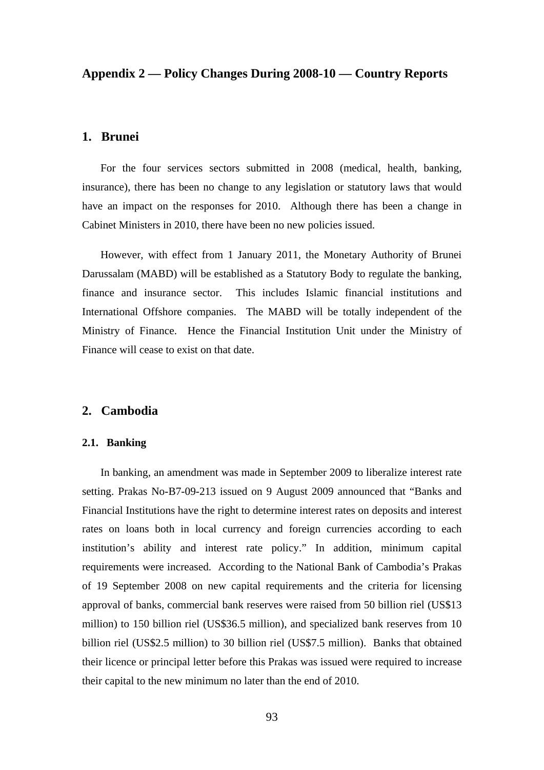# Appendix 2 — Policy Changes During 2008-10 — Country Reports

## 1. Brunei

For the four services sectors submitted in 2008 (medical, health, banking, insurance), there has been no change to any legislation or statutory laws that would have an impact on the responses for 2010. Although there has been a change in Cabinet Ministers in 2010, there have been no new policies issued.

However, with effect from 1 January 2011, the Monetary Authority of Brunei Darussalam (MABD) will be established as a Statutory Body to regulate the banking, finance and insurance sector. This includes Islamic financial institutions and International Offshore companies. The MABD will be totally independent of the Ministry of Finance. Hence the Financial Institution Unit under the Ministry of Finance will cease to exist on that date.

## 2. Cambodia

### 2.1. Banking

In banking, an amendment was made in September 2009 to liberalize interest rate setting. Prakas No-B7-09-213 issued on 9 August 2009 announced that "Banks and Financial Institutions have the right to determine interest rates on deposits and interest rates on loans both in local currency and foreign currencies according to each institution's ability and interest rate policy." In addition, minimum capital requirements were increased. According to the National Bank of Cambodia's Prakas of 19 September 2008 on new capital requirements and the criteria for licensing approval of banks, commercial bank reserves were raised from 50 billion riel (US$13 million) to 150 billion riel (US$36.5 million), and specialized bank reserves from 10 billion riel (US$2.5 million) to 30 billion riel (US$7.5 million). Banks that obtained their licence or principal letter before this Prakas was issued were required to increase their capital to the new minimum no later than the end of 2010.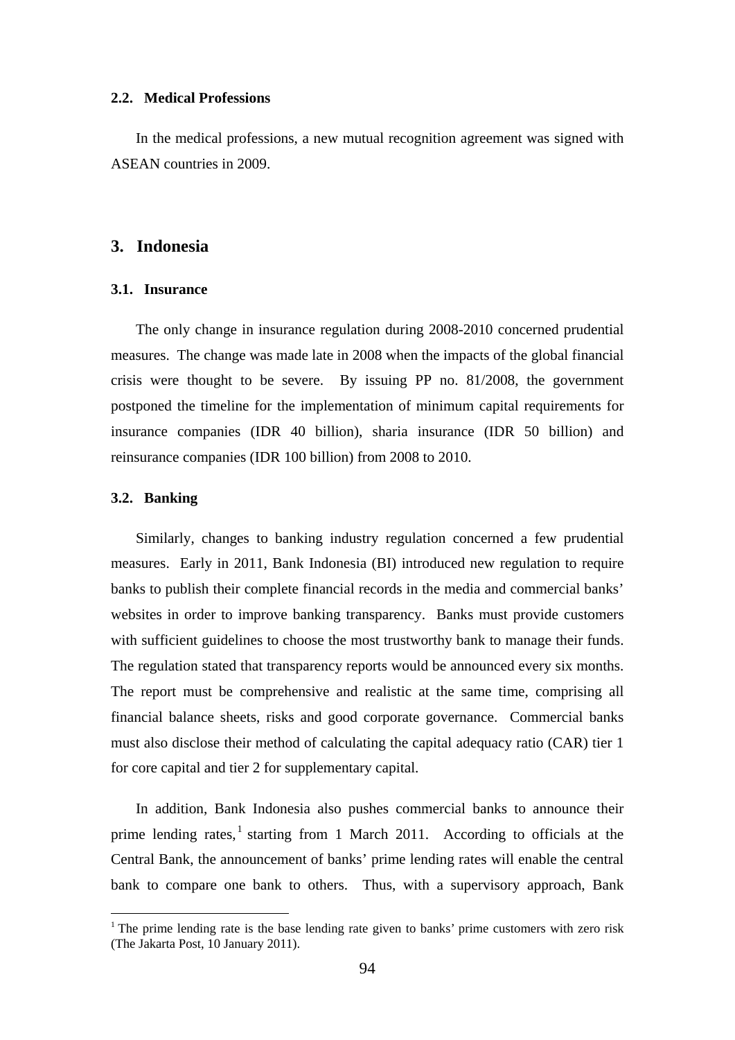### 2.2. Medical Professions

In the medical professions, a new mutual recognition agreement was signed with ASEAN countries in 2009.

## 3. Indonesia

### 3.1. Insurance

The only change in insurance regulation during 2008-2010 concerned prudential measures. The change was made late in 2008 when the impacts of the global financial crisis were thought to be severe. By issuing PP no. 81/2008, the government postponed the timeline for the implementation of minimum capital requirements for insurance companies (IDR 40 billion), sharia insurance (IDR 50 billion) and reinsurance companies (IDR 100 billion) from 2008 to 2010.

### 3.2. Banking

Similarly, changes to banking industry regulation concerned a few prudential measures. Early in 2011, Bank Indonesia (BI) introduced new regulation to require banks to publish their complete financial records in the media and commercial banks' websites in order to improve banking transparency. Banks must provide customers with sufficient guidelines to choose the most trustworthy bank to manage their funds. The regulation stated that transparency reports would be announced every six months. The report must be comprehensive and realistic at the same time, comprising all financial balance sheets, risks and good corporate governance. Commercial banks must also disclose their method of calculating the capital adequacy ratio (CAR) tier 1 for core capital and tier 2 for supplementary capital.

In addition, Bank Indonesia also pushes commercial banks to announce their prime lending rates,[1] starting from 1 March 2011. According to officials at the Central Bank, the announcement of banks' prime lending rates will enable the central bank to compare one bank to others. Thus, with a supervisory approach, Bank

[1] The prime lending rate is the base lending rate given to banks' prime customers with zero risk (The Jakarta Post, 10 January 2011).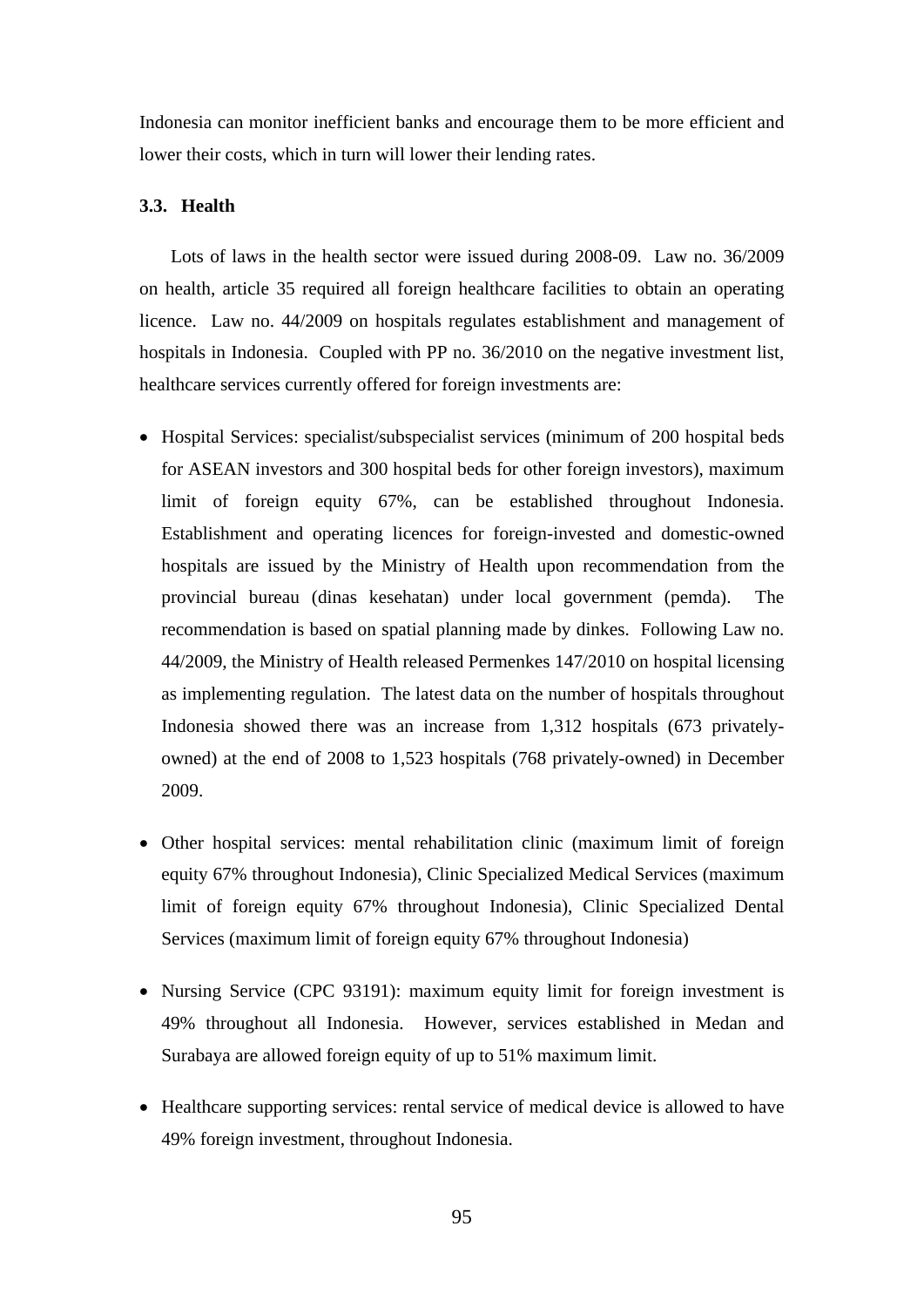Indonesia can monitor inefficient banks and encourage them to be more efficient and lower their costs, which in turn will lower their lending rates.

### 3.3. Health

Lots of laws in the health sector were issued during 2008-09. Law no. 36/2009 on health, article 35 required all foreign healthcare facilities to obtain an operating licence. Law no. 44/2009 on hospitals regulates establishment and management of hospitals in Indonesia. Coupled with PP no. 36/2010 on the negative investment list, healthcare services currently offered for foreign investments are:

- Hospital Services: specialist/subspecialist services (minimum of 200 hospital beds for ASEAN investors and 300 hospital beds for other foreign investors), maximum limit of foreign equity 67%, can be established throughout Indonesia. Establishment and operating licences for foreign-invested and domestic-owned hospitals are issued by the Ministry of Health upon recommendation from the provincial bureau (dinas kesehatan) under local government (pemda). The recommendation is based on spatial planning made by dinkes. Following Law no. 44/2009, the Ministry of Health released Permenkes 147/2010 on hospital licensing as implementing regulation. The latest data on the number of hospitals throughout Indonesia showed there was an increase from 1,312 hospitals (673 privately-owned) at the end of 2008 to 1,523 hospitals (768 privately-owned) in December 2009.

- Other hospital services: mental rehabilitation clinic (maximum limit of foreign equity 67% throughout Indonesia), Clinic Specialized Medical Services (maximum limit of foreign equity 67% throughout Indonesia), Clinic Specialized Dental Services (maximum limit of foreign equity 67% throughout Indonesia)

- Nursing Service (CPC 93191): maximum equity limit for foreign investment is 49% throughout all Indonesia. However, services established in Medan and Surabaya are allowed foreign equity of up to 51% maximum limit.

- Healthcare supporting services: rental service of medical device is allowed to have 49% foreign investment, throughout Indonesia.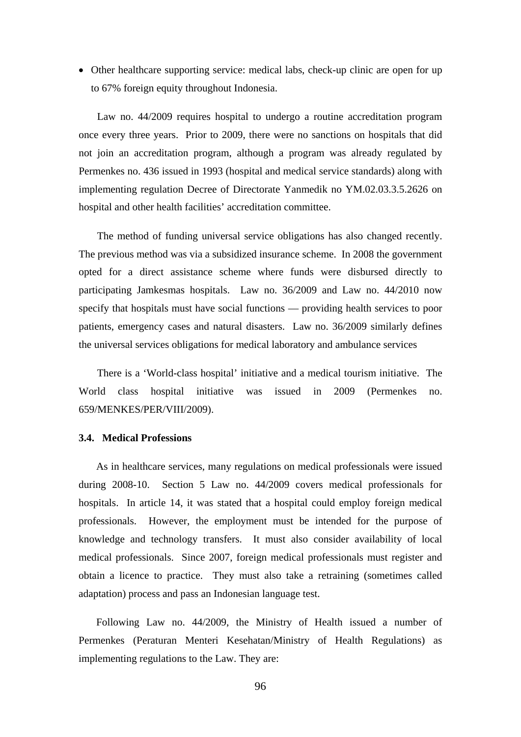- Other healthcare supporting service: medical labs, check-up clinic are open for up to 67% foreign equity throughout Indonesia.

Law no. 44/2009 requires hospital to undergo a routine accreditation program once every three years. Prior to 2009, there were no sanctions on hospitals that did not join an accreditation program, although a program was already regulated by Permenkes no. 436 issued in 1993 (hospital and medical service standards) along with implementing regulation Decree of Directorate Yanmedik no YM.02.03.3.5.2626 on hospital and other health facilities' accreditation committee.

The method of funding universal service obligations has also changed recently. The previous method was via a subsidized insurance scheme. In 2008 the government opted for a direct assistance scheme where funds were disbursed directly to participating Jamkesmas hospitals. Law no. 36/2009 and Law no. 44/2010 now specify that hospitals must have social functions — providing health services to poor patients, emergency cases and natural disasters. Law no. 36/2009 similarly defines the universal services obligations for medical laboratory and ambulance services

There is a 'World-class hospital' initiative and a medical tourism initiative. The World class hospital initiative was issued in 2009 (Permenkes no. 659/MENKES/PER/VIII/2009).

### 3.4. Medical Professions

As in healthcare services, many regulations on medical professionals were issued during 2008-10. Section 5 Law no. 44/2009 covers medical professionals for hospitals. In article 14, it was stated that a hospital could employ foreign medical professionals. However, the employment must be intended for the purpose of knowledge and technology transfers. It must also consider availability of local medical professionals. Since 2007, foreign medical professionals must register and obtain a licence to practice. They must also take a retraining (sometimes called adaptation) process and pass an Indonesian language test.

Following Law no. 44/2009, the Ministry of Health issued a number of Permenkes (Peraturan Menteri Kesehatan/Ministry of Health Regulations) as implementing regulations to the Law. They are: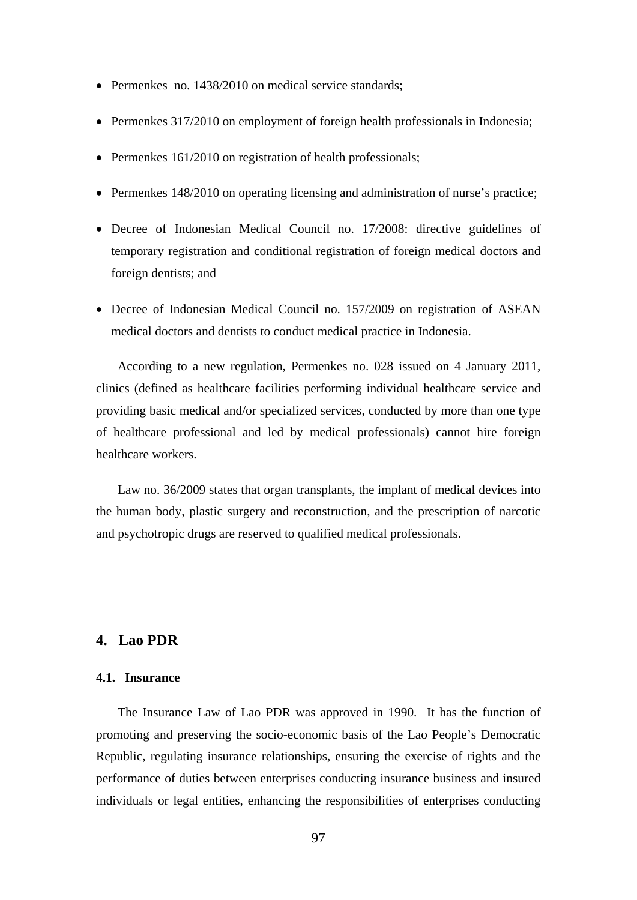- Permenkes no. 1438/2010 on medical service standards;
- Permenkes 317/2010 on employment of foreign health professionals in Indonesia;
- Permenkes 161/2010 on registration of health professionals;
- Permenkes 148/2010 on operating licensing and administration of nurse's practice;
- Decree of Indonesian Medical Council no. 17/2008: directive guidelines of temporary registration and conditional registration of foreign medical doctors and foreign dentists; and
- Decree of Indonesian Medical Council no. 157/2009 on registration of ASEAN medical doctors and dentists to conduct medical practice in Indonesia.

According to a new regulation, Permenkes no. 028 issued on 4 January 2011, clinics (defined as healthcare facilities performing individual healthcare service and providing basic medical and/or specialized services, conducted by more than one type of healthcare professional and led by medical professionals) cannot hire foreign healthcare workers.

Law no. 36/2009 states that organ transplants, the implant of medical devices into the human body, plastic surgery and reconstruction, and the prescription of narcotic and psychotropic drugs are reserved to qualified medical professionals.

## 4. Lao PDR

### 4.1. Insurance

The Insurance Law of Lao PDR was approved in 1990. It has the function of promoting and preserving the socio-economic basis of the Lao People's Democratic Republic, regulating insurance relationships, ensuring the exercise of rights and the performance of duties between enterprises conducting insurance business and insured individuals or legal entities, enhancing the responsibilities of enterprises conducting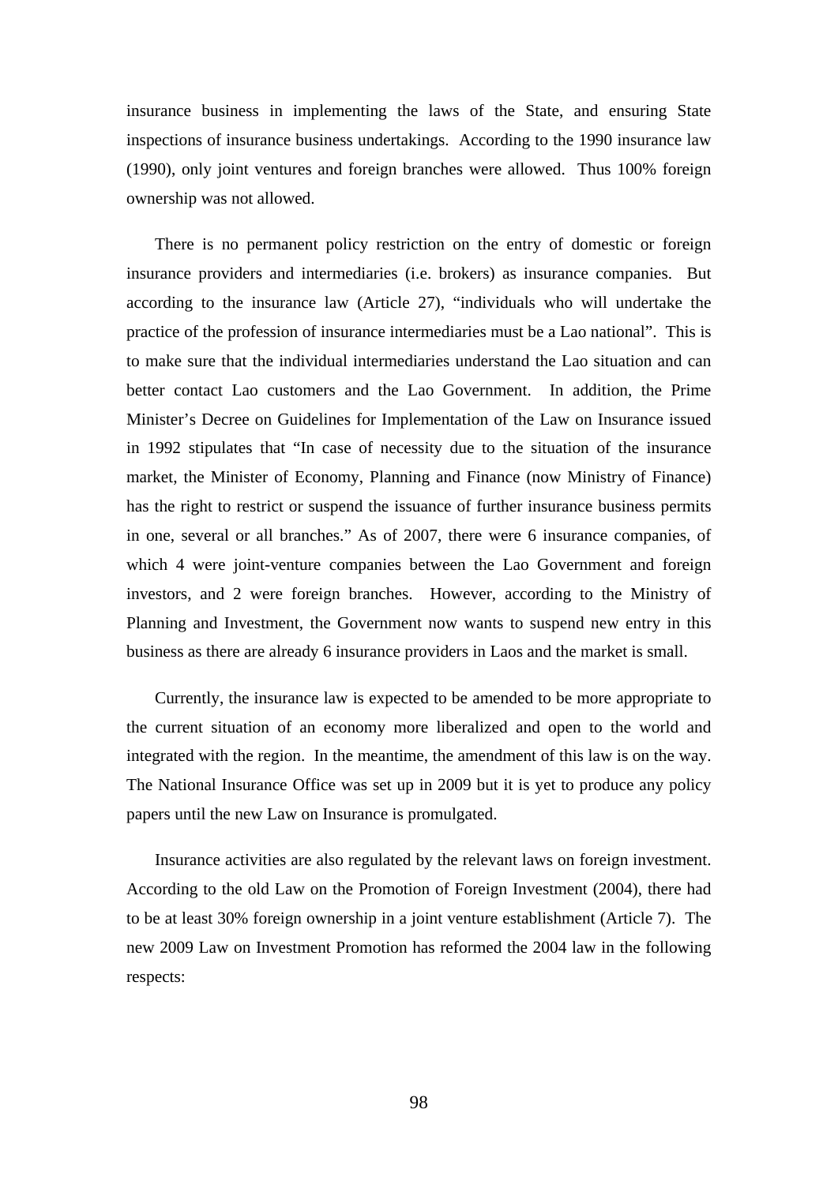insurance business in implementing the laws of the State, and ensuring State inspections of insurance business undertakings. According to the 1990 insurance law (1990), only joint ventures and foreign branches were allowed. Thus 100% foreign ownership was not allowed.

There is no permanent policy restriction on the entry of domestic or foreign insurance providers and intermediaries (i.e. brokers) as insurance companies. But according to the insurance law (Article 27), "individuals who will undertake the practice of the profession of insurance intermediaries must be a Lao national". This is to make sure that the individual intermediaries understand the Lao situation and can better contact Lao customers and the Lao Government. In addition, the Prime Minister's Decree on Guidelines for Implementation of the Law on Insurance issued in 1992 stipulates that "In case of necessity due to the situation of the insurance market, the Minister of Economy, Planning and Finance (now Ministry of Finance) has the right to restrict or suspend the issuance of further insurance business permits in one, several or all branches." As of 2007, there were 6 insurance companies, of which 4 were joint-venture companies between the Lao Government and foreign investors, and 2 were foreign branches. However, according to the Ministry of Planning and Investment, the Government now wants to suspend new entry in this business as there are already 6 insurance providers in Laos and the market is small.

Currently, the insurance law is expected to be amended to be more appropriate to the current situation of an economy more liberalized and open to the world and integrated with the region. In the meantime, the amendment of this law is on the way. The National Insurance Office was set up in 2009 but it is yet to produce any policy papers until the new Law on Insurance is promulgated.

Insurance activities are also regulated by the relevant laws on foreign investment. According to the old Law on the Promotion of Foreign Investment (2004), there had to be at least 30% foreign ownership in a joint venture establishment (Article 7). The new 2009 Law on Investment Promotion has reformed the 2004 law in the following respects: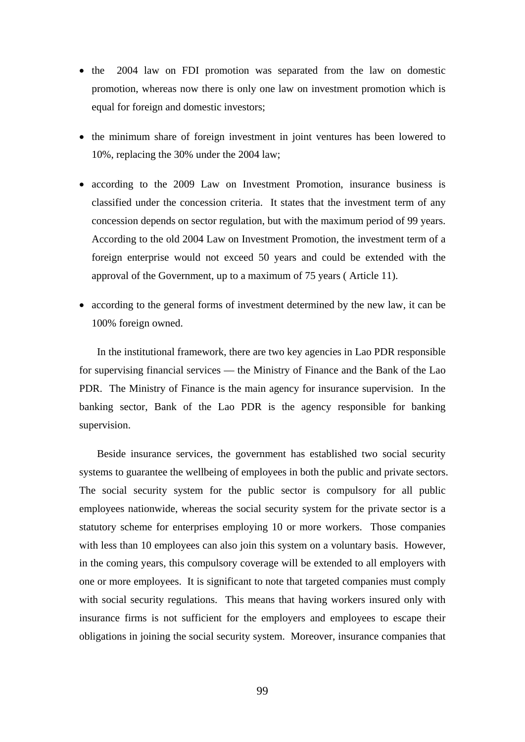- the 2004 law on FDI promotion was separated from the law on domestic promotion, whereas now there is only one law on investment promotion which is equal for foreign and domestic investors;
- the minimum share of foreign investment in joint ventures has been lowered to 10%, replacing the 30% under the 2004 law;
- according to the 2009 Law on Investment Promotion, insurance business is classified under the concession criteria. It states that the investment term of any concession depends on sector regulation, but with the maximum period of 99 years. According to the old 2004 Law on Investment Promotion, the investment term of a foreign enterprise would not exceed 50 years and could be extended with the approval of the Government, up to a maximum of 75 years ( Article 11).
- according to the general forms of investment determined by the new law, it can be 100% foreign owned.

In the institutional framework, there are two key agencies in Lao PDR responsible for supervising financial services — the Ministry of Finance and the Bank of the Lao PDR. The Ministry of Finance is the main agency for insurance supervision. In the banking sector, Bank of the Lao PDR is the agency responsible for banking supervision.

Beside insurance services, the government has established two social security systems to guarantee the wellbeing of employees in both the public and private sectors. The social security system for the public sector is compulsory for all public employees nationwide, whereas the social security system for the private sector is a statutory scheme for enterprises employing 10 or more workers. Those companies with less than 10 employees can also join this system on a voluntary basis. However, in the coming years, this compulsory coverage will be extended to all employers with one or more employees. It is significant to note that targeted companies must comply with social security regulations. This means that having workers insured only with insurance firms is not sufficient for the employers and employees to escape their obligations in joining the social security system. Moreover, insurance companies that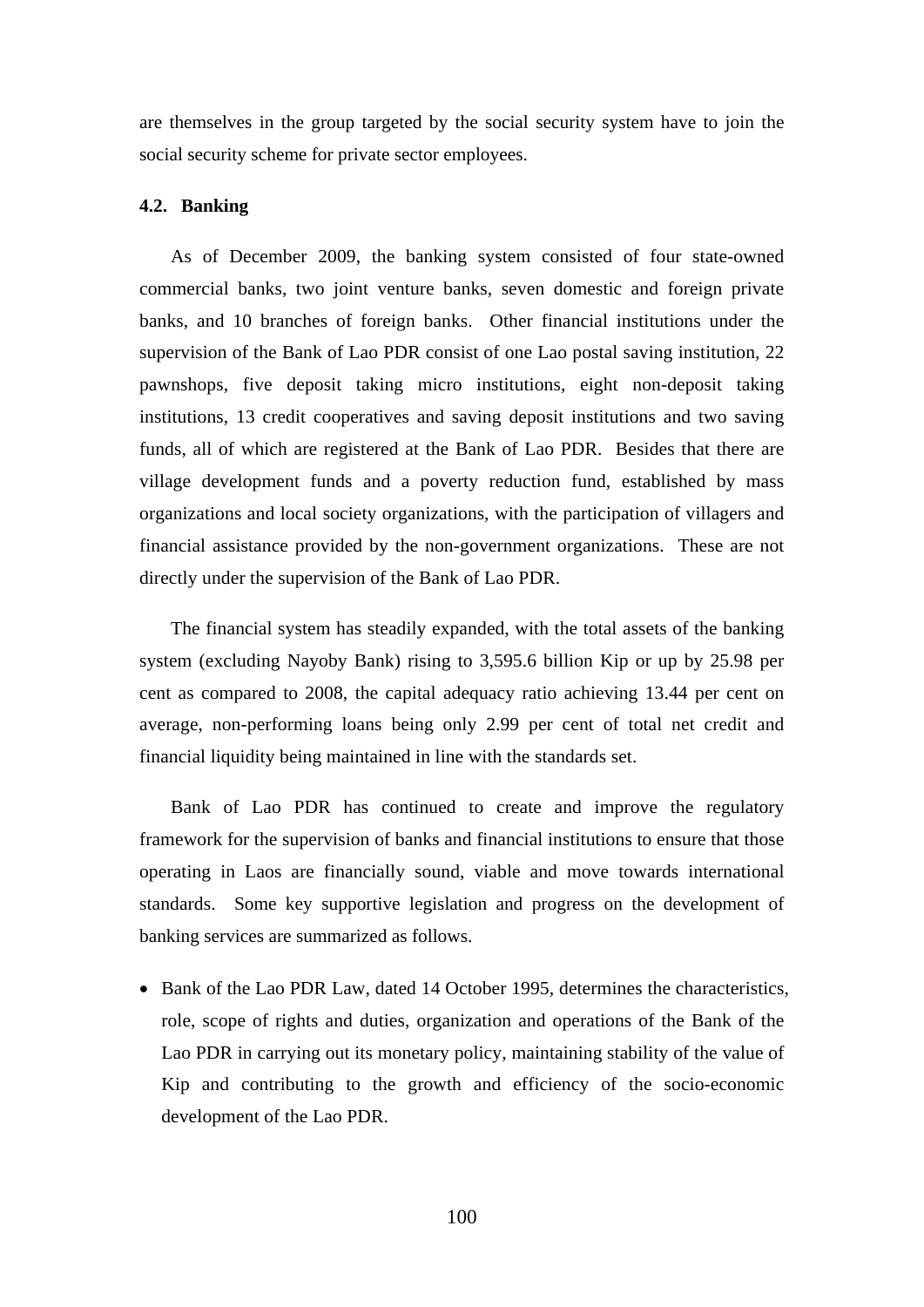are themselves in the group targeted by the social security system have to join the social security scheme for private sector employees.

### 4.2. Banking

As of December 2009, the banking system consisted of four state-owned commercial banks, two joint venture banks, seven domestic and foreign private banks, and 10 branches of foreign banks. Other financial institutions under the supervision of the Bank of Lao PDR consist of one Lao postal saving institution, 22 pawnshops, five deposit taking micro institutions, eight non-deposit taking institutions, 13 credit cooperatives and saving deposit institutions and two saving funds, all of which are registered at the Bank of Lao PDR. Besides that there are village development funds and a poverty reduction fund, established by mass organizations and local society organizations, with the participation of villagers and financial assistance provided by the non-government organizations. These are not directly under the supervision of the Bank of Lao PDR.

The financial system has steadily expanded, with the total assets of the banking system (excluding Nayoby Bank) rising to 3,595.6 billion Kip or up by 25.98 per cent as compared to 2008, the capital adequacy ratio achieving 13.44 per cent on average, non-performing loans being only 2.99 per cent of total net credit and financial liquidity being maintained in line with the standards set.

Bank of Lao PDR has continued to create and improve the regulatory framework for the supervision of banks and financial institutions to ensure that those operating in Laos are financially sound, viable and move towards international standards. Some key supportive legislation and progress on the development of banking services are summarized as follows.

- Bank of the Lao PDR Law, dated 14 October 1995, determines the characteristics, role, scope of rights and duties, organization and operations of the Bank of the Lao PDR in carrying out its monetary policy, maintaining stability of the value of Kip and contributing to the growth and efficiency of the socio-economic development of the Lao PDR.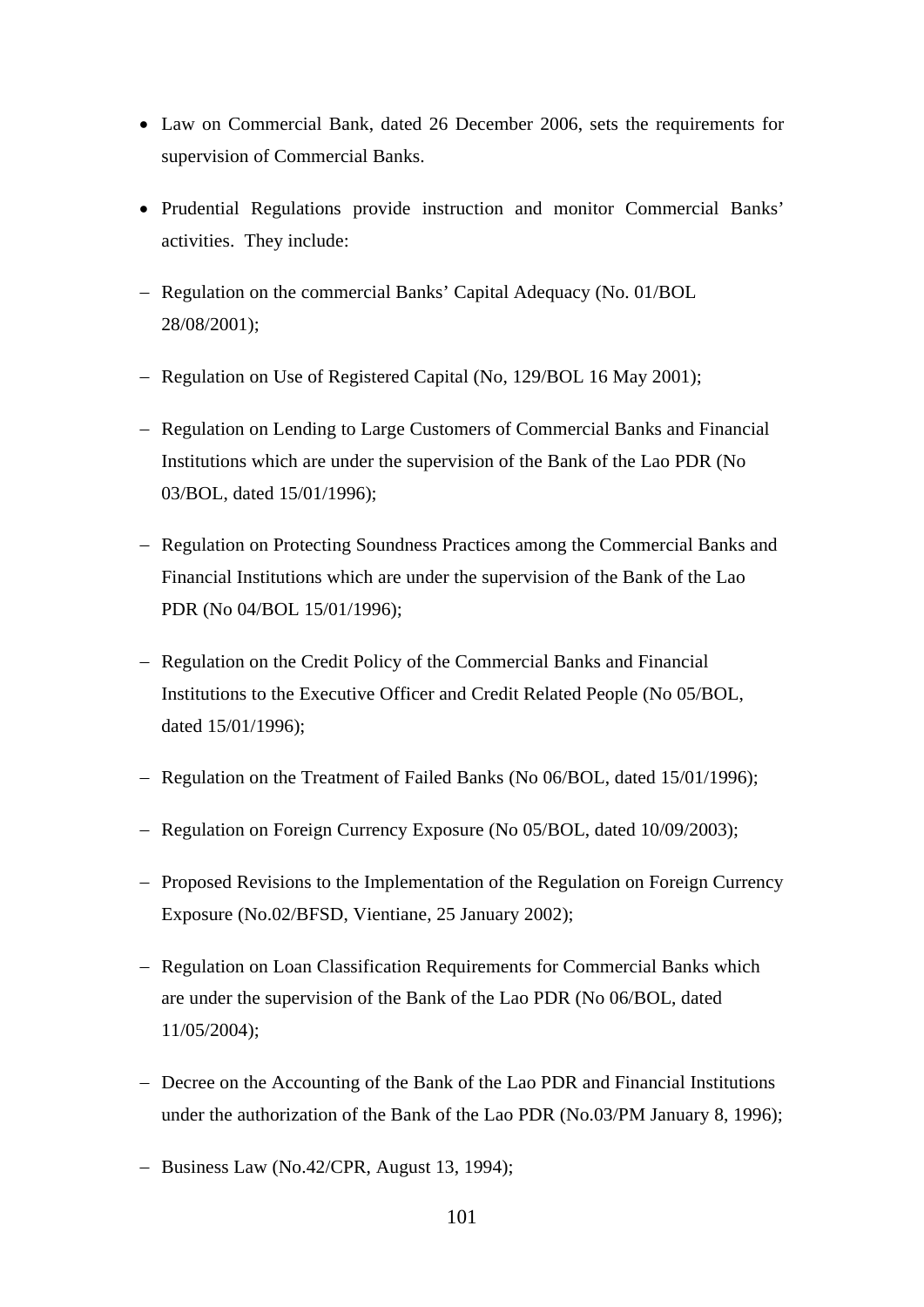- Law on Commercial Bank, dated 26 December 2006, sets the requirements for supervision of Commercial Banks.

- Prudential Regulations provide instruction and monitor Commercial Banks' activities. They include:

- Regulation on the commercial Banks' Capital Adequacy (No. 01/BOL 28/08/2001);

- Regulation on Use of Registered Capital (No, 129/BOL 16 May 2001);

- Regulation on Lending to Large Customers of Commercial Banks and Financial Institutions which are under the supervision of the Bank of the Lao PDR (No 03/BOL, dated 15/01/1996);

- Regulation on Protecting Soundness Practices among the Commercial Banks and Financial Institutions which are under the supervision of the Bank of the Lao PDR (No 04/BOL 15/01/1996);

- Regulation on the Credit Policy of the Commercial Banks and Financial Institutions to the Executive Officer and Credit Related People (No 05/BOL, dated 15/01/1996);

- Regulation on the Treatment of Failed Banks (No 06/BOL, dated 15/01/1996);

- Regulation on Foreign Currency Exposure (No 05/BOL, dated 10/09/2003);

- Proposed Revisions to the Implementation of the Regulation on Foreign Currency Exposure (No.02/BFSD, Vientiane, 25 January 2002);

- Regulation on Loan Classification Requirements for Commercial Banks which are under the supervision of the Bank of the Lao PDR (No 06/BOL, dated 11/05/2004);

- Decree on the Accounting of the Bank of the Lao PDR and Financial Institutions under the authorization of the Bank of the Lao PDR (No.03/PM January 8, 1996);

- Business Law (No.42/CPR, August 13, 1994);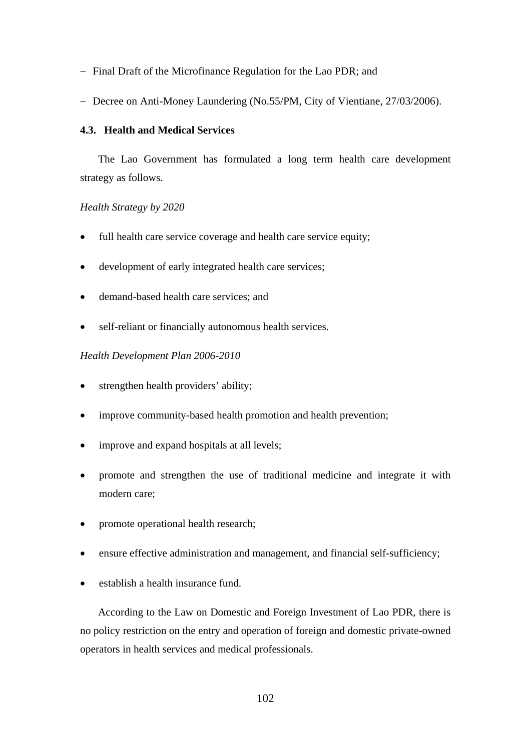- Final Draft of the Microfinance Regulation for the Lao PDR; and
- Decree on Anti-Money Laundering (No.55/PM, City of Vientiane, 27/03/2006).

### 4.3. Health and Medical Services

The Lao Government has formulated a long term health care development strategy as follows.

*Health Strategy by 2020*

- full health care service coverage and health care service equity;
- development of early integrated health care services;
- demand-based health care services; and
- self-reliant or financially autonomous health services.

*Health Development Plan 2006-2010*

- strengthen health providers' ability;
- improve community-based health promotion and health prevention;
- improve and expand hospitals at all levels;
- promote and strengthen the use of traditional medicine and integrate it with modern care;
- promote operational health research;
- ensure effective administration and management, and financial self-sufficiency;
- establish a health insurance fund.

According to the Law on Domestic and Foreign Investment of Lao PDR, there is no policy restriction on the entry and operation of foreign and domestic private-owned operators in health services and medical professionals.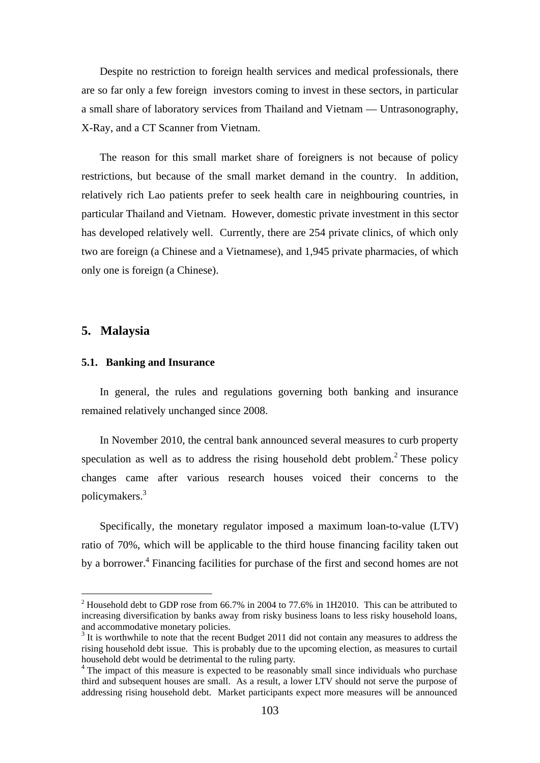Despite no restriction to foreign health services and medical professionals, there are so far only a few foreign investors coming to invest in these sectors, in particular a small share of laboratory services from Thailand and Vietnam — Untrasonography, X-Ray, and a CT Scanner from Vietnam.

The reason for this small market share of foreigners is not because of policy restrictions, but because of the small market demand in the country. In addition, relatively rich Lao patients prefer to seek health care in neighbouring countries, in particular Thailand and Vietnam. However, domestic private investment in this sector has developed relatively well. Currently, there are 254 private clinics, of which only two are foreign (a Chinese and a Vietnamese), and 1,945 private pharmacies, of which only one is foreign (a Chinese).

## 5. Malaysia

### 5.1. Banking and Insurance

In general, the rules and regulations governing both banking and insurance remained relatively unchanged since 2008.

In November 2010, the central bank announced several measures to curb property speculation as well as to address the rising household debt problem.[2] These policy changes came after various research houses voiced their concerns to the policymakers.[3]

Specifically, the monetary regulator imposed a maximum loan-to-value (LTV) ratio of 70%, which will be applicable to the third house financing facility taken out by a borrower.[4] Financing facilities for purchase of the first and second homes are not

---

[2] Household debt to GDP rose from 66.7% in 2004 to 77.6% in 1H2010. This can be attributed to increasing diversification by banks away from risky business loans to less risky household loans, and accommodative monetary policies.

[3] It is worthwhile to note that the recent Budget 2011 did not contain any measures to address the rising household debt issue. This is probably due to the upcoming election, as measures to curtail household debt would be detrimental to the ruling party.

[4] The impact of this measure is expected to be reasonably small since individuals who purchase third and subsequent houses are small. As a result, a lower LTV should not serve the purpose of addressing rising household debt. Market participants expect more measures will be announced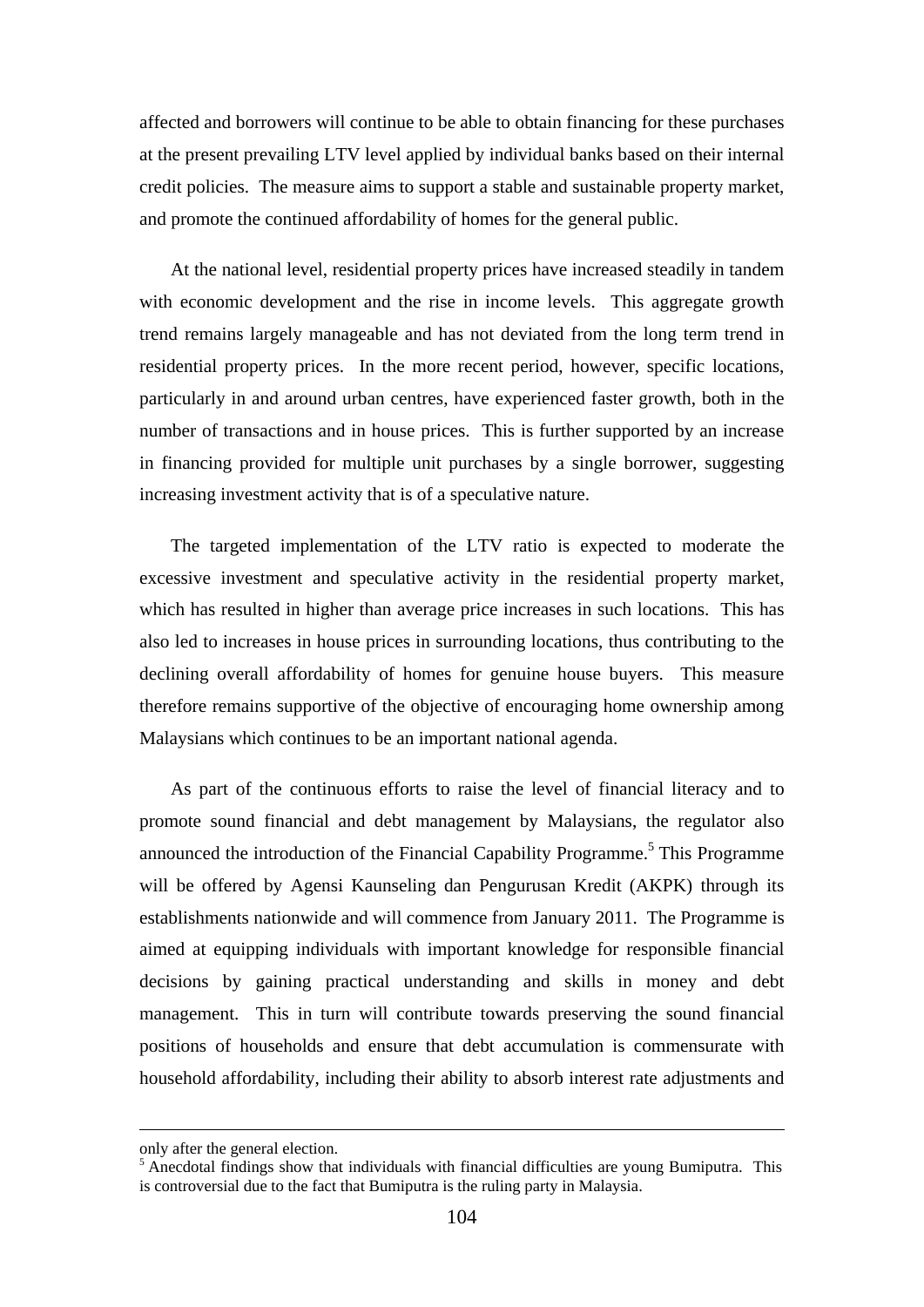affected and borrowers will continue to be able to obtain financing for these purchases at the present prevailing LTV level applied by individual banks based on their internal credit policies. The measure aims to support a stable and sustainable property market, and promote the continued affordability of homes for the general public.

At the national level, residential property prices have increased steadily in tandem with economic development and the rise in income levels. This aggregate growth trend remains largely manageable and has not deviated from the long term trend in residential property prices. In the more recent period, however, specific locations, particularly in and around urban centres, have experienced faster growth, both in the number of transactions and in house prices. This is further supported by an increase in financing provided for multiple unit purchases by a single borrower, suggesting increasing investment activity that is of a speculative nature.

The targeted implementation of the LTV ratio is expected to moderate the excessive investment and speculative activity in the residential property market, which has resulted in higher than average price increases in such locations. This has also led to increases in house prices in surrounding locations, thus contributing to the declining overall affordability of homes for genuine house buyers. This measure therefore remains supportive of the objective of encouraging home ownership among Malaysians which continues to be an important national agenda.

As part of the continuous efforts to raise the level of financial literacy and to promote sound financial and debt management by Malaysians, the regulator also announced the introduction of the Financial Capability Programme.[5] This Programme will be offered by Agensi Kaunseling dan Pengurusan Kredit (AKPK) through its establishments nationwide and will commence from January 2011. The Programme is aimed at equipping individuals with important knowledge for responsible financial decisions by gaining practical understanding and skills in money and debt management. This in turn will contribute towards preserving the sound financial positions of households and ensure that debt accumulation is commensurate with household affordability, including their ability to absorb interest rate adjustments and

---

only after the general election.

[5] Anecdotal findings show that individuals with financial difficulties are young Bumiputra. This is controversial due to the fact that Bumiputra is the ruling party in Malaysia.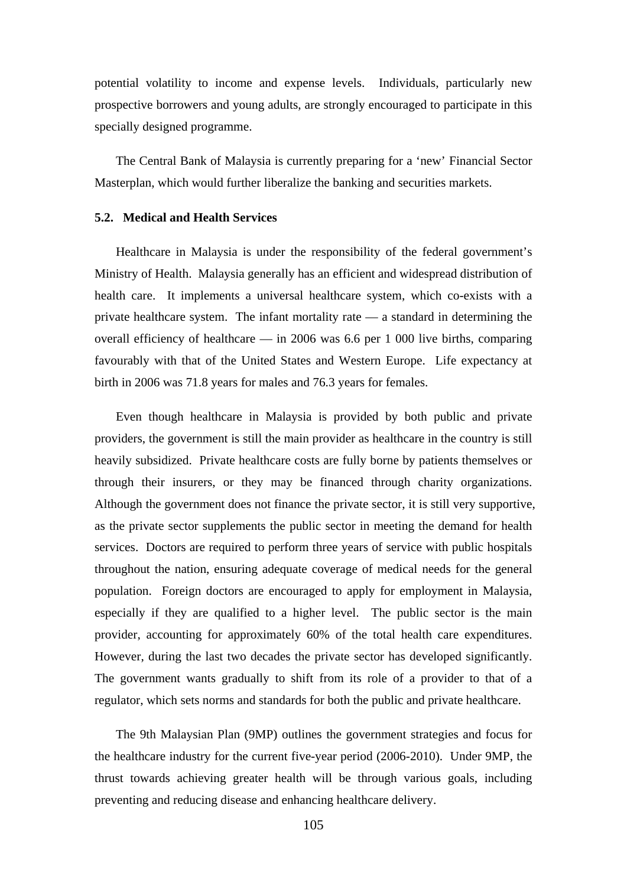potential volatility to income and expense levels. Individuals, particularly new prospective borrowers and young adults, are strongly encouraged to participate in this specially designed programme.

The Central Bank of Malaysia is currently preparing for a 'new' Financial Sector Masterplan, which would further liberalize the banking and securities markets.

### 5.2. Medical and Health Services

Healthcare in Malaysia is under the responsibility of the federal government's Ministry of Health. Malaysia generally has an efficient and widespread distribution of health care. It implements a universal healthcare system, which co-exists with a private healthcare system. The infant mortality rate — a standard in determining the overall efficiency of healthcare — in 2006 was 6.6 per 1 000 live births, comparing favourably with that of the United States and Western Europe. Life expectancy at birth in 2006 was 71.8 years for males and 76.3 years for females.

Even though healthcare in Malaysia is provided by both public and private providers, the government is still the main provider as healthcare in the country is still heavily subsidized. Private healthcare costs are fully borne by patients themselves or through their insurers, or they may be financed through charity organizations. Although the government does not finance the private sector, it is still very supportive, as the private sector supplements the public sector in meeting the demand for health services. Doctors are required to perform three years of service with public hospitals throughout the nation, ensuring adequate coverage of medical needs for the general population. Foreign doctors are encouraged to apply for employment in Malaysia, especially if they are qualified to a higher level. The public sector is the main provider, accounting for approximately 60% of the total health care expenditures. However, during the last two decades the private sector has developed significantly. The government wants gradually to shift from its role of a provider to that of a regulator, which sets norms and standards for both the public and private healthcare.

The 9th Malaysian Plan (9MP) outlines the government strategies and focus for the healthcare industry for the current five-year period (2006-2010). Under 9MP, the thrust towards achieving greater health will be through various goals, including preventing and reducing disease and enhancing healthcare delivery.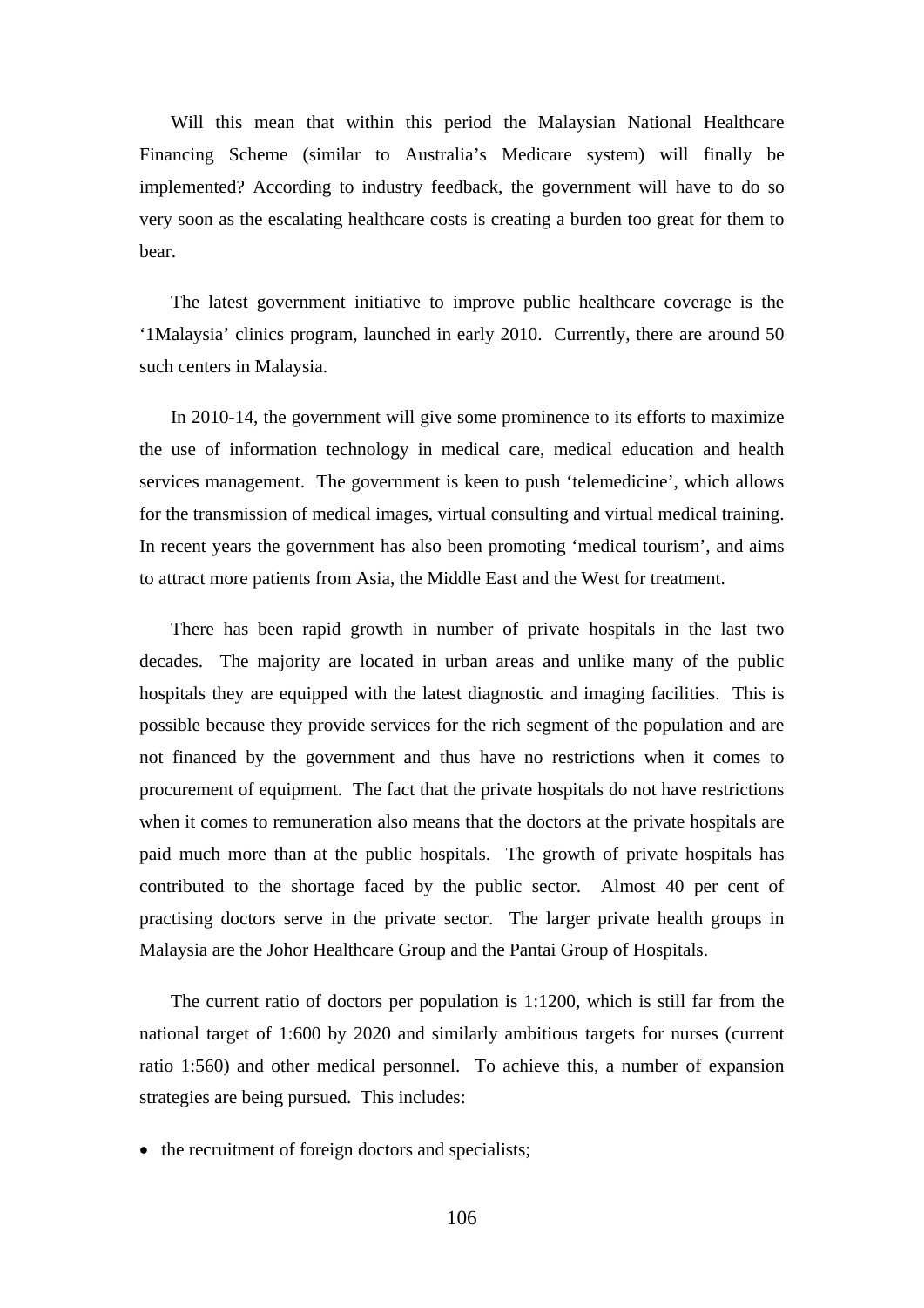Will this mean that within this period the Malaysian National Healthcare Financing Scheme (similar to Australia's Medicare system) will finally be implemented? According to industry feedback, the government will have to do so very soon as the escalating healthcare costs is creating a burden too great for them to bear.

The latest government initiative to improve public healthcare coverage is the '1Malaysia' clinics program, launched in early 2010. Currently, there are around 50 such centers in Malaysia.

In 2010-14, the government will give some prominence to its efforts to maximize the use of information technology in medical care, medical education and health services management. The government is keen to push 'telemedicine', which allows for the transmission of medical images, virtual consulting and virtual medical training. In recent years the government has also been promoting 'medical tourism', and aims to attract more patients from Asia, the Middle East and the West for treatment.

There has been rapid growth in number of private hospitals in the last two decades. The majority are located in urban areas and unlike many of the public hospitals they are equipped with the latest diagnostic and imaging facilities. This is possible because they provide services for the rich segment of the population and are not financed by the government and thus have no restrictions when it comes to procurement of equipment. The fact that the private hospitals do not have restrictions when it comes to remuneration also means that the doctors at the private hospitals are paid much more than at the public hospitals. The growth of private hospitals has contributed to the shortage faced by the public sector. Almost 40 per cent of practising doctors serve in the private sector. The larger private health groups in Malaysia are the Johor Healthcare Group and the Pantai Group of Hospitals.

The current ratio of doctors per population is 1:1200, which is still far from the national target of 1:600 by 2020 and similarly ambitious targets for nurses (current ratio 1:560) and other medical personnel. To achieve this, a number of expansion strategies are being pursued. This includes:

- the recruitment of foreign doctors and specialists;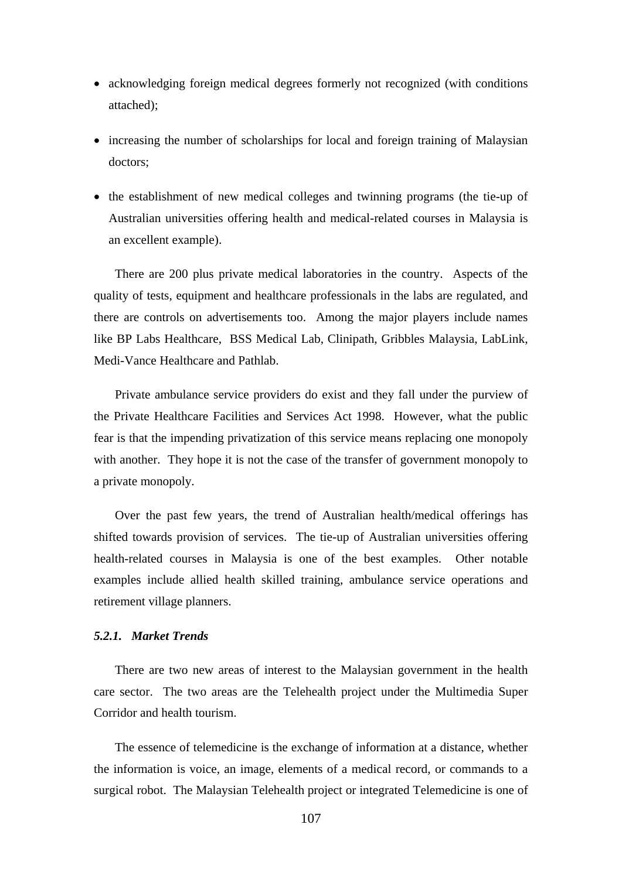- acknowledging foreign medical degrees formerly not recognized (with conditions attached);
- increasing the number of scholarships for local and foreign training of Malaysian doctors;
- the establishment of new medical colleges and twinning programs (the tie-up of Australian universities offering health and medical-related courses in Malaysia is an excellent example).

There are 200 plus private medical laboratories in the country. Aspects of the quality of tests, equipment and healthcare professionals in the labs are regulated, and there are controls on advertisements too. Among the major players include names like BP Labs Healthcare, BSS Medical Lab, Clinipath, Gribbles Malaysia, LabLink, Medi-Vance Healthcare and Pathlab.

Private ambulance service providers do exist and they fall under the purview of the Private Healthcare Facilities and Services Act 1998. However, what the public fear is that the impending privatization of this service means replacing one monopoly with another. They hope it is not the case of the transfer of government monopoly to a private monopoly.

Over the past few years, the trend of Australian health/medical offerings has shifted towards provision of services. The tie-up of Australian universities offering health-related courses in Malaysia is one of the best examples. Other notable examples include allied health skilled training, ambulance service operations and retirement village planners.

#### *5.2.1. Market Trends*

There are two new areas of interest to the Malaysian government in the health care sector. The two areas are the Telehealth project under the Multimedia Super Corridor and health tourism.

The essence of telemedicine is the exchange of information at a distance, whether the information is voice, an image, elements of a medical record, or commands to a surgical robot. The Malaysian Telehealth project or integrated Telemedicine is one of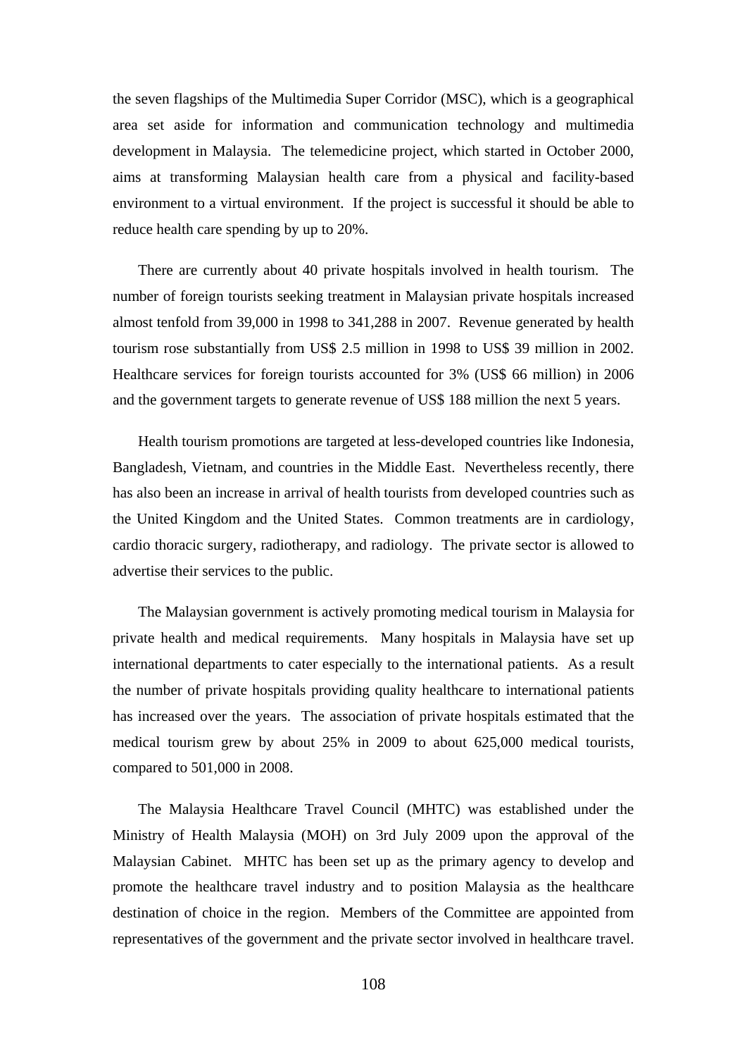the seven flagships of the Multimedia Super Corridor (MSC), which is a geographical area set aside for information and communication technology and multimedia development in Malaysia. The telemedicine project, which started in October 2000, aims at transforming Malaysian health care from a physical and facility-based environment to a virtual environment. If the project is successful it should be able to reduce health care spending by up to 20%.

There are currently about 40 private hospitals involved in health tourism. The number of foreign tourists seeking treatment in Malaysian private hospitals increased almost tenfold from 39,000 in 1998 to 341,288 in 2007. Revenue generated by health tourism rose substantially from US$ 2.5 million in 1998 to US$ 39 million in 2002. Healthcare services for foreign tourists accounted for 3% (US$ 66 million) in 2006 and the government targets to generate revenue of US$ 188 million the next 5 years.

Health tourism promotions are targeted at less-developed countries like Indonesia, Bangladesh, Vietnam, and countries in the Middle East. Nevertheless recently, there has also been an increase in arrival of health tourists from developed countries such as the United Kingdom and the United States. Common treatments are in cardiology, cardio thoracic surgery, radiotherapy, and radiology. The private sector is allowed to advertise their services to the public.

The Malaysian government is actively promoting medical tourism in Malaysia for private health and medical requirements. Many hospitals in Malaysia have set up international departments to cater especially to the international patients. As a result the number of private hospitals providing quality healthcare to international patients has increased over the years. The association of private hospitals estimated that the medical tourism grew by about 25% in 2009 to about 625,000 medical tourists, compared to 501,000 in 2008.

The Malaysia Healthcare Travel Council (MHTC) was established under the Ministry of Health Malaysia (MOH) on 3rd July 2009 upon the approval of the Malaysian Cabinet. MHTC has been set up as the primary agency to develop and promote the healthcare travel industry and to position Malaysia as the healthcare destination of choice in the region. Members of the Committee are appointed from representatives of the government and the private sector involved in healthcare travel.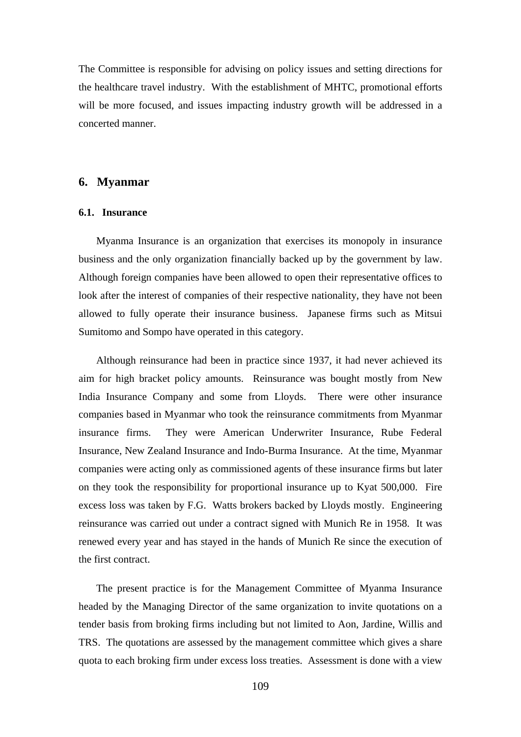The Committee is responsible for advising on policy issues and setting directions for the healthcare travel industry. With the establishment of MHTC, promotional efforts will be more focused, and issues impacting industry growth will be addressed in a concerted manner.

## 6. Myanmar

### 6.1. Insurance

Myanma Insurance is an organization that exercises its monopoly in insurance business and the only organization financially backed up by the government by law. Although foreign companies have been allowed to open their representative offices to look after the interest of companies of their respective nationality, they have not been allowed to fully operate their insurance business. Japanese firms such as Mitsui Sumitomo and Sompo have operated in this category.

Although reinsurance had been in practice since 1937, it had never achieved its aim for high bracket policy amounts. Reinsurance was bought mostly from New India Insurance Company and some from Lloyds. There were other insurance companies based in Myanmar who took the reinsurance commitments from Myanmar insurance firms. They were American Underwriter Insurance, Rube Federal Insurance, New Zealand Insurance and Indo-Burma Insurance. At the time, Myanmar companies were acting only as commissioned agents of these insurance firms but later on they took the responsibility for proportional insurance up to Kyat 500,000. Fire excess loss was taken by F.G. Watts brokers backed by Lloyds mostly. Engineering reinsurance was carried out under a contract signed with Munich Re in 1958. It was renewed every year and has stayed in the hands of Munich Re since the execution of the first contract.

The present practice is for the Management Committee of Myanma Insurance headed by the Managing Director of the same organization to invite quotations on a tender basis from broking firms including but not limited to Aon, Jardine, Willis and TRS. The quotations are assessed by the management committee which gives a share quota to each broking firm under excess loss treaties. Assessment is done with a view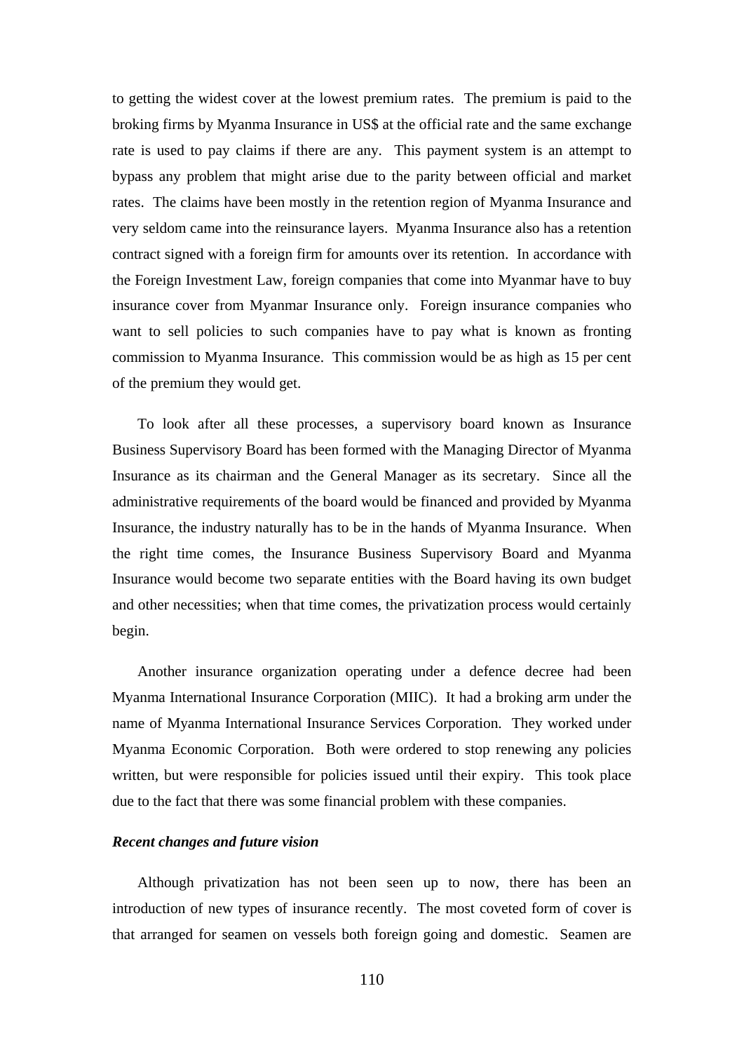to getting the widest cover at the lowest premium rates. The premium is paid to the broking firms by Myanma Insurance in US$ at the official rate and the same exchange rate is used to pay claims if there are any. This payment system is an attempt to bypass any problem that might arise due to the parity between official and market rates. The claims have been mostly in the retention region of Myanma Insurance and very seldom came into the reinsurance layers. Myanma Insurance also has a retention contract signed with a foreign firm for amounts over its retention. In accordance with the Foreign Investment Law, foreign companies that come into Myanmar have to buy insurance cover from Myanmar Insurance only. Foreign insurance companies who want to sell policies to such companies have to pay what is known as fronting commission to Myanma Insurance. This commission would be as high as 15 per cent of the premium they would get.

To look after all these processes, a supervisory board known as Insurance Business Supervisory Board has been formed with the Managing Director of Myanma Insurance as its chairman and the General Manager as its secretary. Since all the administrative requirements of the board would be financed and provided by Myanma Insurance, the industry naturally has to be in the hands of Myanma Insurance. When the right time comes, the Insurance Business Supervisory Board and Myanma Insurance would become two separate entities with the Board having its own budget and other necessities; when that time comes, the privatization process would certainly begin.

Another insurance organization operating under a defence decree had been Myanma International Insurance Corporation (MIIC). It had a broking arm under the name of Myanma International Insurance Services Corporation. They worked under Myanma Economic Corporation. Both were ordered to stop renewing any policies written, but were responsible for policies issued until their expiry. This took place due to the fact that there was some financial problem with these companies.

***Recent changes and future vision***

Although privatization has not been seen up to now, there has been an introduction of new types of insurance recently. The most coveted form of cover is that arranged for seamen on vessels both foreign going and domestic. Seamen are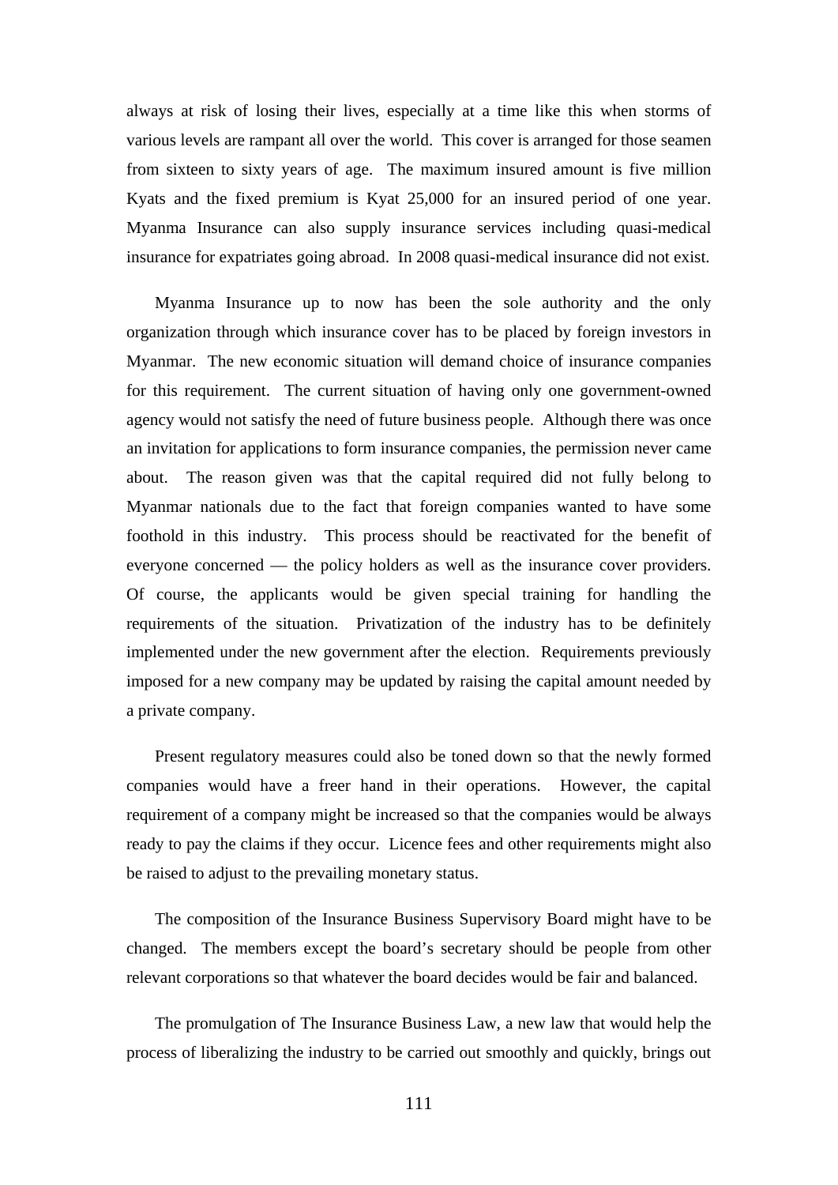always at risk of losing their lives, especially at a time like this when storms of various levels are rampant all over the world. This cover is arranged for those seamen from sixteen to sixty years of age. The maximum insured amount is five million Kyats and the fixed premium is Kyat 25,000 for an insured period of one year. Myanma Insurance can also supply insurance services including quasi-medical insurance for expatriates going abroad. In 2008 quasi-medical insurance did not exist.

Myanma Insurance up to now has been the sole authority and the only organization through which insurance cover has to be placed by foreign investors in Myanmar. The new economic situation will demand choice of insurance companies for this requirement. The current situation of having only one government-owned agency would not satisfy the need of future business people. Although there was once an invitation for applications to form insurance companies, the permission never came about. The reason given was that the capital required did not fully belong to Myanmar nationals due to the fact that foreign companies wanted to have some foothold in this industry. This process should be reactivated for the benefit of everyone concerned — the policy holders as well as the insurance cover providers. Of course, the applicants would be given special training for handling the requirements of the situation. Privatization of the industry has to be definitely implemented under the new government after the election. Requirements previously imposed for a new company may be updated by raising the capital amount needed by a private company.

Present regulatory measures could also be toned down so that the newly formed companies would have a freer hand in their operations. However, the capital requirement of a company might be increased so that the companies would be always ready to pay the claims if they occur. Licence fees and other requirements might also be raised to adjust to the prevailing monetary status.

The composition of the Insurance Business Supervisory Board might have to be changed. The members except the board's secretary should be people from other relevant corporations so that whatever the board decides would be fair and balanced.

The promulgation of The Insurance Business Law, a new law that would help the process of liberalizing the industry to be carried out smoothly and quickly, brings out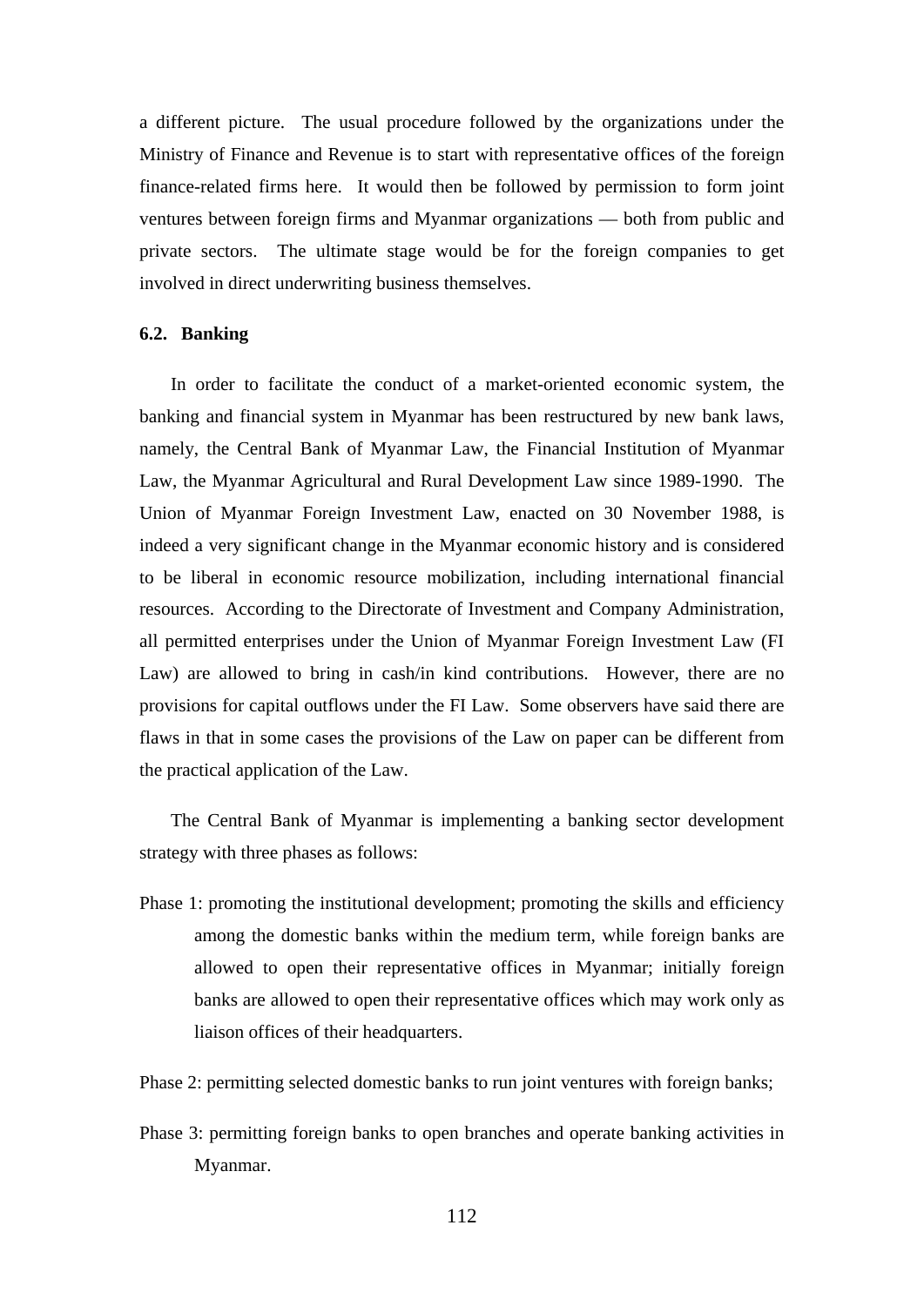a different picture. The usual procedure followed by the organizations under the Ministry of Finance and Revenue is to start with representative offices of the foreign finance-related firms here. It would then be followed by permission to form joint ventures between foreign firms and Myanmar organizations — both from public and private sectors. The ultimate stage would be for the foreign companies to get involved in direct underwriting business themselves.

### 6.2. Banking

In order to facilitate the conduct of a market-oriented economic system, the banking and financial system in Myanmar has been restructured by new bank laws, namely, the Central Bank of Myanmar Law, the Financial Institution of Myanmar Law, the Myanmar Agricultural and Rural Development Law since 1989-1990. The Union of Myanmar Foreign Investment Law, enacted on 30 November 1988, is indeed a very significant change in the Myanmar economic history and is considered to be liberal in economic resource mobilization, including international financial resources. According to the Directorate of Investment and Company Administration, all permitted enterprises under the Union of Myanmar Foreign Investment Law (FI Law) are allowed to bring in cash/in kind contributions. However, there are no provisions for capital outflows under the FI Law. Some observers have said there are flaws in that in some cases the provisions of the Law on paper can be different from the practical application of the Law.

The Central Bank of Myanmar is implementing a banking sector development strategy with three phases as follows:

Phase 1: promoting the institutional development; promoting the skills and efficiency among the domestic banks within the medium term, while foreign banks are allowed to open their representative offices in Myanmar; initially foreign banks are allowed to open their representative offices which may work only as liaison offices of their headquarters.

Phase 2: permitting selected domestic banks to run joint ventures with foreign banks;

Phase 3: permitting foreign banks to open branches and operate banking activities in Myanmar.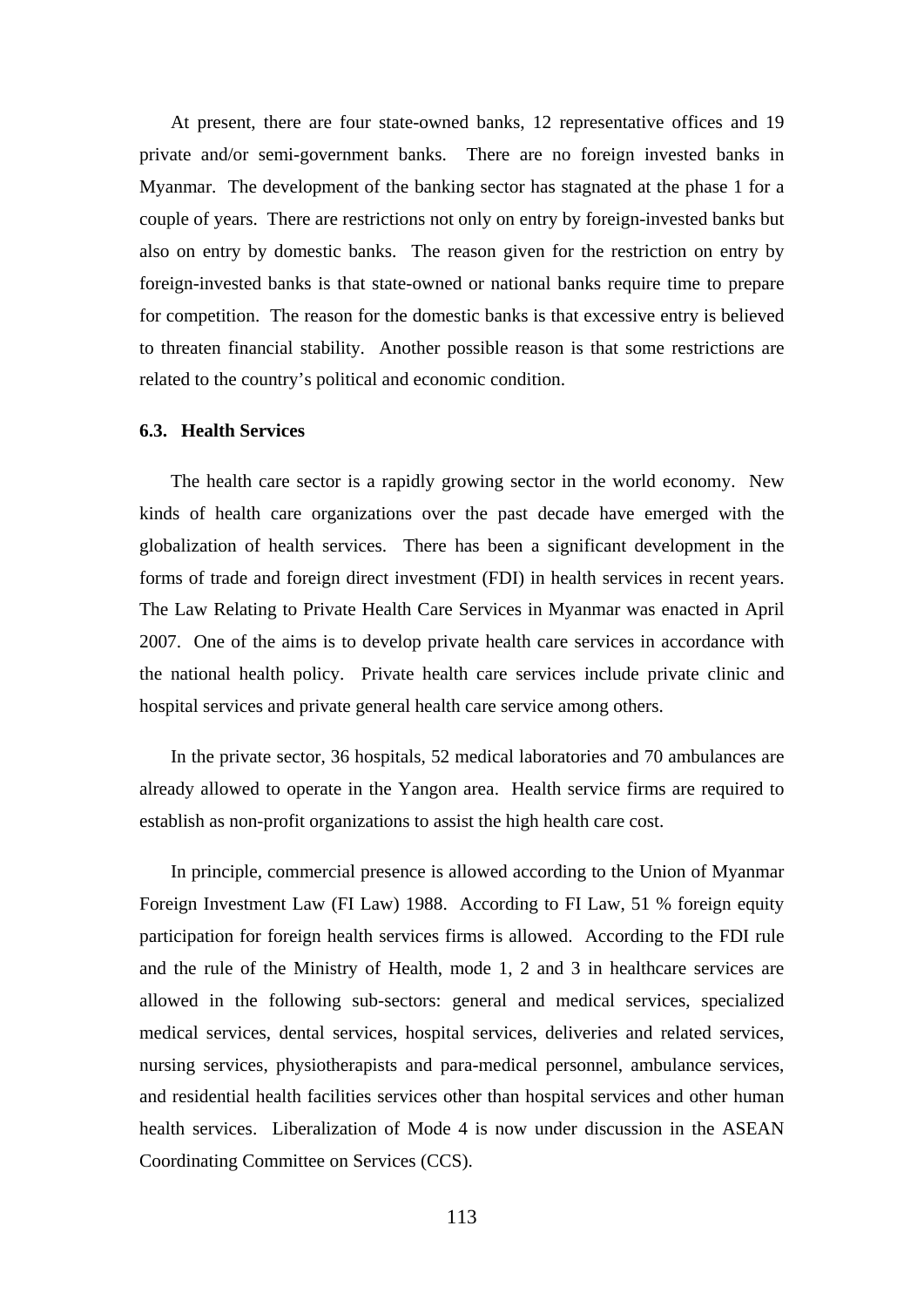At present, there are four state-owned banks, 12 representative offices and 19 private and/or semi-government banks. There are no foreign invested banks in Myanmar. The development of the banking sector has stagnated at the phase 1 for a couple of years. There are restrictions not only on entry by foreign-invested banks but also on entry by domestic banks. The reason given for the restriction on entry by foreign-invested banks is that state-owned or national banks require time to prepare for competition. The reason for the domestic banks is that excessive entry is believed to threaten financial stability. Another possible reason is that some restrictions are related to the country's political and economic condition.

### 6.3. Health Services

The health care sector is a rapidly growing sector in the world economy. New kinds of health care organizations over the past decade have emerged with the globalization of health services. There has been a significant development in the forms of trade and foreign direct investment (FDI) in health services in recent years. The Law Relating to Private Health Care Services in Myanmar was enacted in April 2007. One of the aims is to develop private health care services in accordance with the national health policy. Private health care services include private clinic and hospital services and private general health care service among others.

In the private sector, 36 hospitals, 52 medical laboratories and 70 ambulances are already allowed to operate in the Yangon area. Health service firms are required to establish as non-profit organizations to assist the high health care cost.

In principle, commercial presence is allowed according to the Union of Myanmar Foreign Investment Law (FI Law) 1988. According to FI Law, 51 % foreign equity participation for foreign health services firms is allowed. According to the FDI rule and the rule of the Ministry of Health, mode 1, 2 and 3 in healthcare services are allowed in the following sub-sectors: general and medical services, specialized medical services, dental services, hospital services, deliveries and related services, nursing services, physiotherapists and para-medical personnel, ambulance services, and residential health facilities services other than hospital services and other human health services. Liberalization of Mode 4 is now under discussion in the ASEAN Coordinating Committee on Services (CCS).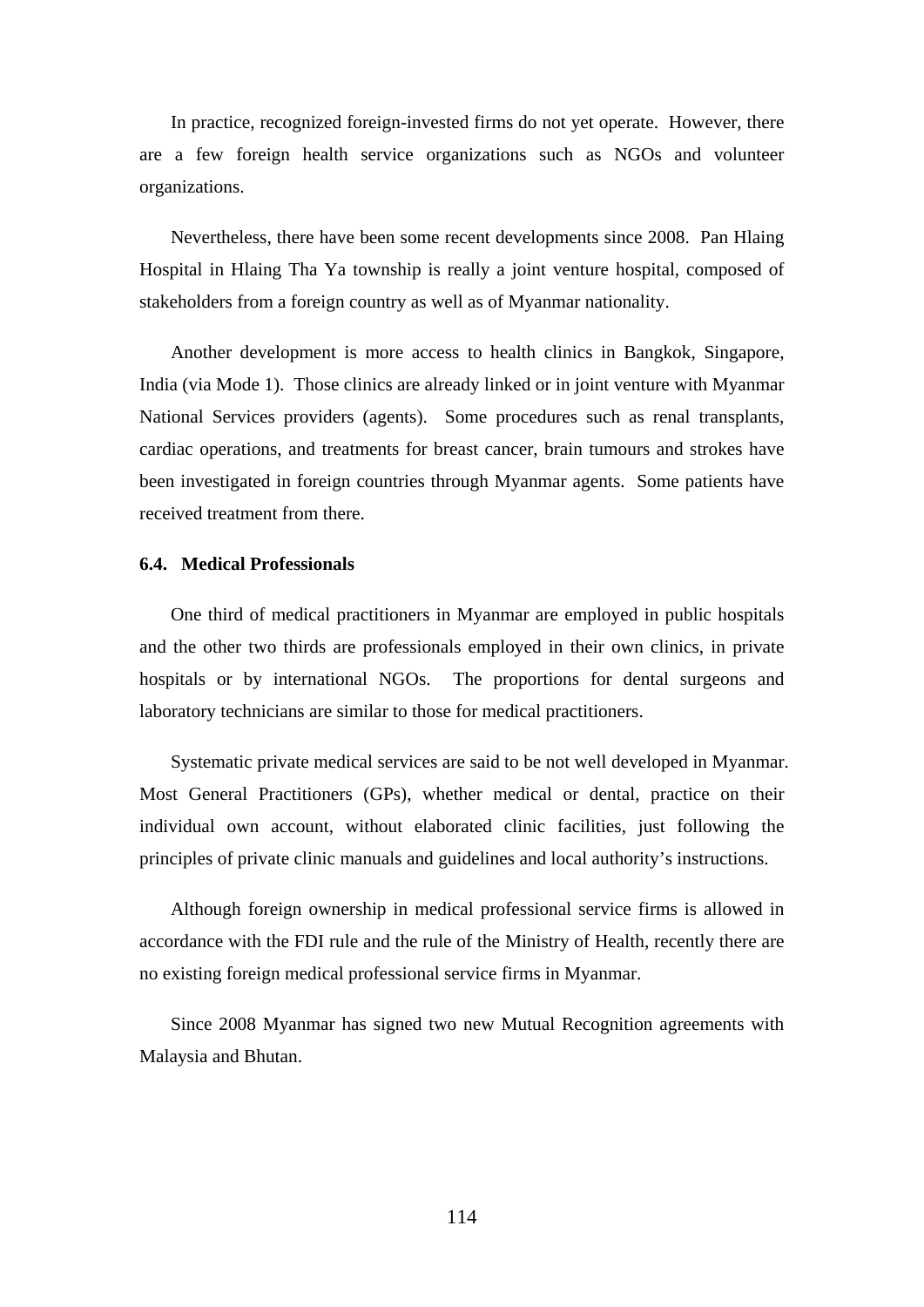In practice, recognized foreign-invested firms do not yet operate. However, there are a few foreign health service organizations such as NGOs and volunteer organizations.

Nevertheless, there have been some recent developments since 2008. Pan Hlaing Hospital in Hlaing Tha Ya township is really a joint venture hospital, composed of stakeholders from a foreign country as well as of Myanmar nationality.

Another development is more access to health clinics in Bangkok, Singapore, India (via Mode 1). Those clinics are already linked or in joint venture with Myanmar National Services providers (agents). Some procedures such as renal transplants, cardiac operations, and treatments for breast cancer, brain tumours and strokes have been investigated in foreign countries through Myanmar agents. Some patients have received treatment from there.

### 6.4. Medical Professionals

One third of medical practitioners in Myanmar are employed in public hospitals and the other two thirds are professionals employed in their own clinics, in private hospitals or by international NGOs. The proportions for dental surgeons and laboratory technicians are similar to those for medical practitioners.

Systematic private medical services are said to be not well developed in Myanmar. Most General Practitioners (GPs), whether medical or dental, practice on their individual own account, without elaborated clinic facilities, just following the principles of private clinic manuals and guidelines and local authority's instructions.

Although foreign ownership in medical professional service firms is allowed in accordance with the FDI rule and the rule of the Ministry of Health, recently there are no existing foreign medical professional service firms in Myanmar.

Since 2008 Myanmar has signed two new Mutual Recognition agreements with Malaysia and Bhutan.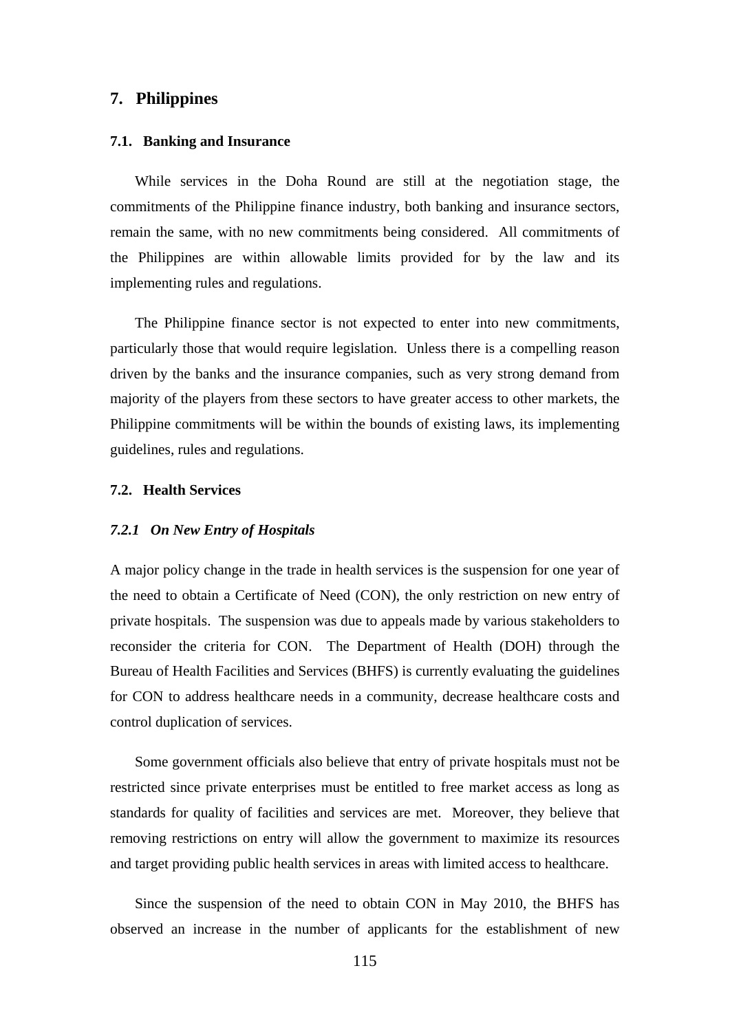## 7. Philippines

### 7.1. Banking and Insurance

While services in the Doha Round are still at the negotiation stage, the commitments of the Philippine finance industry, both banking and insurance sectors, remain the same, with no new commitments being considered. All commitments of the Philippines are within allowable limits provided for by the law and its implementing rules and regulations.

The Philippine finance sector is not expected to enter into new commitments, particularly those that would require legislation. Unless there is a compelling reason driven by the banks and the insurance companies, such as very strong demand from majority of the players from these sectors to have greater access to other markets, the Philippine commitments will be within the bounds of existing laws, its implementing guidelines, rules and regulations.

### 7.2. Health Services

#### *7.2.1 On New Entry of Hospitals*

A major policy change in the trade in health services is the suspension for one year of the need to obtain a Certificate of Need (CON), the only restriction on new entry of private hospitals. The suspension was due to appeals made by various stakeholders to reconsider the criteria for CON. The Department of Health (DOH) through the Bureau of Health Facilities and Services (BHFS) is currently evaluating the guidelines for CON to address healthcare needs in a community, decrease healthcare costs and control duplication of services.

Some government officials also believe that entry of private hospitals must not be restricted since private enterprises must be entitled to free market access as long as standards for quality of facilities and services are met. Moreover, they believe that removing restrictions on entry will allow the government to maximize its resources and target providing public health services in areas with limited access to healthcare.

Since the suspension of the need to obtain CON in May 2010, the BHFS has observed an increase in the number of applicants for the establishment of new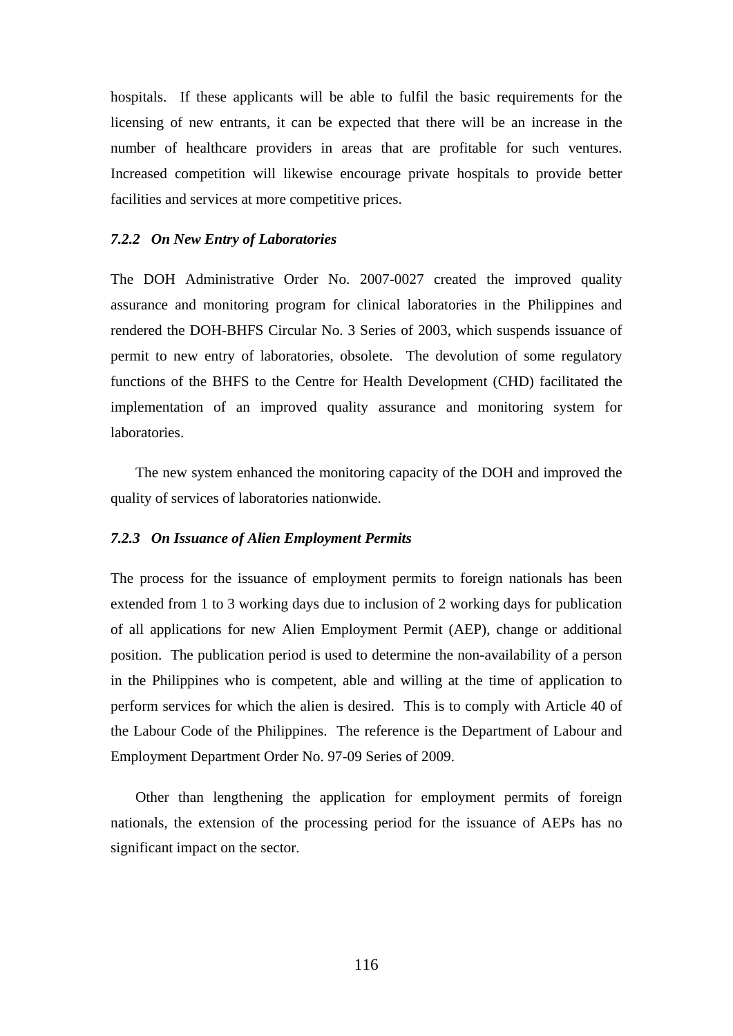hospitals. If these applicants will be able to fulfil the basic requirements for the licensing of new entrants, it can be expected that there will be an increase in the number of healthcare providers in areas that are profitable for such ventures. Increased competition will likewise encourage private hospitals to provide better facilities and services at more competitive prices.

#### *7.2.2 On New Entry of Laboratories*

The DOH Administrative Order No. 2007-0027 created the improved quality assurance and monitoring program for clinical laboratories in the Philippines and rendered the DOH-BHFS Circular No. 3 Series of 2003, which suspends issuance of permit to new entry of laboratories, obsolete. The devolution of some regulatory functions of the BHFS to the Centre for Health Development (CHD) facilitated the implementation of an improved quality assurance and monitoring system for laboratories.

The new system enhanced the monitoring capacity of the DOH and improved the quality of services of laboratories nationwide.

#### *7.2.3 On Issuance of Alien Employment Permits*

The process for the issuance of employment permits to foreign nationals has been extended from 1 to 3 working days due to inclusion of 2 working days for publication of all applications for new Alien Employment Permit (AEP), change or additional position. The publication period is used to determine the non-availability of a person in the Philippines who is competent, able and willing at the time of application to perform services for which the alien is desired. This is to comply with Article 40 of the Labour Code of the Philippines. The reference is the Department of Labour and Employment Department Order No. 97-09 Series of 2009.

Other than lengthening the application for employment permits of foreign nationals, the extension of the processing period for the issuance of AEPs has no significant impact on the sector.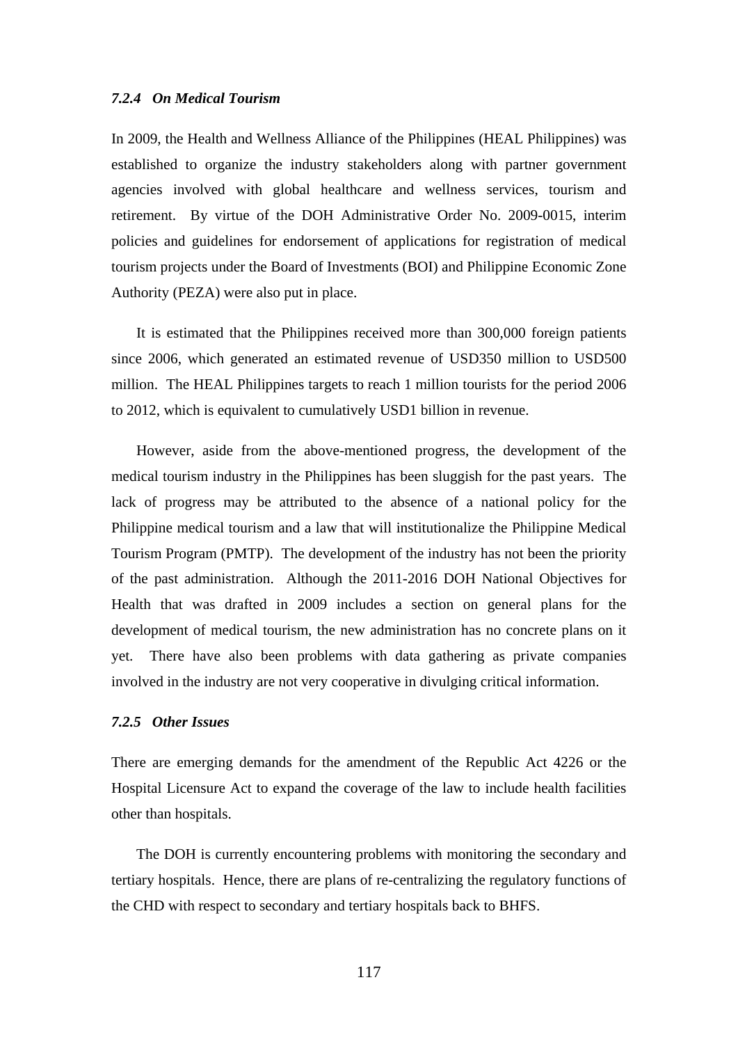#### *7.2.4 On Medical Tourism*

In 2009, the Health and Wellness Alliance of the Philippines (HEAL Philippines) was established to organize the industry stakeholders along with partner government agencies involved with global healthcare and wellness services, tourism and retirement. By virtue of the DOH Administrative Order No. 2009-0015, interim policies and guidelines for endorsement of applications for registration of medical tourism projects under the Board of Investments (BOI) and Philippine Economic Zone Authority (PEZA) were also put in place.

It is estimated that the Philippines received more than 300,000 foreign patients since 2006, which generated an estimated revenue of USD350 million to USD500 million. The HEAL Philippines targets to reach 1 million tourists for the period 2006 to 2012, which is equivalent to cumulatively USD1 billion in revenue.

However, aside from the above-mentioned progress, the development of the medical tourism industry in the Philippines has been sluggish for the past years. The lack of progress may be attributed to the absence of a national policy for the Philippine medical tourism and a law that will institutionalize the Philippine Medical Tourism Program (PMTP). The development of the industry has not been the priority of the past administration. Although the 2011-2016 DOH National Objectives for Health that was drafted in 2009 includes a section on general plans for the development of medical tourism, the new administration has no concrete plans on it yet. There have also been problems with data gathering as private companies involved in the industry are not very cooperative in divulging critical information.

#### *7.2.5 Other Issues*

There are emerging demands for the amendment of the Republic Act 4226 or the Hospital Licensure Act to expand the coverage of the law to include health facilities other than hospitals.

The DOH is currently encountering problems with monitoring the secondary and tertiary hospitals. Hence, there are plans of re-centralizing the regulatory functions of the CHD with respect to secondary and tertiary hospitals back to BHFS.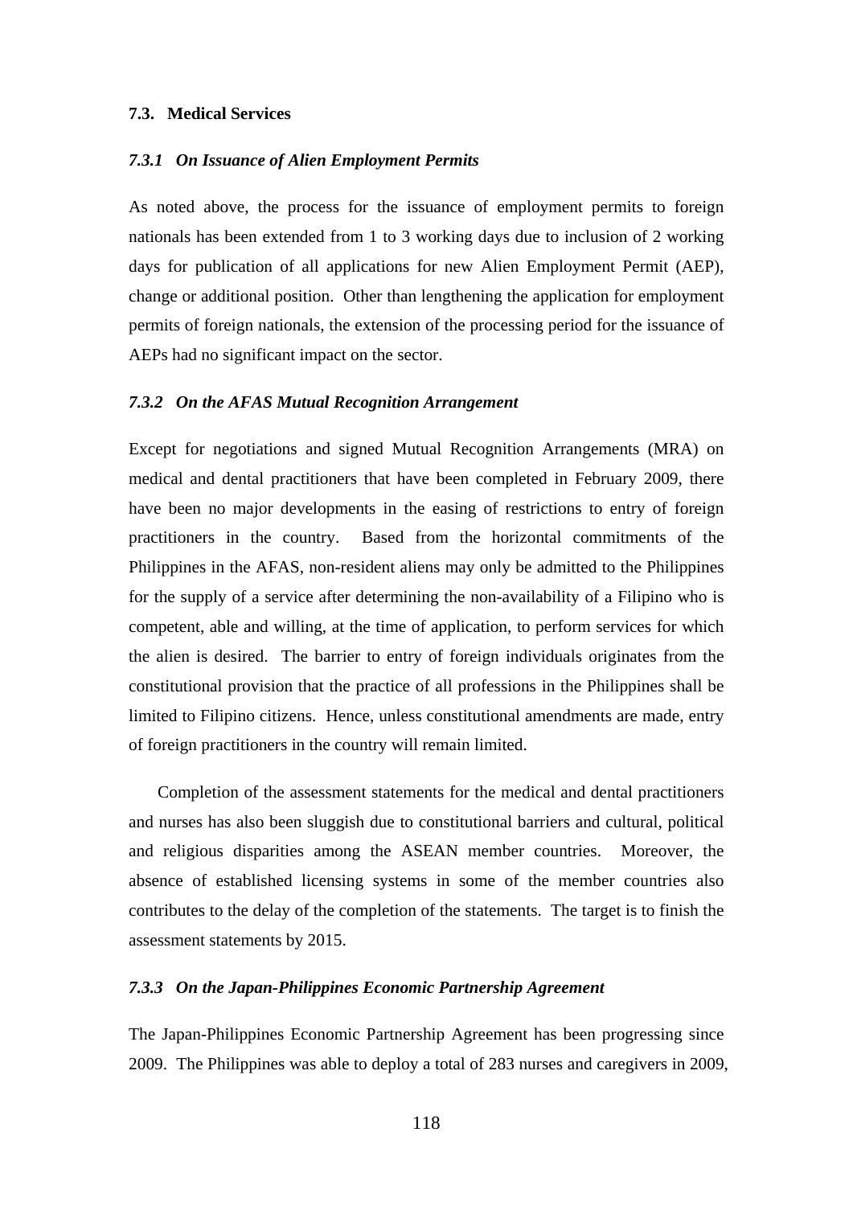### 7.3. Medical Services

#### *7.3.1 On Issuance of Alien Employment Permits*

As noted above, the process for the issuance of employment permits to foreign nationals has been extended from 1 to 3 working days due to inclusion of 2 working days for publication of all applications for new Alien Employment Permit (AEP), change or additional position. Other than lengthening the application for employment permits of foreign nationals, the extension of the processing period for the issuance of AEPs had no significant impact on the sector.

#### *7.3.2 On the AFAS Mutual Recognition Arrangement*

Except for negotiations and signed Mutual Recognition Arrangements (MRA) on medical and dental practitioners that have been completed in February 2009, there have been no major developments in the easing of restrictions to entry of foreign practitioners in the country. Based from the horizontal commitments of the Philippines in the AFAS, non-resident aliens may only be admitted to the Philippines for the supply of a service after determining the non-availability of a Filipino who is competent, able and willing, at the time of application, to perform services for which the alien is desired. The barrier to entry of foreign individuals originates from the constitutional provision that the practice of all professions in the Philippines shall be limited to Filipino citizens. Hence, unless constitutional amendments are made, entry of foreign practitioners in the country will remain limited.

Completion of the assessment statements for the medical and dental practitioners and nurses has also been sluggish due to constitutional barriers and cultural, political and religious disparities among the ASEAN member countries. Moreover, the absence of established licensing systems in some of the member countries also contributes to the delay of the completion of the statements. The target is to finish the assessment statements by 2015.

#### *7.3.3 On the Japan-Philippines Economic Partnership Agreement*

The Japan-Philippines Economic Partnership Agreement has been progressing since 2009. The Philippines was able to deploy a total of 283 nurses and caregivers in 2009,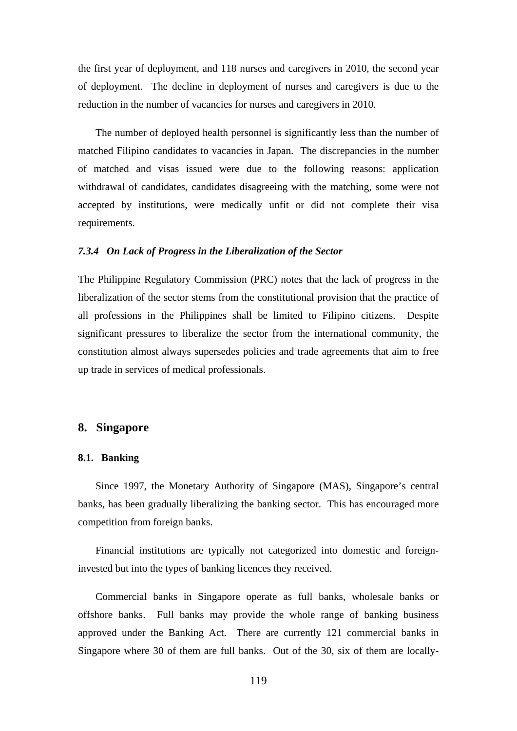the first year of deployment, and 118 nurses and caregivers in 2010, the second year of deployment. The decline in deployment of nurses and caregivers is due to the reduction in the number of vacancies for nurses and caregivers in 2010.

The number of deployed health personnel is significantly less than the number of matched Filipino candidates to vacancies in Japan. The discrepancies in the number of matched and visas issued were due to the following reasons: application withdrawal of candidates, candidates disagreeing with the matching, some were not accepted by institutions, were medically unfit or did not complete their visa requirements.

#### *7.3.4 On Lack of Progress in the Liberalization of the Sector*

The Philippine Regulatory Commission (PRC) notes that the lack of progress in the liberalization of the sector stems from the constitutional provision that the practice of all professions in the Philippines shall be limited to Filipino citizens. Despite significant pressures to liberalize the sector from the international community, the constitution almost always supersedes policies and trade agreements that aim to free up trade in services of medical professionals.

## 8. Singapore

### 8.1. Banking

Since 1997, the Monetary Authority of Singapore (MAS), Singapore's central banks, has been gradually liberalizing the banking sector. This has encouraged more competition from foreign banks.

Financial institutions are typically not categorized into domestic and foreign-invested but into the types of banking licences they received.

Commercial banks in Singapore operate as full banks, wholesale banks or offshore banks. Full banks may provide the whole range of banking business approved under the Banking Act. There are currently 121 commercial banks in Singapore where 30 of them are full banks. Out of the 30, six of them are locally-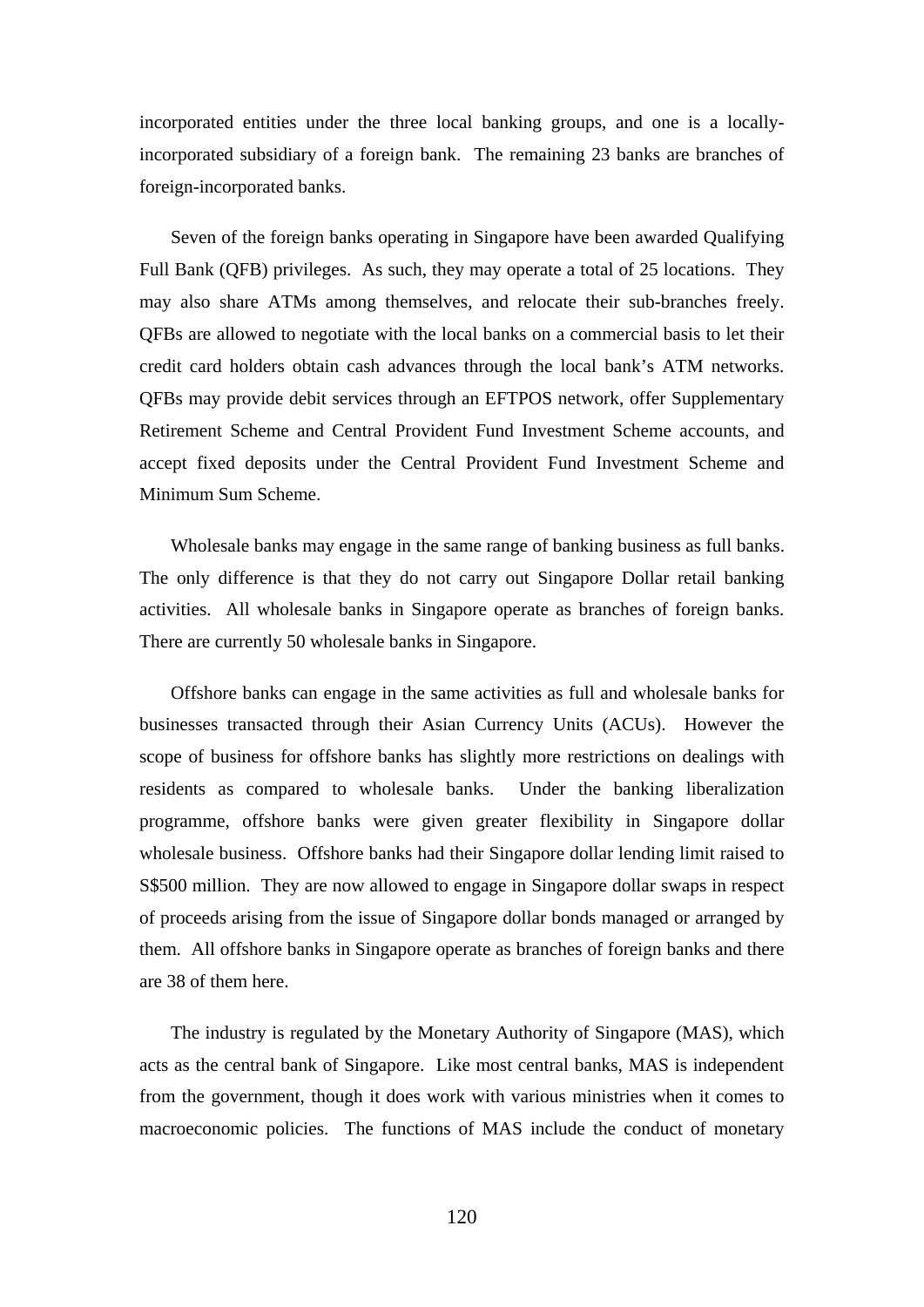incorporated entities under the three local banking groups, and one is a locally-incorporated subsidiary of a foreign bank. The remaining 23 banks are branches of foreign-incorporated banks.

Seven of the foreign banks operating in Singapore have been awarded Qualifying Full Bank (QFB) privileges. As such, they may operate a total of 25 locations. They may also share ATMs among themselves, and relocate their sub-branches freely. QFBs are allowed to negotiate with the local banks on a commercial basis to let their credit card holders obtain cash advances through the local bank's ATM networks. QFBs may provide debit services through an EFTPOS network, offer Supplementary Retirement Scheme and Central Provident Fund Investment Scheme accounts, and accept fixed deposits under the Central Provident Fund Investment Scheme and Minimum Sum Scheme.

Wholesale banks may engage in the same range of banking business as full banks. The only difference is that they do not carry out Singapore Dollar retail banking activities. All wholesale banks in Singapore operate as branches of foreign banks. There are currently 50 wholesale banks in Singapore.

Offshore banks can engage in the same activities as full and wholesale banks for businesses transacted through their Asian Currency Units (ACUs). However the scope of business for offshore banks has slightly more restrictions on dealings with residents as compared to wholesale banks. Under the banking liberalization programme, offshore banks were given greater flexibility in Singapore dollar wholesale business. Offshore banks had their Singapore dollar lending limit raised to S$500 million. They are now allowed to engage in Singapore dollar swaps in respect of proceeds arising from the issue of Singapore dollar bonds managed or arranged by them. All offshore banks in Singapore operate as branches of foreign banks and there are 38 of them here.

The industry is regulated by the Monetary Authority of Singapore (MAS), which acts as the central bank of Singapore. Like most central banks, MAS is independent from the government, though it does work with various ministries when it comes to macroeconomic policies. The functions of MAS include the conduct of monetary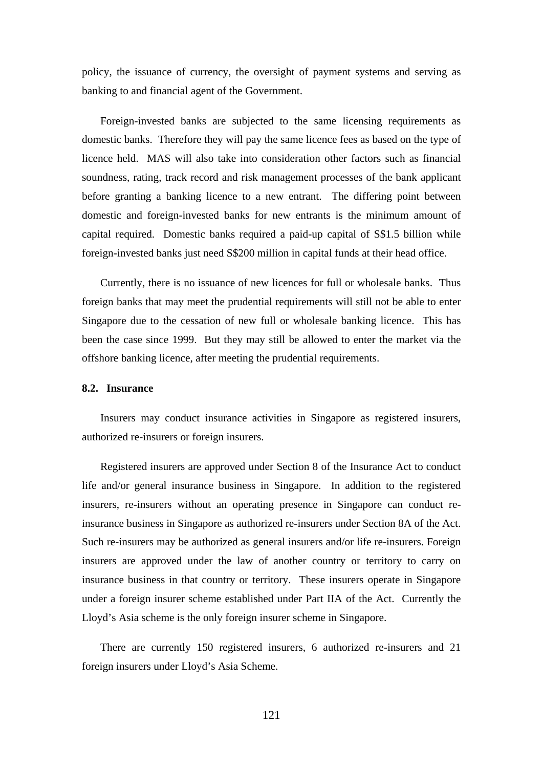policy, the issuance of currency, the oversight of payment systems and serving as banking to and financial agent of the Government.

Foreign-invested banks are subjected to the same licensing requirements as domestic banks. Therefore they will pay the same licence fees as based on the type of licence held. MAS will also take into consideration other factors such as financial soundness, rating, track record and risk management processes of the bank applicant before granting a banking licence to a new entrant. The differing point between domestic and foreign-invested banks for new entrants is the minimum amount of capital required. Domestic banks required a paid-up capital of S$1.5 billion while foreign-invested banks just need S$200 million in capital funds at their head office.

Currently, there is no issuance of new licences for full or wholesale banks. Thus foreign banks that may meet the prudential requirements will still not be able to enter Singapore due to the cessation of new full or wholesale banking licence. This has been the case since 1999. But they may still be allowed to enter the market via the offshore banking licence, after meeting the prudential requirements.

### 8.2. Insurance

Insurers may conduct insurance activities in Singapore as registered insurers, authorized re-insurers or foreign insurers.

Registered insurers are approved under Section 8 of the Insurance Act to conduct life and/or general insurance business in Singapore. In addition to the registered insurers, re-insurers without an operating presence in Singapore can conduct re-insurance business in Singapore as authorized re-insurers under Section 8A of the Act. Such re-insurers may be authorized as general insurers and/or life re-insurers. Foreign insurers are approved under the law of another country or territory to carry on insurance business in that country or territory. These insurers operate in Singapore under a foreign insurer scheme established under Part IIA of the Act. Currently the Lloyd's Asia scheme is the only foreign insurer scheme in Singapore.

There are currently 150 registered insurers, 6 authorized re-insurers and 21 foreign insurers under Lloyd's Asia Scheme.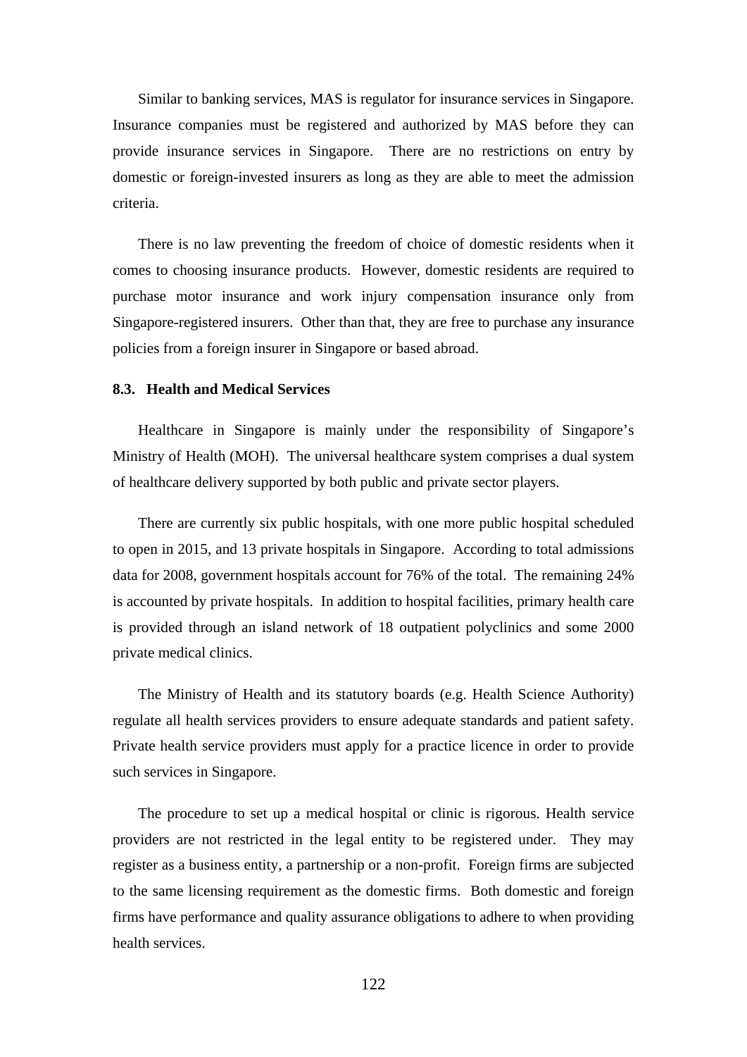Similar to banking services, MAS is regulator for insurance services in Singapore. Insurance companies must be registered and authorized by MAS before they can provide insurance services in Singapore. There are no restrictions on entry by domestic or foreign-invested insurers as long as they are able to meet the admission criteria.

There is no law preventing the freedom of choice of domestic residents when it comes to choosing insurance products. However, domestic residents are required to purchase motor insurance and work injury compensation insurance only from Singapore-registered insurers. Other than that, they are free to purchase any insurance policies from a foreign insurer in Singapore or based abroad.

### 8.3. Health and Medical Services

Healthcare in Singapore is mainly under the responsibility of Singapore's Ministry of Health (MOH). The universal healthcare system comprises a dual system of healthcare delivery supported by both public and private sector players.

There are currently six public hospitals, with one more public hospital scheduled to open in 2015, and 13 private hospitals in Singapore. According to total admissions data for 2008, government hospitals account for 76% of the total. The remaining 24% is accounted by private hospitals. In addition to hospital facilities, primary health care is provided through an island network of 18 outpatient polyclinics and some 2000 private medical clinics.

The Ministry of Health and its statutory boards (e.g. Health Science Authority) regulate all health services providers to ensure adequate standards and patient safety. Private health service providers must apply for a practice licence in order to provide such services in Singapore.

The procedure to set up a medical hospital or clinic is rigorous. Health service providers are not restricted in the legal entity to be registered under. They may register as a business entity, a partnership or a non-profit. Foreign firms are subjected to the same licensing requirement as the domestic firms. Both domestic and foreign firms have performance and quality assurance obligations to adhere to when providing health services.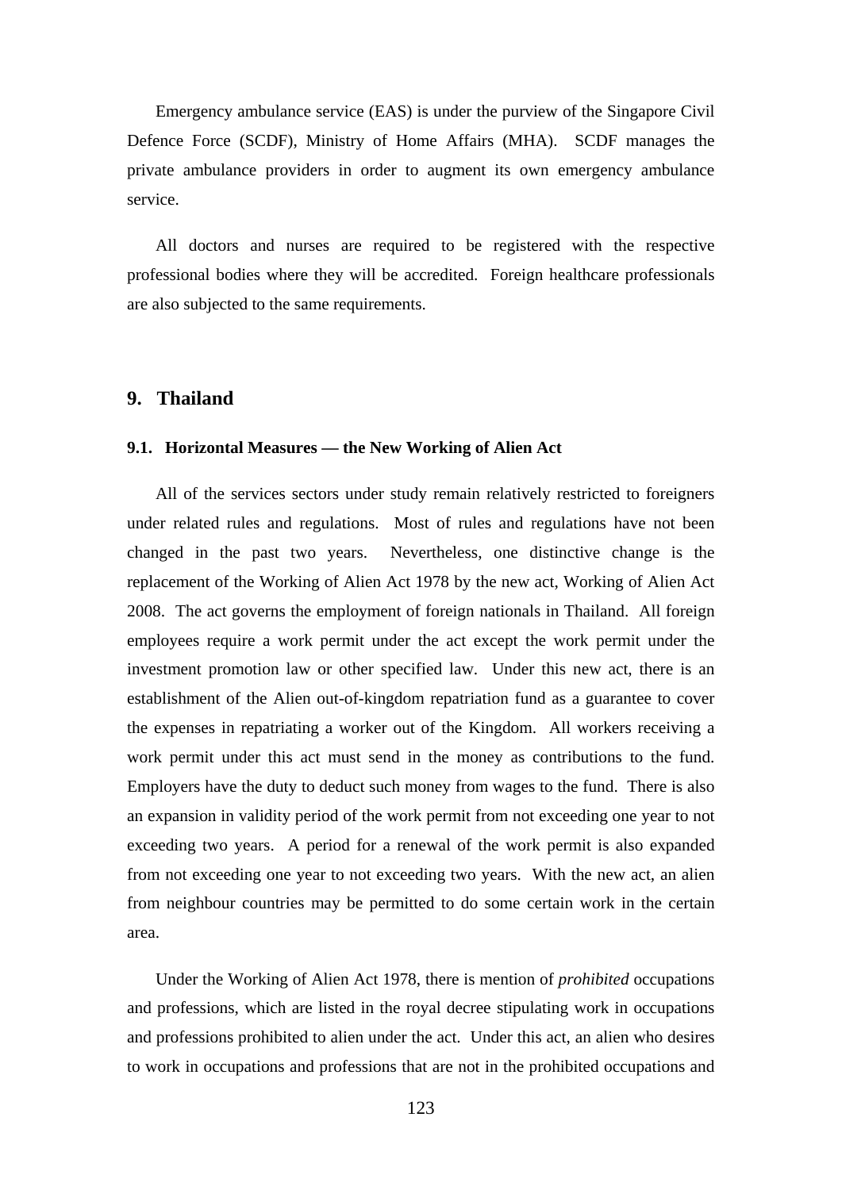Emergency ambulance service (EAS) is under the purview of the Singapore Civil Defence Force (SCDF), Ministry of Home Affairs (MHA). SCDF manages the private ambulance providers in order to augment its own emergency ambulance service.

All doctors and nurses are required to be registered with the respective professional bodies where they will be accredited. Foreign healthcare professionals are also subjected to the same requirements.

## 9. Thailand

### 9.1. Horizontal Measures — the New Working of Alien Act

All of the services sectors under study remain relatively restricted to foreigners under related rules and regulations. Most of rules and regulations have not been changed in the past two years. Nevertheless, one distinctive change is the replacement of the Working of Alien Act 1978 by the new act, Working of Alien Act 2008. The act governs the employment of foreign nationals in Thailand. All foreign employees require a work permit under the act except the work permit under the investment promotion law or other specified law. Under this new act, there is an establishment of the Alien out-of-kingdom repatriation fund as a guarantee to cover the expenses in repatriating a worker out of the Kingdom. All workers receiving a work permit under this act must send in the money as contributions to the fund. Employers have the duty to deduct such money from wages to the fund. There is also an expansion in validity period of the work permit from not exceeding one year to not exceeding two years. A period for a renewal of the work permit is also expanded from not exceeding one year to not exceeding two years. With the new act, an alien from neighbour countries may be permitted to do some certain work in the certain area.

Under the Working of Alien Act 1978, there is mention of *prohibited* occupations and professions, which are listed in the royal decree stipulating work in occupations and professions prohibited to alien under the act. Under this act, an alien who desires to work in occupations and professions that are not in the prohibited occupations and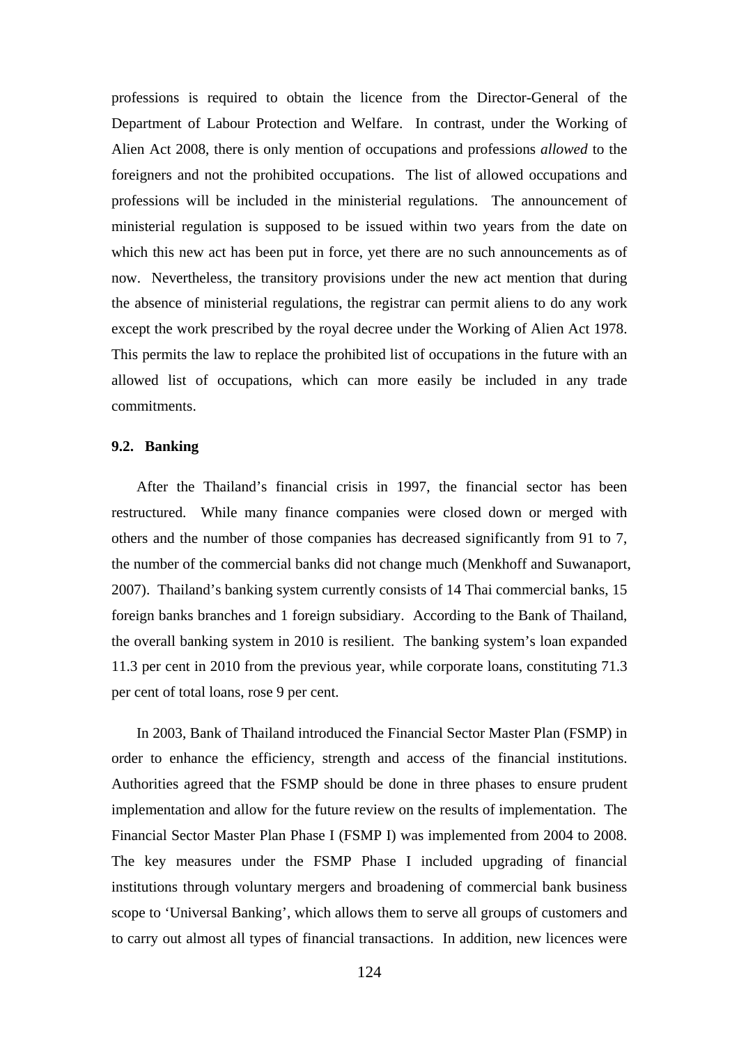professions is required to obtain the licence from the Director-General of the Department of Labour Protection and Welfare. In contrast, under the Working of Alien Act 2008, there is only mention of occupations and professions *allowed* to the foreigners and not the prohibited occupations. The list of allowed occupations and professions will be included in the ministerial regulations. The announcement of ministerial regulation is supposed to be issued within two years from the date on which this new act has been put in force, yet there are no such announcements as of now. Nevertheless, the transitory provisions under the new act mention that during the absence of ministerial regulations, the registrar can permit aliens to do any work except the work prescribed by the royal decree under the Working of Alien Act 1978. This permits the law to replace the prohibited list of occupations in the future with an allowed list of occupations, which can more easily be included in any trade commitments.

### 9.2. Banking

After the Thailand's financial crisis in 1997, the financial sector has been restructured. While many finance companies were closed down or merged with others and the number of those companies has decreased significantly from 91 to 7, the number of the commercial banks did not change much (Menkhoff and Suwanaport, 2007). Thailand's banking system currently consists of 14 Thai commercial banks, 15 foreign banks branches and 1 foreign subsidiary. According to the Bank of Thailand, the overall banking system in 2010 is resilient. The banking system's loan expanded 11.3 per cent in 2010 from the previous year, while corporate loans, constituting 71.3 per cent of total loans, rose 9 per cent.

In 2003, Bank of Thailand introduced the Financial Sector Master Plan (FSMP) in order to enhance the efficiency, strength and access of the financial institutions. Authorities agreed that the FSMP should be done in three phases to ensure prudent implementation and allow for the future review on the results of implementation. The Financial Sector Master Plan Phase I (FSMP I) was implemented from 2004 to 2008. The key measures under the FSMP Phase I included upgrading of financial institutions through voluntary mergers and broadening of commercial bank business scope to 'Universal Banking', which allows them to serve all groups of customers and to carry out almost all types of financial transactions. In addition, new licences were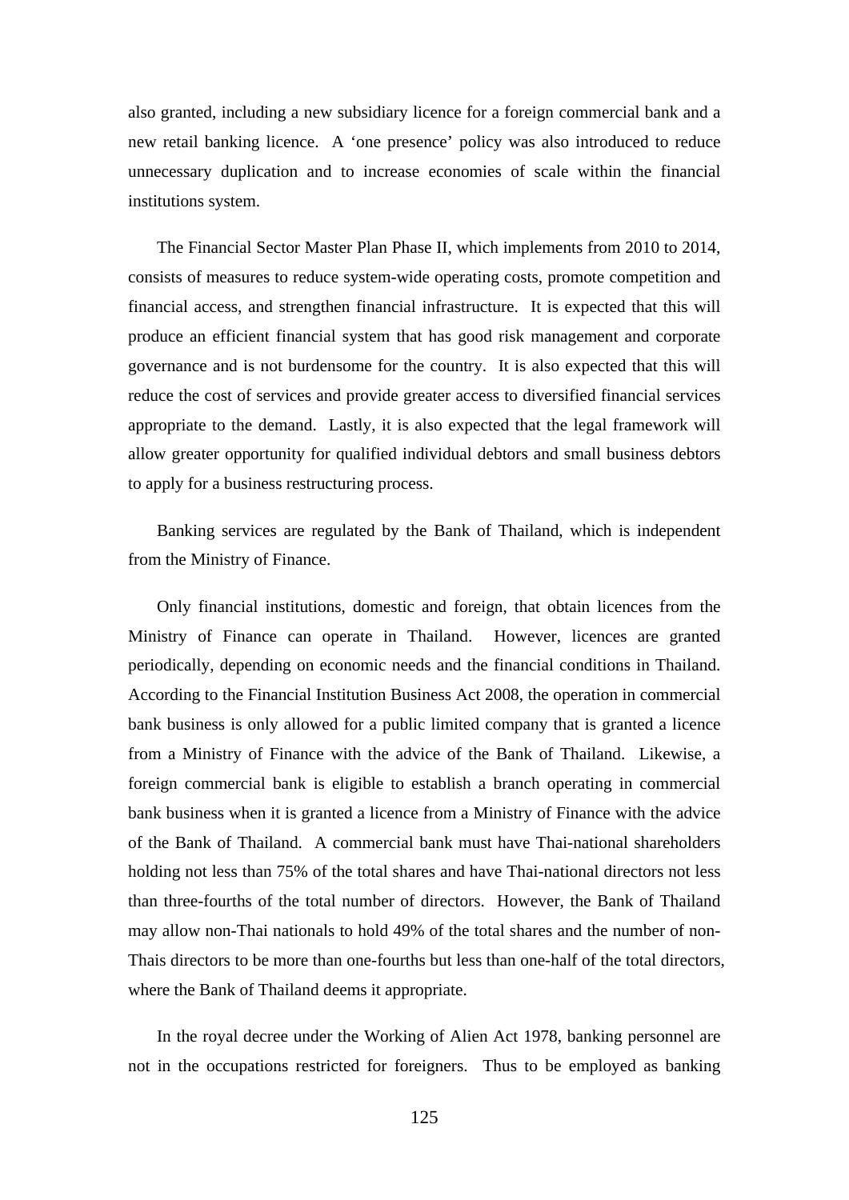also granted, including a new subsidiary licence for a foreign commercial bank and a new retail banking licence. A 'one presence' policy was also introduced to reduce unnecessary duplication and to increase economies of scale within the financial institutions system.

The Financial Sector Master Plan Phase II, which implements from 2010 to 2014, consists of measures to reduce system-wide operating costs, promote competition and financial access, and strengthen financial infrastructure. It is expected that this will produce an efficient financial system that has good risk management and corporate governance and is not burdensome for the country. It is also expected that this will reduce the cost of services and provide greater access to diversified financial services appropriate to the demand. Lastly, it is also expected that the legal framework will allow greater opportunity for qualified individual debtors and small business debtors to apply for a business restructuring process.

Banking services are regulated by the Bank of Thailand, which is independent from the Ministry of Finance.

Only financial institutions, domestic and foreign, that obtain licences from the Ministry of Finance can operate in Thailand. However, licences are granted periodically, depending on economic needs and the financial conditions in Thailand. According to the Financial Institution Business Act 2008, the operation in commercial bank business is only allowed for a public limited company that is granted a licence from a Ministry of Finance with the advice of the Bank of Thailand. Likewise, a foreign commercial bank is eligible to establish a branch operating in commercial bank business when it is granted a licence from a Ministry of Finance with the advice of the Bank of Thailand. A commercial bank must have Thai-national shareholders holding not less than 75% of the total shares and have Thai-national directors not less than three-fourths of the total number of directors. However, the Bank of Thailand may allow non-Thai nationals to hold 49% of the total shares and the number of non-Thais directors to be more than one-fourths but less than one-half of the total directors, where the Bank of Thailand deems it appropriate.

In the royal decree under the Working of Alien Act 1978, banking personnel are not in the occupations restricted for foreigners. Thus to be employed as banking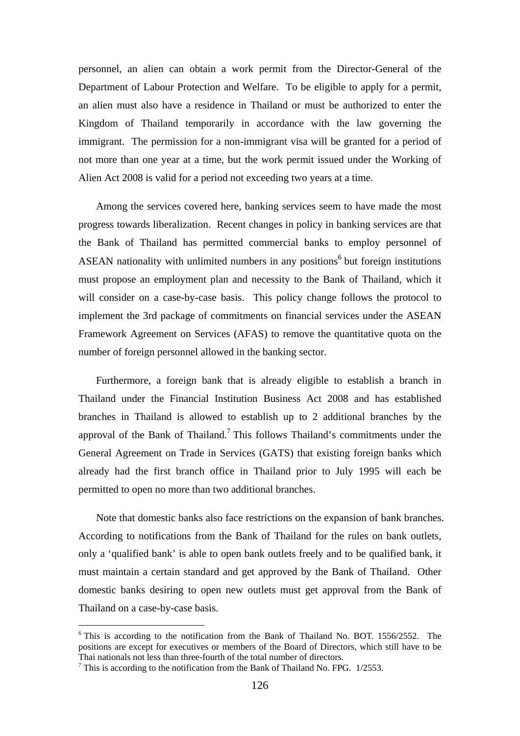personnel, an alien can obtain a work permit from the Director-General of the Department of Labour Protection and Welfare. To be eligible to apply for a permit, an alien must also have a residence in Thailand or must be authorized to enter the Kingdom of Thailand temporarily in accordance with the law governing the immigrant. The permission for a non-immigrant visa will be granted for a period of not more than one year at a time, but the work permit issued under the Working of Alien Act 2008 is valid for a period not exceeding two years at a time.

Among the services covered here, banking services seem to have made the most progress towards liberalization. Recent changes in policy in banking services are that the Bank of Thailand has permitted commercial banks to employ personnel of ASEAN nationality with unlimited numbers in any positions[6] but foreign institutions must propose an employment plan and necessity to the Bank of Thailand, which it will consider on a case-by-case basis. This policy change follows the protocol to implement the 3rd package of commitments on financial services under the ASEAN Framework Agreement on Services (AFAS) to remove the quantitative quota on the number of foreign personnel allowed in the banking sector.

Furthermore, a foreign bank that is already eligible to establish a branch in Thailand under the Financial Institution Business Act 2008 and has established branches in Thailand is allowed to establish up to 2 additional branches by the approval of the Bank of Thailand.[7] This follows Thailand's commitments under the General Agreement on Trade in Services (GATS) that existing foreign banks which already had the first branch office in Thailand prior to July 1995 will each be permitted to open no more than two additional branches.

Note that domestic banks also face restrictions on the expansion of bank branches. According to notifications from the Bank of Thailand for the rules on bank outlets, only a 'qualified bank' is able to open bank outlets freely and to be qualified bank, it must maintain a certain standard and get approved by the Bank of Thailand. Other domestic banks desiring to open new outlets must get approval from the Bank of Thailand on a case-by-case basis.

---

[6] This is according to the notification from the Bank of Thailand No. BOT. 1556/2552. The positions are except for executives or members of the Board of Directors, which still have to be Thai nationals not less than three-fourth of the total number of directors.

[7] This is according to the notification from the Bank of Thailand No. FPG. 1/2553.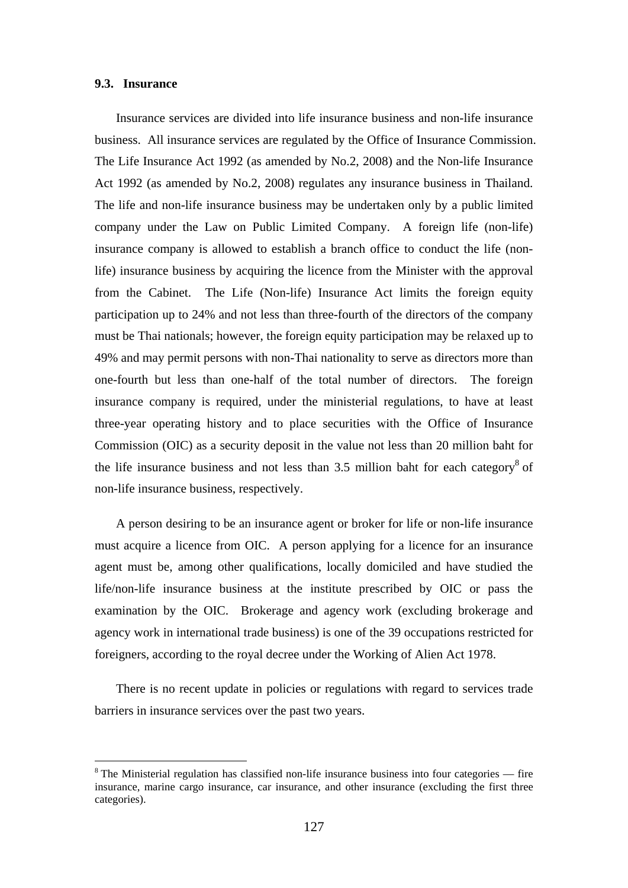### 9.3. Insurance

Insurance services are divided into life insurance business and non-life insurance business. All insurance services are regulated by the Office of Insurance Commission. The Life Insurance Act 1992 (as amended by No.2, 2008) and the Non-life Insurance Act 1992 (as amended by No.2, 2008) regulates any insurance business in Thailand. The life and non-life insurance business may be undertaken only by a public limited company under the Law on Public Limited Company. A foreign life (non-life) insurance company is allowed to establish a branch office to conduct the life (non-life) insurance business by acquiring the licence from the Minister with the approval from the Cabinet. The Life (Non-life) Insurance Act limits the foreign equity participation up to 24% and not less than three-fourth of the directors of the company must be Thai nationals; however, the foreign equity participation may be relaxed up to 49% and may permit persons with non-Thai nationality to serve as directors more than one-fourth but less than one-half of the total number of directors. The foreign insurance company is required, under the ministerial regulations, to have at least three-year operating history and to place securities with the Office of Insurance Commission (OIC) as a security deposit in the value not less than 20 million baht for the life insurance business and not less than 3.5 million baht for each category[8] of non-life insurance business, respectively.

A person desiring to be an insurance agent or broker for life or non-life insurance must acquire a licence from OIC. A person applying for a licence for an insurance agent must be, among other qualifications, locally domiciled and have studied the life/non-life insurance business at the institute prescribed by OIC or pass the examination by the OIC. Brokerage and agency work (excluding brokerage and agency work in international trade business) is one of the 39 occupations restricted for foreigners, according to the royal decree under the Working of Alien Act 1978.

There is no recent update in policies or regulations with regard to services trade barriers in insurance services over the past two years.

---

[8] The Ministerial regulation has classified non-life insurance business into four categories — fire insurance, marine cargo insurance, car insurance, and other insurance (excluding the first three categories).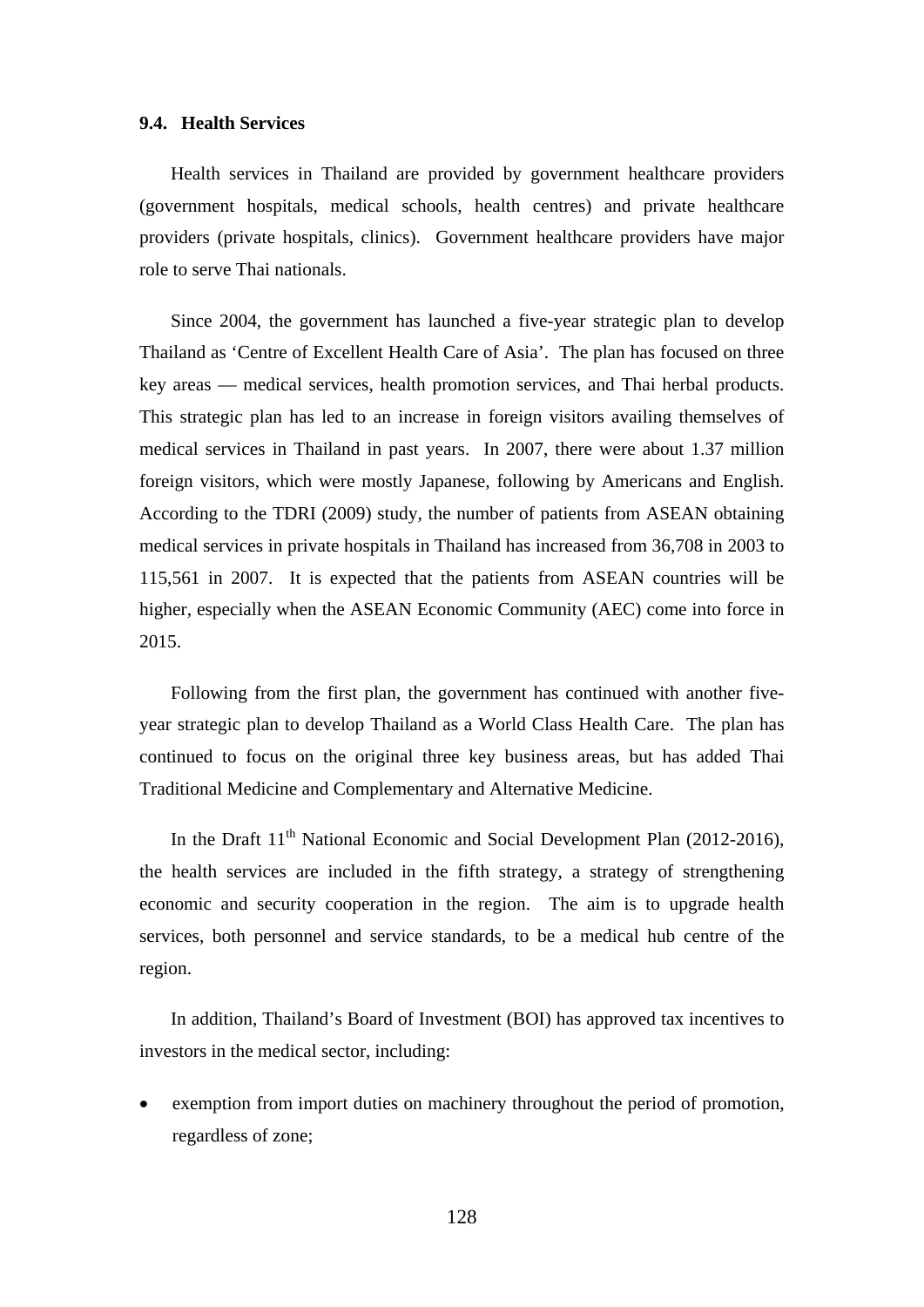### 9.4. Health Services

Health services in Thailand are provided by government healthcare providers (government hospitals, medical schools, health centres) and private healthcare providers (private hospitals, clinics). Government healthcare providers have major role to serve Thai nationals.

Since 2004, the government has launched a five-year strategic plan to develop Thailand as 'Centre of Excellent Health Care of Asia'. The plan has focused on three key areas — medical services, health promotion services, and Thai herbal products. This strategic plan has led to an increase in foreign visitors availing themselves of medical services in Thailand in past years. In 2007, there were about 1.37 million foreign visitors, which were mostly Japanese, following by Americans and English. According to the TDRI (2009) study, the number of patients from ASEAN obtaining medical services in private hospitals in Thailand has increased from 36,708 in 2003 to 115,561 in 2007. It is expected that the patients from ASEAN countries will be higher, especially when the ASEAN Economic Community (AEC) come into force in 2015.

Following from the first plan, the government has continued with another five-year strategic plan to develop Thailand as a World Class Health Care. The plan has continued to focus on the original three key business areas, but has added Thai Traditional Medicine and Complementary and Alternative Medicine.

In the Draft 11th National Economic and Social Development Plan (2012-2016), the health services are included in the fifth strategy, a strategy of strengthening economic and security cooperation in the region. The aim is to upgrade health services, both personnel and service standards, to be a medical hub centre of the region.

In addition, Thailand's Board of Investment (BOI) has approved tax incentives to investors in the medical sector, including:

- exemption from import duties on machinery throughout the period of promotion, regardless of zone;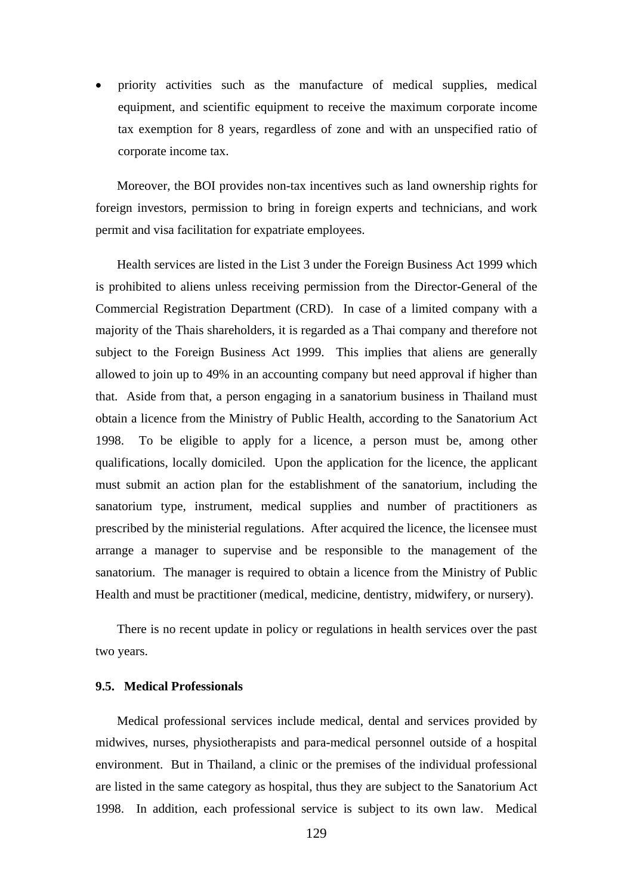- priority activities such as the manufacture of medical supplies, medical equipment, and scientific equipment to receive the maximum corporate income tax exemption for 8 years, regardless of zone and with an unspecified ratio of corporate income tax.

Moreover, the BOI provides non-tax incentives such as land ownership rights for foreign investors, permission to bring in foreign experts and technicians, and work permit and visa facilitation for expatriate employees.

Health services are listed in the List 3 under the Foreign Business Act 1999 which is prohibited to aliens unless receiving permission from the Director-General of the Commercial Registration Department (CRD). In case of a limited company with a majority of the Thais shareholders, it is regarded as a Thai company and therefore not subject to the Foreign Business Act 1999. This implies that aliens are generally allowed to join up to 49% in an accounting company but need approval if higher than that. Aside from that, a person engaging in a sanatorium business in Thailand must obtain a licence from the Ministry of Public Health, according to the Sanatorium Act 1998. To be eligible to apply for a licence, a person must be, among other qualifications, locally domiciled. Upon the application for the licence, the applicant must submit an action plan for the establishment of the sanatorium, including the sanatorium type, instrument, medical supplies and number of practitioners as prescribed by the ministerial regulations. After acquired the licence, the licensee must arrange a manager to supervise and be responsible to the management of the sanatorium. The manager is required to obtain a licence from the Ministry of Public Health and must be practitioner (medical, medicine, dentistry, midwifery, or nursery).

There is no recent update in policy or regulations in health services over the past two years.

### 9.5. Medical Professionals

Medical professional services include medical, dental and services provided by midwives, nurses, physiotherapists and para-medical personnel outside of a hospital environment. But in Thailand, a clinic or the premises of the individual professional are listed in the same category as hospital, thus they are subject to the Sanatorium Act 1998. In addition, each professional service is subject to its own law. Medical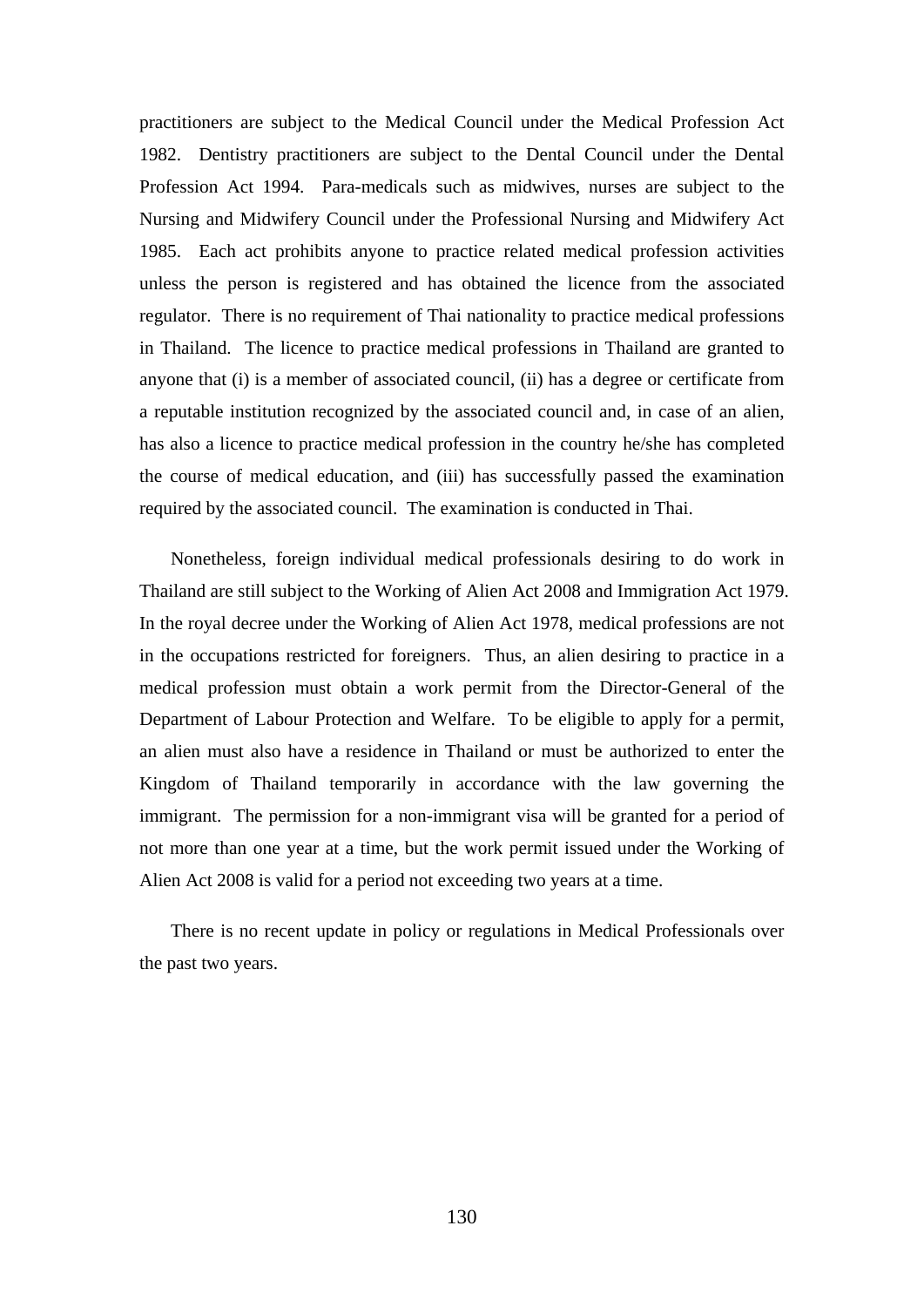practitioners are subject to the Medical Council under the Medical Profession Act 1982. Dentistry practitioners are subject to the Dental Council under the Dental Profession Act 1994. Para-medicals such as midwives, nurses are subject to the Nursing and Midwifery Council under the Professional Nursing and Midwifery Act 1985. Each act prohibits anyone to practice related medical profession activities unless the person is registered and has obtained the licence from the associated regulator. There is no requirement of Thai nationality to practice medical professions in Thailand. The licence to practice medical professions in Thailand are granted to anyone that (i) is a member of associated council, (ii) has a degree or certificate from a reputable institution recognized by the associated council and, in case of an alien, has also a licence to practice medical profession in the country he/she has completed the course of medical education, and (iii) has successfully passed the examination required by the associated council. The examination is conducted in Thai.

Nonetheless, foreign individual medical professionals desiring to do work in Thailand are still subject to the Working of Alien Act 2008 and Immigration Act 1979. In the royal decree under the Working of Alien Act 1978, medical professions are not in the occupations restricted for foreigners. Thus, an alien desiring to practice in a medical profession must obtain a work permit from the Director-General of the Department of Labour Protection and Welfare. To be eligible to apply for a permit, an alien must also have a residence in Thailand or must be authorized to enter the Kingdom of Thailand temporarily in accordance with the law governing the immigrant. The permission for a non-immigrant visa will be granted for a period of not more than one year at a time, but the work permit issued under the Working of Alien Act 2008 is valid for a period not exceeding two years at a time.

There is no recent update in policy or regulations in Medical Professionals over the past two years.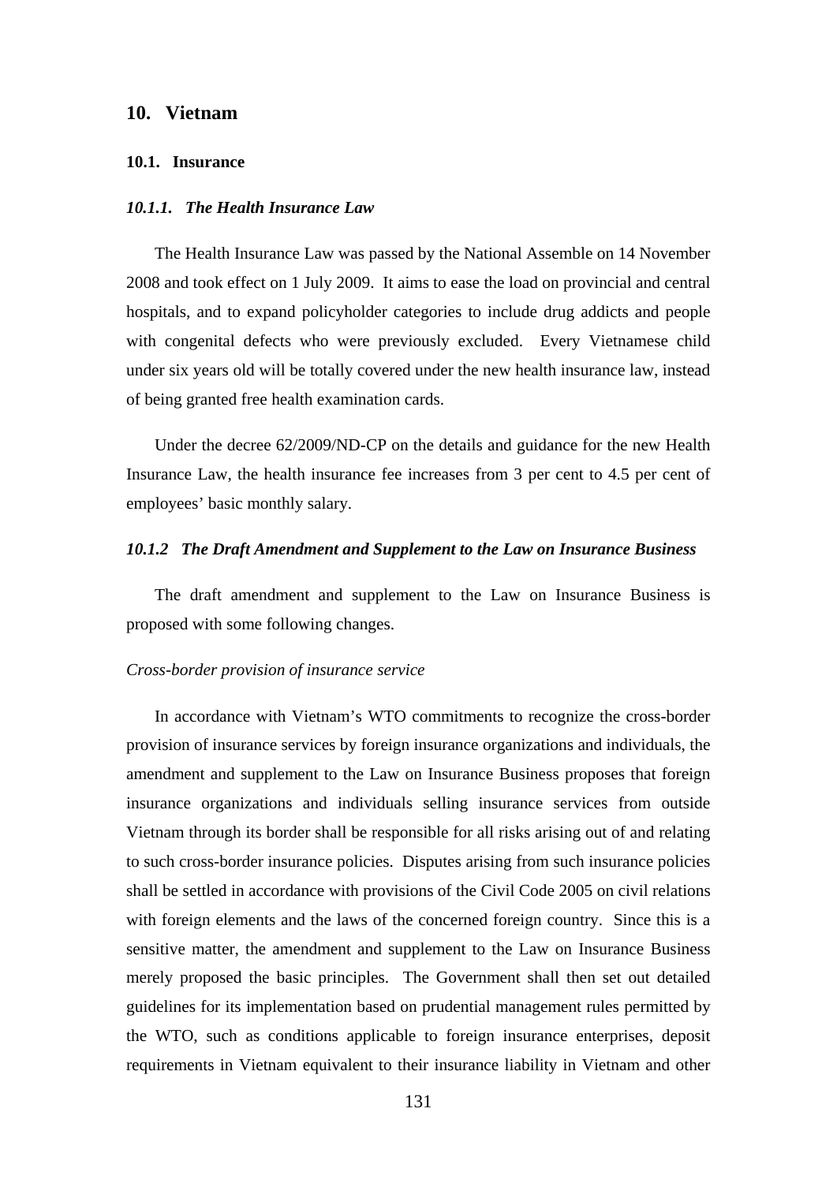# 10. Vietnam

## 10.1. Insurance

### *10.1.1. The Health Insurance Law*

The Health Insurance Law was passed by the National Assemble on 14 November 2008 and took effect on 1 July 2009. It aims to ease the load on provincial and central hospitals, and to expand policyholder categories to include drug addicts and people with congenital defects who were previously excluded. Every Vietnamese child under six years old will be totally covered under the new health insurance law, instead of being granted free health examination cards.

Under the decree 62/2009/ND-CP on the details and guidance for the new Health Insurance Law, the health insurance fee increases from 3 per cent to 4.5 per cent of employees' basic monthly salary.

### *10.1.2 The Draft Amendment and Supplement to the Law on Insurance Business*

The draft amendment and supplement to the Law on Insurance Business is proposed with some following changes.

*Cross-border provision of insurance service*

In accordance with Vietnam's WTO commitments to recognize the cross-border provision of insurance services by foreign insurance organizations and individuals, the amendment and supplement to the Law on Insurance Business proposes that foreign insurance organizations and individuals selling insurance services from outside Vietnam through its border shall be responsible for all risks arising out of and relating to such cross-border insurance policies. Disputes arising from such insurance policies shall be settled in accordance with provisions of the Civil Code 2005 on civil relations with foreign elements and the laws of the concerned foreign country. Since this is a sensitive matter, the amendment and supplement to the Law on Insurance Business merely proposed the basic principles. The Government shall then set out detailed guidelines for its implementation based on prudential management rules permitted by the WTO, such as conditions applicable to foreign insurance enterprises, deposit requirements in Vietnam equivalent to their insurance liability in Vietnam and other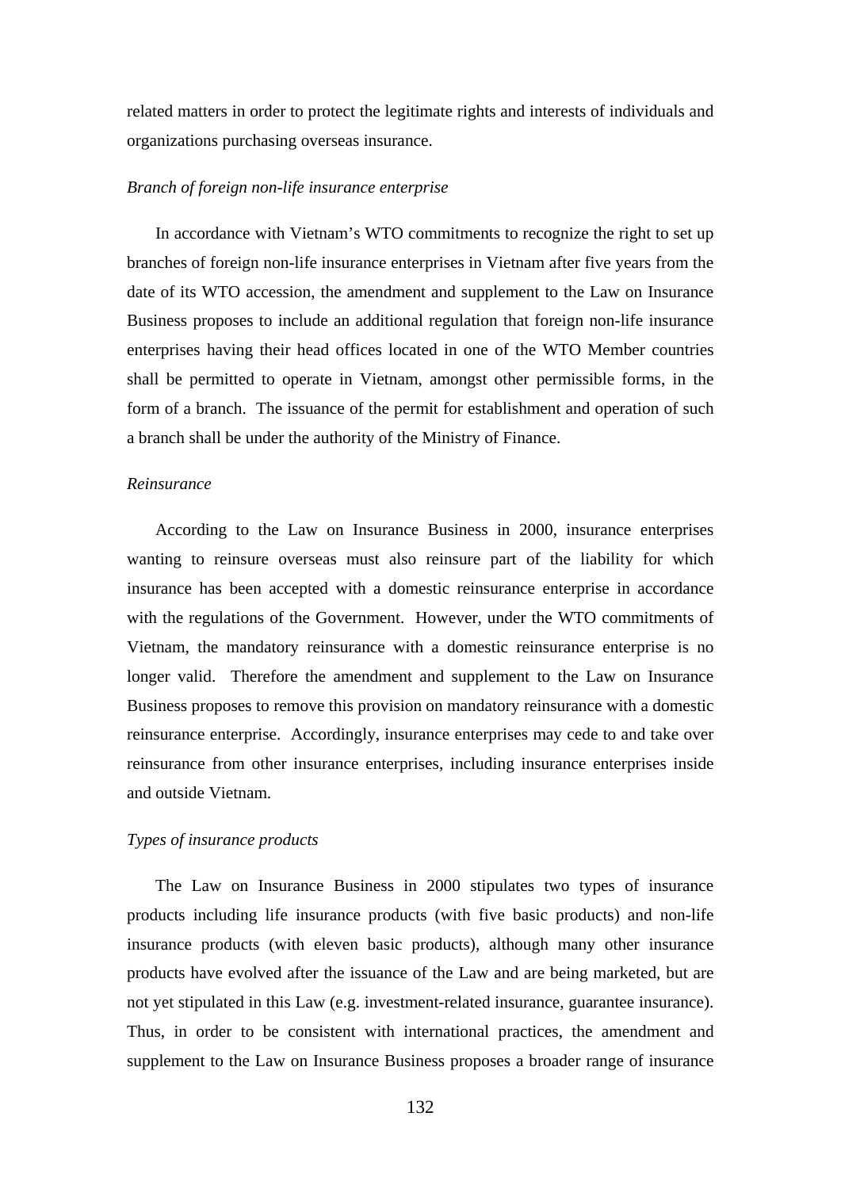related matters in order to protect the legitimate rights and interests of individuals and organizations purchasing overseas insurance.

*Branch of foreign non-life insurance enterprise*

In accordance with Vietnam's WTO commitments to recognize the right to set up branches of foreign non-life insurance enterprises in Vietnam after five years from the date of its WTO accession, the amendment and supplement to the Law on Insurance Business proposes to include an additional regulation that foreign non-life insurance enterprises having their head offices located in one of the WTO Member countries shall be permitted to operate in Vietnam, amongst other permissible forms, in the form of a branch. The issuance of the permit for establishment and operation of such a branch shall be under the authority of the Ministry of Finance.

*Reinsurance*

According to the Law on Insurance Business in 2000, insurance enterprises wanting to reinsure overseas must also reinsure part of the liability for which insurance has been accepted with a domestic reinsurance enterprise in accordance with the regulations of the Government. However, under the WTO commitments of Vietnam, the mandatory reinsurance with a domestic reinsurance enterprise is no longer valid. Therefore the amendment and supplement to the Law on Insurance Business proposes to remove this provision on mandatory reinsurance with a domestic reinsurance enterprise. Accordingly, insurance enterprises may cede to and take over reinsurance from other insurance enterprises, including insurance enterprises inside and outside Vietnam.

*Types of insurance products*

The Law on Insurance Business in 2000 stipulates two types of insurance products including life insurance products (with five basic products) and non-life insurance products (with eleven basic products), although many other insurance products have evolved after the issuance of the Law and are being marketed, but are not yet stipulated in this Law (e.g. investment-related insurance, guarantee insurance). Thus, in order to be consistent with international practices, the amendment and supplement to the Law on Insurance Business proposes a broader range of insurance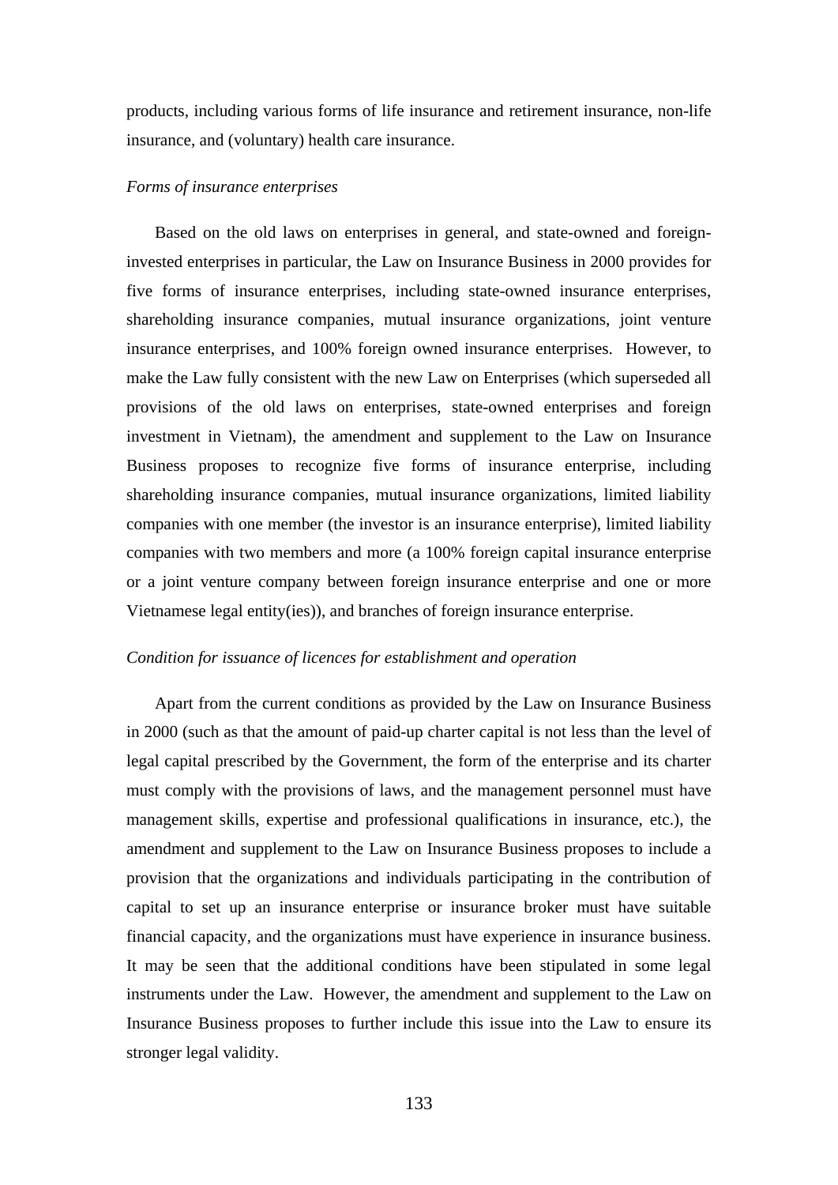products, including various forms of life insurance and retirement insurance, non-life insurance, and (voluntary) health care insurance.

*Forms of insurance enterprises*

Based on the old laws on enterprises in general, and state-owned and foreign-invested enterprises in particular, the Law on Insurance Business in 2000 provides for five forms of insurance enterprises, including state-owned insurance enterprises, shareholding insurance companies, mutual insurance organizations, joint venture insurance enterprises, and 100% foreign owned insurance enterprises. However, to make the Law fully consistent with the new Law on Enterprises (which superseded all provisions of the old laws on enterprises, state-owned enterprises and foreign investment in Vietnam), the amendment and supplement to the Law on Insurance Business proposes to recognize five forms of insurance enterprise, including shareholding insurance companies, mutual insurance organizations, limited liability companies with one member (the investor is an insurance enterprise), limited liability companies with two members and more (a 100% foreign capital insurance enterprise or a joint venture company between foreign insurance enterprise and one or more Vietnamese legal entity(ies)), and branches of foreign insurance enterprise.

*Condition for issuance of licences for establishment and operation*

Apart from the current conditions as provided by the Law on Insurance Business in 2000 (such as that the amount of paid-up charter capital is not less than the level of legal capital prescribed by the Government, the form of the enterprise and its charter must comply with the provisions of laws, and the management personnel must have management skills, expertise and professional qualifications in insurance, etc.), the amendment and supplement to the Law on Insurance Business proposes to include a provision that the organizations and individuals participating in the contribution of capital to set up an insurance enterprise or insurance broker must have suitable financial capacity, and the organizations must have experience in insurance business. It may be seen that the additional conditions have been stipulated in some legal instruments under the Law. However, the amendment and supplement to the Law on Insurance Business proposes to further include this issue into the Law to ensure its stronger legal validity.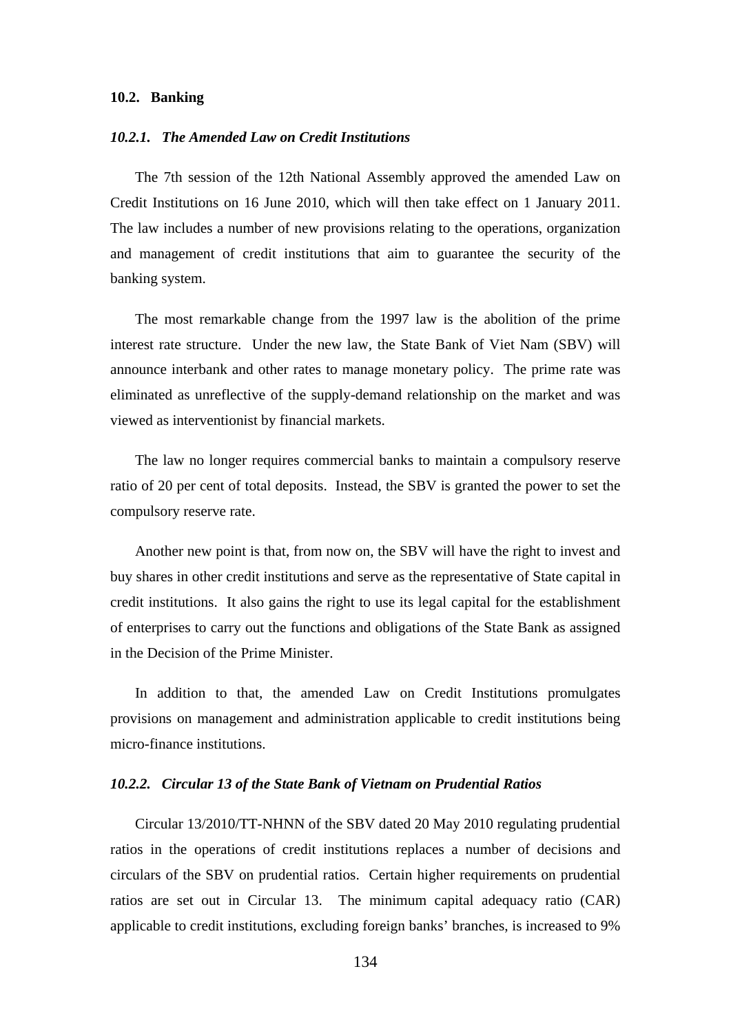### 10.2. Banking

#### *10.2.1. The Amended Law on Credit Institutions*

The 7th session of the 12th National Assembly approved the amended Law on Credit Institutions on 16 June 2010, which will then take effect on 1 January 2011. The law includes a number of new provisions relating to the operations, organization and management of credit institutions that aim to guarantee the security of the banking system.

The most remarkable change from the 1997 law is the abolition of the prime interest rate structure. Under the new law, the State Bank of Viet Nam (SBV) will announce interbank and other rates to manage monetary policy. The prime rate was eliminated as unreflective of the supply-demand relationship on the market and was viewed as interventionist by financial markets.

The law no longer requires commercial banks to maintain a compulsory reserve ratio of 20 per cent of total deposits. Instead, the SBV is granted the power to set the compulsory reserve rate.

Another new point is that, from now on, the SBV will have the right to invest and buy shares in other credit institutions and serve as the representative of State capital in credit institutions. It also gains the right to use its legal capital for the establishment of enterprises to carry out the functions and obligations of the State Bank as assigned in the Decision of the Prime Minister.

In addition to that, the amended Law on Credit Institutions promulgates provisions on management and administration applicable to credit institutions being micro-finance institutions.

#### *10.2.2. Circular 13 of the State Bank of Vietnam on Prudential Ratios*

Circular 13/2010/TT-NHNN of the SBV dated 20 May 2010 regulating prudential ratios in the operations of credit institutions replaces a number of decisions and circulars of the SBV on prudential ratios. Certain higher requirements on prudential ratios are set out in Circular 13. The minimum capital adequacy ratio (CAR) applicable to credit institutions, excluding foreign banks' branches, is increased to 9%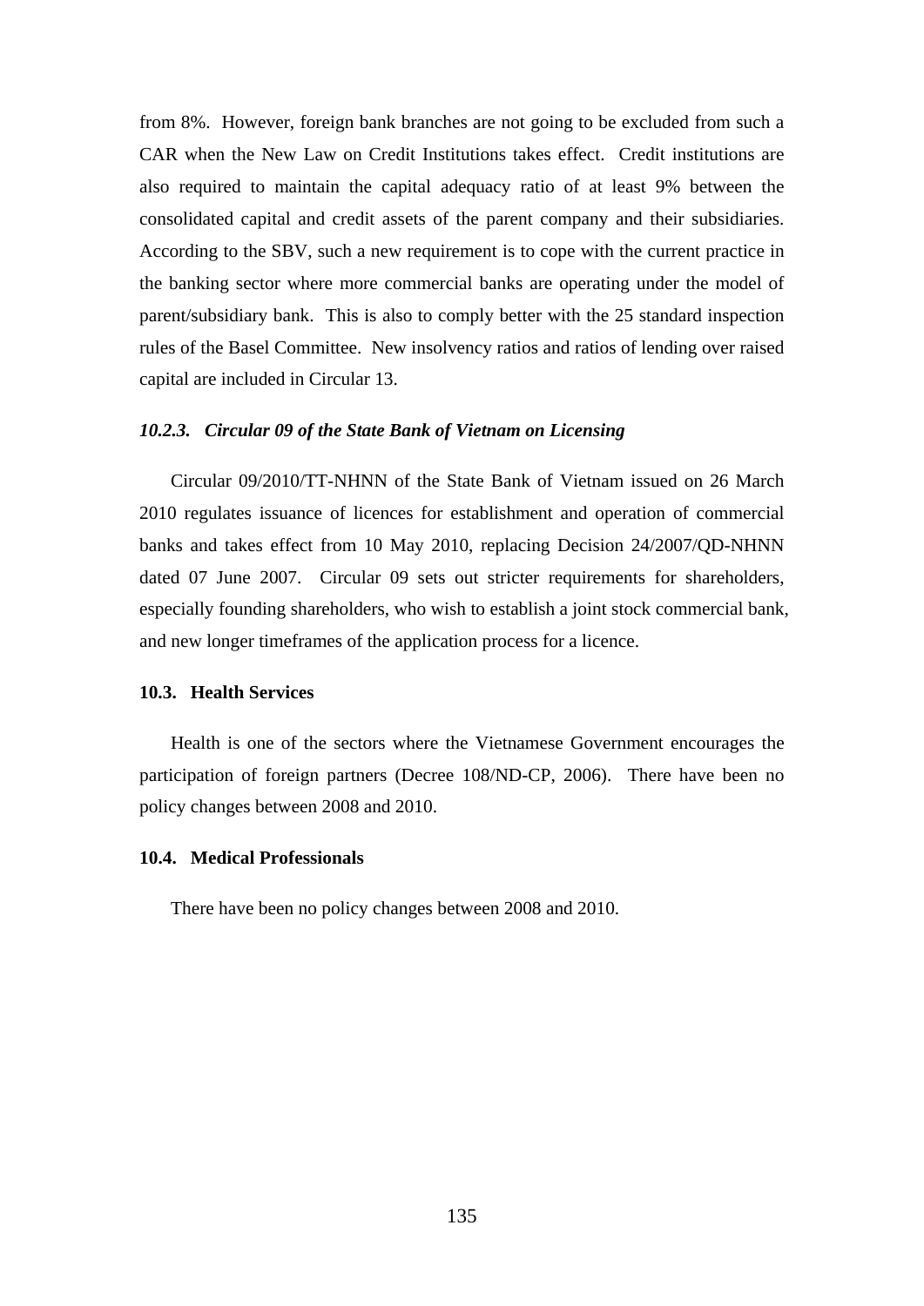from 8%. However, foreign bank branches are not going to be excluded from such a CAR when the New Law on Credit Institutions takes effect. Credit institutions are also required to maintain the capital adequacy ratio of at least 9% between the consolidated capital and credit assets of the parent company and their subsidiaries. According to the SBV, such a new requirement is to cope with the current practice in the banking sector where more commercial banks are operating under the model of parent/subsidiary bank. This is also to comply better with the 25 standard inspection rules of the Basel Committee. New insolvency ratios and ratios of lending over raised capital are included in Circular 13.

#### *10.2.3. Circular 09 of the State Bank of Vietnam on Licensing*

Circular 09/2010/TT-NHNN of the State Bank of Vietnam issued on 26 March 2010 regulates issuance of licences for establishment and operation of commercial banks and takes effect from 10 May 2010, replacing Decision 24/2007/QD-NHNN dated 07 June 2007. Circular 09 sets out stricter requirements for shareholders, especially founding shareholders, who wish to establish a joint stock commercial bank, and new longer timeframes of the application process for a licence.

### 10.3. Health Services

Health is one of the sectors where the Vietnamese Government encourages the participation of foreign partners (Decree 108/ND-CP, 2006). There have been no policy changes between 2008 and 2010.

### 10.4. Medical Professionals

There have been no policy changes between 2008 and 2010.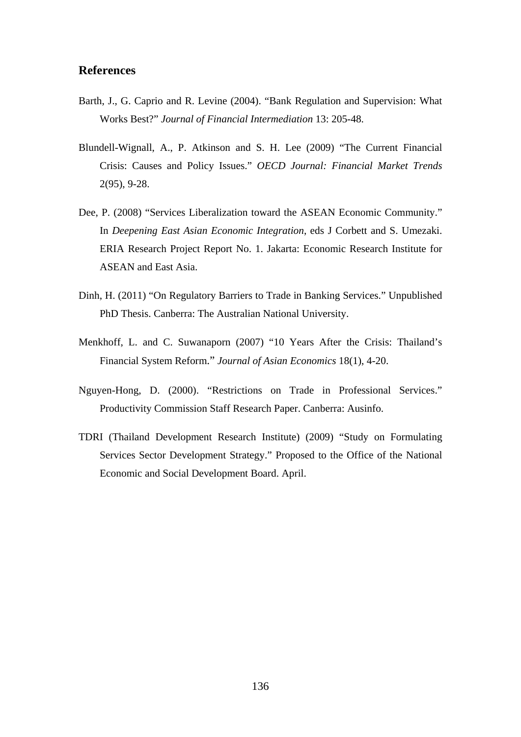## References

Barth, J., G. Caprio and R. Levine (2004). "Bank Regulation and Supervision: What Works Best?" *Journal of Financial Intermediation* 13: 205-48.

Blundell-Wignall, A., P. Atkinson and S. H. Lee (2009) "The Current Financial Crisis: Causes and Policy Issues." *OECD Journal: Financial Market Trends* 2(95), 9-28.

Dee, P. (2008) "Services Liberalization toward the ASEAN Economic Community." In *Deepening East Asian Economic Integration*, eds J Corbett and S. Umezaki. ERIA Research Project Report No. 1. Jakarta: Economic Research Institute for ASEAN and East Asia.

Dinh, H. (2011) "On Regulatory Barriers to Trade in Banking Services." Unpublished PhD Thesis. Canberra: The Australian National University.

Menkhoff, L. and C. Suwanaporn (2007) "10 Years After the Crisis: Thailand's Financial System Reform." *Journal of Asian Economics* 18(1), 4-20.

Nguyen-Hong, D. (2000). "Restrictions on Trade in Professional Services." Productivity Commission Staff Research Paper. Canberra: Ausinfo.

TDRI (Thailand Development Research Institute) (2009) "Study on Formulating Services Sector Development Strategy." Proposed to the Office of the National Economic and Social Development Board. April.